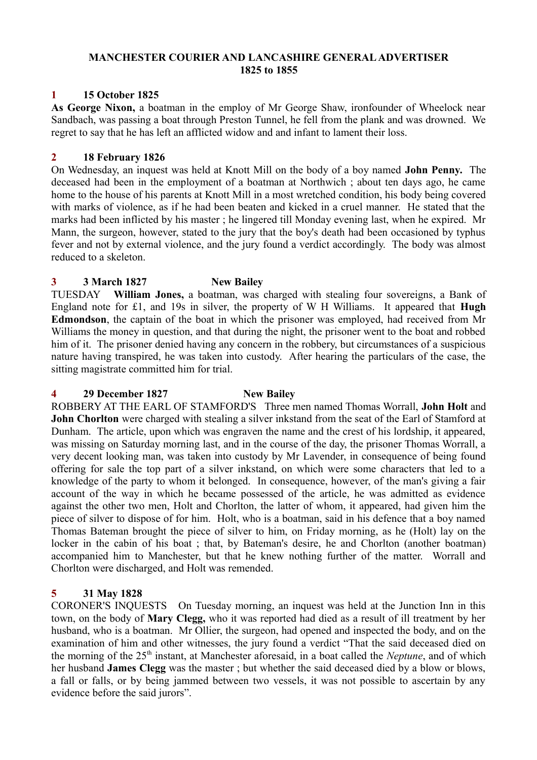# MANCHESTER COURIER AND LANCASHIRE GENERAL ADVERTISER
## 1825 to 1855

### 1 15 October 1825

**As George Nixon,** a boatman in the employ of Mr George Shaw, ironfounder of Wheelock near Sandbach, was passing a boat through Preston Tunnel, he fell from the plank and was drowned. We regret to say that he has left an afflicted widow and and infant to lament their loss.

### 2 18 February 1826

On Wednesday, an inquest was held at Knott Mill on the body of a boy named **John Penny.** The deceased had been in the employment of a boatman at Northwich ; about ten days ago, he came home to the house of his parents at Knott Mill in a most wretched condition, his body being covered with marks of violence, as if he had been beaten and kicked in a cruel manner. He stated that the marks had been inflicted by his master ; he lingered till Monday evening last, when he expired. Mr Mann, the surgeon, however, stated to the jury that the boy's death had been occasioned by typhus fever and not by external violence, and the jury found a verdict accordingly. The body was almost reduced to a skeleton.

### 3 3 March 1827 New Bailey

TUESDAY **William Jones,** a boatman, was charged with stealing four sovereigns, a Bank of England note for £1, and 19s in silver, the property of W H Williams. It appeared that **Hugh Edmondson**, the captain of the boat in which the prisoner was employed, had received from Mr Williams the money in question, and that during the night, the prisoner went to the boat and robbed him of it. The prisoner denied having any concern in the robbery, but circumstances of a suspicious nature having transpired, he was taken into custody. After hearing the particulars of the case, the sitting magistrate committed him for trial.

### 4 29 December 1827 New Bailey

ROBBERY AT THE EARL OF STAMFORD'S Three men named Thomas Worrall, **John Holt** and **John Chorlton** were charged with stealing a silver inkstand from the seat of the Earl of Stamford at Dunham. The article, upon which was engraven the name and the crest of his lordship, it appeared, was missing on Saturday morning last, and in the course of the day, the prisoner Thomas Worrall, a very decent looking man, was taken into custody by Mr Lavender, in consequence of being found offering for sale the top part of a silver inkstand, on which were some characters that led to a knowledge of the party to whom it belonged. In consequence, however, of the man's giving a fair account of the way in which he became possessed of the article, he was admitted as evidence against the other two men, Holt and Chorlton, the latter of whom, it appeared, had given him the piece of silver to dispose of for him. Holt, who is a boatman, said in his defence that a boy named Thomas Bateman brought the piece of silver to him, on Friday morning, as he (Holt) lay on the locker in the cabin of his boat ; that, by Bateman's desire, he and Chorlton (another boatman) accompanied him to Manchester, but that he knew nothing further of the matter. Worrall and Chorlton were discharged, and Holt was remended.

### 5 31 May 1828

CORONER'S INQUESTS On Tuesday morning, an inquest was held at the Junction Inn in this town, on the body of **Mary Clegg,** who it was reported had died as a result of ill treatment by her husband, who is a boatman. Mr Ollier, the surgeon, had opened and inspected the body, and on the examination of him and other witnesses, the jury found a verdict "That the said deceased died on the morning of the 25th instant, at Manchester aforesaid, in a boat called the *Neptune*, and of which her husband **James Clegg** was the master ; but whether the said deceased died by a blow or blows, a fall or falls, or by being jammed between two vessels, it was not possible to ascertain by any evidence before the said jurors".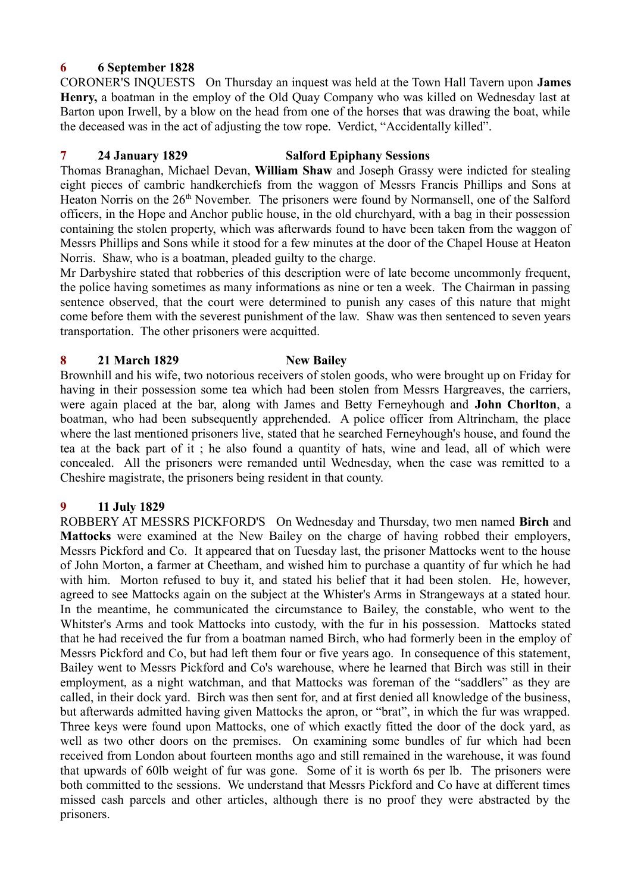**6 6 September 1828**

CORONER'S INQUESTS On Thursday an inquest was held at the Town Hall Tavern upon **James Henry,** a boatman in the employ of the Old Quay Company who was killed on Wednesday last at Barton upon Irwell, by a blow on the head from one of the horses that was drawing the boat, while the deceased was in the act of adjusting the tow rope. Verdict, "Accidentally killed".

**7 24 January 1829 Salford Epiphany Sessions**

Thomas Branaghan, Michael Devan, **William Shaw** and Joseph Grassy were indicted for stealing eight pieces of cambric handkerchiefs from the waggon of Messrs Francis Phillips and Sons at Heaton Norris on the 26th November. The prisoners were found by Normansell, one of the Salford officers, in the Hope and Anchor public house, in the old churchyard, with a bag in their possession containing the stolen property, which was afterwards found to have been taken from the waggon of Messrs Phillips and Sons while it stood for a few minutes at the door of the Chapel House at Heaton Norris. Shaw, who is a boatman, pleaded guilty to the charge.

Mr Darbyshire stated that robberies of this description were of late become uncommonly frequent, the police having sometimes as many informations as nine or ten a week. The Chairman in passing sentence observed, that the court were determined to punish any cases of this nature that might come before them with the severest punishment of the law. Shaw was then sentenced to seven years transportation. The other prisoners were acquitted.

**8 21 March 1829 New Bailey**

Brownhill and his wife, two notorious receivers of stolen goods, who were brought up on Friday for having in their possession some tea which had been stolen from Messrs Hargreaves, the carriers, were again placed at the bar, along with James and Betty Ferneyhough and **John Chorlton**, a boatman, who had been subsequently apprehended. A police officer from Altrincham, the place where the last mentioned prisoners live, stated that he searched Ferneyhough's house, and found the tea at the back part of it ; he also found a quantity of hats, wine and lead, all of which were concealed. All the prisoners were remanded until Wednesday, when the case was remitted to a Cheshire magistrate, the prisoners being resident in that county.

**9 11 July 1829**

ROBBERY AT MESSRS PICKFORD'S On Wednesday and Thursday, two men named **Birch** and **Mattocks** were examined at the New Bailey on the charge of having robbed their employers, Messrs Pickford and Co. It appeared that on Tuesday last, the prisoner Mattocks went to the house of John Morton, a farmer at Cheetham, and wished him to purchase a quantity of fur which he had with him. Morton refused to buy it, and stated his belief that it had been stolen. He, however, agreed to see Mattocks again on the subject at the Whister's Arms in Strangeways at a stated hour. In the meantime, he communicated the circumstance to Bailey, the constable, who went to the Whitster's Arms and took Mattocks into custody, with the fur in his possession. Mattocks stated that he had received the fur from a boatman named Birch, who had formerly been in the employ of Messrs Pickford and Co, but had left them four or five years ago. In consequence of this statement, Bailey went to Messrs Pickford and Co's warehouse, where he learned that Birch was still in their employment, as a night watchman, and that Mattocks was foreman of the "saddlers" as they are called, in their dock yard. Birch was then sent for, and at first denied all knowledge of the business, but afterwards admitted having given Mattocks the apron, or "brat", in which the fur was wrapped. Three keys were found upon Mattocks, one of which exactly fitted the door of the dock yard, as well as two other doors on the premises. On examining some bundles of fur which had been received from London about fourteen months ago and still remained in the warehouse, it was found that upwards of 60lb weight of fur was gone. Some of it is worth 6s per lb. The prisoners were both committed to the sessions. We understand that Messrs Pickford and Co have at different times missed cash parcels and other articles, although there is no proof they were abstracted by the prisoners.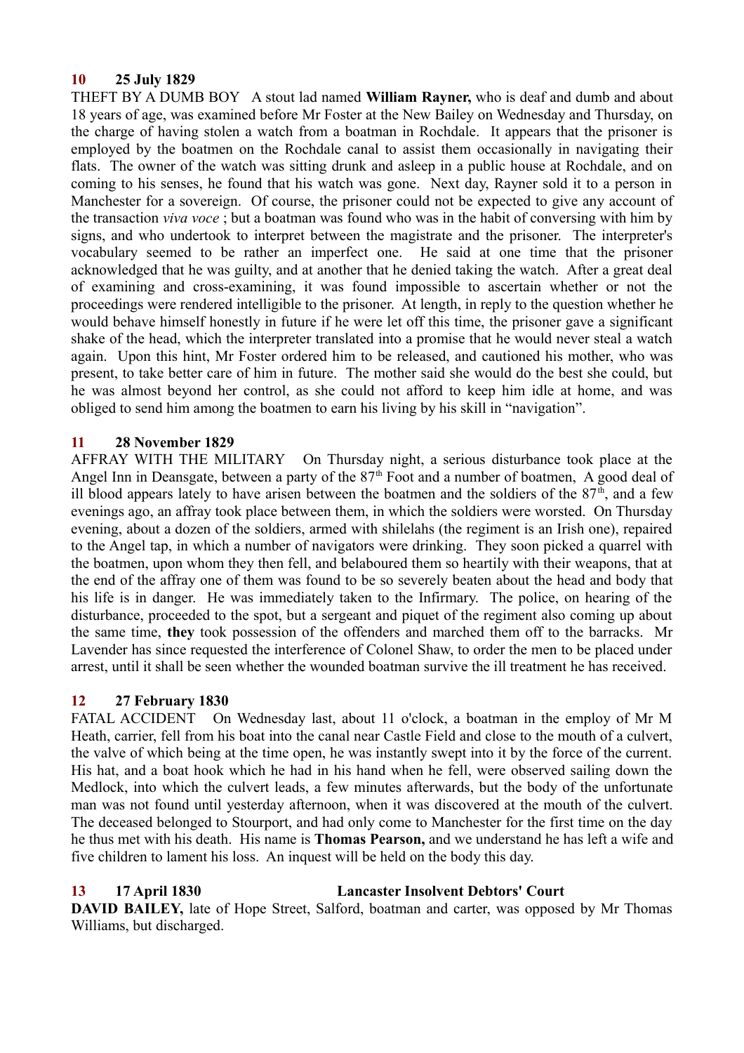**10 25 July 1829**

THEFT BY A DUMB BOY A stout lad named **William Rayner,** who is deaf and dumb and about 18 years of age, was examined before Mr Foster at the New Bailey on Wednesday and Thursday, on the charge of having stolen a watch from a boatman in Rochdale. It appears that the prisoner is employed by the boatmen on the Rochdale canal to assist them occasionally in navigating their flats. The owner of the watch was sitting drunk and asleep in a public house at Rochdale, and on coming to his senses, he found that his watch was gone. Next day, Rayner sold it to a person in Manchester for a sovereign. Of course, the prisoner could not be expected to give any account of the transaction *viva voce* ; but a boatman was found who was in the habit of conversing with him by signs, and who undertook to interpret between the magistrate and the prisoner. The interpreter's vocabulary seemed to be rather an imperfect one. He said at one time that the prisoner acknowledged that he was guilty, and at another that he denied taking the watch. After a great deal of examining and cross-examining, it was found impossible to ascertain whether or not the proceedings were rendered intelligible to the prisoner. At length, in reply to the question whether he would behave himself honestly in future if he were let off this time, the prisoner gave a significant shake of the head, which the interpreter translated into a promise that he would never steal a watch again. Upon this hint, Mr Foster ordered him to be released, and cautioned his mother, who was present, to take better care of him in future. The mother said she would do the best she could, but he was almost beyond her control, as she could not afford to keep him idle at home, and was obliged to send him among the boatmen to earn his living by his skill in "navigation".

**11 28 November 1829**

AFFRAY WITH THE MILITARY On Thursday night, a serious disturbance took place at the Angel Inn in Deansgate, between a party of the 87th Foot and a number of boatmen, A good deal of ill blood appears lately to have arisen between the boatmen and the soldiers of the 87th, and a few evenings ago, an affray took place between them, in which the soldiers were worsted. On Thursday evening, about a dozen of the soldiers, armed with shilelahs (the regiment is an Irish one), repaired to the Angel tap, in which a number of navigators were drinking. They soon picked a quarrel with the boatmen, upon whom they then fell, and belaboured them so heartily with their weapons, that at the end of the affray one of them was found to be so severely beaten about the head and body that his life is in danger. He was immediately taken to the Infirmary. The police, on hearing of the disturbance, proceeded to the spot, but a sergeant and piquet of the regiment also coming up about the same time, **they** took possession of the offenders and marched them off to the barracks. Mr Lavender has since requested the interference of Colonel Shaw, to order the men to be placed under arrest, until it shall be seen whether the wounded boatman survive the ill treatment he has received.

**12 27 February 1830**

FATAL ACCIDENT On Wednesday last, about 11 o'clock, a boatman in the employ of Mr M Heath, carrier, fell from his boat into the canal near Castle Field and close to the mouth of a culvert, the valve of which being at the time open, he was instantly swept into it by the force of the current. His hat, and a boat hook which he had in his hand when he fell, were observed sailing down the Medlock, into which the culvert leads, a few minutes afterwards, but the body of the unfortunate man was not found until yesterday afternoon, when it was discovered at the mouth of the culvert. The deceased belonged to Stourport, and had only come to Manchester for the first time on the day he thus met with his death. His name is **Thomas Pearson,** and we understand he has left a wife and five children to lament his loss. An inquest will be held on the body this day.

**13 17 April 1830 Lancaster Insolvent Debtors' Court**

**DAVID BAILEY,** late of Hope Street, Salford, boatman and carter, was opposed by Mr Thomas Williams, but discharged.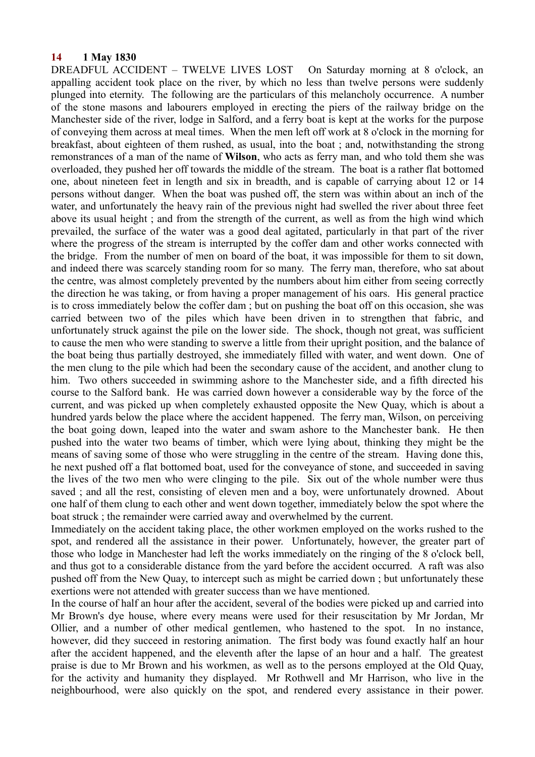**14 1 May 1830**

DREADFUL ACCIDENT – TWELVE LIVES LOST On Saturday morning at 8 o'clock, an appalling accident took place on the river, by which no less than twelve persons were suddenly plunged into eternity. The following are the particulars of this melancholy occurrence. A number of the stone masons and labourers employed in erecting the piers of the railway bridge on the Manchester side of the river, lodge in Salford, and a ferry boat is kept at the works for the purpose of conveying them across at meal times. When the men left off work at 8 o'clock in the morning for breakfast, about eighteen of them rushed, as usual, into the boat ; and, notwithstanding the strong remonstrances of a man of the name of **Wilson**, who acts as ferry man, and who told them she was overloaded, they pushed her off towards the middle of the stream. The boat is a rather flat bottomed one, about nineteen feet in length and six in breadth, and is capable of carrying about 12 or 14 persons without danger. When the boat was pushed off, the stern was within about an inch of the water, and unfortunately the heavy rain of the previous night had swelled the river about three feet above its usual height ; and from the strength of the current, as well as from the high wind which prevailed, the surface of the water was a good deal agitated, particularly in that part of the river where the progress of the stream is interrupted by the coffer dam and other works connected with the bridge. From the number of men on board of the boat, it was impossible for them to sit down, and indeed there was scarcely standing room for so many. The ferry man, therefore, who sat about the centre, was almost completely prevented by the numbers about him either from seeing correctly the direction he was taking, or from having a proper management of his oars. His general practice is to cross immediately below the coffer dam ; but on pushing the boat off on this occasion, she was carried between two of the piles which have been driven in to strengthen that fabric, and unfortunately struck against the pile on the lower side. The shock, though not great, was sufficient to cause the men who were standing to swerve a little from their upright position, and the balance of the boat being thus partially destroyed, she immediately filled with water, and went down. One of the men clung to the pile which had been the secondary cause of the accident, and another clung to him. Two others succeeded in swimming ashore to the Manchester side, and a fifth directed his course to the Salford bank. He was carried down however a considerable way by the force of the current, and was picked up when completely exhausted opposite the New Quay, which is about a hundred yards below the place where the accident happened. The ferry man, Wilson, on perceiving the boat going down, leaped into the water and swam ashore to the Manchester bank. He then pushed into the water two beams of timber, which were lying about, thinking they might be the means of saving some of those who were struggling in the centre of the stream. Having done this, he next pushed off a flat bottomed boat, used for the conveyance of stone, and succeeded in saving the lives of the two men who were clinging to the pile. Six out of the whole number were thus saved ; and all the rest, consisting of eleven men and a boy, were unfortunately drowned. About one half of them clung to each other and went down together, immediately below the spot where the boat struck ; the remainder were carried away and overwhelmed by the current.

Immediately on the accident taking place, the other workmen employed on the works rushed to the spot, and rendered all the assistance in their power. Unfortunately, however, the greater part of those who lodge in Manchester had left the works immediately on the ringing of the 8 o'clock bell, and thus got to a considerable distance from the yard before the accident occurred. A raft was also pushed off from the New Quay, to intercept such as might be carried down ; but unfortunately these exertions were not attended with greater success than we have mentioned.

In the course of half an hour after the accident, several of the bodies were picked up and carried into Mr Brown's dye house, where every means were used for their resuscitation by Mr Jordan, Mr Ollier, and a number of other medical gentlemen, who hastened to the spot. In no instance, however, did they succeed in restoring animation. The first body was found exactly half an hour after the accident happened, and the eleventh after the lapse of an hour and a half. The greatest praise is due to Mr Brown and his workmen, as well as to the persons employed at the Old Quay, for the activity and humanity they displayed. Mr Rothwell and Mr Harrison, who live in the neighbourhood, were also quickly on the spot, and rendered every assistance in their power.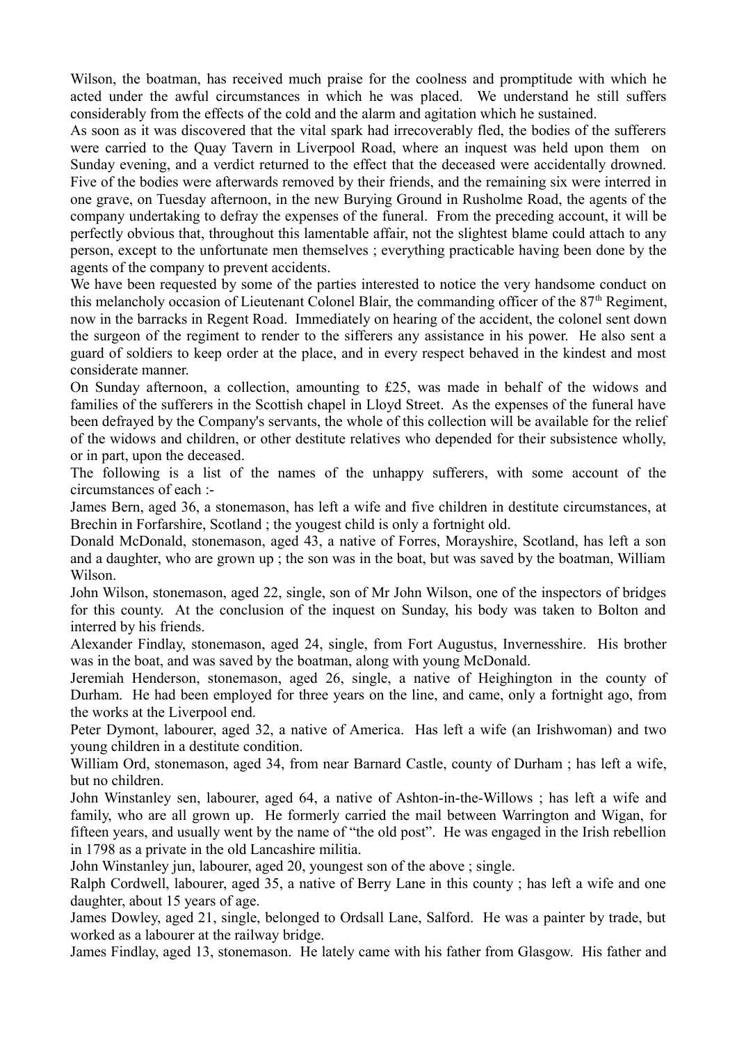Wilson, the boatman, has received much praise for the coolness and promptitude with which he acted under the awful circumstances in which he was placed. We understand he still suffers considerably from the effects of the cold and the alarm and agitation which he sustained.

As soon as it was discovered that the vital spark had irrecoverably fled, the bodies of the sufferers were carried to the Quay Tavern in Liverpool Road, where an inquest was held upon them on Sunday evening, and a verdict returned to the effect that the deceased were accidentally drowned. Five of the bodies were afterwards removed by their friends, and the remaining six were interred in one grave, on Tuesday afternoon, in the new Burying Ground in Rusholme Road, the agents of the company undertaking to defray the expenses of the funeral. From the preceding account, it will be perfectly obvious that, throughout this lamentable affair, not the slightest blame could attach to any person, except to the unfortunate men themselves ; everything practicable having been done by the agents of the company to prevent accidents.

We have been requested by some of the parties interested to notice the very handsome conduct on this melancholy occasion of Lieutenant Colonel Blair, the commanding officer of the 87th Regiment, now in the barracks in Regent Road. Immediately on hearing of the accident, the colonel sent down the surgeon of the regiment to render to the sifferers any assistance in his power. He also sent a guard of soldiers to keep order at the place, and in every respect behaved in the kindest and most considerate manner.

On Sunday afternoon, a collection, amounting to £25, was made in behalf of the widows and families of the sufferers in the Scottish chapel in Lloyd Street. As the expenses of the funeral have been defrayed by the Company's servants, the whole of this collection will be available for the relief of the widows and children, or other destitute relatives who depended for their subsistence wholly, or in part, upon the deceased.

The following is a list of the names of the unhappy sufferers, with some account of the circumstances of each :-

James Bern, aged 36, a stonemason, has left a wife and five children in destitute circumstances, at Brechin in Forfarshire, Scotland ; the yougest child is only a fortnight old.

Donald McDonald, stonemason, aged 43, a native of Forres, Morayshire, Scotland, has left a son and a daughter, who are grown up ; the son was in the boat, but was saved by the boatman, William Wilson.

John Wilson, stonemason, aged 22, single, son of Mr John Wilson, one of the inspectors of bridges for this county. At the conclusion of the inquest on Sunday, his body was taken to Bolton and interred by his friends.

Alexander Findlay, stonemason, aged 24, single, from Fort Augustus, Invernesshire. His brother was in the boat, and was saved by the boatman, along with young McDonald.

Jeremiah Henderson, stonemason, aged 26, single, a native of Heighington in the county of Durham. He had been employed for three years on the line, and came, only a fortnight ago, from the works at the Liverpool end.

Peter Dymont, labourer, aged 32, a native of America. Has left a wife (an Irishwoman) and two young children in a destitute condition.

William Ord, stonemason, aged 34, from near Barnard Castle, county of Durham ; has left a wife, but no children.

John Winstanley sen, labourer, aged 64, a native of Ashton-in-the-Willows ; has left a wife and family, who are all grown up. He formerly carried the mail between Warrington and Wigan, for fifteen years, and usually went by the name of "the old post". He was engaged in the Irish rebellion in 1798 as a private in the old Lancashire militia.

John Winstanley jun, labourer, aged 20, youngest son of the above ; single.

Ralph Cordwell, labourer, aged 35, a native of Berry Lane in this county ; has left a wife and one daughter, about 15 years of age.

James Dowley, aged 21, single, belonged to Ordsall Lane, Salford. He was a painter by trade, but worked as a labourer at the railway bridge.

James Findlay, aged 13, stonemason. He lately came with his father from Glasgow. His father and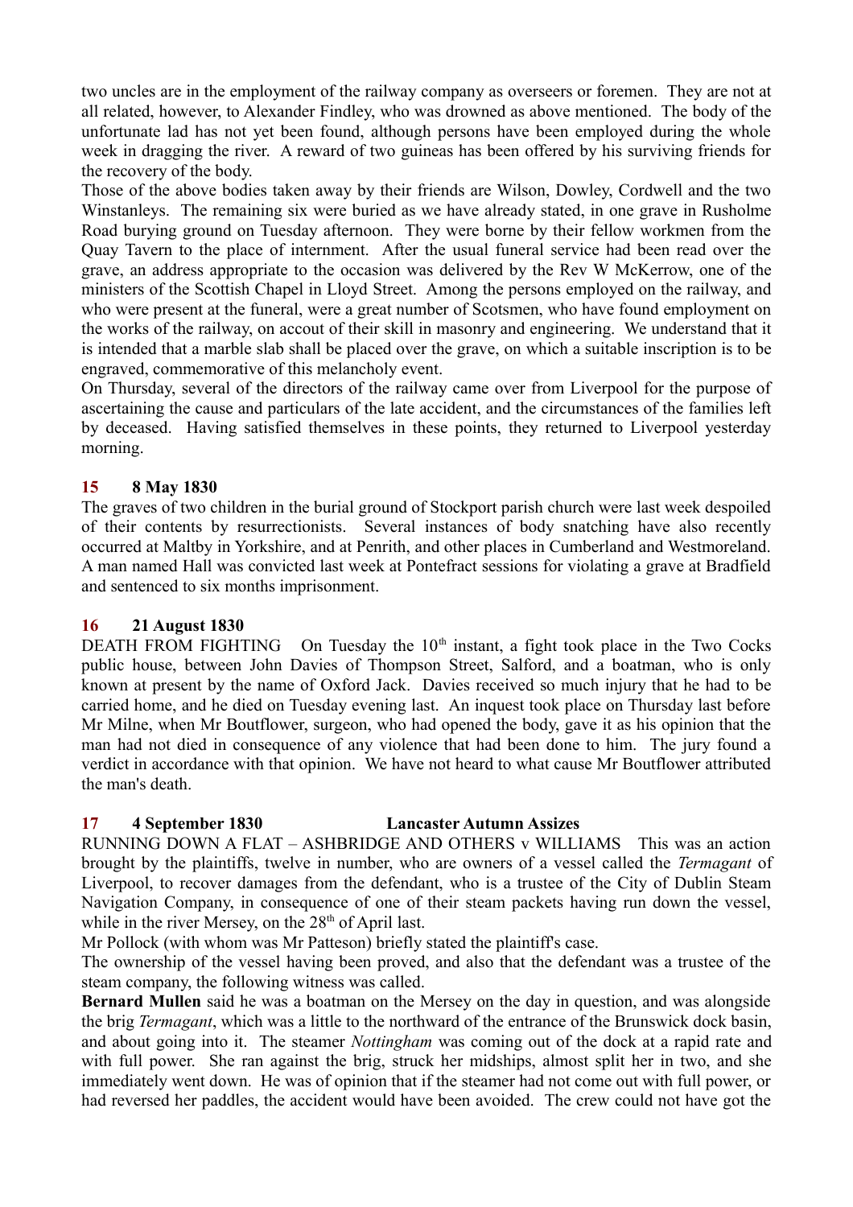two uncles are in the employment of the railway company as overseers or foremen. They are not at all related, however, to Alexander Findley, who was drowned as above mentioned. The body of the unfortunate lad has not yet been found, although persons have been employed during the whole week in dragging the river. A reward of two guineas has been offered by his surviving friends for the recovery of the body.

Those of the above bodies taken away by their friends are Wilson, Dowley, Cordwell and the two Winstanleys. The remaining six were buried as we have already stated, in one grave in Rusholme Road burying ground on Tuesday afternoon. They were borne by their fellow workmen from the Quay Tavern to the place of internment. After the usual funeral service had been read over the grave, an address appropriate to the occasion was delivered by the Rev W McKerrow, one of the ministers of the Scottish Chapel in Lloyd Street. Among the persons employed on the railway, and who were present at the funeral, were a great number of Scotsmen, who have found employment on the works of the railway, on accout of their skill in masonry and engineering. We understand that it is intended that a marble slab shall be placed over the grave, on which a suitable inscription is to be engraved, commemorative of this melancholy event.

On Thursday, several of the directors of the railway came over from Liverpool for the purpose of ascertaining the cause and particulars of the late accident, and the circumstances of the families left by deceased. Having satisfied themselves in these points, they returned to Liverpool yesterday morning.

## 15 8 May 1830

The graves of two children in the burial ground of Stockport parish church were last week despoiled of their contents by resurrectionists. Several instances of body snatching have also recently occurred at Maltby in Yorkshire, and at Penrith, and other places in Cumberland and Westmoreland. A man named Hall was convicted last week at Pontefract sessions for violating a grave at Bradfield and sentenced to six months imprisonment.

## 16 21 August 1830

DEATH FROM FIGHTING On Tuesday the 10th instant, a fight took place in the Two Cocks public house, between John Davies of Thompson Street, Salford, and a boatman, who is only known at present by the name of Oxford Jack. Davies received so much injury that he had to be carried home, and he died on Tuesday evening last. An inquest took place on Thursday last before Mr Milne, when Mr Boutflower, surgeon, who had opened the body, gave it as his opinion that the man had not died in consequence of any violence that had been done to him. The jury found a verdict in accordance with that opinion. We have not heard to what cause Mr Boutflower attributed the man's death.

## 17 4 September 1830 Lancaster Autumn Assizes

RUNNING DOWN A FLAT – ASHBRIDGE AND OTHERS v WILLIAMS This was an action brought by the plaintiffs, twelve in number, who are owners of a vessel called the *Termagant* of Liverpool, to recover damages from the defendant, who is a trustee of the City of Dublin Steam Navigation Company, in consequence of one of their steam packets having run down the vessel, while in the river Mersey, on the 28th of April last.

Mr Pollock (with whom was Mr Patteson) briefly stated the plaintiff's case.

The ownership of the vessel having been proved, and also that the defendant was a trustee of the steam company, the following witness was called.

**Bernard Mullen** said he was a boatman on the Mersey on the day in question, and was alongside the brig *Termagant*, which was a little to the northward of the entrance of the Brunswick dock basin, and about going into it. The steamer *Nottingham* was coming out of the dock at a rapid rate and with full power. She ran against the brig, struck her midships, almost split her in two, and she immediately went down. He was of opinion that if the steamer had not come out with full power, or had reversed her paddles, the accident would have been avoided. The crew could not have got the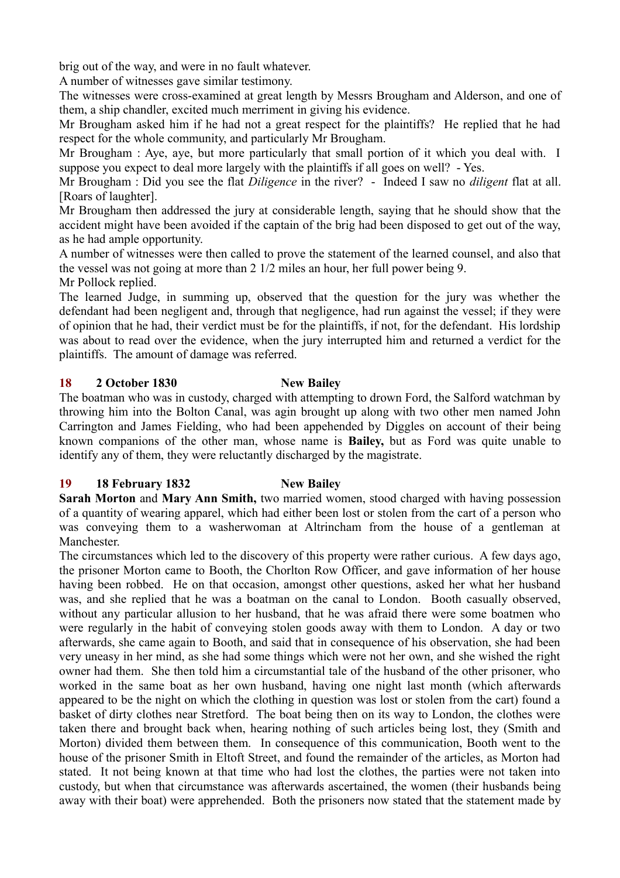brig out of the way, and were in no fault whatever.

A number of witnesses gave similar testimony.

The witnesses were cross-examined at great length by Messrs Brougham and Alderson, and one of them, a ship chandler, excited much merriment in giving his evidence.

Mr Brougham asked him if he had not a great respect for the plaintiffs? He replied that he had respect for the whole community, and particularly Mr Brougham.

Mr Brougham : Aye, aye, but more particularly that small portion of it which you deal with. I suppose you expect to deal more largely with the plaintiffs if all goes on well? - Yes.

Mr Brougham : Did you see the flat *Diligence* in the river? - Indeed I saw no *diligent* flat at all. [Roars of laughter].

Mr Brougham then addressed the jury at considerable length, saying that he should show that the accident might have been avoided if the captain of the brig had been disposed to get out of the way, as he had ample opportunity.

A number of witnesses were then called to prove the statement of the learned counsel, and also that the vessel was not going at more than 2 1/2 miles an hour, her full power being 9.

Mr Pollock replied.

The learned Judge, in summing up, observed that the question for the jury was whether the defendant had been negligent and, through that negligence, had run against the vessel; if they were of opinion that he had, their verdict must be for the plaintiffs, if not, for the defendant. His lordship was about to read over the evidence, when the jury interrupted him and returned a verdict for the plaintiffs. The amount of damage was referred.

**18 2 October 1830 New Bailey**

The boatman who was in custody, charged with attempting to drown Ford, the Salford watchman by throwing him into the Bolton Canal, was agin brought up along with two other men named John Carrington and James Fielding, who had been appehended by Diggles on account of their being known companions of the other man, whose name is **Bailey,** but as Ford was quite unable to identify any of them, they were reluctantly discharged by the magistrate.

**19 18 February 1832 New Bailey**

**Sarah Morton** and **Mary Ann Smith,** two married women, stood charged with having possession of a quantity of wearing apparel, which had either been lost or stolen from the cart of a person who was conveying them to a washerwoman at Altrincham from the house of a gentleman at Manchester.

The circumstances which led to the discovery of this property were rather curious. A few days ago, the prisoner Morton came to Booth, the Chorlton Row Officer, and gave information of her house having been robbed. He on that occasion, amongst other questions, asked her what her husband was, and she replied that he was a boatman on the canal to London. Booth casually observed, without any particular allusion to her husband, that he was afraid there were some boatmen who were regularly in the habit of conveying stolen goods away with them to London. A day or two afterwards, she came again to Booth, and said that in consequence of his observation, she had been very uneasy in her mind, as she had some things which were not her own, and she wished the right owner had them. She then told him a circumstantial tale of the husband of the other prisoner, who worked in the same boat as her own husband, having one night last month (which afterwards appeared to be the night on which the clothing in question was lost or stolen from the cart) found a basket of dirty clothes near Stretford. The boat being then on its way to London, the clothes were taken there and brought back when, hearing nothing of such articles being lost, they (Smith and Morton) divided them between them. In consequence of this communication, Booth went to the house of the prisoner Smith in Eltoft Street, and found the remainder of the articles, as Morton had stated. It not being known at that time who had lost the clothes, the parties were not taken into custody, but when that circumstance was afterwards ascertained, the women (their husbands being away with their boat) were apprehended. Both the prisoners now stated that the statement made by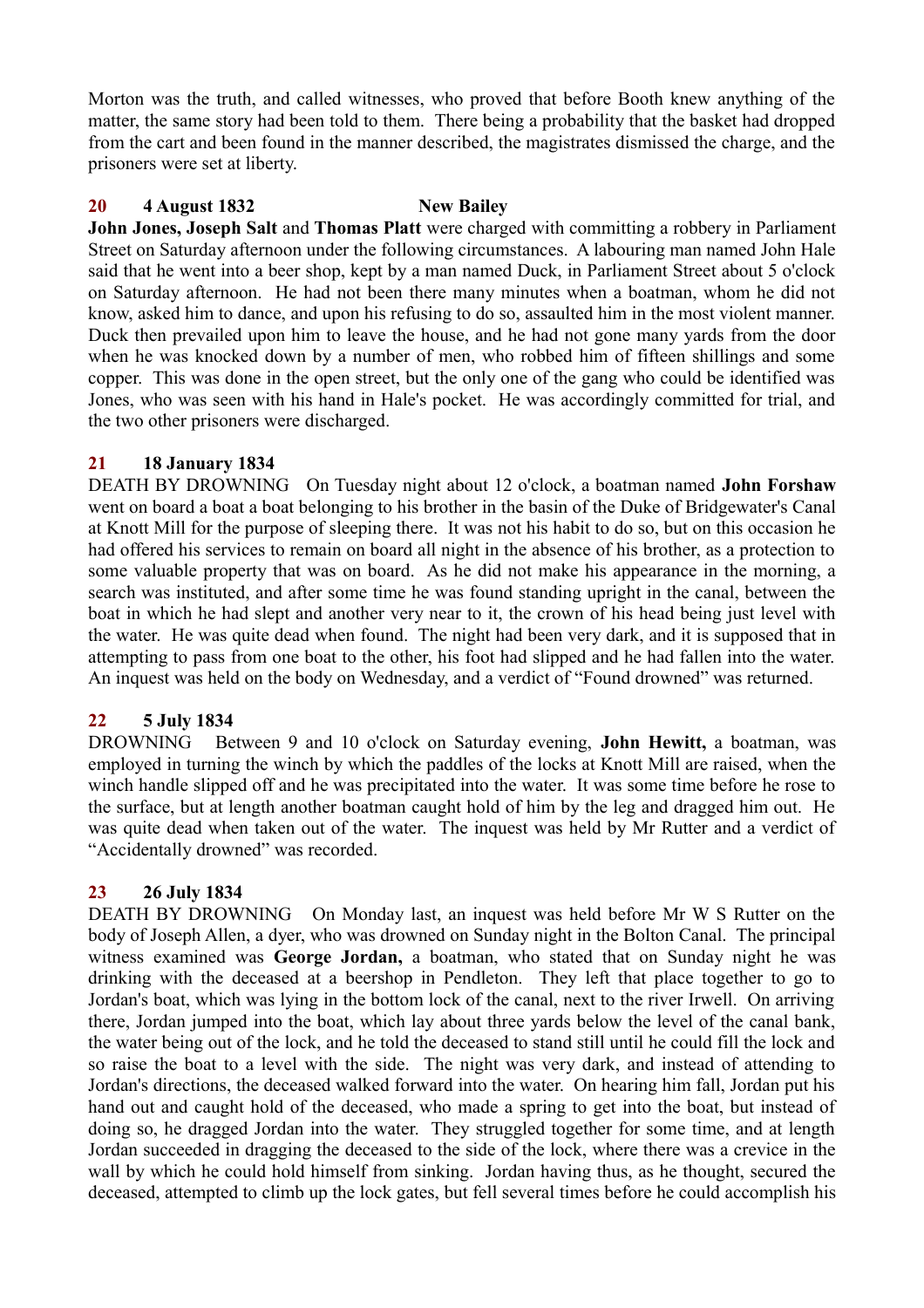Morton was the truth, and called witnesses, who proved that before Booth knew anything of the matter, the same story had been told to them. There being a probability that the basket had dropped from the cart and been found in the manner described, the magistrates dismissed the charge, and the prisoners were set at liberty.

**20 4 August 1832 New Bailey**

**John Jones, Joseph Salt** and **Thomas Platt** were charged with committing a robbery in Parliament Street on Saturday afternoon under the following circumstances. A labouring man named John Hale said that he went into a beer shop, kept by a man named Duck, in Parliament Street about 5 o'clock on Saturday afternoon. He had not been there many minutes when a boatman, whom he did not know, asked him to dance, and upon his refusing to do so, assaulted him in the most violent manner. Duck then prevailed upon him to leave the house, and he had not gone many yards from the door when he was knocked down by a number of men, who robbed him of fifteen shillings and some copper. This was done in the open street, but the only one of the gang who could be identified was Jones, who was seen with his hand in Hale's pocket. He was accordingly committed for trial, and the two other prisoners were discharged.

**21 18 January 1834**

DEATH BY DROWNING On Tuesday night about 12 o'clock, a boatman named **John Forshaw** went on board a boat a boat belonging to his brother in the basin of the Duke of Bridgewater's Canal at Knott Mill for the purpose of sleeping there. It was not his habit to do so, but on this occasion he had offered his services to remain on board all night in the absence of his brother, as a protection to some valuable property that was on board. As he did not make his appearance in the morning, a search was instituted, and after some time he was found standing upright in the canal, between the boat in which he had slept and another very near to it, the crown of his head being just level with the water. He was quite dead when found. The night had been very dark, and it is supposed that in attempting to pass from one boat to the other, his foot had slipped and he had fallen into the water. An inquest was held on the body on Wednesday, and a verdict of "Found drowned" was returned.

**22 5 July 1834**

DROWNING Between 9 and 10 o'clock on Saturday evening, **John Hewitt,** a boatman, was employed in turning the winch by which the paddles of the locks at Knott Mill are raised, when the winch handle slipped off and he was precipitated into the water. It was some time before he rose to the surface, but at length another boatman caught hold of him by the leg and dragged him out. He was quite dead when taken out of the water. The inquest was held by Mr Rutter and a verdict of "Accidentally drowned" was recorded.

**23 26 July 1834**

DEATH BY DROWNING On Monday last, an inquest was held before Mr W S Rutter on the body of Joseph Allen, a dyer, who was drowned on Sunday night in the Bolton Canal. The principal witness examined was **George Jordan,** a boatman, who stated that on Sunday night he was drinking with the deceased at a beershop in Pendleton. They left that place together to go to Jordan's boat, which was lying in the bottom lock of the canal, next to the river Irwell. On arriving there, Jordan jumped into the boat, which lay about three yards below the level of the canal bank, the water being out of the lock, and he told the deceased to stand still until he could fill the lock and so raise the boat to a level with the side. The night was very dark, and instead of attending to Jordan's directions, the deceased walked forward into the water. On hearing him fall, Jordan put his hand out and caught hold of the deceased, who made a spring to get into the boat, but instead of doing so, he dragged Jordan into the water. They struggled together for some time, and at length Jordan succeeded in dragging the deceased to the side of the lock, where there was a crevice in the wall by which he could hold himself from sinking. Jordan having thus, as he thought, secured the deceased, attempted to climb up the lock gates, but fell several times before he could accomplish his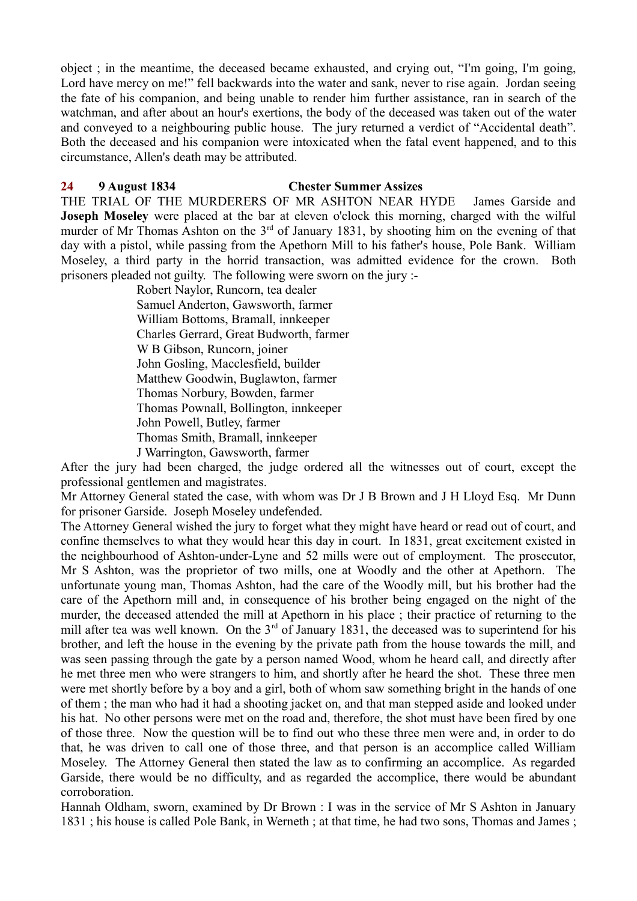object ; in the meantime, the deceased became exhausted, and crying out, "I'm going, I'm going, Lord have mercy on me!" fell backwards into the water and sank, never to rise again. Jordan seeing the fate of his companion, and being unable to render him further assistance, ran in search of the watchman, and after about an hour's exertions, the body of the deceased was taken out of the water and conveyed to a neighbouring public house. The jury returned a verdict of "Accidental death". Both the deceased and his companion were intoxicated when the fatal event happened, and to this circumstance, Allen's death may be attributed.

**24 9 August 1834 Chester Summer Assizes**

THE TRIAL OF THE MURDERERS OF MR ASHTON NEAR HYDE James Garside and **Joseph Moseley** were placed at the bar at eleven o'clock this morning, charged with the wilful murder of Mr Thomas Ashton on the 3rd of January 1831, by shooting him on the evening of that day with a pistol, while passing from the Apethorn Mill to his father's house, Pole Bank. William Moseley, a third party in the horrid transaction, was admitted evidence for the crown. Both prisoners pleaded not guilty. The following were sworn on the jury :-

Robert Naylor, Runcorn, tea dealer
Samuel Anderton, Gawsworth, farmer
William Bottoms, Bramall, innkeeper
Charles Gerrard, Great Budworth, farmer
W B Gibson, Runcorn, joiner
John Gosling, Macclesfield, builder
Matthew Goodwin, Buglawton, farmer
Thomas Norbury, Bowden, farmer
Thomas Pownall, Bollington, innkeeper
John Powell, Butley, farmer
Thomas Smith, Bramall, innkeeper
J Warrington, Gawsworth, farmer

After the jury had been charged, the judge ordered all the witnesses out of court, except the professional gentlemen and magistrates.

Mr Attorney General stated the case, with whom was Dr J B Brown and J H Lloyd Esq. Mr Dunn for prisoner Garside. Joseph Moseley undefended.

The Attorney General wished the jury to forget what they might have heard or read out of court, and confine themselves to what they would hear this day in court. In 1831, great excitement existed in the neighbourhood of Ashton-under-Lyne and 52 mills were out of employment. The prosecutor, Mr S Ashton, was the proprietor of two mills, one at Woodly and the other at Apethorn. The unfortunate young man, Thomas Ashton, had the care of the Woodly mill, but his brother had the care of the Apethorn mill and, in consequence of his brother being engaged on the night of the murder, the deceased attended the mill at Apethorn in his place ; their practice of returning to the mill after tea was well known. On the 3rd of January 1831, the deceased was to superintend for his brother, and left the house in the evening by the private path from the house towards the mill, and was seen passing through the gate by a person named Wood, whom he heard call, and directly after he met three men who were strangers to him, and shortly after he heard the shot. These three men were met shortly before by a boy and a girl, both of whom saw something bright in the hands of one of them ; the man who had it had a shooting jacket on, and that man stepped aside and looked under his hat. No other persons were met on the road and, therefore, the shot must have been fired by one of those three. Now the question will be to find out who these three men were and, in order to do that, he was driven to call one of those three, and that person is an accomplice called William Moseley. The Attorney General then stated the law as to confirming an accomplice. As regarded Garside, there would be no difficulty, and as regarded the accomplice, there would be abundant corroboration.

Hannah Oldham, sworn, examined by Dr Brown : I was in the service of Mr S Ashton in January 1831 ; his house is called Pole Bank, in Werneth ; at that time, he had two sons, Thomas and James ;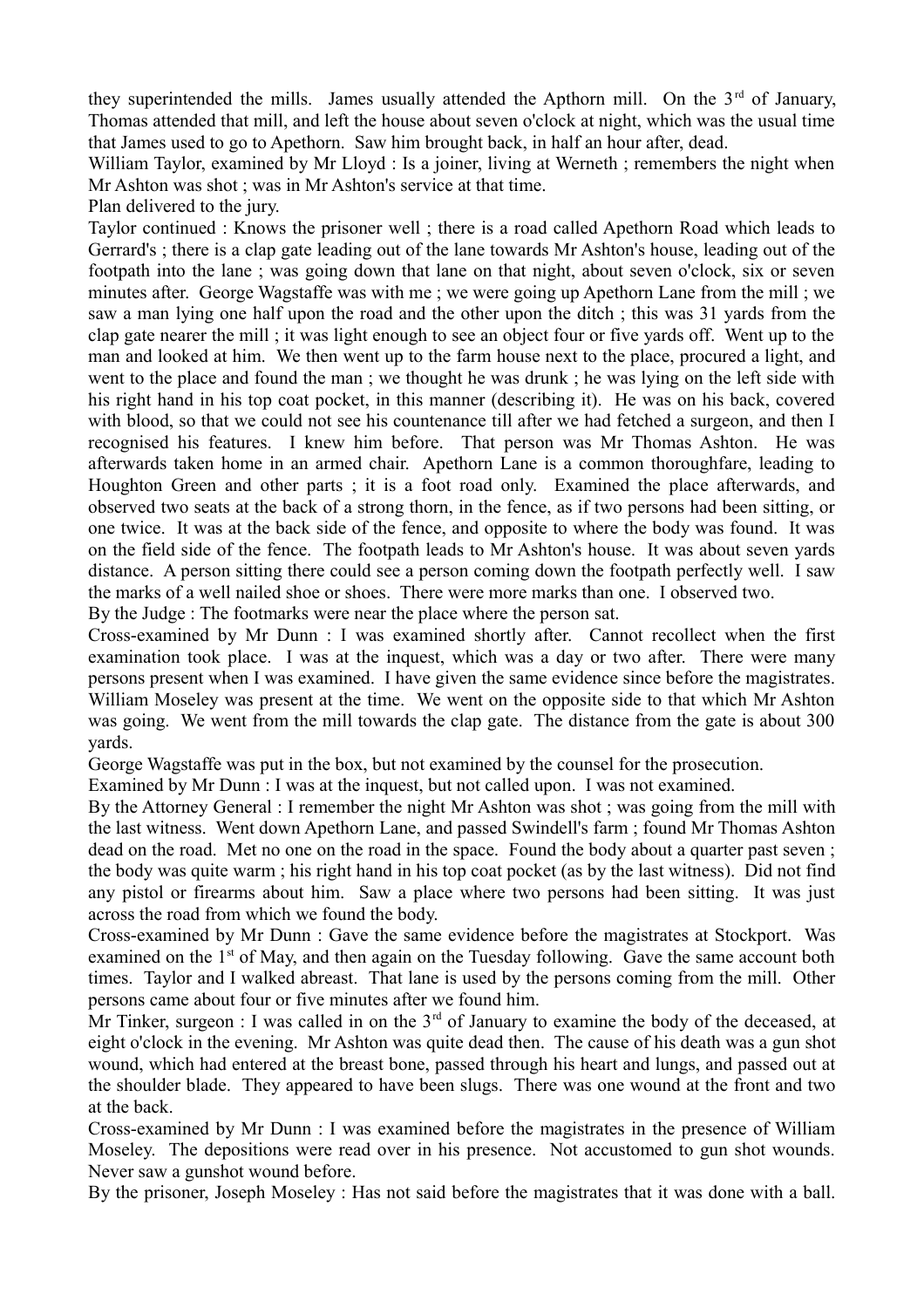they superintended the mills. James usually attended the Apthorn mill. On the 3rd of January, Thomas attended that mill, and left the house about seven o'clock at night, which was the usual time that James used to go to Apethorn. Saw him brought back, in half an hour after, dead.

William Taylor, examined by Mr Lloyd : Is a joiner, living at Werneth ; remembers the night when Mr Ashton was shot ; was in Mr Ashton's service at that time.

Plan delivered to the jury.

Taylor continued : Knows the prisoner well ; there is a road called Apethorn Road which leads to Gerrard's ; there is a clap gate leading out of the lane towards Mr Ashton's house, leading out of the footpath into the lane ; was going down that lane on that night, about seven o'clock, six or seven minutes after. George Wagstaffe was with me ; we were going up Apethorn Lane from the mill ; we saw a man lying one half upon the road and the other upon the ditch ; this was 31 yards from the clap gate nearer the mill ; it was light enough to see an object four or five yards off. Went up to the man and looked at him. We then went up to the farm house next to the place, procured a light, and went to the place and found the man ; we thought he was drunk ; he was lying on the left side with his right hand in his top coat pocket, in this manner (describing it). He was on his back, covered with blood, so that we could not see his countenance till after we had fetched a surgeon, and then I recognised his features. I knew him before. That person was Mr Thomas Ashton. He was afterwards taken home in an armed chair. Apethorn Lane is a common thoroughfare, leading to Houghton Green and other parts ; it is a foot road only. Examined the place afterwards, and observed two seats at the back of a strong thorn, in the fence, as if two persons had been sitting, or one twice. It was at the back side of the fence, and opposite to where the body was found. It was on the field side of the fence. The footpath leads to Mr Ashton's house. It was about seven yards distance. A person sitting there could see a person coming down the footpath perfectly well. I saw the marks of a well nailed shoe or shoes. There were more marks than one. I observed two.

By the Judge : The footmarks were near the place where the person sat.

Cross-examined by Mr Dunn : I was examined shortly after. Cannot recollect when the first examination took place. I was at the inquest, which was a day or two after. There were many persons present when I was examined. I have given the same evidence since before the magistrates. William Moseley was present at the time. We went on the opposite side to that which Mr Ashton was going. We went from the mill towards the clap gate. The distance from the gate is about 300 yards.

George Wagstaffe was put in the box, but not examined by the counsel for the prosecution.

Examined by Mr Dunn : I was at the inquest, but not called upon. I was not examined.

By the Attorney General : I remember the night Mr Ashton was shot ; was going from the mill with the last witness. Went down Apethorn Lane, and passed Swindell's farm ; found Mr Thomas Ashton dead on the road. Met no one on the road in the space. Found the body about a quarter past seven ; the body was quite warm ; his right hand in his top coat pocket (as by the last witness). Did not find any pistol or firearms about him. Saw a place where two persons had been sitting. It was just across the road from which we found the body.

Cross-examined by Mr Dunn : Gave the same evidence before the magistrates at Stockport. Was examined on the 1st of May, and then again on the Tuesday following. Gave the same account both times. Taylor and I walked abreast. That lane is used by the persons coming from the mill. Other persons came about four or five minutes after we found him.

Mr Tinker, surgeon : I was called in on the 3rd of January to examine the body of the deceased, at eight o'clock in the evening. Mr Ashton was quite dead then. The cause of his death was a gun shot wound, which had entered at the breast bone, passed through his heart and lungs, and passed out at the shoulder blade. They appeared to have been slugs. There was one wound at the front and two at the back.

Cross-examined by Mr Dunn : I was examined before the magistrates in the presence of William Moseley. The depositions were read over in his presence. Not accustomed to gun shot wounds. Never saw a gunshot wound before.

By the prisoner, Joseph Moseley : Has not said before the magistrates that it was done with a ball.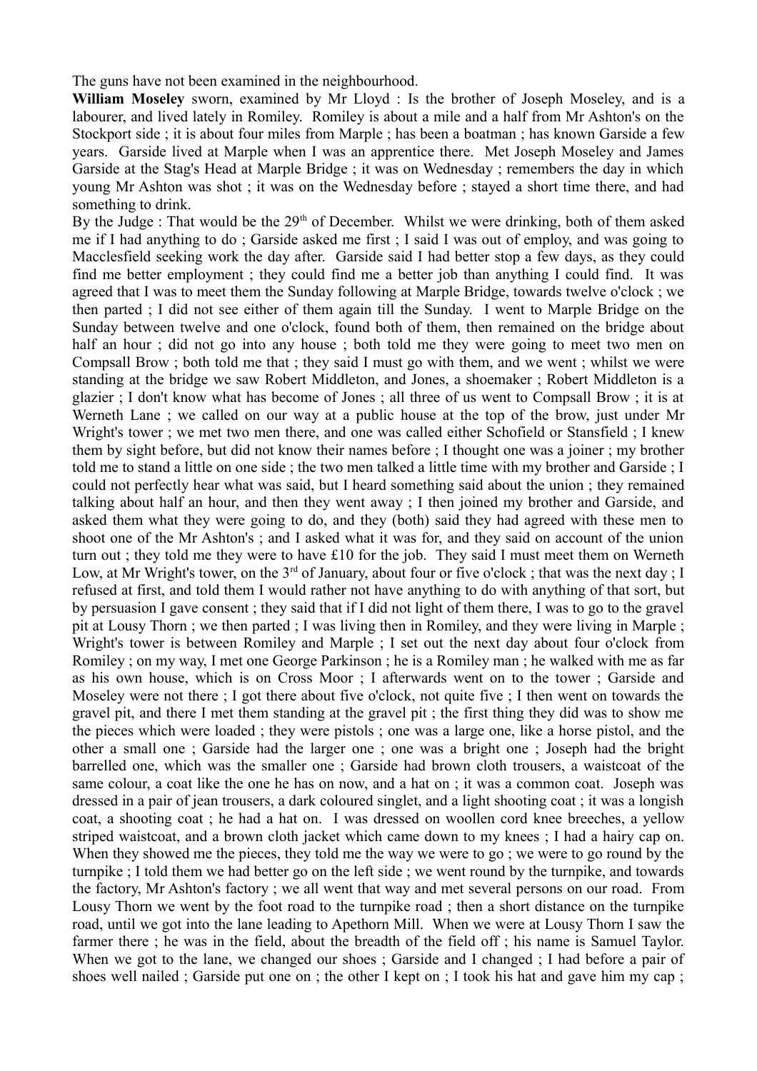The guns have not been examined in the neighbourhood.

**William Moseley** sworn, examined by Mr Lloyd : Is the brother of Joseph Moseley, and is a labourer, and lived lately in Romiley. Romiley is about a mile and a half from Mr Ashton's on the Stockport side ; it is about four miles from Marple ; has been a boatman ; has known Garside a few years. Garside lived at Marple when I was an apprentice there. Met Joseph Moseley and James Garside at the Stag's Head at Marple Bridge ; it was on Wednesday ; remembers the day in which young Mr Ashton was shot ; it was on the Wednesday before ; stayed a short time there, and had something to drink.

By the Judge : That would be the 29th of December. Whilst we were drinking, both of them asked me if I had anything to do ; Garside asked me first ; I said I was out of employ, and was going to Macclesfield seeking work the day after. Garside said I had better stop a few days, as they could find me better employment ; they could find me a better job than anything I could find. It was agreed that I was to meet them the Sunday following at Marple Bridge, towards twelve o'clock ; we then parted ; I did not see either of them again till the Sunday. I went to Marple Bridge on the Sunday between twelve and one o'clock, found both of them, then remained on the bridge about half an hour ; did not go into any house ; both told me they were going to meet two men on Compsall Brow ; both told me that ; they said I must go with them, and we went ; whilst we were standing at the bridge we saw Robert Middleton, and Jones, a shoemaker ; Robert Middleton is a glazier ; I don't know what has become of Jones ; all three of us went to Compsall Brow ; it is at Werneth Lane ; we called on our way at a public house at the top of the brow, just under Mr Wright's tower ; we met two men there, and one was called either Schofield or Stansfield ; I knew them by sight before, but did not know their names before ; I thought one was a joiner ; my brother told me to stand a little on one side ; the two men talked a little time with my brother and Garside ; I could not perfectly hear what was said, but I heard something said about the union ; they remained talking about half an hour, and then they went away ; I then joined my brother and Garside, and asked them what they were going to do, and they (both) said they had agreed with these men to shoot one of the Mr Ashton's ; and I asked what it was for, and they said on account of the union turn out ; they told me they were to have £10 for the job. They said I must meet them on Werneth Low, at Mr Wright's tower, on the 3rd of January, about four or five o'clock ; that was the next day ; I refused at first, and told them I would rather not have anything to do with anything of that sort, but by persuasion I gave consent ; they said that if I did not light of them there, I was to go to the gravel pit at Lousy Thorn ; we then parted ; I was living then in Romiley, and they were living in Marple ; Wright's tower is between Romiley and Marple ; I set out the next day about four o'clock from Romiley ; on my way, I met one George Parkinson ; he is a Romiley man ; he walked with me as far as his own house, which is on Cross Moor ; I afterwards went on to the tower ; Garside and Moseley were not there ; I got there about five o'clock, not quite five ; I then went on towards the gravel pit, and there I met them standing at the gravel pit ; the first thing they did was to show me the pieces which were loaded ; they were pistols ; one was a large one, like a horse pistol, and the other a small one ; Garside had the larger one ; one was a bright one ; Joseph had the bright barrelled one, which was the smaller one ; Garside had brown cloth trousers, a waistcoat of the same colour, a coat like the one he has on now, and a hat on ; it was a common coat. Joseph was dressed in a pair of jean trousers, a dark coloured singlet, and a light shooting coat ; it was a longish coat, a shooting coat ; he had a hat on. I was dressed on woollen cord knee breeches, a yellow striped waistcoat, and a brown cloth jacket which came down to my knees ; I had a hairy cap on. When they showed me the pieces, they told me the way we were to go ; we were to go round by the turnpike ; I told them we had better go on the left side ; we went round by the turnpike, and towards the factory, Mr Ashton's factory ; we all went that way and met several persons on our road. From Lousy Thorn we went by the foot road to the turnpike road ; then a short distance on the turnpike road, until we got into the lane leading to Apethorn Mill. When we were at Lousy Thorn I saw the farmer there ; he was in the field, about the breadth of the field off ; his name is Samuel Taylor. When we got to the lane, we changed our shoes ; Garside and I changed ; I had before a pair of shoes well nailed ; Garside put one on ; the other I kept on ; I took his hat and gave him my cap ;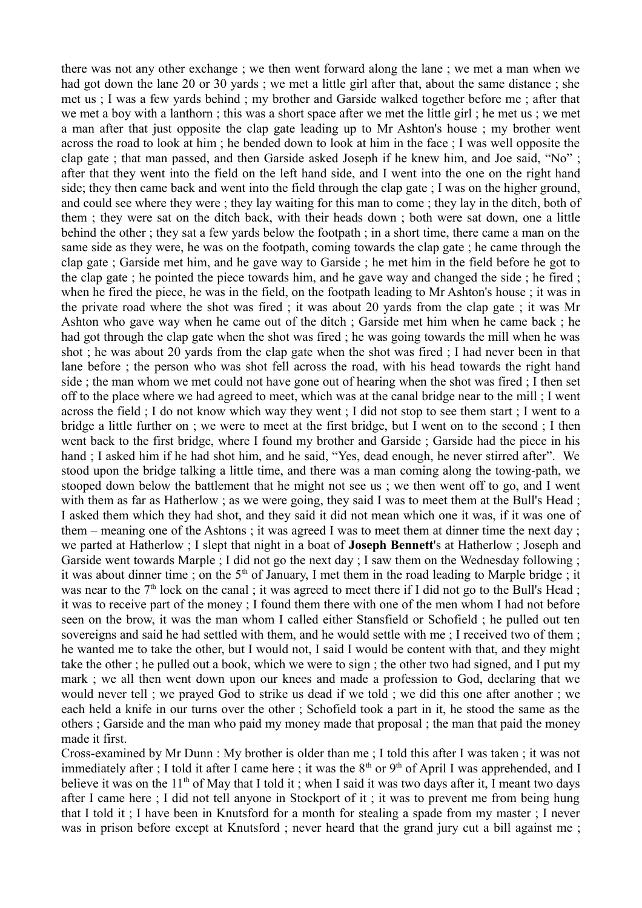there was not any other exchange ; we then went forward along the lane ; we met a man when we had got down the lane 20 or 30 yards ; we met a little girl after that, about the same distance ; she met us ; I was a few yards behind ; my brother and Garside walked together before me ; after that we met a boy with a lanthorn ; this was a short space after we met the little girl ; he met us ; we met a man after that just opposite the clap gate leading up to Mr Ashton's house ; my brother went across the road to look at him ; he bended down to look at him in the face ; I was well opposite the clap gate ; that man passed, and then Garside asked Joseph if he knew him, and Joe said, "No" ; after that they went into the field on the left hand side, and I went into the one on the right hand side; they then came back and went into the field through the clap gate ; I was on the higher ground, and could see where they were ; they lay waiting for this man to come ; they lay in the ditch, both of them ; they were sat on the ditch back, with their heads down ; both were sat down, one a little behind the other ; they sat a few yards below the footpath ; in a short time, there came a man on the same side as they were, he was on the footpath, coming towards the clap gate ; he came through the clap gate ; Garside met him, and he gave way to Garside ; he met him in the field before he got to the clap gate ; he pointed the piece towards him, and he gave way and changed the side ; he fired ; when he fired the piece, he was in the field, on the footpath leading to Mr Ashton's house ; it was in the private road where the shot was fired ; it was about 20 yards from the clap gate ; it was Mr Ashton who gave way when he came out of the ditch ; Garside met him when he came back ; he had got through the clap gate when the shot was fired ; he was going towards the mill when he was shot ; he was about 20 yards from the clap gate when the shot was fired ; I had never been in that lane before ; the person who was shot fell across the road, with his head towards the right hand side ; the man whom we met could not have gone out of hearing when the shot was fired ; I then set off to the place where we had agreed to meet, which was at the canal bridge near to the mill ; I went across the field ; I do not know which way they went ; I did not stop to see them start ; I went to a bridge a little further on ; we were to meet at the first bridge, but I went on to the second ; I then went back to the first bridge, where I found my brother and Garside ; Garside had the piece in his hand ; I asked him if he had shot him, and he said, "Yes, dead enough, he never stirred after". We stood upon the bridge talking a little time, and there was a man coming along the towing-path, we stooped down below the battlement that he might not see us ; we then went off to go, and I went with them as far as Hatherlow ; as we were going, they said I was to meet them at the Bull's Head ; I asked them which they had shot, and they said it did not mean which one it was, if it was one of them – meaning one of the Ashtons ; it was agreed I was to meet them at dinner time the next day ; we parted at Hatherlow ; I slept that night in a boat of **Joseph Bennett**'s at Hatherlow ; Joseph and Garside went towards Marple ; I did not go the next day ; I saw them on the Wednesday following ; it was about dinner time ; on the 5th of January, I met them in the road leading to Marple bridge ; it was near to the 7th lock on the canal ; it was agreed to meet there if I did not go to the Bull's Head ; it was to receive part of the money ; I found them there with one of the men whom I had not before seen on the brow, it was the man whom I called either Stansfield or Schofield ; he pulled out ten sovereigns and said he had settled with them, and he would settle with me ; I received two of them ; he wanted me to take the other, but I would not, I said I would be content with that, and they might take the other ; he pulled out a book, which we were to sign ; the other two had signed, and I put my mark ; we all then went down upon our knees and made a profession to God, declaring that we would never tell ; we prayed God to strike us dead if we told ; we did this one after another ; we each held a knife in our turns over the other ; Schofield took a part in it, he stood the same as the others ; Garside and the man who paid my money made that proposal ; the man that paid the money made it first.

Cross-examined by Mr Dunn : My brother is older than me ; I told this after I was taken ; it was not immediately after ; I told it after I came here ; it was the 8th or 9th of April I was apprehended, and I believe it was on the 11th of May that I told it ; when I said it was two days after it, I meant two days after I came here ; I did not tell anyone in Stockport of it ; it was to prevent me from being hung that I told it ; I have been in Knutsford for a month for stealing a spade from my master ; I never was in prison before except at Knutsford ; never heard that the grand jury cut a bill against me ;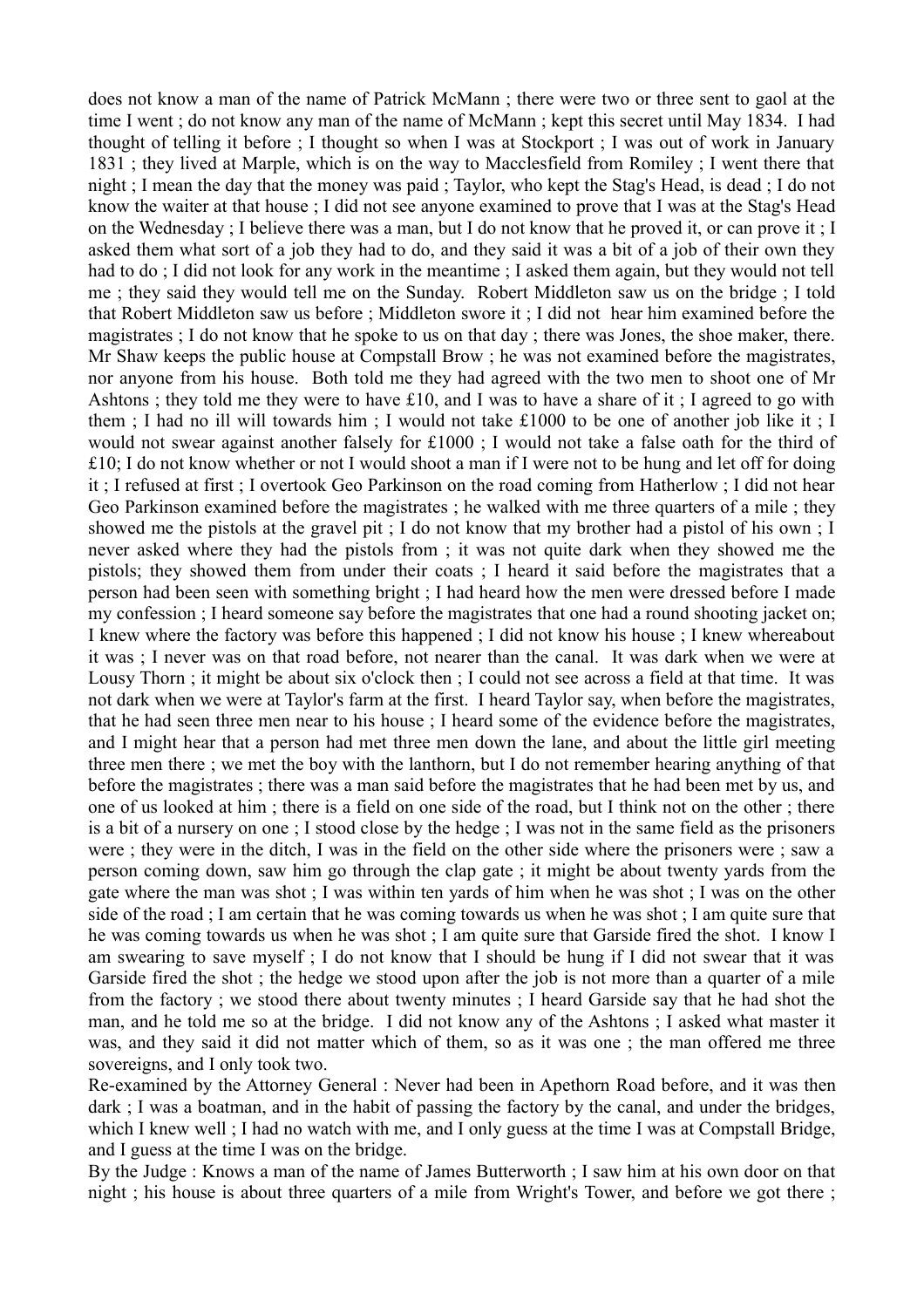does not know a man of the name of Patrick McMann ; there were two or three sent to gaol at the time I went ; do not know any man of the name of McMann ; kept this secret until May 1834. I had thought of telling it before ; I thought so when I was at Stockport ; I was out of work in January 1831 ; they lived at Marple, which is on the way to Macclesfield from Romiley ; I went there that night ; I mean the day that the money was paid ; Taylor, who kept the Stag's Head, is dead ; I do not know the waiter at that house ; I did not see anyone examined to prove that I was at the Stag's Head on the Wednesday ; I believe there was a man, but I do not know that he proved it, or can prove it ; I asked them what sort of a job they had to do, and they said it was a bit of a job of their own they had to do ; I did not look for any work in the meantime ; I asked them again, but they would not tell me ; they said they would tell me on the Sunday. Robert Middleton saw us on the bridge ; I told that Robert Middleton saw us before ; Middleton swore it ; I did not hear him examined before the magistrates ; I do not know that he spoke to us on that day ; there was Jones, the shoe maker, there. Mr Shaw keeps the public house at Compstall Brow ; he was not examined before the magistrates, nor anyone from his house. Both told me they had agreed with the two men to shoot one of Mr Ashtons ; they told me they were to have £10, and I was to have a share of it ; I agreed to go with them ; I had no ill will towards him ; I would not take £1000 to be one of another job like it ; I would not swear against another falsely for £1000 ; I would not take a false oath for the third of £10; I do not know whether or not I would shoot a man if I were not to be hung and let off for doing it ; I refused at first ; I overtook Geo Parkinson on the road coming from Hatherlow ; I did not hear Geo Parkinson examined before the magistrates ; he walked with me three quarters of a mile ; they showed me the pistols at the gravel pit ; I do not know that my brother had a pistol of his own ; I never asked where they had the pistols from ; it was not quite dark when they showed me the pistols; they showed them from under their coats ; I heard it said before the magistrates that a person had been seen with something bright ; I had heard how the men were dressed before I made my confession ; I heard someone say before the magistrates that one had a round shooting jacket on; I knew where the factory was before this happened ; I did not know his house ; I knew whereabout it was ; I never was on that road before, not nearer than the canal. It was dark when we were at Lousy Thorn ; it might be about six o'clock then ; I could not see across a field at that time. It was not dark when we were at Taylor's farm at the first. I heard Taylor say, when before the magistrates, that he had seen three men near to his house ; I heard some of the evidence before the magistrates, and I might hear that a person had met three men down the lane, and about the little girl meeting three men there ; we met the boy with the lanthorn, but I do not remember hearing anything of that before the magistrates ; there was a man said before the magistrates that he had been met by us, and one of us looked at him ; there is a field on one side of the road, but I think not on the other ; there is a bit of a nursery on one ; I stood close by the hedge ; I was not in the same field as the prisoners were ; they were in the ditch, I was in the field on the other side where the prisoners were ; saw a person coming down, saw him go through the clap gate ; it might be about twenty yards from the gate where the man was shot ; I was within ten yards of him when he was shot ; I was on the other side of the road ; I am certain that he was coming towards us when he was shot ; I am quite sure that he was coming towards us when he was shot ; I am quite sure that Garside fired the shot. I know I am swearing to save myself ; I do not know that I should be hung if I did not swear that it was Garside fired the shot ; the hedge we stood upon after the job is not more than a quarter of a mile from the factory ; we stood there about twenty minutes ; I heard Garside say that he had shot the man, and he told me so at the bridge. I did not know any of the Ashtons ; I asked what master it was, and they said it did not matter which of them, so as it was one ; the man offered me three sovereigns, and I only took two.

Re-examined by the Attorney General : Never had been in Apethorn Road before, and it was then dark ; I was a boatman, and in the habit of passing the factory by the canal, and under the bridges, which I knew well ; I had no watch with me, and I only guess at the time I was at Compstall Bridge, and I guess at the time I was on the bridge.

By the Judge : Knows a man of the name of James Butterworth ; I saw him at his own door on that night ; his house is about three quarters of a mile from Wright's Tower, and before we got there ;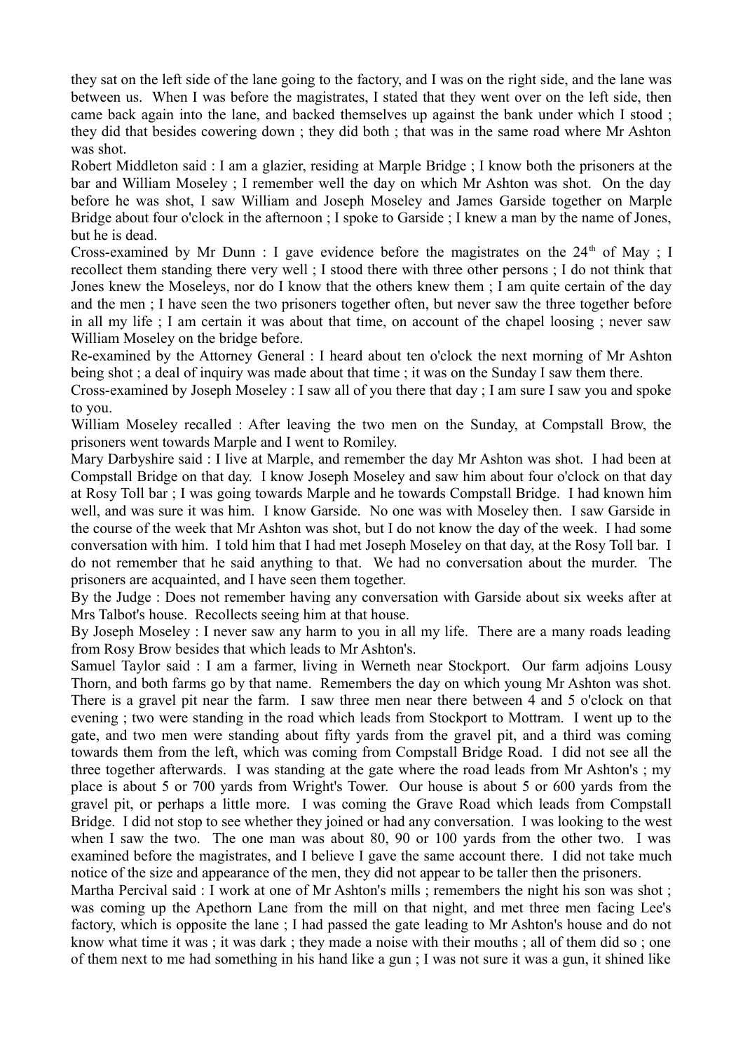they sat on the left side of the lane going to the factory, and I was on the right side, and the lane was between us. When I was before the magistrates, I stated that they went over on the left side, then came back again into the lane, and backed themselves up against the bank under which I stood ; they did that besides cowering down ; they did both ; that was in the same road where Mr Ashton was shot.

Robert Middleton said : I am a glazier, residing at Marple Bridge ; I know both the prisoners at the bar and William Moseley ; I remember well the day on which Mr Ashton was shot. On the day before he was shot, I saw William and Joseph Moseley and James Garside together on Marple Bridge about four o'clock in the afternoon ; I spoke to Garside ; I knew a man by the name of Jones, but he is dead.

Cross-examined by Mr Dunn : I gave evidence before the magistrates on the 24th of May ; I recollect them standing there very well ; I stood there with three other persons ; I do not think that Jones knew the Moseleys, nor do I know that the others knew them ; I am quite certain of the day and the men ; I have seen the two prisoners together often, but never saw the three together before in all my life ; I am certain it was about that time, on account of the chapel loosing ; never saw William Moseley on the bridge before.

Re-examined by the Attorney General : I heard about ten o'clock the next morning of Mr Ashton being shot ; a deal of inquiry was made about that time ; it was on the Sunday I saw them there.

Cross-examined by Joseph Moseley : I saw all of you there that day ; I am sure I saw you and spoke to you.

William Moseley recalled : After leaving the two men on the Sunday, at Compstall Brow, the prisoners went towards Marple and I went to Romiley.

Mary Darbyshire said : I live at Marple, and remember the day Mr Ashton was shot. I had been at Compstall Bridge on that day. I know Joseph Moseley and saw him about four o'clock on that day at Rosy Toll bar ; I was going towards Marple and he towards Compstall Bridge. I had known him well, and was sure it was him. I know Garside. No one was with Moseley then. I saw Garside in the course of the week that Mr Ashton was shot, but I do not know the day of the week. I had some conversation with him. I told him that I had met Joseph Moseley on that day, at the Rosy Toll bar. I do not remember that he said anything to that. We had no conversation about the murder. The prisoners are acquainted, and I have seen them together.

By the Judge : Does not remember having any conversation with Garside about six weeks after at Mrs Talbot's house. Recollects seeing him at that house.

By Joseph Moseley : I never saw any harm to you in all my life. There are a many roads leading from Rosy Brow besides that which leads to Mr Ashton's.

Samuel Taylor said : I am a farmer, living in Werneth near Stockport. Our farm adjoins Lousy Thorn, and both farms go by that name. Remembers the day on which young Mr Ashton was shot. There is a gravel pit near the farm. I saw three men near there between 4 and 5 o'clock on that evening ; two were standing in the road which leads from Stockport to Mottram. I went up to the gate, and two men were standing about fifty yards from the gravel pit, and a third was coming towards them from the left, which was coming from Compstall Bridge Road. I did not see all the three together afterwards. I was standing at the gate where the road leads from Mr Ashton's ; my place is about 5 or 700 yards from Wright's Tower. Our house is about 5 or 600 yards from the gravel pit, or perhaps a little more. I was coming the Grave Road which leads from Compstall Bridge. I did not stop to see whether they joined or had any conversation. I was looking to the west when I saw the two. The one man was about 80, 90 or 100 yards from the other two. I was examined before the magistrates, and I believe I gave the same account there. I did not take much notice of the size and appearance of the men, they did not appear to be taller then the prisoners.

Martha Percival said : I work at one of Mr Ashton's mills ; remembers the night his son was shot ; was coming up the Apethorn Lane from the mill on that night, and met three men facing Lee's factory, which is opposite the lane ; I had passed the gate leading to Mr Ashton's house and do not know what time it was ; it was dark ; they made a noise with their mouths ; all of them did so ; one of them next to me had something in his hand like a gun ; I was not sure it was a gun, it shined like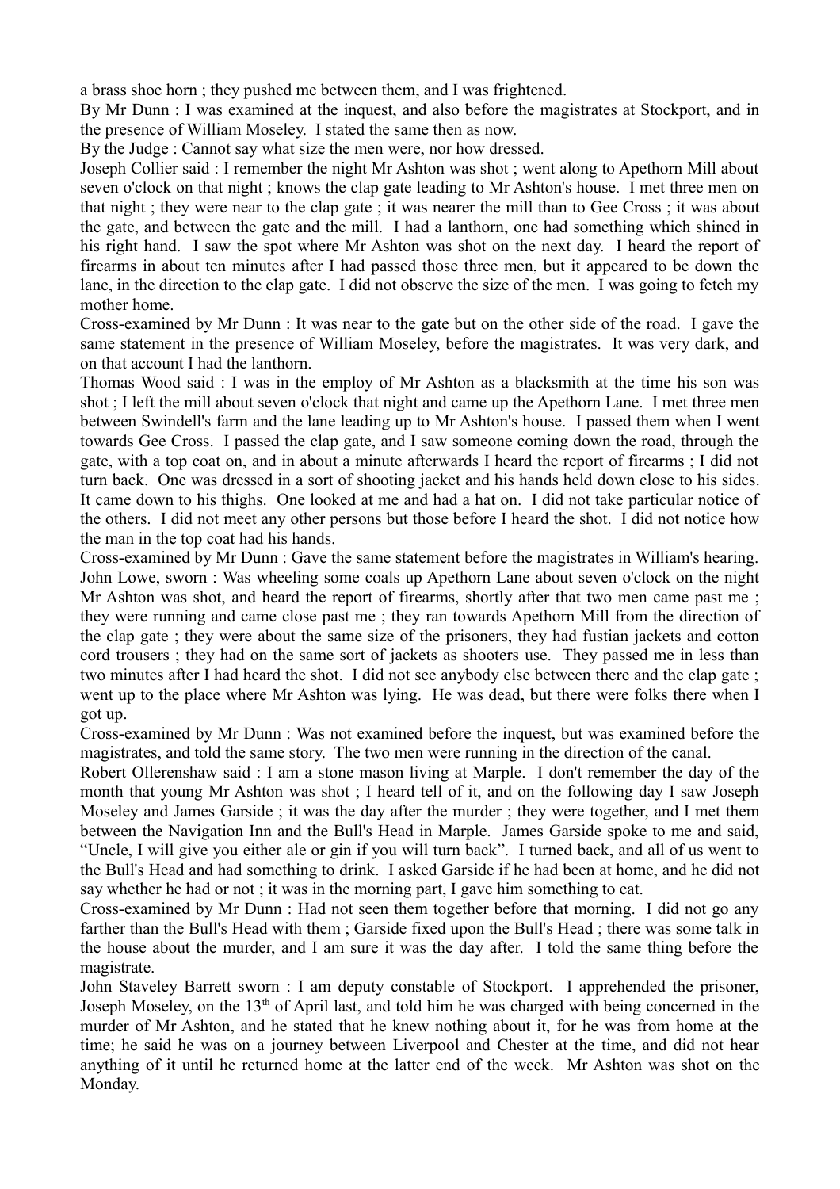a brass shoe horn ; they pushed me between them, and I was frightened.

By Mr Dunn : I was examined at the inquest, and also before the magistrates at Stockport, and in the presence of William Moseley. I stated the same then as now.

By the Judge : Cannot say what size the men were, nor how dressed.

Joseph Collier said : I remember the night Mr Ashton was shot ; went along to Apethorn Mill about seven o'clock on that night ; knows the clap gate leading to Mr Ashton's house. I met three men on that night ; they were near to the clap gate ; it was nearer the mill than to Gee Cross ; it was about the gate, and between the gate and the mill. I had a lanthorn, one had something which shined in his right hand. I saw the spot where Mr Ashton was shot on the next day. I heard the report of firearms in about ten minutes after I had passed those three men, but it appeared to be down the lane, in the direction to the clap gate. I did not observe the size of the men. I was going to fetch my mother home.

Cross-examined by Mr Dunn : It was near to the gate but on the other side of the road. I gave the same statement in the presence of William Moseley, before the magistrates. It was very dark, and on that account I had the lanthorn.

Thomas Wood said : I was in the employ of Mr Ashton as a blacksmith at the time his son was shot ; I left the mill about seven o'clock that night and came up the Apethorn Lane. I met three men between Swindell's farm and the lane leading up to Mr Ashton's house. I passed them when I went towards Gee Cross. I passed the clap gate, and I saw someone coming down the road, through the gate, with a top coat on, and in about a minute afterwards I heard the report of firearms ; I did not turn back. One was dressed in a sort of shooting jacket and his hands held down close to his sides. It came down to his thighs. One looked at me and had a hat on. I did not take particular notice of the others. I did not meet any other persons but those before I heard the shot. I did not notice how the man in the top coat had his hands.

Cross-examined by Mr Dunn : Gave the same statement before the magistrates in William's hearing.

John Lowe, sworn : Was wheeling some coals up Apethorn Lane about seven o'clock on the night Mr Ashton was shot, and heard the report of firearms, shortly after that two men came past me ; they were running and came close past me ; they ran towards Apethorn Mill from the direction of the clap gate ; they were about the same size of the prisoners, they had fustian jackets and cotton cord trousers ; they had on the same sort of jackets as shooters use. They passed me in less than two minutes after I had heard the shot. I did not see anybody else between there and the clap gate ; went up to the place where Mr Ashton was lying. He was dead, but there were folks there when I got up.

Cross-examined by Mr Dunn : Was not examined before the inquest, but was examined before the magistrates, and told the same story. The two men were running in the direction of the canal.

Robert Ollerenshaw said : I am a stone mason living at Marple. I don't remember the day of the month that young Mr Ashton was shot ; I heard tell of it, and on the following day I saw Joseph Moseley and James Garside ; it was the day after the murder ; they were together, and I met them between the Navigation Inn and the Bull's Head in Marple. James Garside spoke to me and said, "Uncle, I will give you either ale or gin if you will turn back". I turned back, and all of us went to the Bull's Head and had something to drink. I asked Garside if he had been at home, and he did not say whether he had or not ; it was in the morning part, I gave him something to eat.

Cross-examined by Mr Dunn : Had not seen them together before that morning. I did not go any farther than the Bull's Head with them ; Garside fixed upon the Bull's Head ; there was some talk in the house about the murder, and I am sure it was the day after. I told the same thing before the magistrate.

John Staveley Barrett sworn : I am deputy constable of Stockport. I apprehended the prisoner, Joseph Moseley, on the 13th of April last, and told him he was charged with being concerned in the murder of Mr Ashton, and he stated that he knew nothing about it, for he was from home at the time; he said he was on a journey between Liverpool and Chester at the time, and did not hear anything of it until he returned home at the latter end of the week. Mr Ashton was shot on the Monday.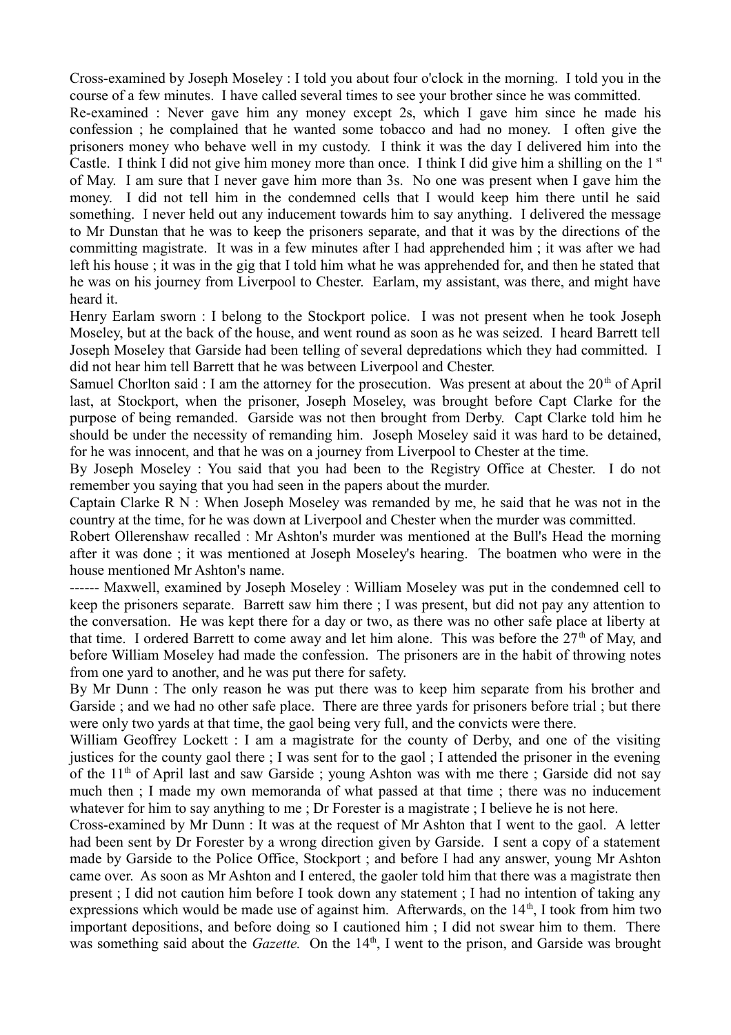Cross-examined by Joseph Moseley : I told you about four o'clock in the morning. I told you in the course of a few minutes. I have called several times to see your brother since he was committed.

Re-examined : Never gave him any money except 2s, which I gave him since he made his confession ; he complained that he wanted some tobacco and had no money. I often give the prisoners money who behave well in my custody. I think it was the day I delivered him into the Castle. I think I did not give him money more than once. I think I did give him a shilling on the 1st of May. I am sure that I never gave him more than 3s. No one was present when I gave him the money. I did not tell him in the condemned cells that I would keep him there until he said something. I never held out any inducement towards him to say anything. I delivered the message to Mr Dunstan that he was to keep the prisoners separate, and that it was by the directions of the committing magistrate. It was in a few minutes after I had apprehended him ; it was after we had left his house ; it was in the gig that I told him what he was apprehended for, and then he stated that he was on his journey from Liverpool to Chester. Earlam, my assistant, was there, and might have heard it.

Henry Earlam sworn : I belong to the Stockport police. I was not present when he took Joseph Moseley, but at the back of the house, and went round as soon as he was seized. I heard Barrett tell Joseph Moseley that Garside had been telling of several depredations which they had committed. I did not hear him tell Barrett that he was between Liverpool and Chester.

Samuel Chorlton said : I am the attorney for the prosecution. Was present at about the 20th of April last, at Stockport, when the prisoner, Joseph Moseley, was brought before Capt Clarke for the purpose of being remanded. Garside was not then brought from Derby. Capt Clarke told him he should be under the necessity of remanding him. Joseph Moseley said it was hard to be detained, for he was innocent, and that he was on a journey from Liverpool to Chester at the time.

By Joseph Moseley : You said that you had been to the Registry Office at Chester. I do not remember you saying that you had seen in the papers about the murder.

Captain Clarke R N : When Joseph Moseley was remanded by me, he said that he was not in the country at the time, for he was down at Liverpool and Chester when the murder was committed.

Robert Ollerenshaw recalled : Mr Ashton's murder was mentioned at the Bull's Head the morning after it was done ; it was mentioned at Joseph Moseley's hearing. The boatmen who were in the house mentioned Mr Ashton's name.

------ Maxwell, examined by Joseph Moseley : William Moseley was put in the condemned cell to keep the prisoners separate. Barrett saw him there ; I was present, but did not pay any attention to the conversation. He was kept there for a day or two, as there was no other safe place at liberty at that time. I ordered Barrett to come away and let him alone. This was before the 27th of May, and before William Moseley had made the confession. The prisoners are in the habit of throwing notes from one yard to another, and he was put there for safety.

By Mr Dunn : The only reason he was put there was to keep him separate from his brother and Garside ; and we had no other safe place. There are three yards for prisoners before trial ; but there were only two yards at that time, the gaol being very full, and the convicts were there.

William Geoffrey Lockett : I am a magistrate for the county of Derby, and one of the visiting justices for the county gaol there ; I was sent for to the gaol ; I attended the prisoner in the evening of the 11th of April last and saw Garside ; young Ashton was with me there ; Garside did not say much then ; I made my own memoranda of what passed at that time ; there was no inducement whatever for him to say anything to me ; Dr Forester is a magistrate ; I believe he is not here.

Cross-examined by Mr Dunn : It was at the request of Mr Ashton that I went to the gaol. A letter had been sent by Dr Forester by a wrong direction given by Garside. I sent a copy of a statement made by Garside to the Police Office, Stockport ; and before I had any answer, young Mr Ashton came over. As soon as Mr Ashton and I entered, the gaoler told him that there was a magistrate then present ; I did not caution him before I took down any statement ; I had no intention of taking any expressions which would be made use of against him. Afterwards, on the 14th, I took from him two important depositions, and before doing so I cautioned him ; I did not swear him to them. There was something said about the *Gazette.* On the 14th, I went to the prison, and Garside was brought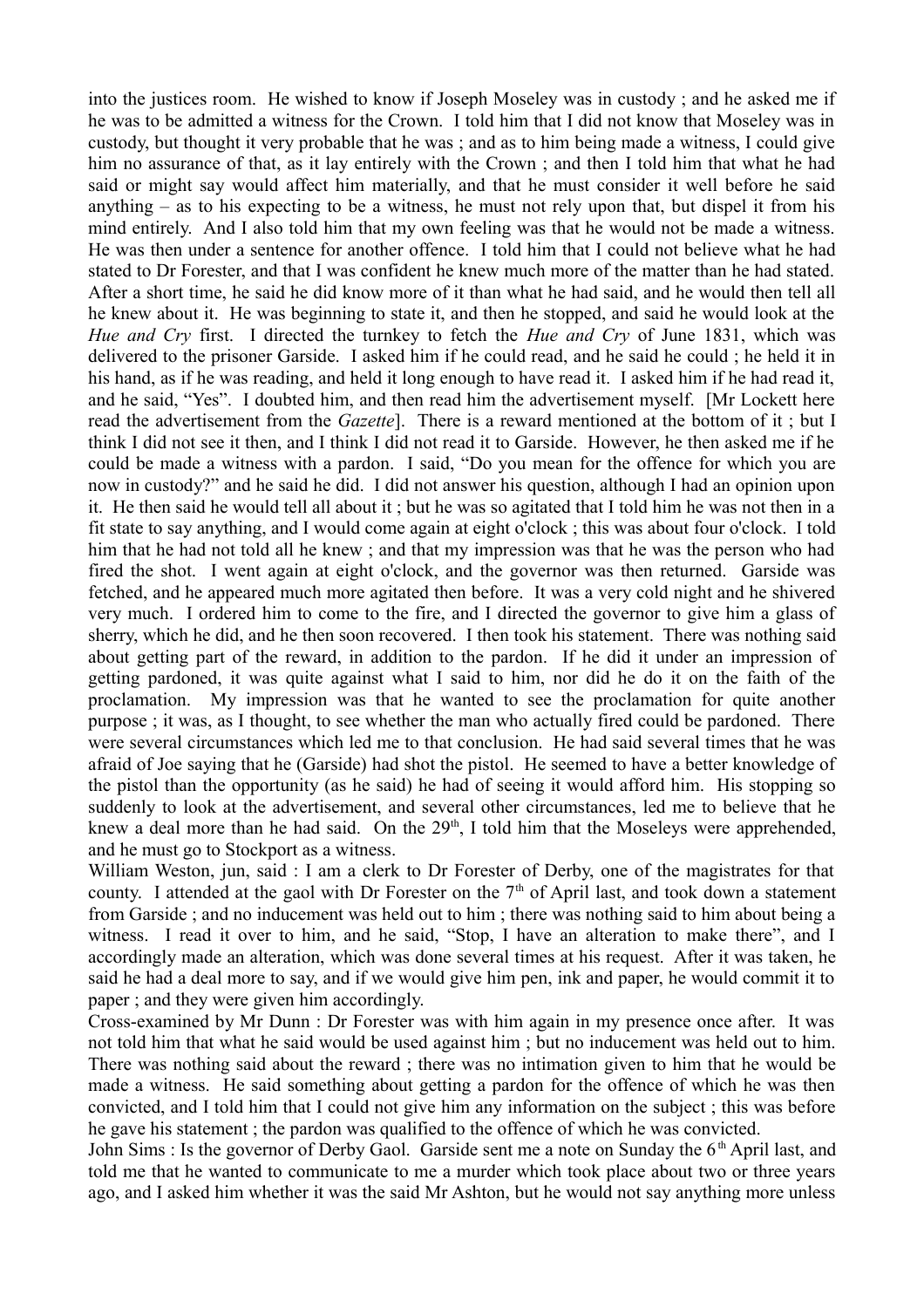into the justices room. He wished to know if Joseph Moseley was in custody ; and he asked me if he was to be admitted a witness for the Crown. I told him that I did not know that Moseley was in custody, but thought it very probable that he was ; and as to him being made a witness, I could give him no assurance of that, as it lay entirely with the Crown ; and then I told him that what he had said or might say would affect him materially, and that he must consider it well before he said anything – as to his expecting to be a witness, he must not rely upon that, but dispel it from his mind entirely. And I also told him that my own feeling was that he would not be made a witness. He was then under a sentence for another offence. I told him that I could not believe what he had stated to Dr Forester, and that I was confident he knew much more of the matter than he had stated. After a short time, he said he did know more of it than what he had said, and he would then tell all he knew about it. He was beginning to state it, and then he stopped, and said he would look at the *Hue and Cry* first. I directed the turnkey to fetch the *Hue and Cry* of June 1831, which was delivered to the prisoner Garside. I asked him if he could read, and he said he could ; he held it in his hand, as if he was reading, and held it long enough to have read it. I asked him if he had read it, and he said, "Yes". I doubted him, and then read him the advertisement myself. [Mr Lockett here read the advertisement from the *Gazette*]. There is a reward mentioned at the bottom of it ; but I think I did not see it then, and I think I did not read it to Garside. However, he then asked me if he could be made a witness with a pardon. I said, "Do you mean for the offence for which you are now in custody?" and he said he did. I did not answer his question, although I had an opinion upon it. He then said he would tell all about it ; but he was so agitated that I told him he was not then in a fit state to say anything, and I would come again at eight o'clock ; this was about four o'clock. I told him that he had not told all he knew ; and that my impression was that he was the person who had fired the shot. I went again at eight o'clock, and the governor was then returned. Garside was fetched, and he appeared much more agitated then before. It was a very cold night and he shivered very much. I ordered him to come to the fire, and I directed the governor to give him a glass of sherry, which he did, and he then soon recovered. I then took his statement. There was nothing said about getting part of the reward, in addition to the pardon. If he did it under an impression of getting pardoned, it was quite against what I said to him, nor did he do it on the faith of the proclamation. My impression was that he wanted to see the proclamation for quite another purpose ; it was, as I thought, to see whether the man who actually fired could be pardoned. There were several circumstances which led me to that conclusion. He had said several times that he was afraid of Joe saying that he (Garside) had shot the pistol. He seemed to have a better knowledge of the pistol than the opportunity (as he said) he had of seeing it would afford him. His stopping so suddenly to look at the advertisement, and several other circumstances, led me to believe that he knew a deal more than he had said. On the 29th, I told him that the Moseleys were apprehended, and he must go to Stockport as a witness.

William Weston, jun, said : I am a clerk to Dr Forester of Derby, one of the magistrates for that county. I attended at the gaol with Dr Forester on the 7th of April last, and took down a statement from Garside ; and no inducement was held out to him ; there was nothing said to him about being a witness. I read it over to him, and he said, "Stop, I have an alteration to make there", and I accordingly made an alteration, which was done several times at his request. After it was taken, he said he had a deal more to say, and if we would give him pen, ink and paper, he would commit it to paper ; and they were given him accordingly.

Cross-examined by Mr Dunn : Dr Forester was with him again in my presence once after. It was not told him that what he said would be used against him ; but no inducement was held out to him. There was nothing said about the reward ; there was no intimation given to him that he would be made a witness. He said something about getting a pardon for the offence of which he was then convicted, and I told him that I could not give him any information on the subject ; this was before he gave his statement ; the pardon was qualified to the offence of which he was convicted.

John Sims : Is the governor of Derby Gaol. Garside sent me a note on Sunday the 6th April last, and told me that he wanted to communicate to me a murder which took place about two or three years ago, and I asked him whether it was the said Mr Ashton, but he would not say anything more unless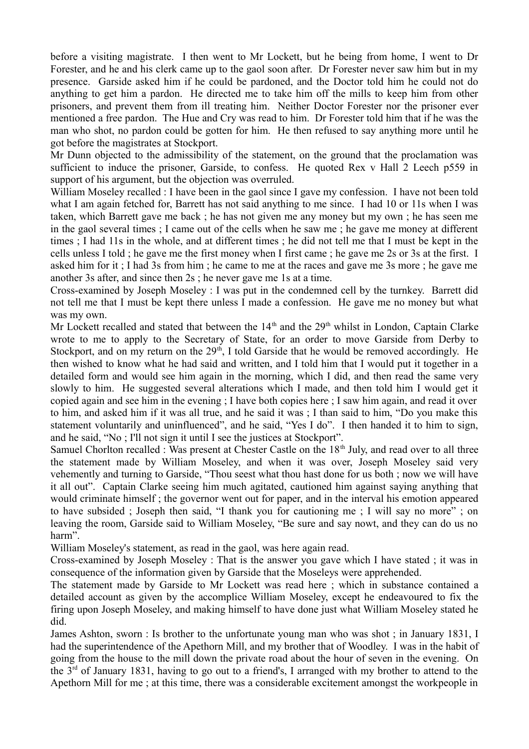before a visiting magistrate. I then went to Mr Lockett, but he being from home, I went to Dr Forester, and he and his clerk came up to the gaol soon after. Dr Forester never saw him but in my presence. Garside asked him if he could be pardoned, and the Doctor told him he could not do anything to get him a pardon. He directed me to take him off the mills to keep him from other prisoners, and prevent them from ill treating him. Neither Doctor Forester nor the prisoner ever mentioned a free pardon. The Hue and Cry was read to him. Dr Forester told him that if he was the man who shot, no pardon could be gotten for him. He then refused to say anything more until he got before the magistrates at Stockport.

Mr Dunn objected to the admissibility of the statement, on the ground that the proclamation was sufficient to induce the prisoner, Garside, to confess. He quoted Rex v Hall 2 Leech p559 in support of his argument, but the objection was overruled.

William Moseley recalled : I have been in the gaol since I gave my confession. I have not been told what I am again fetched for, Barrett has not said anything to me since. I had 10 or 11s when I was taken, which Barrett gave me back ; he has not given me any money but my own ; he has seen me in the gaol several times ; I came out of the cells when he saw me ; he gave me money at different times ; I had 11s in the whole, and at different times ; he did not tell me that I must be kept in the cells unless I told ; he gave me the first money when I first came ; he gave me 2s or 3s at the first. I asked him for it ; I had 3s from him ; he came to me at the races and gave me 3s more ; he gave me another 3s after, and since then 2s ; he never gave me 1s at a time.

Cross-examined by Joseph Moseley : I was put in the condemned cell by the turnkey. Barrett did not tell me that I must be kept there unless I made a confession. He gave me no money but what was my own.

Mr Lockett recalled and stated that between the 14th and the 29th whilst in London, Captain Clarke wrote to me to apply to the Secretary of State, for an order to move Garside from Derby to Stockport, and on my return on the 29th, I told Garside that he would be removed accordingly. He then wished to know what he had said and written, and I told him that I would put it together in a detailed form and would see him again in the morning, which I did, and then read the same very slowly to him. He suggested several alterations which I made, and then told him I would get it copied again and see him in the evening ; I have both copies here ; I saw him again, and read it over to him, and asked him if it was all true, and he said it was ; I than said to him, "Do you make this statement voluntarily and uninfluenced", and he said, "Yes I do". I then handed it to him to sign, and he said, "No ; I'll not sign it until I see the justices at Stockport".

Samuel Chorlton recalled : Was present at Chester Castle on the 18th July, and read over to all three the statement made by William Moseley, and when it was over, Joseph Moseley said very vehemently and turning to Garside, "Thou seest what thou hast done for us both ; now we will have it all out". Captain Clarke seeing him much agitated, cautioned him against saying anything that would criminate himself ; the governor went out for paper, and in the interval his emotion appeared to have subsided ; Joseph then said, "I thank you for cautioning me ; I will say no more" ; on leaving the room, Garside said to William Moseley, "Be sure and say nowt, and they can do us no harm".

William Moseley's statement, as read in the gaol, was here again read.

Cross-examined by Joseph Moseley : That is the answer you gave which I have stated ; it was in consequence of the information given by Garside that the Moseleys were apprehended.

The statement made by Garside to Mr Lockett was read here ; which in substance contained a detailed account as given by the accomplice William Moseley, except he endeavoured to fix the firing upon Joseph Moseley, and making himself to have done just what William Moseley stated he did.

James Ashton, sworn : Is brother to the unfortunate young man who was shot ; in January 1831, I had the superintendence of the Apethorn Mill, and my brother that of Woodley. I was in the habit of going from the house to the mill down the private road about the hour of seven in the evening. On the 3rd of January 1831, having to go out to a friend's, I arranged with my brother to attend to the Apethorn Mill for me ; at this time, there was a considerable excitement amongst the workpeople in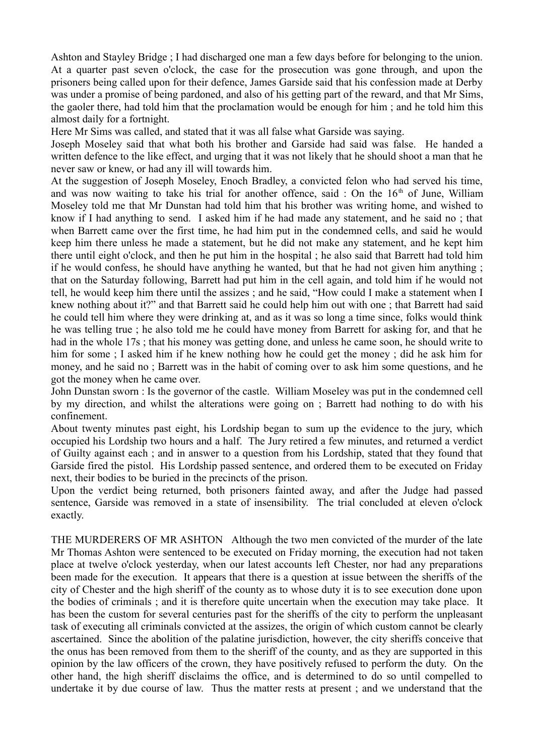Ashton and Stayley Bridge ; I had discharged one man a few days before for belonging to the union. At a quarter past seven o'clock, the case for the prosecution was gone through, and upon the prisoners being called upon for their defence, James Garside said that his confession made at Derby was under a promise of being pardoned, and also of his getting part of the reward, and that Mr Sims, the gaoler there, had told him that the proclamation would be enough for him ; and he told him this almost daily for a fortnight.

Here Mr Sims was called, and stated that it was all false what Garside was saying.

Joseph Moseley said that what both his brother and Garside had said was false. He handed a written defence to the like effect, and urging that it was not likely that he should shoot a man that he never saw or knew, or had any ill will towards him.

At the suggestion of Joseph Moseley, Enoch Bradley, a convicted felon who had served his time, and was now waiting to take his trial for another offence, said : On the 16th of June, William Moseley told me that Mr Dunstan had told him that his brother was writing home, and wished to know if I had anything to send. I asked him if he had made any statement, and he said no ; that when Barrett came over the first time, he had him put in the condemned cells, and said he would keep him there unless he made a statement, but he did not make any statement, and he kept him there until eight o'clock, and then he put him in the hospital ; he also said that Barrett had told him if he would confess, he should have anything he wanted, but that he had not given him anything ; that on the Saturday following, Barrett had put him in the cell again, and told him if he would not tell, he would keep him there until the assizes ; and he said, "How could I make a statement when I knew nothing about it?" and that Barrett said he could help him out with one ; that Barrett had said he could tell him where they were drinking at, and as it was so long a time since, folks would think he was telling true ; he also told me he could have money from Barrett for asking for, and that he had in the whole 17s ; that his money was getting done, and unless he came soon, he should write to him for some ; I asked him if he knew nothing how he could get the money ; did he ask him for money, and he said no ; Barrett was in the habit of coming over to ask him some questions, and he got the money when he came over.

John Dunstan sworn : Is the governor of the castle. William Moseley was put in the condemned cell by my direction, and whilst the alterations were going on ; Barrett had nothing to do with his confinement.

About twenty minutes past eight, his Lordship began to sum up the evidence to the jury, which occupied his Lordship two hours and a half. The Jury retired a few minutes, and returned a verdict of Guilty against each ; and in answer to a question from his Lordship, stated that they found that Garside fired the pistol. His Lordship passed sentence, and ordered them to be executed on Friday next, their bodies to be buried in the precincts of the prison.

Upon the verdict being returned, both prisoners fainted away, and after the Judge had passed sentence, Garside was removed in a state of insensibility. The trial concluded at eleven o'clock exactly.

THE MURDERERS OF MR ASHTON Although the two men convicted of the murder of the late Mr Thomas Ashton were sentenced to be executed on Friday morning, the execution had not taken place at twelve o'clock yesterday, when our latest accounts left Chester, nor had any preparations been made for the execution. It appears that there is a question at issue between the sheriffs of the city of Chester and the high sheriff of the county as to whose duty it is to see execution done upon the bodies of criminals ; and it is therefore quite uncertain when the execution may take place. It has been the custom for several centuries past for the sheriffs of the city to perform the unpleasant task of executing all criminals convicted at the assizes, the origin of which custom cannot be clearly ascertained. Since the abolition of the palatine jurisdiction, however, the city sheriffs conceive that the onus has been removed from them to the sheriff of the county, and as they are supported in this opinion by the law officers of the crown, they have positively refused to perform the duty. On the other hand, the high sheriff disclaims the office, and is determined to do so until compelled to undertake it by due course of law. Thus the matter rests at present ; and we understand that the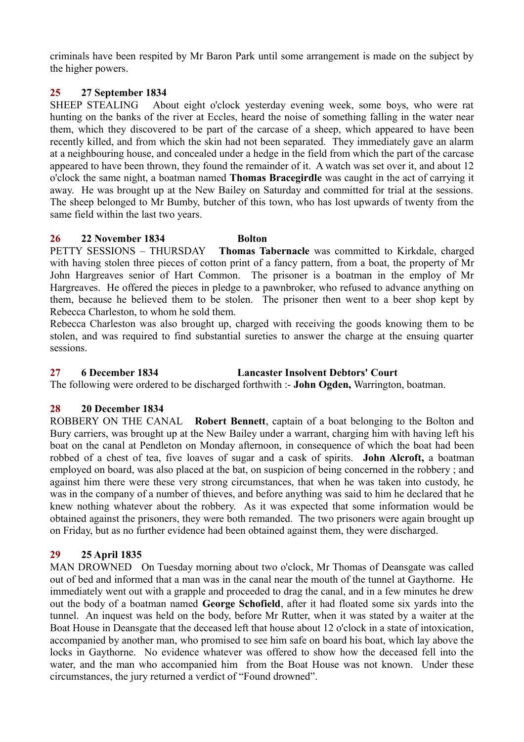criminals have been respited by Mr Baron Park until some arrangement is made on the subject by the higher powers.

**25 27 September 1834**

SHEEP STEALING About eight o'clock yesterday evening week, some boys, who were rat hunting on the banks of the river at Eccles, heard the noise of something falling in the water near them, which they discovered to be part of the carcase of a sheep, which appeared to have been recently killed, and from which the skin had not been separated. They immediately gave an alarm at a neighbouring house, and concealed under a hedge in the field from which the part of the carcase appeared to have been thrown, they found the remainder of it. A watch was set over it, and about 12 o'clock the same night, a boatman named **Thomas Bracegirdle** was caught in the act of carrying it away. He was brought up at the New Bailey on Saturday and committed for trial at the sessions. The sheep belonged to Mr Bumby, butcher of this town, who has lost upwards of twenty from the same field within the last two years.

**26 22 November 1834 Bolton**

PETTY SESSIONS – THURSDAY **Thomas Tabernacle** was committed to Kirkdale, charged with having stolen three pieces of cotton print of a fancy pattern, from a boat, the property of Mr John Hargreaves senior of Hart Common. The prisoner is a boatman in the employ of Mr Hargreaves. He offered the pieces in pledge to a pawnbroker, who refused to advance anything on them, because he believed them to be stolen. The prisoner then went to a beer shop kept by Rebecca Charleston, to whom he sold them.

Rebecca Charleston was also brought up, charged with receiving the goods knowing them to be stolen, and was required to find substantial sureties to answer the charge at the ensuing quarter sessions.

**27 6 December 1834 Lancaster Insolvent Debtors' Court**

The following were ordered to be discharged forthwith :- **John Ogden,** Warrington, boatman.

**28 20 December 1834**

ROBBERY ON THE CANAL **Robert Bennett**, captain of a boat belonging to the Bolton and Bury carriers, was brought up at the New Bailey under a warrant, charging him with having left his boat on the canal at Pendleton on Monday afternoon, in consequence of which the boat had been robbed of a chest of tea, five loaves of sugar and a cask of spirits. **John Alcroft,** a boatman employed on board, was also placed at the bat, on suspicion of being concerned in the robbery ; and against him there were these very strong circumstances, that when he was taken into custody, he was in the company of a number of thieves, and before anything was said to him he declared that he knew nothing whatever about the robbery. As it was expected that some information would be obtained against the prisoners, they were both remanded. The two prisoners were again brought up on Friday, but as no further evidence had been obtained against them, they were discharged.

**29 25 April 1835**

MAN DROWNED On Tuesday morning about two o'clock, Mr Thomas of Deansgate was called out of bed and informed that a man was in the canal near the mouth of the tunnel at Gaythorne. He immediately went out with a grapple and proceeded to drag the canal, and in a few minutes he drew out the body of a boatman named **George Schofield**, after it had floated some six yards into the tunnel. An inquest was held on the body, before Mr Rutter, when it was stated by a waiter at the Boat House in Deansgate that the deceased left that house about 12 o'clock in a state of intoxication, accompanied by another man, who promised to see him safe on board his boat, which lay above the locks in Gaythorne. No evidence whatever was offered to show how the deceased fell into the water, and the man who accompanied him from the Boat House was not known. Under these circumstances, the jury returned a verdict of "Found drowned".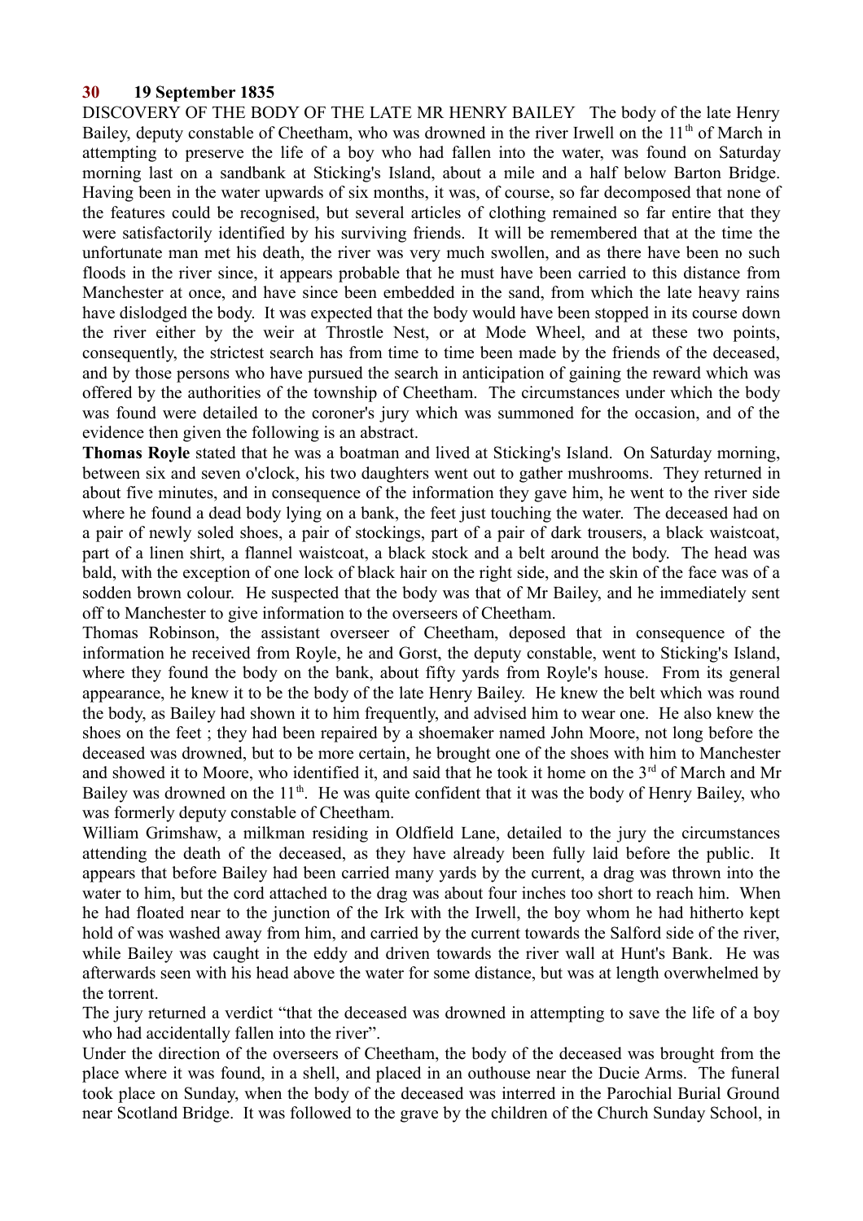**30 19 September 1835**

DISCOVERY OF THE BODY OF THE LATE MR HENRY BAILEY The body of the late Henry Bailey, deputy constable of Cheetham, who was drowned in the river Irwell on the 11th of March in attempting to preserve the life of a boy who had fallen into the water, was found on Saturday morning last on a sandbank at Sticking's Island, about a mile and a half below Barton Bridge. Having been in the water upwards of six months, it was, of course, so far decomposed that none of the features could be recognised, but several articles of clothing remained so far entire that they were satisfactorily identified by his surviving friends. It will be remembered that at the time the unfortunate man met his death, the river was very much swollen, and as there have been no such floods in the river since, it appears probable that he must have been carried to this distance from Manchester at once, and have since been embedded in the sand, from which the late heavy rains have dislodged the body. It was expected that the body would have been stopped in its course down the river either by the weir at Throstle Nest, or at Mode Wheel, and at these two points, consequently, the strictest search has from time to time been made by the friends of the deceased, and by those persons who have pursued the search in anticipation of gaining the reward which was offered by the authorities of the township of Cheetham. The circumstances under which the body was found were detailed to the coroner's jury which was summoned for the occasion, and of the evidence then given the following is an abstract.

**Thomas Royle** stated that he was a boatman and lived at Sticking's Island. On Saturday morning, between six and seven o'clock, his two daughters went out to gather mushrooms. They returned in about five minutes, and in consequence of the information they gave him, he went to the river side where he found a dead body lying on a bank, the feet just touching the water. The deceased had on a pair of newly soled shoes, a pair of stockings, part of a pair of dark trousers, a black waistcoat, part of a linen shirt, a flannel waistcoat, a black stock and a belt around the body. The head was bald, with the exception of one lock of black hair on the right side, and the skin of the face was of a sodden brown colour. He suspected that the body was that of Mr Bailey, and he immediately sent off to Manchester to give information to the overseers of Cheetham.

Thomas Robinson, the assistant overseer of Cheetham, deposed that in consequence of the information he received from Royle, he and Gorst, the deputy constable, went to Sticking's Island, where they found the body on the bank, about fifty yards from Royle's house. From its general appearance, he knew it to be the body of the late Henry Bailey. He knew the belt which was round the body, as Bailey had shown it to him frequently, and advised him to wear one. He also knew the shoes on the feet ; they had been repaired by a shoemaker named John Moore, not long before the deceased was drowned, but to be more certain, he brought one of the shoes with him to Manchester and showed it to Moore, who identified it, and said that he took it home on the 3rd of March and Mr Bailey was drowned on the 11th. He was quite confident that it was the body of Henry Bailey, who was formerly deputy constable of Cheetham.

William Grimshaw, a milkman residing in Oldfield Lane, detailed to the jury the circumstances attending the death of the deceased, as they have already been fully laid before the public. It appears that before Bailey had been carried many yards by the current, a drag was thrown into the water to him, but the cord attached to the drag was about four inches too short to reach him. When he had floated near to the junction of the Irk with the Irwell, the boy whom he had hitherto kept hold of was washed away from him, and carried by the current towards the Salford side of the river, while Bailey was caught in the eddy and driven towards the river wall at Hunt's Bank. He was afterwards seen with his head above the water for some distance, but was at length overwhelmed by the torrent.

The jury returned a verdict "that the deceased was drowned in attempting to save the life of a boy who had accidentally fallen into the river".

Under the direction of the overseers of Cheetham, the body of the deceased was brought from the place where it was found, in a shell, and placed in an outhouse near the Ducie Arms. The funeral took place on Sunday, when the body of the deceased was interred in the Parochial Burial Ground near Scotland Bridge. It was followed to the grave by the children of the Church Sunday School, in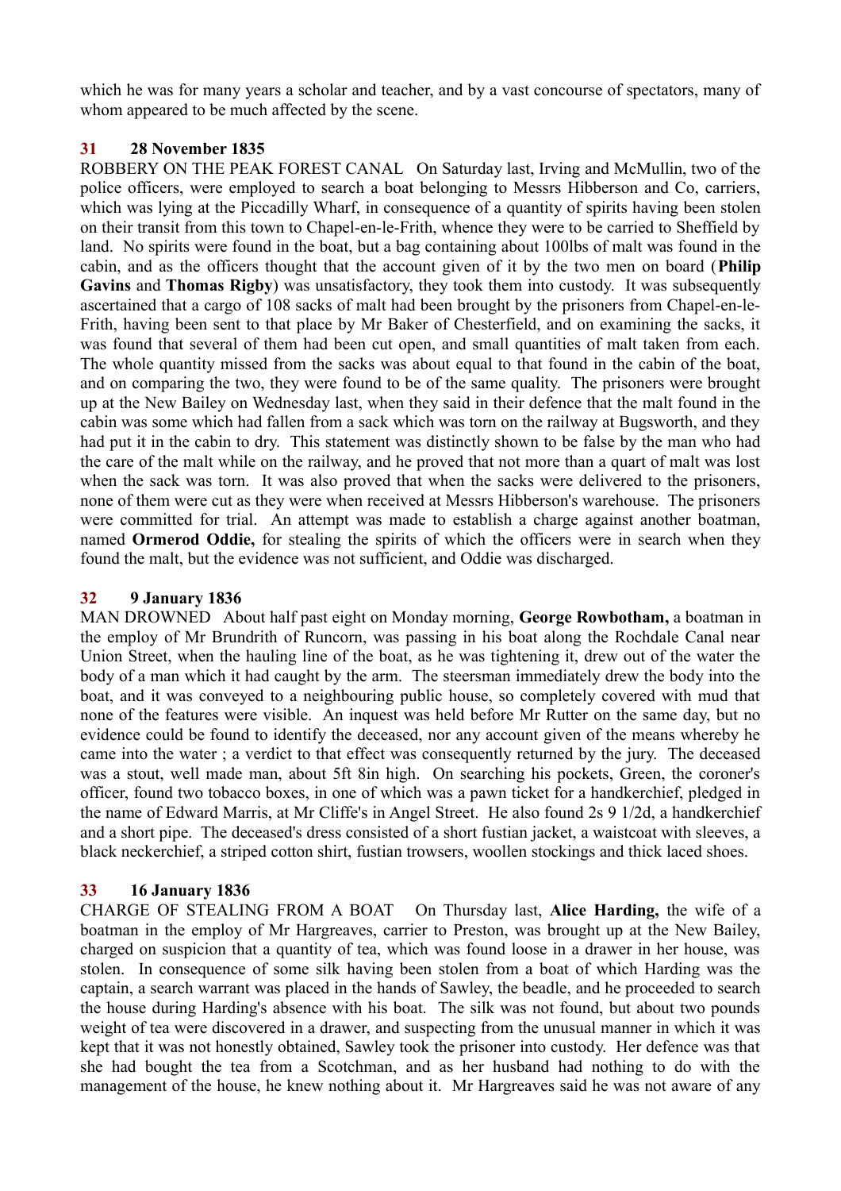which he was for many years a scholar and teacher, and by a vast concourse of spectators, many of whom appeared to be much affected by the scene.

**31 28 November 1835**

ROBBERY ON THE PEAK FOREST CANAL On Saturday last, Irving and McMullin, two of the police officers, were employed to search a boat belonging to Messrs Hibberson and Co, carriers, which was lying at the Piccadilly Wharf, in consequence of a quantity of spirits having been stolen on their transit from this town to Chapel-en-le-Frith, whence they were to be carried to Sheffield by land. No spirits were found in the boat, but a bag containing about 100lbs of malt was found in the cabin, and as the officers thought that the account given of it by the two men on board (**Philip Gavins** and **Thomas Rigby**) was unsatisfactory, they took them into custody. It was subsequently ascertained that a cargo of 108 sacks of malt had been brought by the prisoners from Chapel-en-le-Frith, having been sent to that place by Mr Baker of Chesterfield, and on examining the sacks, it was found that several of them had been cut open, and small quantities of malt taken from each. The whole quantity missed from the sacks was about equal to that found in the cabin of the boat, and on comparing the two, they were found to be of the same quality. The prisoners were brought up at the New Bailey on Wednesday last, when they said in their defence that the malt found in the cabin was some which had fallen from a sack which was torn on the railway at Bugsworth, and they had put it in the cabin to dry. This statement was distinctly shown to be false by the man who had the care of the malt while on the railway, and he proved that not more than a quart of malt was lost when the sack was torn. It was also proved that when the sacks were delivered to the prisoners, none of them were cut as they were when received at Messrs Hibberson's warehouse. The prisoners were committed for trial. An attempt was made to establish a charge against another boatman, named **Ormerod Oddie,** for stealing the spirits of which the officers were in search when they found the malt, but the evidence was not sufficient, and Oddie was discharged.

**32 9 January 1836**

MAN DROWNED About half past eight on Monday morning, **George Rowbotham,** a boatman in the employ of Mr Brundrith of Runcorn, was passing in his boat along the Rochdale Canal near Union Street, when the hauling line of the boat, as he was tightening it, drew out of the water the body of a man which it had caught by the arm. The steersman immediately drew the body into the boat, and it was conveyed to a neighbouring public house, so completely covered with mud that none of the features were visible. An inquest was held before Mr Rutter on the same day, but no evidence could be found to identify the deceased, nor any account given of the means whereby he came into the water ; a verdict to that effect was consequently returned by the jury. The deceased was a stout, well made man, about 5ft 8in high. On searching his pockets, Green, the coroner's officer, found two tobacco boxes, in one of which was a pawn ticket for a handkerchief, pledged in the name of Edward Marris, at Mr Cliffe's in Angel Street. He also found 2s 9 1/2d, a handkerchief and a short pipe. The deceased's dress consisted of a short fustian jacket, a waistcoat with sleeves, a black neckerchief, a striped cotton shirt, fustian trowsers, woollen stockings and thick laced shoes.

**33 16 January 1836**

CHARGE OF STEALING FROM A BOAT On Thursday last, **Alice Harding,** the wife of a boatman in the employ of Mr Hargreaves, carrier to Preston, was brought up at the New Bailey, charged on suspicion that a quantity of tea, which was found loose in a drawer in her house, was stolen. In consequence of some silk having been stolen from a boat of which Harding was the captain, a search warrant was placed in the hands of Sawley, the beadle, and he proceeded to search the house during Harding's absence with his boat. The silk was not found, but about two pounds weight of tea were discovered in a drawer, and suspecting from the unusual manner in which it was kept that it was not honestly obtained, Sawley took the prisoner into custody. Her defence was that she had bought the tea from a Scotchman, and as her husband had nothing to do with the management of the house, he knew nothing about it. Mr Hargreaves said he was not aware of any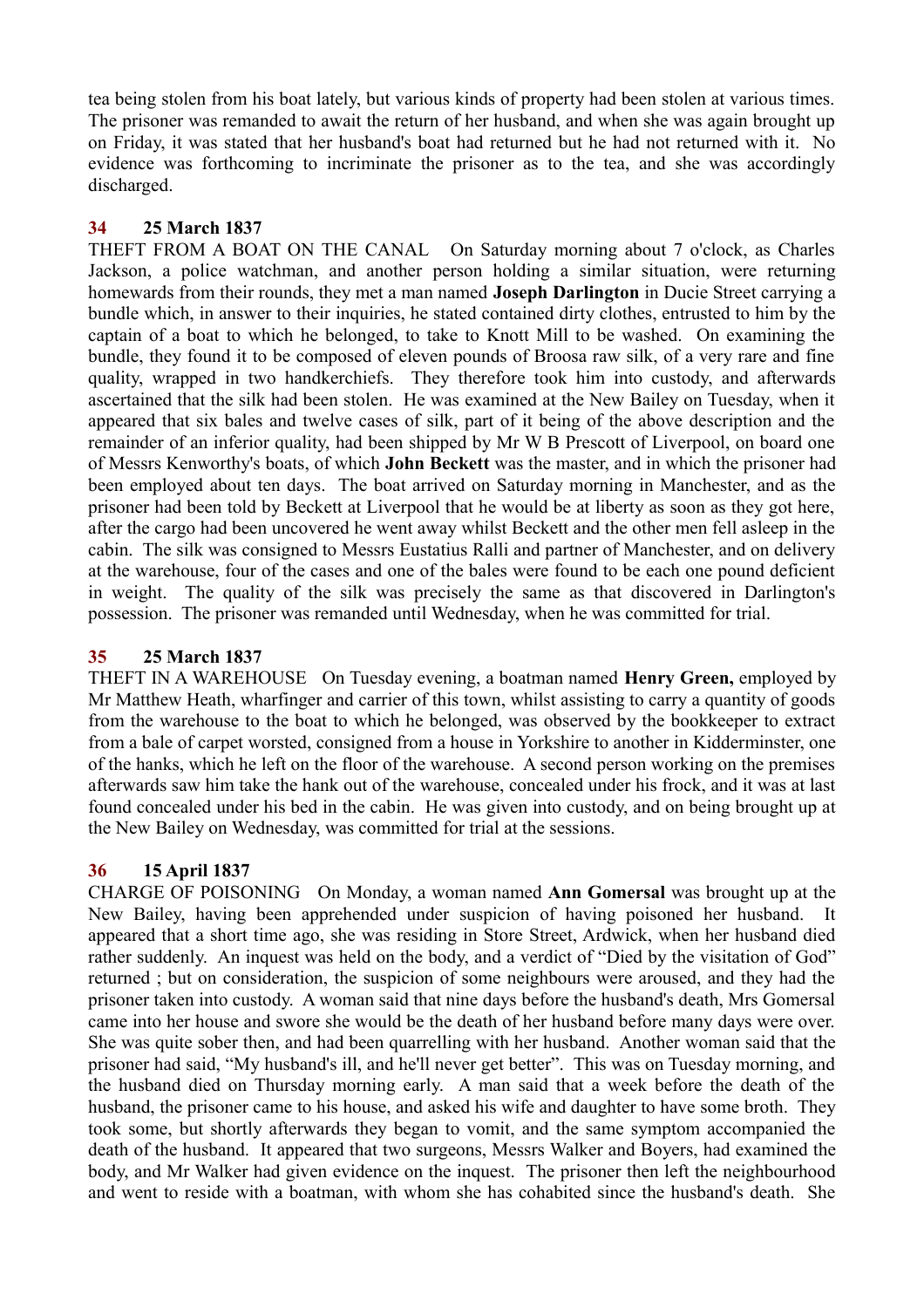tea being stolen from his boat lately, but various kinds of property had been stolen at various times. The prisoner was remanded to await the return of her husband, and when she was again brought up on Friday, it was stated that her husband's boat had returned but he had not returned with it. No evidence was forthcoming to incriminate the prisoner as to the tea, and she was accordingly discharged.

### 34 25 March 1837

THEFT FROM A BOAT ON THE CANAL On Saturday morning about 7 o'clock, as Charles Jackson, a police watchman, and another person holding a similar situation, were returning homewards from their rounds, they met a man named **Joseph Darlington** in Ducie Street carrying a bundle which, in answer to their inquiries, he stated contained dirty clothes, entrusted to him by the captain of a boat to which he belonged, to take to Knott Mill to be washed. On examining the bundle, they found it to be composed of eleven pounds of Broosa raw silk, of a very rare and fine quality, wrapped in two handkerchiefs. They therefore took him into custody, and afterwards ascertained that the silk had been stolen. He was examined at the New Bailey on Tuesday, when it appeared that six bales and twelve cases of silk, part of it being of the above description and the remainder of an inferior quality, had been shipped by Mr W B Prescott of Liverpool, on board one of Messrs Kenworthy's boats, of which **John Beckett** was the master, and in which the prisoner had been employed about ten days. The boat arrived on Saturday morning in Manchester, and as the prisoner had been told by Beckett at Liverpool that he would be at liberty as soon as they got here, after the cargo had been uncovered he went away whilst Beckett and the other men fell asleep in the cabin. The silk was consigned to Messrs Eustatius Ralli and partner of Manchester, and on delivery at the warehouse, four of the cases and one of the bales were found to be each one pound deficient in weight. The quality of the silk was precisely the same as that discovered in Darlington's possession. The prisoner was remanded until Wednesday, when he was committed for trial.

### 35 25 March 1837

THEFT IN A WAREHOUSE On Tuesday evening, a boatman named **Henry Green,** employed by Mr Matthew Heath, wharfinger and carrier of this town, whilst assisting to carry a quantity of goods from the warehouse to the boat to which he belonged, was observed by the bookkeeper to extract from a bale of carpet worsted, consigned from a house in Yorkshire to another in Kidderminster, one of the hanks, which he left on the floor of the warehouse. A second person working on the premises afterwards saw him take the hank out of the warehouse, concealed under his frock, and it was at last found concealed under his bed in the cabin. He was given into custody, and on being brought up at the New Bailey on Wednesday, was committed for trial at the sessions.

### 36 15 April 1837

CHARGE OF POISONING On Monday, a woman named **Ann Gomersal** was brought up at the New Bailey, having been apprehended under suspicion of having poisoned her husband. It appeared that a short time ago, she was residing in Store Street, Ardwick, when her husband died rather suddenly. An inquest was held on the body, and a verdict of "Died by the visitation of God" returned ; but on consideration, the suspicion of some neighbours were aroused, and they had the prisoner taken into custody. A woman said that nine days before the husband's death, Mrs Gomersal came into her house and swore she would be the death of her husband before many days were over. She was quite sober then, and had been quarrelling with her husband. Another woman said that the prisoner had said, "My husband's ill, and he'll never get better". This was on Tuesday morning, and the husband died on Thursday morning early. A man said that a week before the death of the husband, the prisoner came to his house, and asked his wife and daughter to have some broth. They took some, but shortly afterwards they began to vomit, and the same symptom accompanied the death of the husband. It appeared that two surgeons, Messrs Walker and Boyers, had examined the body, and Mr Walker had given evidence on the inquest. The prisoner then left the neighbourhood and went to reside with a boatman, with whom she has cohabited since the husband's death. She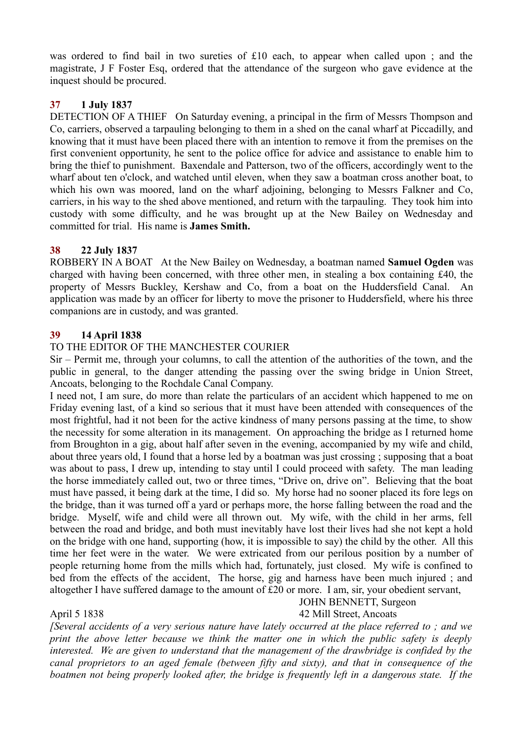was ordered to find bail in two sureties of £10 each, to appear when called upon ; and the magistrate, J F Foster Esq, ordered that the attendance of the surgeon who gave evidence at the inquest should be procured.

### 37 1 July 1837

DETECTION OF A THIEF On Saturday evening, a principal in the firm of Messrs Thompson and Co, carriers, observed a tarpauling belonging to them in a shed on the canal wharf at Piccadilly, and knowing that it must have been placed there with an intention to remove it from the premises on the first convenient opportunity, he sent to the police office for advice and assistance to enable him to bring the thief to punishment. Baxendale and Patterson, two of the officers, accordingly went to the wharf about ten o'clock, and watched until eleven, when they saw a boatman cross another boat, to which his own was moored, land on the wharf adjoining, belonging to Messrs Falkner and Co, carriers, in his way to the shed above mentioned, and return with the tarpauling. They took him into custody with some difficulty, and he was brought up at the New Bailey on Wednesday and committed for trial. His name is **James Smith.**

### 38 22 July 1837

ROBBERY IN A BOAT At the New Bailey on Wednesday, a boatman named **Samuel Ogden** was charged with having been concerned, with three other men, in stealing a box containing £40, the property of Messrs Buckley, Kershaw and Co, from a boat on the Huddersfield Canal. An application was made by an officer for liberty to move the prisoner to Huddersfield, where his three companions are in custody, and was granted.

### 39 14 April 1838

TO THE EDITOR OF THE MANCHESTER COURIER

Sir – Permit me, through your columns, to call the attention of the authorities of the town, and the public in general, to the danger attending the passing over the swing bridge in Union Street, Ancoats, belonging to the Rochdale Canal Company.

I need not, I am sure, do more than relate the particulars of an accident which happened to me on Friday evening last, of a kind so serious that it must have been attended with consequences of the most frightful, had it not been for the active kindness of many persons passing at the time, to show the necessity for some alteration in its management. On approaching the bridge as I returned home from Broughton in a gig, about half after seven in the evening, accompanied by my wife and child, about three years old, I found that a horse led by a boatman was just crossing ; supposing that a boat was about to pass, I drew up, intending to stay until I could proceed with safety. The man leading the horse immediately called out, two or three times, "Drive on, drive on". Believing that the boat must have passed, it being dark at the time, I did so. My horse had no sooner placed its fore legs on the bridge, than it was turned off a yard or perhaps more, the horse falling between the road and the bridge. Myself, wife and child were all thrown out. My wife, with the child in her arms, fell between the road and bridge, and both must inevitably have lost their lives had she not kept a hold on the bridge with one hand, supporting (how, it is impossible to say) the child by the other. All this time her feet were in the water. We were extricated from our perilous position by a number of people returning home from the mills which had, fortunately, just closed. My wife is confined to bed from the effects of the accident, The horse, gig and harness have been much injured ; and altogether I have suffered damage to the amount of £20 or more. I am, sir, your obedient servant,

JOHN BENNETT, Surgeon
April 5 1838 — 42 Mill Street, Ancoats

*[Several accidents of a very serious nature have lately occurred at the place referred to ; and we print the above letter because we think the matter one in which the public safety is deeply interested. We are given to understand that the management of the drawbridge is confided by the canal proprietors to an aged female (between fifty and sixty), and that in consequence of the boatmen not being properly looked after, the bridge is frequently left in a dangerous state. If the*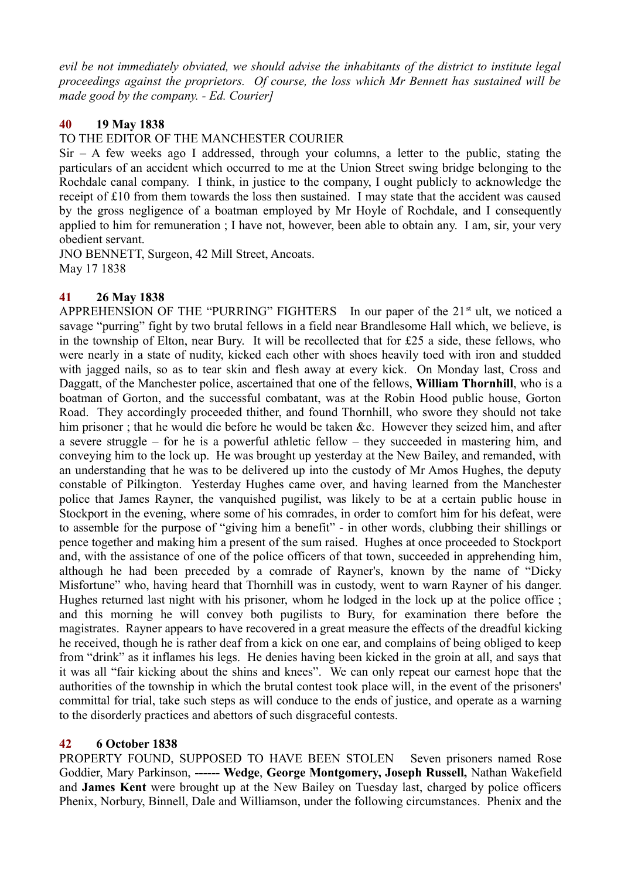*evil be not immediately obviated, we should advise the inhabitants of the district to institute legal proceedings against the proprietors. Of course, the loss which Mr Bennett has sustained will be made good by the company. - Ed. Courier]*

**40 19 May 1838**

TO THE EDITOR OF THE MANCHESTER COURIER

Sir – A few weeks ago I addressed, through your columns, a letter to the public, stating the particulars of an accident which occurred to me at the Union Street swing bridge belonging to the Rochdale canal company. I think, in justice to the company, I ought publicly to acknowledge the receipt of £10 from them towards the loss then sustained. I may state that the accident was caused by the gross negligence of a boatman employed by Mr Hoyle of Rochdale, and I consequently applied to him for remuneration ; I have not, however, been able to obtain any. I am, sir, your very obedient servant.

JNO BENNETT, Surgeon, 42 Mill Street, Ancoats.
May 17 1838

**41 26 May 1838**

APPREHENSION OF THE "PURRING" FIGHTERS In our paper of the 21st ult, we noticed a savage "purring" fight by two brutal fellows in a field near Brandlesome Hall which, we believe, is in the township of Elton, near Bury. It will be recollected that for £25 a side, these fellows, who were nearly in a state of nudity, kicked each other with shoes heavily toed with iron and studded with jagged nails, so as to tear skin and flesh away at every kick. On Monday last, Cross and Daggatt, of the Manchester police, ascertained that one of the fellows, **William Thornhill**, who is a boatman of Gorton, and the successful combatant, was at the Robin Hood public house, Gorton Road. They accordingly proceeded thither, and found Thornhill, who swore they should not take him prisoner ; that he would die before he would be taken &c. However they seized him, and after a severe struggle – for he is a powerful athletic fellow – they succeeded in mastering him, and conveying him to the lock up. He was brought up yesterday at the New Bailey, and remanded, with an understanding that he was to be delivered up into the custody of Mr Amos Hughes, the deputy constable of Pilkington. Yesterday Hughes came over, and having learned from the Manchester police that James Rayner, the vanquished pugilist, was likely to be at a certain public house in Stockport in the evening, where some of his comrades, in order to comfort him for his defeat, were to assemble for the purpose of "giving him a benefit" - in other words, clubbing their shillings or pence together and making him a present of the sum raised. Hughes at once proceeded to Stockport and, with the assistance of one of the police officers of that town, succeeded in apprehending him, although he had been preceded by a comrade of Rayner's, known by the name of "Dicky Misfortune" who, having heard that Thornhill was in custody, went to warn Rayner of his danger. Hughes returned last night with his prisoner, whom he lodged in the lock up at the police office ; and this morning he will convey both pugilists to Bury, for examination there before the magistrates. Rayner appears to have recovered in a great measure the effects of the dreadful kicking he received, though he is rather deaf from a kick on one ear, and complains of being obliged to keep from "drink" as it inflames his legs. He denies having been kicked in the groin at all, and says that it was all "fair kicking about the shins and knees". We can only repeat our earnest hope that the authorities of the township in which the brutal contest took place will, in the event of the prisoners' committal for trial, take such steps as will conduce to the ends of justice, and operate as a warning to the disorderly practices and abettors of such disgraceful contests.

**42 6 October 1838**

PROPERTY FOUND, SUPPOSED TO HAVE BEEN STOLEN Seven prisoners named Rose Goddier, Mary Parkinson, **------ Wedge**, **George Montgomery, Joseph Russell,** Nathan Wakefield and **James Kent** were brought up at the New Bailey on Tuesday last, charged by police officers Phenix, Norbury, Binnell, Dale and Williamson, under the following circumstances. Phenix and the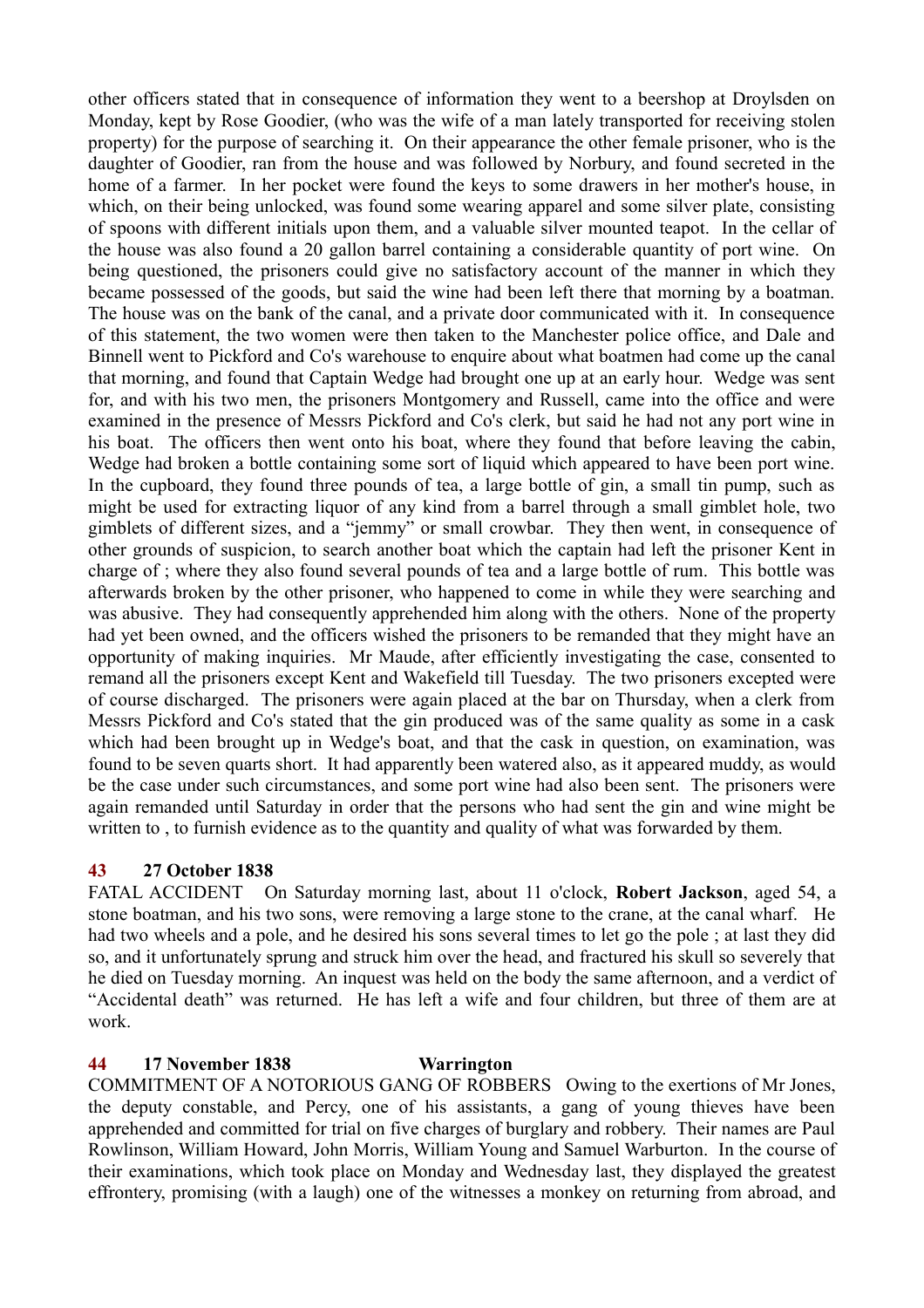other officers stated that in consequence of information they went to a beershop at Droylsden on Monday, kept by Rose Goodier, (who was the wife of a man lately transported for receiving stolen property) for the purpose of searching it. On their appearance the other female prisoner, who is the daughter of Goodier, ran from the house and was followed by Norbury, and found secreted in the home of a farmer. In her pocket were found the keys to some drawers in her mother's house, in which, on their being unlocked, was found some wearing apparel and some silver plate, consisting of spoons with different initials upon them, and a valuable silver mounted teapot. In the cellar of the house was also found a 20 gallon barrel containing a considerable quantity of port wine. On being questioned, the prisoners could give no satisfactory account of the manner in which they became possessed of the goods, but said the wine had been left there that morning by a boatman. The house was on the bank of the canal, and a private door communicated with it. In consequence of this statement, the two women were then taken to the Manchester police office, and Dale and Binnell went to Pickford and Co's warehouse to enquire about what boatmen had come up the canal that morning, and found that Captain Wedge had brought one up at an early hour. Wedge was sent for, and with his two men, the prisoners Montgomery and Russell, came into the office and were examined in the presence of Messrs Pickford and Co's clerk, but said he had not any port wine in his boat. The officers then went onto his boat, where they found that before leaving the cabin, Wedge had broken a bottle containing some sort of liquid which appeared to have been port wine. In the cupboard, they found three pounds of tea, a large bottle of gin, a small tin pump, such as might be used for extracting liquor of any kind from a barrel through a small gimblet hole, two gimblets of different sizes, and a "jemmy" or small crowbar. They then went, in consequence of other grounds of suspicion, to search another boat which the captain had left the prisoner Kent in charge of ; where they also found several pounds of tea and a large bottle of rum. This bottle was afterwards broken by the other prisoner, who happened to come in while they were searching and was abusive. They had consequently apprehended him along with the others. None of the property had yet been owned, and the officers wished the prisoners to be remanded that they might have an opportunity of making inquiries. Mr Maude, after efficiently investigating the case, consented to remand all the prisoners except Kent and Wakefield till Tuesday. The two prisoners excepted were of course discharged. The prisoners were again placed at the bar on Thursday, when a clerk from Messrs Pickford and Co's stated that the gin produced was of the same quality as some in a cask which had been brought up in Wedge's boat, and that the cask in question, on examination, was found to be seven quarts short. It had apparently been watered also, as it appeared muddy, as would be the case under such circumstances, and some port wine had also been sent. The prisoners were again remanded until Saturday in order that the persons who had sent the gin and wine might be written to , to furnish evidence as to the quantity and quality of what was forwarded by them.

**43 27 October 1838**

FATAL ACCIDENT On Saturday morning last, about 11 o'clock, **Robert Jackson**, aged 54, a stone boatman, and his two sons, were removing a large stone to the crane, at the canal wharf. He had two wheels and a pole, and he desired his sons several times to let go the pole ; at last they did so, and it unfortunately sprung and struck him over the head, and fractured his skull so severely that he died on Tuesday morning. An inquest was held on the body the same afternoon, and a verdict of "Accidental death" was returned. He has left a wife and four children, but three of them are at work.

**44 17 November 1838 Warrington**

COMMITMENT OF A NOTORIOUS GANG OF ROBBERS Owing to the exertions of Mr Jones, the deputy constable, and Percy, one of his assistants, a gang of young thieves have been apprehended and committed for trial on five charges of burglary and robbery. Their names are Paul Rowlinson, William Howard, John Morris, William Young and Samuel Warburton. In the course of their examinations, which took place on Monday and Wednesday last, they displayed the greatest effrontery, promising (with a laugh) one of the witnesses a monkey on returning from abroad, and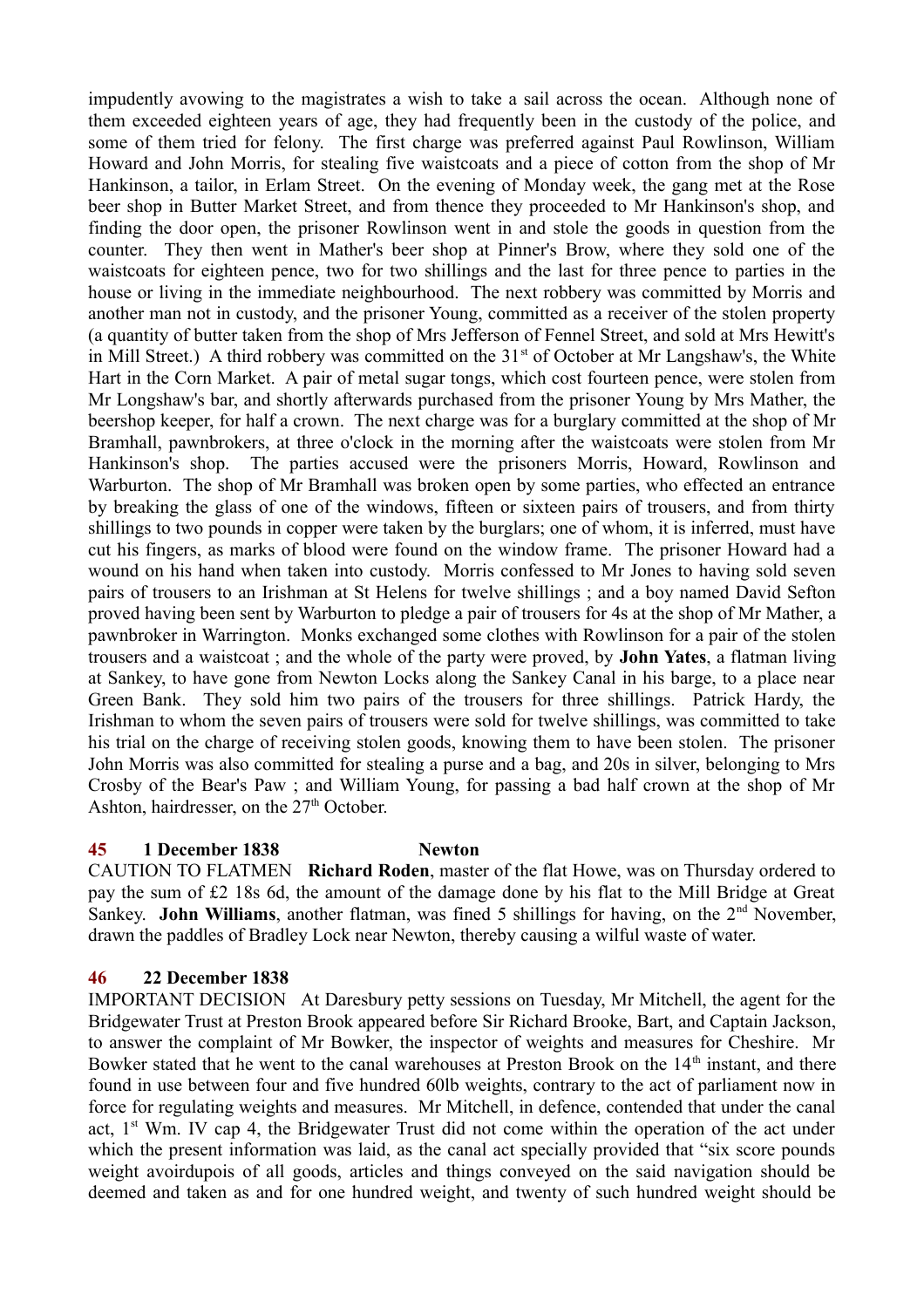impudently avowing to the magistrates a wish to take a sail across the ocean. Although none of them exceeded eighteen years of age, they had frequently been in the custody of the police, and some of them tried for felony. The first charge was preferred against Paul Rowlinson, William Howard and John Morris, for stealing five waistcoats and a piece of cotton from the shop of Mr Hankinson, a tailor, in Erlam Street. On the evening of Monday week, the gang met at the Rose beer shop in Butter Market Street, and from thence they proceeded to Mr Hankinson's shop, and finding the door open, the prisoner Rowlinson went in and stole the goods in question from the counter. They then went in Mather's beer shop at Pinner's Brow, where they sold one of the waistcoats for eighteen pence, two for two shillings and the last for three pence to parties in the house or living in the immediate neighbourhood. The next robbery was committed by Morris and another man not in custody, and the prisoner Young, committed as a receiver of the stolen property (a quantity of butter taken from the shop of Mrs Jefferson of Fennel Street, and sold at Mrs Hewitt's in Mill Street.) A third robbery was committed on the 31st of October at Mr Langshaw's, the White Hart in the Corn Market. A pair of metal sugar tongs, which cost fourteen pence, were stolen from Mr Longshaw's bar, and shortly afterwards purchased from the prisoner Young by Mrs Mather, the beershop keeper, for half a crown. The next charge was for a burglary committed at the shop of Mr Bramhall, pawnbrokers, at three o'clock in the morning after the waistcoats were stolen from Mr Hankinson's shop. The parties accused were the prisoners Morris, Howard, Rowlinson and Warburton. The shop of Mr Bramhall was broken open by some parties, who effected an entrance by breaking the glass of one of the windows, fifteen or sixteen pairs of trousers, and from thirty shillings to two pounds in copper were taken by the burglars; one of whom, it is inferred, must have cut his fingers, as marks of blood were found on the window frame. The prisoner Howard had a wound on his hand when taken into custody. Morris confessed to Mr Jones to having sold seven pairs of trousers to an Irishman at St Helens for twelve shillings ; and a boy named David Sefton proved having been sent by Warburton to pledge a pair of trousers for 4s at the shop of Mr Mather, a pawnbroker in Warrington. Monks exchanged some clothes with Rowlinson for a pair of the stolen trousers and a waistcoat ; and the whole of the party were proved, by **John Yates**, a flatman living at Sankey, to have gone from Newton Locks along the Sankey Canal in his barge, to a place near Green Bank. They sold him two pairs of the trousers for three shillings. Patrick Hardy, the Irishman to whom the seven pairs of trousers were sold for twelve shillings, was committed to take his trial on the charge of receiving stolen goods, knowing them to have been stolen. The prisoner John Morris was also committed for stealing a purse and a bag, and 20s in silver, belonging to Mrs Crosby of the Bear's Paw ; and William Young, for passing a bad half crown at the shop of Mr Ashton, hairdresser, on the 27th October.

### 45 1 December 1838 Newton

CAUTION TO FLATMEN **Richard Roden**, master of the flat Howe, was on Thursday ordered to pay the sum of £2 18s 6d, the amount of the damage done by his flat to the Mill Bridge at Great Sankey. **John Williams**, another flatman, was fined 5 shillings for having, on the 2nd November, drawn the paddles of Bradley Lock near Newton, thereby causing a wilful waste of water.

### 46 22 December 1838

IMPORTANT DECISION At Daresbury petty sessions on Tuesday, Mr Mitchell, the agent for the Bridgewater Trust at Preston Brook appeared before Sir Richard Brooke, Bart, and Captain Jackson, to answer the complaint of Mr Bowker, the inspector of weights and measures for Cheshire. Mr Bowker stated that he went to the canal warehouses at Preston Brook on the 14th instant, and there found in use between four and five hundred 60lb weights, contrary to the act of parliament now in force for regulating weights and measures. Mr Mitchell, in defence, contended that under the canal act, 1st Wm. IV cap 4, the Bridgewater Trust did not come within the operation of the act under which the present information was laid, as the canal act specially provided that "six score pounds weight avoirdupois of all goods, articles and things conveyed on the said navigation should be deemed and taken as and for one hundred weight, and twenty of such hundred weight should be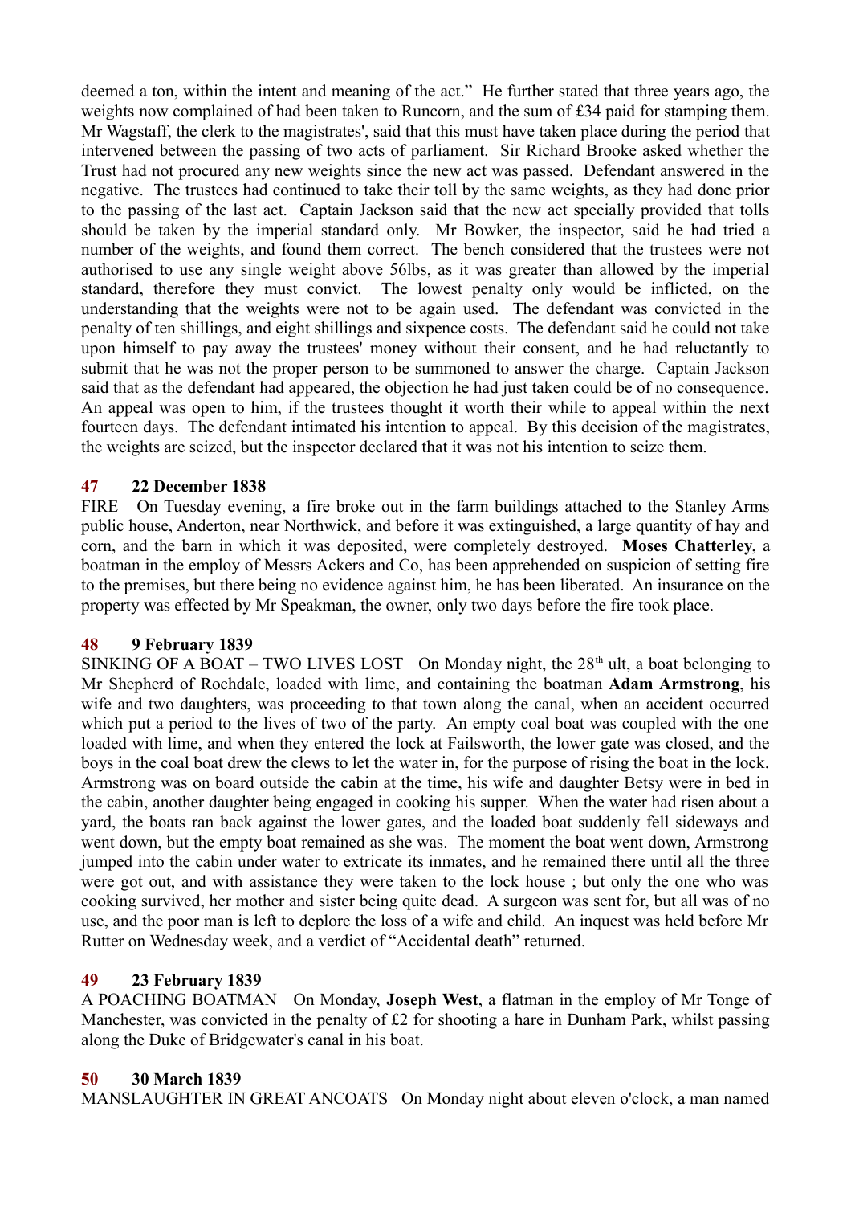deemed a ton, within the intent and meaning of the act." He further stated that three years ago, the weights now complained of had been taken to Runcorn, and the sum of £34 paid for stamping them. Mr Wagstaff, the clerk to the magistrates', said that this must have taken place during the period that intervened between the passing of two acts of parliament. Sir Richard Brooke asked whether the Trust had not procured any new weights since the new act was passed. Defendant answered in the negative. The trustees had continued to take their toll by the same weights, as they had done prior to the passing of the last act. Captain Jackson said that the new act specially provided that tolls should be taken by the imperial standard only. Mr Bowker, the inspector, said he had tried a number of the weights, and found them correct. The bench considered that the trustees were not authorised to use any single weight above 56lbs, as it was greater than allowed by the imperial standard, therefore they must convict. The lowest penalty only would be inflicted, on the understanding that the weights were not to be again used. The defendant was convicted in the penalty of ten shillings, and eight shillings and sixpence costs. The defendant said he could not take upon himself to pay away the trustees' money without their consent, and he had reluctantly to submit that he was not the proper person to be summoned to answer the charge. Captain Jackson said that as the defendant had appeared, the objection he had just taken could be of no consequence. An appeal was open to him, if the trustees thought it worth their while to appeal within the next fourteen days. The defendant intimated his intention to appeal. By this decision of the magistrates, the weights are seized, but the inspector declared that it was not his intention to seize them.

### 47 22 December 1838

FIRE On Tuesday evening, a fire broke out in the farm buildings attached to the Stanley Arms public house, Anderton, near Northwick, and before it was extinguished, a large quantity of hay and corn, and the barn in which it was deposited, were completely destroyed. **Moses Chatterley**, a boatman in the employ of Messrs Ackers and Co, has been apprehended on suspicion of setting fire to the premises, but there being no evidence against him, he has been liberated. An insurance on the property was effected by Mr Speakman, the owner, only two days before the fire took place.

### 48 9 February 1839

SINKING OF A BOAT – TWO LIVES LOST On Monday night, the 28th ult, a boat belonging to Mr Shepherd of Rochdale, loaded with lime, and containing the boatman **Adam Armstrong**, his wife and two daughters, was proceeding to that town along the canal, when an accident occurred which put a period to the lives of two of the party. An empty coal boat was coupled with the one loaded with lime, and when they entered the lock at Failsworth, the lower gate was closed, and the boys in the coal boat drew the clews to let the water in, for the purpose of rising the boat in the lock. Armstrong was on board outside the cabin at the time, his wife and daughter Betsy were in bed in the cabin, another daughter being engaged in cooking his supper. When the water had risen about a yard, the boats ran back against the lower gates, and the loaded boat suddenly fell sideways and went down, but the empty boat remained as she was. The moment the boat went down, Armstrong jumped into the cabin under water to extricate its inmates, and he remained there until all the three were got out, and with assistance they were taken to the lock house ; but only the one who was cooking survived, her mother and sister being quite dead. A surgeon was sent for, but all was of no use, and the poor man is left to deplore the loss of a wife and child. An inquest was held before Mr Rutter on Wednesday week, and a verdict of "Accidental death" returned.

### 49 23 February 1839

A POACHING BOATMAN On Monday, **Joseph West**, a flatman in the employ of Mr Tonge of Manchester, was convicted in the penalty of £2 for shooting a hare in Dunham Park, whilst passing along the Duke of Bridgewater's canal in his boat.

### 50 30 March 1839

MANSLAUGHTER IN GREAT ANCOATS On Monday night about eleven o'clock, a man named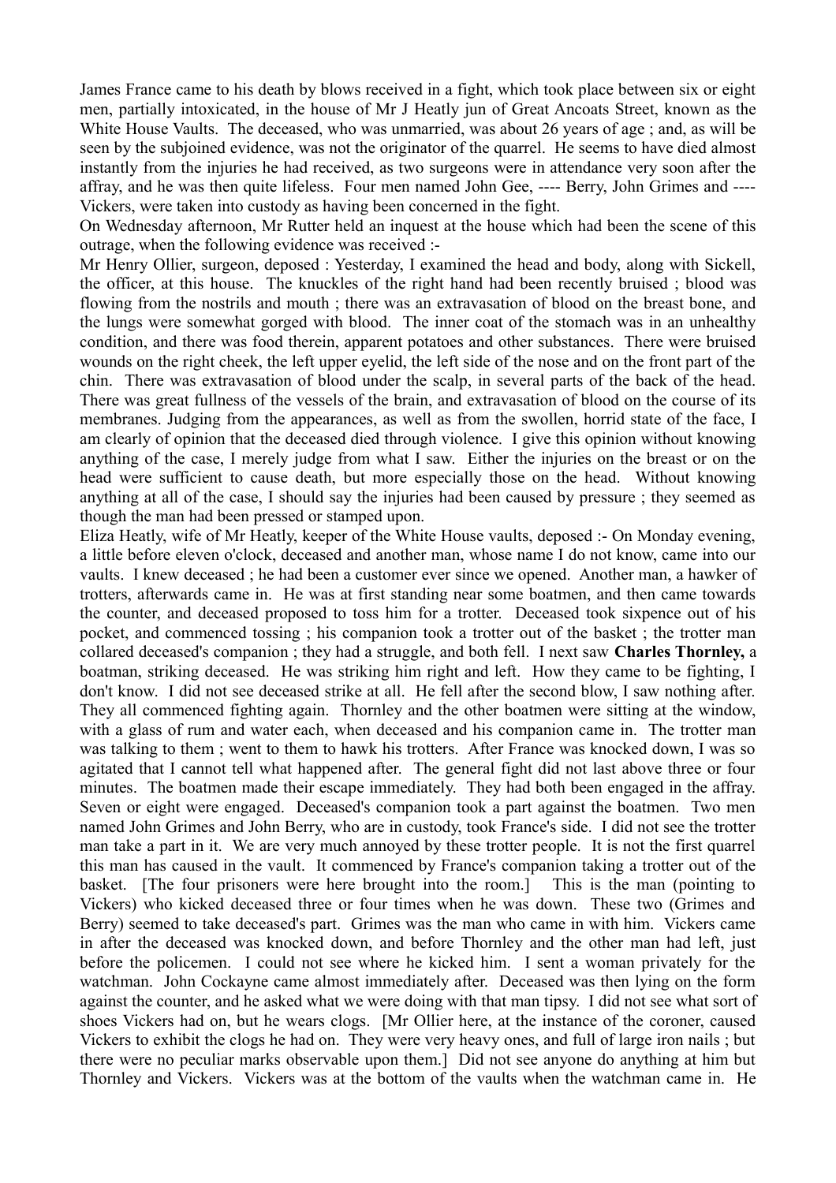James France came to his death by blows received in a fight, which took place between six or eight men, partially intoxicated, in the house of Mr J Heatly jun of Great Ancoats Street, known as the White House Vaults. The deceased, who was unmarried, was about 26 years of age ; and, as will be seen by the subjoined evidence, was not the originator of the quarrel. He seems to have died almost instantly from the injuries he had received, as two surgeons were in attendance very soon after the affray, and he was then quite lifeless. Four men named John Gee, ---- Berry, John Grimes and ---- Vickers, were taken into custody as having been concerned in the fight.

On Wednesday afternoon, Mr Rutter held an inquest at the house which had been the scene of this outrage, when the following evidence was received :-

Mr Henry Ollier, surgeon, deposed : Yesterday, I examined the head and body, along with Sickell, the officer, at this house. The knuckles of the right hand had been recently bruised ; blood was flowing from the nostrils and mouth ; there was an extravasation of blood on the breast bone, and the lungs were somewhat gorged with blood. The inner coat of the stomach was in an unhealthy condition, and there was food therein, apparent potatoes and other substances. There were bruised wounds on the right cheek, the left upper eyelid, the left side of the nose and on the front part of the chin. There was extravasation of blood under the scalp, in several parts of the back of the head. There was great fullness of the vessels of the brain, and extravasation of blood on the course of its membranes. Judging from the appearances, as well as from the swollen, horrid state of the face, I am clearly of opinion that the deceased died through violence. I give this opinion without knowing anything of the case, I merely judge from what I saw. Either the injuries on the breast or on the head were sufficient to cause death, but more especially those on the head. Without knowing anything at all of the case, I should say the injuries had been caused by pressure ; they seemed as though the man had been pressed or stamped upon.

Eliza Heatly, wife of Mr Heatly, keeper of the White House vaults, deposed :- On Monday evening, a little before eleven o'clock, deceased and another man, whose name I do not know, came into our vaults. I knew deceased ; he had been a customer ever since we opened. Another man, a hawker of trotters, afterwards came in. He was at first standing near some boatmen, and then came towards the counter, and deceased proposed to toss him for a trotter. Deceased took sixpence out of his pocket, and commenced tossing ; his companion took a trotter out of the basket ; the trotter man collared deceased's companion ; they had a struggle, and both fell. I next saw **Charles Thornley,** a boatman, striking deceased. He was striking him right and left. How they came to be fighting, I don't know. I did not see deceased strike at all. He fell after the second blow, I saw nothing after. They all commenced fighting again. Thornley and the other boatmen were sitting at the window, with a glass of rum and water each, when deceased and his companion came in. The trotter man was talking to them ; went to them to hawk his trotters. After France was knocked down, I was so agitated that I cannot tell what happened after. The general fight did not last above three or four minutes. The boatmen made their escape immediately. They had both been engaged in the affray. Seven or eight were engaged. Deceased's companion took a part against the boatmen. Two men named John Grimes and John Berry, who are in custody, took France's side. I did not see the trotter man take a part in it. We are very much annoyed by these trotter people. It is not the first quarrel this man has caused in the vault. It commenced by France's companion taking a trotter out of the basket. [The four prisoners were here brought into the room.] This is the man (pointing to Vickers) who kicked deceased three or four times when he was down. These two (Grimes and Berry) seemed to take deceased's part. Grimes was the man who came in with him. Vickers came in after the deceased was knocked down, and before Thornley and the other man had left, just before the policemen. I could not see where he kicked him. I sent a woman privately for the watchman. John Cockayne came almost immediately after. Deceased was then lying on the form against the counter, and he asked what we were doing with that man tipsy. I did not see what sort of shoes Vickers had on, but he wears clogs. [Mr Ollier here, at the instance of the coroner, caused Vickers to exhibit the clogs he had on. They were very heavy ones, and full of large iron nails ; but there were no peculiar marks observable upon them.] Did not see anyone do anything at him but Thornley and Vickers. Vickers was at the bottom of the vaults when the watchman came in. He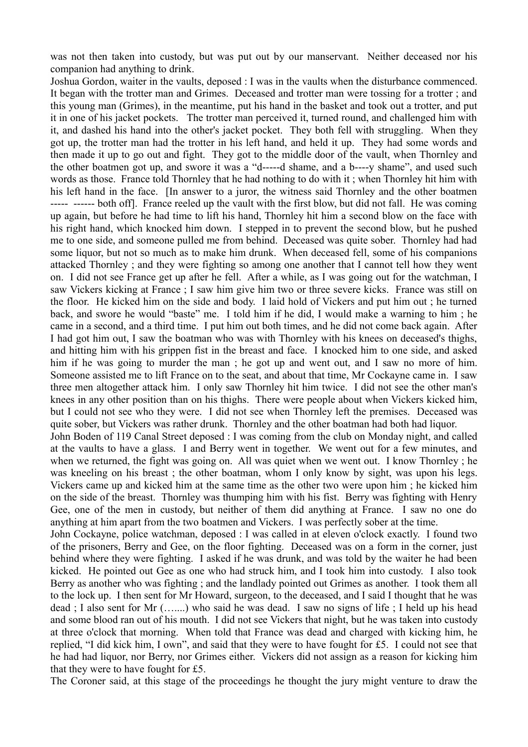was not then taken into custody, but was put out by our manservant. Neither deceased nor his companion had anything to drink.

Joshua Gordon, waiter in the vaults, deposed : I was in the vaults when the disturbance commenced. It began with the trotter man and Grimes. Deceased and trotter man were tossing for a trotter ; and this young man (Grimes), in the meantime, put his hand in the basket and took out a trotter, and put it in one of his jacket pockets. The trotter man perceived it, turned round, and challenged him with it, and dashed his hand into the other's jacket pocket. They both fell with struggling. When they got up, the trotter man had the trotter in his left hand, and held it up. They had some words and then made it up to go out and fight. They got to the middle door of the vault, when Thornley and the other boatmen got up, and swore it was a "d-----d shame, and a b----y shame", and used such words as those. France told Thornley that he had nothing to do with it ; when Thornley hit him with his left hand in the face. [In answer to a juror, the witness said Thornley and the other boatmen ----- ------ both off]. France reeled up the vault with the first blow, but did not fall. He was coming up again, but before he had time to lift his hand, Thornley hit him a second blow on the face with his right hand, which knocked him down. I stepped in to prevent the second blow, but he pushed me to one side, and someone pulled me from behind. Deceased was quite sober. Thornley had had some liquor, but not so much as to make him drunk. When deceased fell, some of his companions attacked Thornley ; and they were fighting so among one another that I cannot tell how they went on. I did not see France get up after he fell. After a while, as I was going out for the watchman, I saw Vickers kicking at France ; I saw him give him two or three severe kicks. France was still on the floor. He kicked him on the side and body. I laid hold of Vickers and put him out ; he turned back, and swore he would "baste" me. I told him if he did, I would make a warning to him ; he came in a second, and a third time. I put him out both times, and he did not come back again. After I had got him out, I saw the boatman who was with Thornley with his knees on deceased's thighs, and hitting him with his grippen fist in the breast and face. I knocked him to one side, and asked him if he was going to murder the man ; he got up and went out, and I saw no more of him. Someone assisted me to lift France on to the seat, and about that time, Mr Cockayne came in. I saw three men altogether attack him. I only saw Thornley hit him twice. I did not see the other man's knees in any other position than on his thighs. There were people about when Vickers kicked him, but I could not see who they were. I did not see when Thornley left the premises. Deceased was quite sober, but Vickers was rather drunk. Thornley and the other boatman had both had liquor.

John Boden of 119 Canal Street deposed : I was coming from the club on Monday night, and called at the vaults to have a glass. I and Berry went in together. We went out for a few minutes, and when we returned, the fight was going on. All was quiet when we went out. I know Thornley ; he was kneeling on his breast ; the other boatman, whom I only know by sight, was upon his legs. Vickers came up and kicked him at the same time as the other two were upon him ; he kicked him on the side of the breast. Thornley was thumping him with his fist. Berry was fighting with Henry Gee, one of the men in custody, but neither of them did anything at France. I saw no one do anything at him apart from the two boatmen and Vickers. I was perfectly sober at the time.

John Cockayne, police watchman, deposed : I was called in at eleven o'clock exactly. I found two of the prisoners, Berry and Gee, on the floor fighting. Deceased was on a form in the corner, just behind where they were fighting. I asked if he was drunk, and was told by the waiter he had been kicked. He pointed out Gee as one who had struck him, and I took him into custody. I also took Berry as another who was fighting ; and the landlady pointed out Grimes as another. I took them all to the lock up. I then sent for Mr Howard, surgeon, to the deceased, and I said I thought that he was dead ; I also sent for Mr (….....) who said he was dead. I saw no signs of life ; I held up his head and some blood ran out of his mouth. I did not see Vickers that night, but he was taken into custody at three o'clock that morning. When told that France was dead and charged with kicking him, he replied, "I did kick him, I own", and said that they were to have fought for £5. I could not see that he had had liquor, nor Berry, nor Grimes either. Vickers did not assign as a reason for kicking him that they were to have fought for £5.

The Coroner said, at this stage of the proceedings he thought the jury might venture to draw the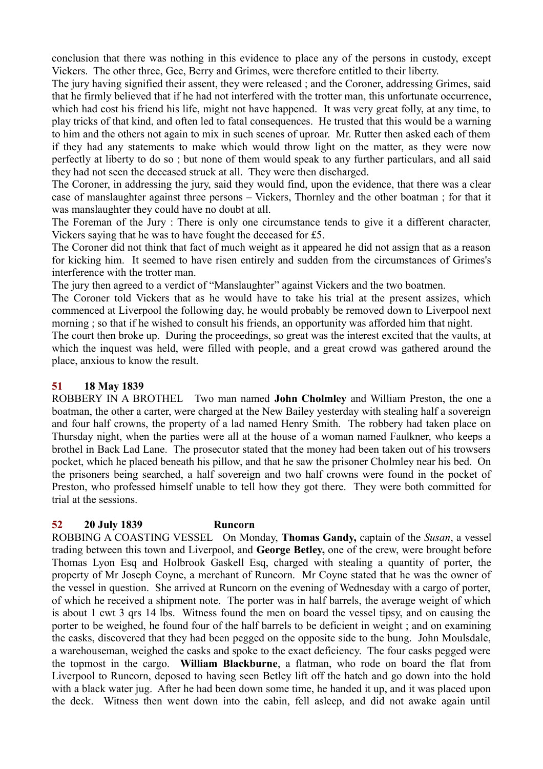conclusion that there was nothing in this evidence to place any of the persons in custody, except Vickers. The other three, Gee, Berry and Grimes, were therefore entitled to their liberty.

The jury having signified their assent, they were released ; and the Coroner, addressing Grimes, said that he firmly believed that if he had not interfered with the trotter man, this unfortunate occurrence, which had cost his friend his life, might not have happened. It was very great folly, at any time, to play tricks of that kind, and often led to fatal consequences. He trusted that this would be a warning to him and the others not again to mix in such scenes of uproar. Mr. Rutter then asked each of them if they had any statements to make which would throw light on the matter, as they were now perfectly at liberty to do so ; but none of them would speak to any further particulars, and all said they had not seen the deceased struck at all. They were then discharged.

The Coroner, in addressing the jury, said they would find, upon the evidence, that there was a clear case of manslaughter against three persons – Vickers, Thornley and the other boatman ; for that it was manslaughter they could have no doubt at all.

The Foreman of the Jury : There is only one circumstance tends to give it a different character, Vickers saying that he was to have fought the deceased for £5.

The Coroner did not think that fact of much weight as it appeared he did not assign that as a reason for kicking him. It seemed to have risen entirely and sudden from the circumstances of Grimes's interference with the trotter man.

The jury then agreed to a verdict of "Manslaughter" against Vickers and the two boatmen.

The Coroner told Vickers that as he would have to take his trial at the present assizes, which commenced at Liverpool the following day, he would probably be removed down to Liverpool next morning ; so that if he wished to consult his friends, an opportunity was afforded him that night.

The court then broke up. During the proceedings, so great was the interest excited that the vaults, at which the inquest was held, were filled with people, and a great crowd was gathered around the place, anxious to know the result.

### 51 18 May 1839

ROBBERY IN A BROTHEL Two man named **John Cholmley** and William Preston, the one a boatman, the other a carter, were charged at the New Bailey yesterday with stealing half a sovereign and four half crowns, the property of a lad named Henry Smith. The robbery had taken place on Thursday night, when the parties were all at the house of a woman named Faulkner, who keeps a brothel in Back Lad Lane. The prosecutor stated that the money had been taken out of his trowsers pocket, which he placed beneath his pillow, and that he saw the prisoner Cholmley near his bed. On the prisoners being searched, a half sovereign and two half crowns were found in the pocket of Preston, who professed himself unable to tell how they got there. They were both committed for trial at the sessions.

### 52 20 July 1839 Runcorn

ROBBING A COASTING VESSEL On Monday, **Thomas Gandy,** captain of the *Susan*, a vessel trading between this town and Liverpool, and **George Betley,** one of the crew, were brought before Thomas Lyon Esq and Holbrook Gaskell Esq, charged with stealing a quantity of porter, the property of Mr Joseph Coyne, a merchant of Runcorn. Mr Coyne stated that he was the owner of the vessel in question. She arrived at Runcorn on the evening of Wednesday with a cargo of porter, of which he received a shipment note. The porter was in half barrels, the average weight of which is about 1 cwt 3 qrs 14 lbs. Witness found the men on board the vessel tipsy, and on causing the porter to be weighed, he found four of the half barrels to be deficient in weight ; and on examining the casks, discovered that they had been pegged on the opposite side to the bung. John Moulsdale, a warehouseman, weighed the casks and spoke to the exact deficiency. The four casks pegged were the topmost in the cargo. **William Blackburne**, a flatman, who rode on board the flat from Liverpool to Runcorn, deposed to having seen Betley lift off the hatch and go down into the hold with a black water jug. After he had been down some time, he handed it up, and it was placed upon the deck. Witness then went down into the cabin, fell asleep, and did not awake again until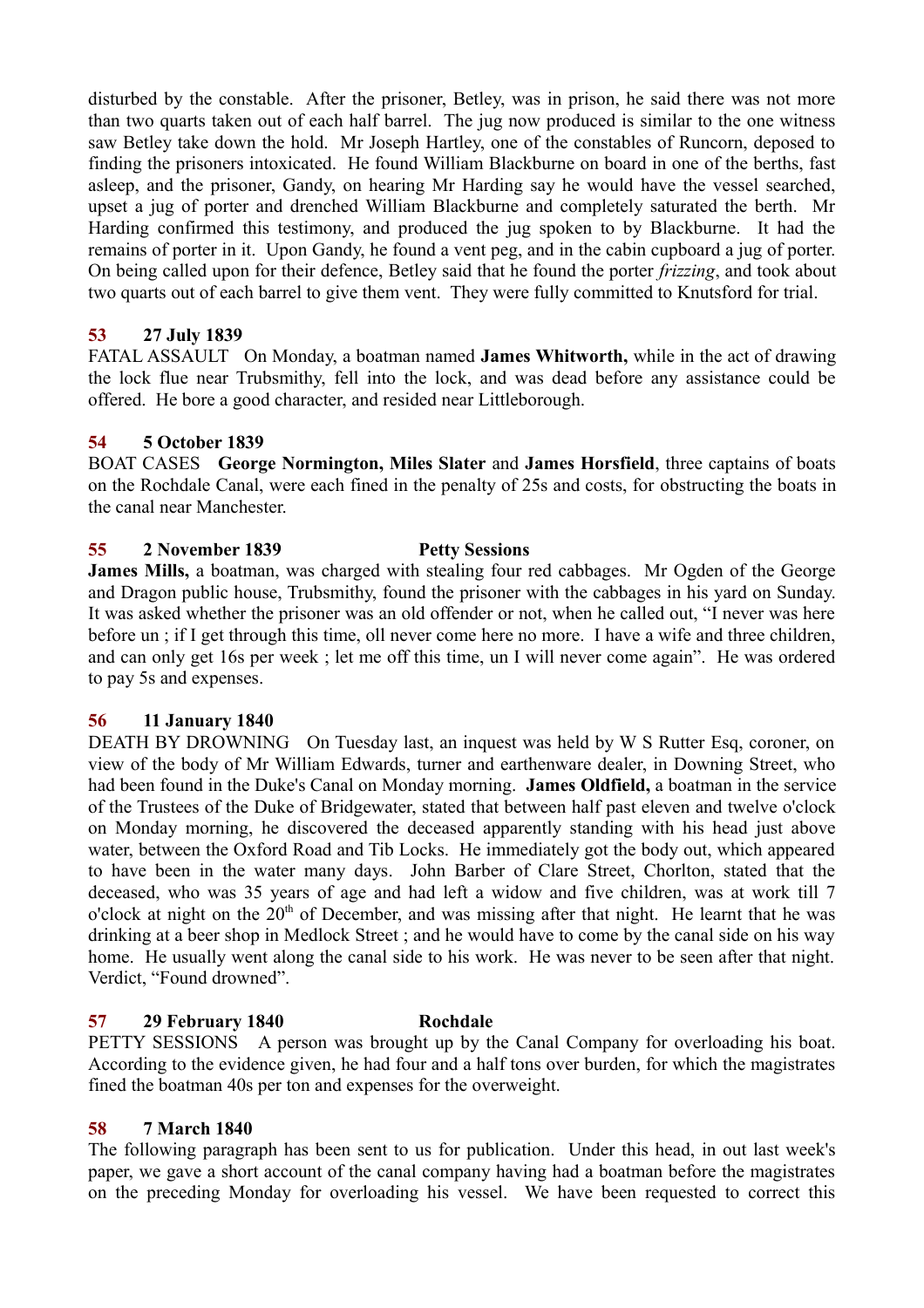disturbed by the constable. After the prisoner, Betley, was in prison, he said there was not more than two quarts taken out of each half barrel. The jug now produced is similar to the one witness saw Betley take down the hold. Mr Joseph Hartley, one of the constables of Runcorn, deposed to finding the prisoners intoxicated. He found William Blackburne on board in one of the berths, fast asleep, and the prisoner, Gandy, on hearing Mr Harding say he would have the vessel searched, upset a jug of porter and drenched William Blackburne and completely saturated the berth. Mr Harding confirmed this testimony, and produced the jug spoken to by Blackburne. It had the remains of porter in it. Upon Gandy, he found a vent peg, and in the cabin cupboard a jug of porter. On being called upon for their defence, Betley said that he found the porter *frizzing*, and took about two quarts out of each barrel to give them vent. They were fully committed to Knutsford for trial.

**53 27 July 1839**

FATAL ASSAULT On Monday, a boatman named **James Whitworth,** while in the act of drawing the lock flue near Trubsmithy, fell into the lock, and was dead before any assistance could be offered. He bore a good character, and resided near Littleborough.

**54 5 October 1839**

BOAT CASES **George Normington, Miles Slater** and **James Horsfield**, three captains of boats on the Rochdale Canal, were each fined in the penalty of 25s and costs, for obstructing the boats in the canal near Manchester.

**55 2 November 1839 Petty Sessions**

**James Mills,** a boatman, was charged with stealing four red cabbages. Mr Ogden of the George and Dragon public house, Trubsmithy, found the prisoner with the cabbages in his yard on Sunday. It was asked whether the prisoner was an old offender or not, when he called out, "I never was here before un ; if I get through this time, oll never come here no more. I have a wife and three children, and can only get 16s per week ; let me off this time, un I will never come again". He was ordered to pay 5s and expenses.

**56 11 January 1840**

DEATH BY DROWNING On Tuesday last, an inquest was held by W S Rutter Esq, coroner, on view of the body of Mr William Edwards, turner and earthenware dealer, in Downing Street, who had been found in the Duke's Canal on Monday morning. **James Oldfield,** a boatman in the service of the Trustees of the Duke of Bridgewater, stated that between half past eleven and twelve o'clock on Monday morning, he discovered the deceased apparently standing with his head just above water, between the Oxford Road and Tib Locks. He immediately got the body out, which appeared to have been in the water many days. John Barber of Clare Street, Chorlton, stated that the deceased, who was 35 years of age and had left a widow and five children, was at work till 7 o'clock at night on the 20th of December, and was missing after that night. He learnt that he was drinking at a beer shop in Medlock Street ; and he would have to come by the canal side on his way home. He usually went along the canal side to his work. He was never to be seen after that night. Verdict, "Found drowned".

**57 29 February 1840 Rochdale**

PETTY SESSIONS A person was brought up by the Canal Company for overloading his boat. According to the evidence given, he had four and a half tons over burden, for which the magistrates fined the boatman 40s per ton and expenses for the overweight.

**58 7 March 1840**

The following paragraph has been sent to us for publication. Under this head, in out last week's paper, we gave a short account of the canal company having had a boatman before the magistrates on the preceding Monday for overloading his vessel. We have been requested to correct this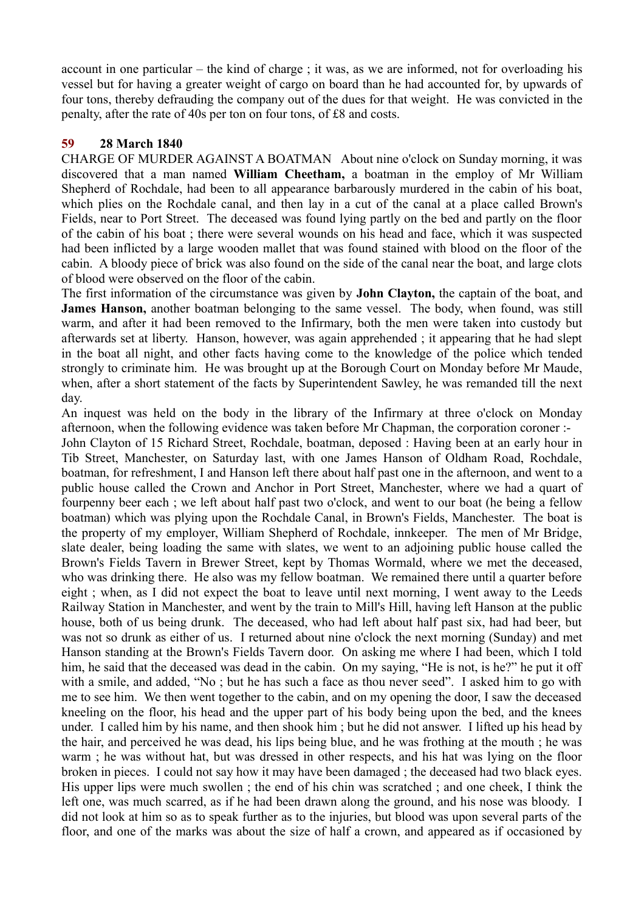account in one particular – the kind of charge ; it was, as we are informed, not for overloading his vessel but for having a greater weight of cargo on board than he had accounted for, by upwards of four tons, thereby defrauding the company out of the dues for that weight. He was convicted in the penalty, after the rate of 40s per ton on four tons, of £8 and costs.

**59 28 March 1840**

CHARGE OF MURDER AGAINST A BOATMAN About nine o'clock on Sunday morning, it was discovered that a man named **William Cheetham,** a boatman in the employ of Mr William Shepherd of Rochdale, had been to all appearance barbarously murdered in the cabin of his boat, which plies on the Rochdale canal, and then lay in a cut of the canal at a place called Brown's Fields, near to Port Street. The deceased was found lying partly on the bed and partly on the floor of the cabin of his boat ; there were several wounds on his head and face, which it was suspected had been inflicted by a large wooden mallet that was found stained with blood on the floor of the cabin. A bloody piece of brick was also found on the side of the canal near the boat, and large clots of blood were observed on the floor of the cabin.

The first information of the circumstance was given by **John Clayton,** the captain of the boat, and **James Hanson,** another boatman belonging to the same vessel. The body, when found, was still warm, and after it had been removed to the Infirmary, both the men were taken into custody but afterwards set at liberty. Hanson, however, was again apprehended ; it appearing that he had slept in the boat all night, and other facts having come to the knowledge of the police which tended strongly to criminate him. He was brought up at the Borough Court on Monday before Mr Maude, when, after a short statement of the facts by Superintendent Sawley, he was remanded till the next day.

An inquest was held on the body in the library of the Infirmary at three o'clock on Monday afternoon, when the following evidence was taken before Mr Chapman, the corporation coroner :-

John Clayton of 15 Richard Street, Rochdale, boatman, deposed : Having been at an early hour in Tib Street, Manchester, on Saturday last, with one James Hanson of Oldham Road, Rochdale, boatman, for refreshment, I and Hanson left there about half past one in the afternoon, and went to a public house called the Crown and Anchor in Port Street, Manchester, where we had a quart of fourpenny beer each ; we left about half past two o'clock, and went to our boat (he being a fellow boatman) which was plying upon the Rochdale Canal, in Brown's Fields, Manchester. The boat is the property of my employer, William Shepherd of Rochdale, innkeeper. The men of Mr Bridge, slate dealer, being loading the same with slates, we went to an adjoining public house called the Brown's Fields Tavern in Brewer Street, kept by Thomas Wormald, where we met the deceased, who was drinking there. He also was my fellow boatman. We remained there until a quarter before eight ; when, as I did not expect the boat to leave until next morning, I went away to the Leeds Railway Station in Manchester, and went by the train to Mill's Hill, having left Hanson at the public house, both of us being drunk. The deceased, who had left about half past six, had had beer, but was not so drunk as either of us. I returned about nine o'clock the next morning (Sunday) and met Hanson standing at the Brown's Fields Tavern door. On asking me where I had been, which I told him, he said that the deceased was dead in the cabin. On my saying, "He is not, is he?" he put it off with a smile, and added, "No ; but he has such a face as thou never seed". I asked him to go with me to see him. We then went together to the cabin, and on my opening the door, I saw the deceased kneeling on the floor, his head and the upper part of his body being upon the bed, and the knees under. I called him by his name, and then shook him ; but he did not answer. I lifted up his head by the hair, and perceived he was dead, his lips being blue, and he was frothing at the mouth ; he was warm ; he was without hat, but was dressed in other respects, and his hat was lying on the floor broken in pieces. I could not say how it may have been damaged ; the deceased had two black eyes. His upper lips were much swollen ; the end of his chin was scratched ; and one cheek, I think the left one, was much scarred, as if he had been drawn along the ground, and his nose was bloody. I did not look at him so as to speak further as to the injuries, but blood was upon several parts of the floor, and one of the marks was about the size of half a crown, and appeared as if occasioned by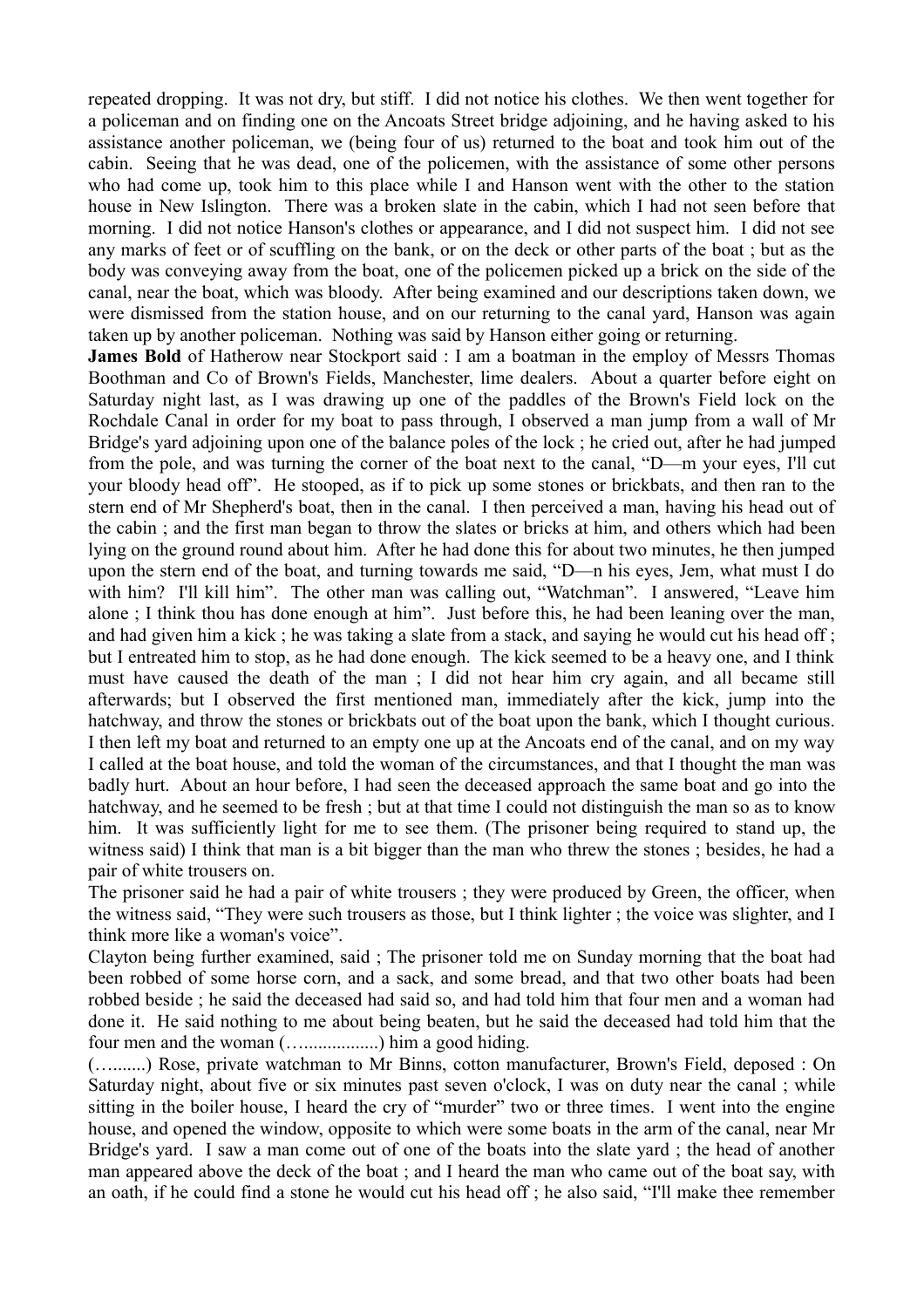repeated dropping. It was not dry, but stiff. I did not notice his clothes. We then went together for a policeman and on finding one on the Ancoats Street bridge adjoining, and he having asked to his assistance another policeman, we (being four of us) returned to the boat and took him out of the cabin. Seeing that he was dead, one of the policemen, with the assistance of some other persons who had come up, took him to this place while I and Hanson went with the other to the station house in New Islington. There was a broken slate in the cabin, which I had not seen before that morning. I did not notice Hanson's clothes or appearance, and I did not suspect him. I did not see any marks of feet or of scuffling on the bank, or on the deck or other parts of the boat ; but as the body was conveying away from the boat, one of the policemen picked up a brick on the side of the canal, near the boat, which was bloody. After being examined and our descriptions taken down, we were dismissed from the station house, and on our returning to the canal yard, Hanson was again taken up by another policeman. Nothing was said by Hanson either going or returning.

**James Bold** of Hatherow near Stockport said : I am a boatman in the employ of Messrs Thomas Boothman and Co of Brown's Fields, Manchester, lime dealers. About a quarter before eight on Saturday night last, as I was drawing up one of the paddles of the Brown's Field lock on the Rochdale Canal in order for my boat to pass through, I observed a man jump from a wall of Mr Bridge's yard adjoining upon one of the balance poles of the lock ; he cried out, after he had jumped from the pole, and was turning the corner of the boat next to the canal, "D—m your eyes, I'll cut your bloody head off". He stooped, as if to pick up some stones or brickbats, and then ran to the stern end of Mr Shepherd's boat, then in the canal. I then perceived a man, having his head out of the cabin ; and the first man began to throw the slates or bricks at him, and others which had been lying on the ground round about him. After he had done this for about two minutes, he then jumped upon the stern end of the boat, and turning towards me said, "D—n his eyes, Jem, what must I do with him? I'll kill him". The other man was calling out, "Watchman". I answered, "Leave him alone ; I think thou has done enough at him". Just before this, he had been leaning over the man, and had given him a kick ; he was taking a slate from a stack, and saying he would cut his head off ; but I entreated him to stop, as he had done enough. The kick seemed to be a heavy one, and I think must have caused the death of the man ; I did not hear him cry again, and all became still afterwards; but I observed the first mentioned man, immediately after the kick, jump into the hatchway, and throw the stones or brickbats out of the boat upon the bank, which I thought curious. I then left my boat and returned to an empty one up at the Ancoats end of the canal, and on my way I called at the boat house, and told the woman of the circumstances, and that I thought the man was badly hurt. About an hour before, I had seen the deceased approach the same boat and go into the hatchway, and he seemed to be fresh ; but at that time I could not distinguish the man so as to know him. It was sufficiently light for me to see them. (The prisoner being required to stand up, the witness said) I think that man is a bit bigger than the man who threw the stones ; besides, he had a pair of white trousers on.

The prisoner said he had a pair of white trousers ; they were produced by Green, the officer, when the witness said, "They were such trousers as those, but I think lighter ; the voice was slighter, and I think more like a woman's voice".

Clayton being further examined, said ; The prisoner told me on Sunday morning that the boat had been robbed of some horse corn, and a sack, and some bread, and that two other boats had been robbed beside ; he said the deceased had said so, and had told him that four men and a woman had done it. He said nothing to me about being beaten, but he said the deceased had told him that the four men and the woman (…...............) him a good hiding.

(…........) Rose, private watchman to Mr Binns, cotton manufacturer, Brown's Field, deposed : On Saturday night, about five or six minutes past seven o'clock, I was on duty near the canal ; while sitting in the boiler house, I heard the cry of "murder" two or three times. I went into the engine house, and opened the window, opposite to which were some boats in the arm of the canal, near Mr Bridge's yard. I saw a man come out of one of the boats into the slate yard ; the head of another man appeared above the deck of the boat ; and I heard the man who came out of the boat say, with an oath, if he could find a stone he would cut his head off ; he also said, "I'll make thee remember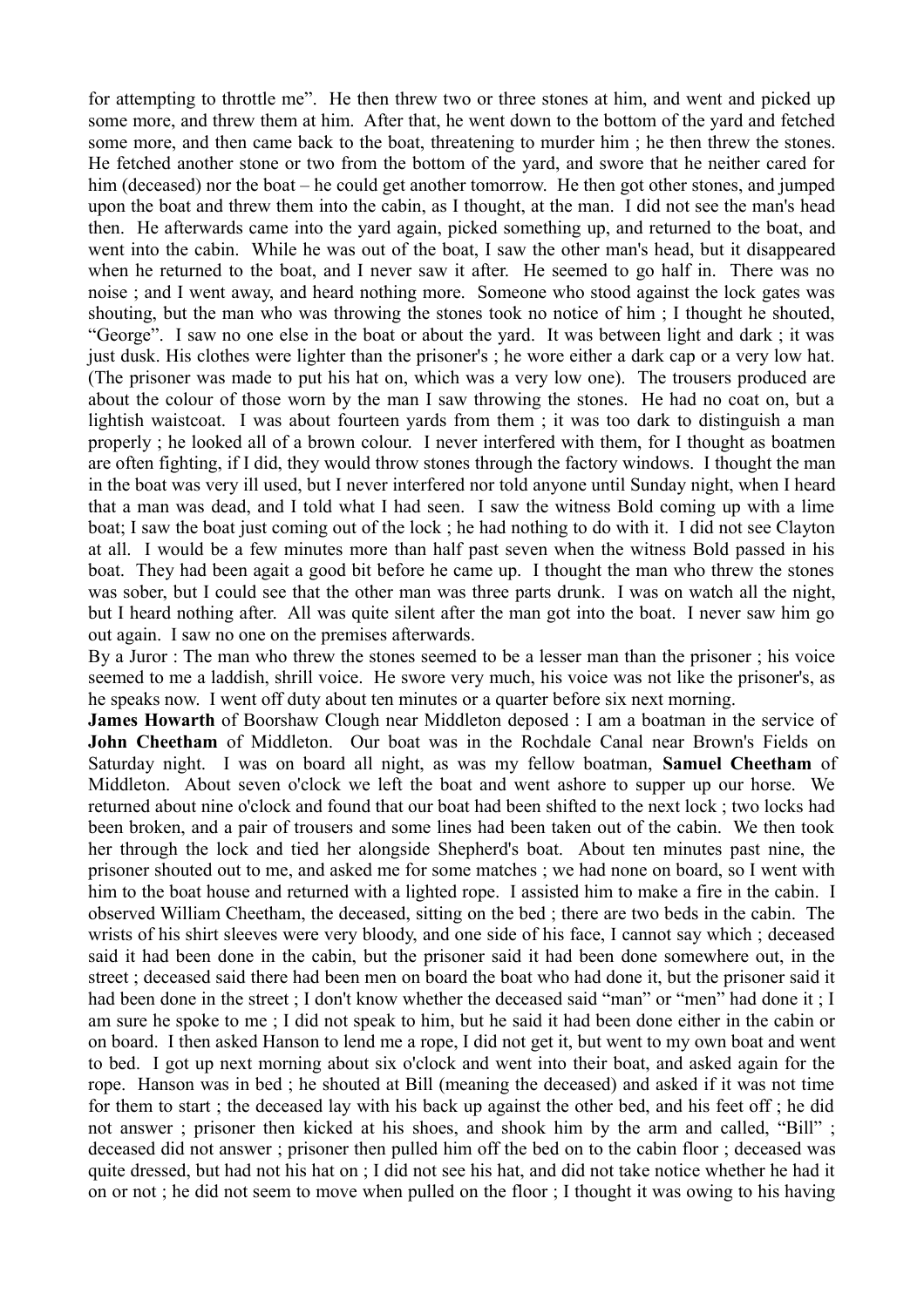for attempting to throttle me". He then threw two or three stones at him, and went and picked up some more, and threw them at him. After that, he went down to the bottom of the yard and fetched some more, and then came back to the boat, threatening to murder him ; he then threw the stones. He fetched another stone or two from the bottom of the yard, and swore that he neither cared for him (deceased) nor the boat – he could get another tomorrow. He then got other stones, and jumped upon the boat and threw them into the cabin, as I thought, at the man. I did not see the man's head then. He afterwards came into the yard again, picked something up, and returned to the boat, and went into the cabin. While he was out of the boat, I saw the other man's head, but it disappeared when he returned to the boat, and I never saw it after. He seemed to go half in. There was no noise ; and I went away, and heard nothing more. Someone who stood against the lock gates was shouting, but the man who was throwing the stones took no notice of him ; I thought he shouted, "George". I saw no one else in the boat or about the yard. It was between light and dark ; it was just dusk. His clothes were lighter than the prisoner's ; he wore either a dark cap or a very low hat. (The prisoner was made to put his hat on, which was a very low one). The trousers produced are about the colour of those worn by the man I saw throwing the stones. He had no coat on, but a lightish waistcoat. I was about fourteen yards from them ; it was too dark to distinguish a man properly ; he looked all of a brown colour. I never interfered with them, for I thought as boatmen are often fighting, if I did, they would throw stones through the factory windows. I thought the man in the boat was very ill used, but I never interfered nor told anyone until Sunday night, when I heard that a man was dead, and I told what I had seen. I saw the witness Bold coming up with a lime boat; I saw the boat just coming out of the lock ; he had nothing to do with it. I did not see Clayton at all. I would be a few minutes more than half past seven when the witness Bold passed in his boat. They had been agait a good bit before he came up. I thought the man who threw the stones was sober, but I could see that the other man was three parts drunk. I was on watch all the night, but I heard nothing after. All was quite silent after the man got into the boat. I never saw him go out again. I saw no one on the premises afterwards.

By a Juror : The man who threw the stones seemed to be a lesser man than the prisoner ; his voice seemed to me a laddish, shrill voice. He swore very much, his voice was not like the prisoner's, as he speaks now. I went off duty about ten minutes or a quarter before six next morning.

**James Howarth** of Boorshaw Clough near Middleton deposed : I am a boatman in the service of **John Cheetham** of Middleton. Our boat was in the Rochdale Canal near Brown's Fields on Saturday night. I was on board all night, as was my fellow boatman, **Samuel Cheetham** of Middleton. About seven o'clock we left the boat and went ashore to supper up our horse. We returned about nine o'clock and found that our boat had been shifted to the next lock ; two locks had been broken, and a pair of trousers and some lines had been taken out of the cabin. We then took her through the lock and tied her alongside Shepherd's boat. About ten minutes past nine, the prisoner shouted out to me, and asked me for some matches ; we had none on board, so I went with him to the boat house and returned with a lighted rope. I assisted him to make a fire in the cabin. I observed William Cheetham, the deceased, sitting on the bed ; there are two beds in the cabin. The wrists of his shirt sleeves were very bloody, and one side of his face, I cannot say which ; deceased said it had been done in the cabin, but the prisoner said it had been done somewhere out, in the street ; deceased said there had been men on board the boat who had done it, but the prisoner said it had been done in the street ; I don't know whether the deceased said "man" or "men" had done it ; I am sure he spoke to me ; I did not speak to him, but he said it had been done either in the cabin or on board. I then asked Hanson to lend me a rope, I did not get it, but went to my own boat and went to bed. I got up next morning about six o'clock and went into their boat, and asked again for the rope. Hanson was in bed ; he shouted at Bill (meaning the deceased) and asked if it was not time for them to start ; the deceased lay with his back up against the other bed, and his feet off ; he did not answer ; prisoner then kicked at his shoes, and shook him by the arm and called, "Bill" ; deceased did not answer ; prisoner then pulled him off the bed on to the cabin floor ; deceased was quite dressed, but had not his hat on ; I did not see his hat, and did not take notice whether he had it on or not ; he did not seem to move when pulled on the floor ; I thought it was owing to his having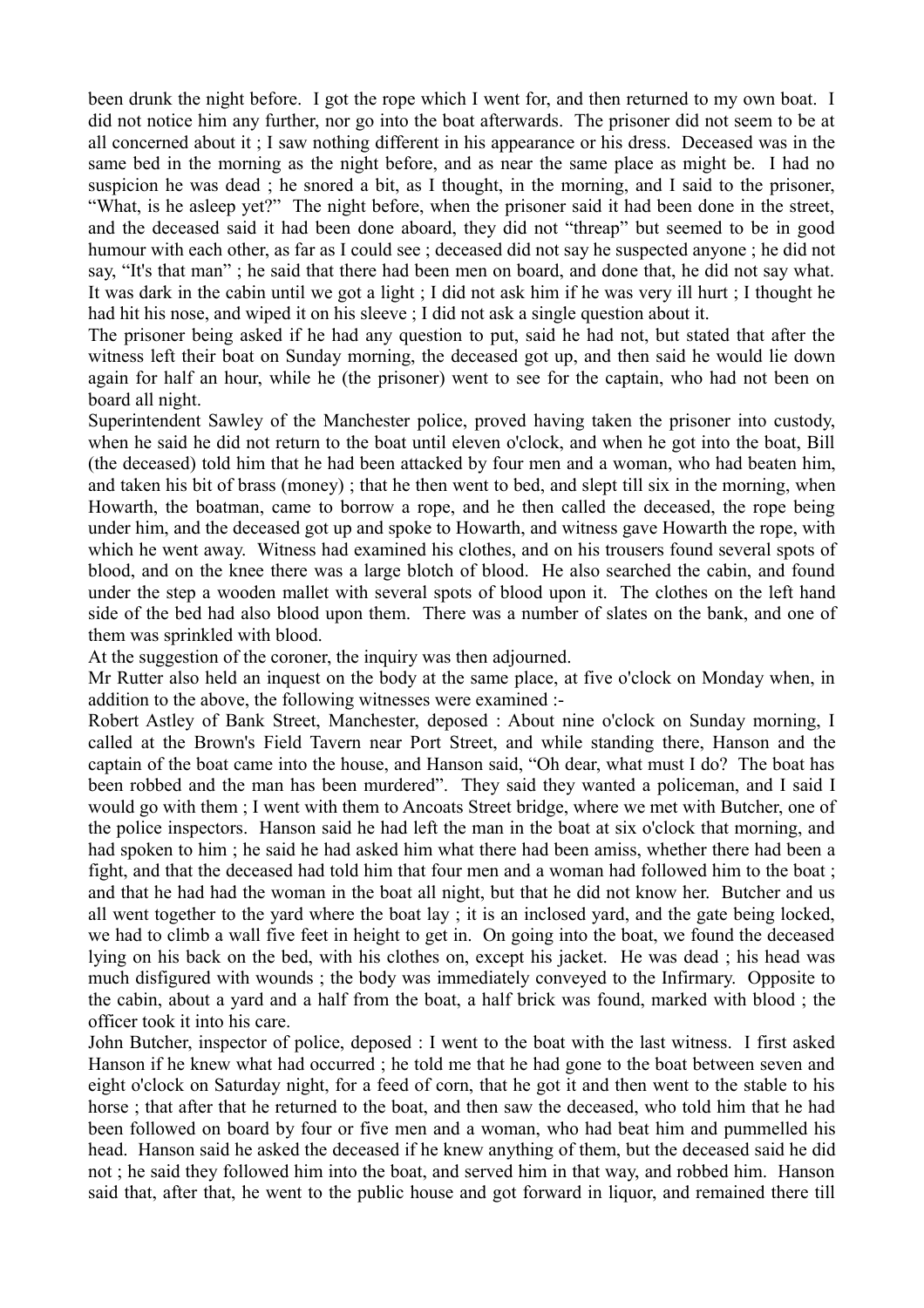been drunk the night before. I got the rope which I went for, and then returned to my own boat. I did not notice him any further, nor go into the boat afterwards. The prisoner did not seem to be at all concerned about it ; I saw nothing different in his appearance or his dress. Deceased was in the same bed in the morning as the night before, and as near the same place as might be. I had no suspicion he was dead ; he snored a bit, as I thought, in the morning, and I said to the prisoner, "What, is he asleep yet?" The night before, when the prisoner said it had been done in the street, and the deceased said it had been done aboard, they did not "threap" but seemed to be in good humour with each other, as far as I could see ; deceased did not say he suspected anyone ; he did not say, "It's that man" ; he said that there had been men on board, and done that, he did not say what. It was dark in the cabin until we got a light ; I did not ask him if he was very ill hurt ; I thought he had hit his nose, and wiped it on his sleeve ; I did not ask a single question about it.

The prisoner being asked if he had any question to put, said he had not, but stated that after the witness left their boat on Sunday morning, the deceased got up, and then said he would lie down again for half an hour, while he (the prisoner) went to see for the captain, who had not been on board all night.

Superintendent Sawley of the Manchester police, proved having taken the prisoner into custody, when he said he did not return to the boat until eleven o'clock, and when he got into the boat, Bill (the deceased) told him that he had been attacked by four men and a woman, who had beaten him, and taken his bit of brass (money) ; that he then went to bed, and slept till six in the morning, when Howarth, the boatman, came to borrow a rope, and he then called the deceased, the rope being under him, and the deceased got up and spoke to Howarth, and witness gave Howarth the rope, with which he went away. Witness had examined his clothes, and on his trousers found several spots of blood, and on the knee there was a large blotch of blood. He also searched the cabin, and found under the step a wooden mallet with several spots of blood upon it. The clothes on the left hand side of the bed had also blood upon them. There was a number of slates on the bank, and one of them was sprinkled with blood.

At the suggestion of the coroner, the inquiry was then adjourned.

Mr Rutter also held an inquest on the body at the same place, at five o'clock on Monday when, in addition to the above, the following witnesses were examined :-

Robert Astley of Bank Street, Manchester, deposed : About nine o'clock on Sunday morning, I called at the Brown's Field Tavern near Port Street, and while standing there, Hanson and the captain of the boat came into the house, and Hanson said, "Oh dear, what must I do? The boat has been robbed and the man has been murdered". They said they wanted a policeman, and I said I would go with them ; I went with them to Ancoats Street bridge, where we met with Butcher, one of the police inspectors. Hanson said he had left the man in the boat at six o'clock that morning, and had spoken to him ; he said he had asked him what there had been amiss, whether there had been a fight, and that the deceased had told him that four men and a woman had followed him to the boat ; and that he had had the woman in the boat all night, but that he did not know her. Butcher and us all went together to the yard where the boat lay ; it is an inclosed yard, and the gate being locked, we had to climb a wall five feet in height to get in. On going into the boat, we found the deceased lying on his back on the bed, with his clothes on, except his jacket. He was dead ; his head was much disfigured with wounds ; the body was immediately conveyed to the Infirmary. Opposite to the cabin, about a yard and a half from the boat, a half brick was found, marked with blood ; the officer took it into his care.

John Butcher, inspector of police, deposed : I went to the boat with the last witness. I first asked Hanson if he knew what had occurred ; he told me that he had gone to the boat between seven and eight o'clock on Saturday night, for a feed of corn, that he got it and then went to the stable to his horse ; that after that he returned to the boat, and then saw the deceased, who told him that he had been followed on board by four or five men and a woman, who had beat him and pummelled his head. Hanson said he asked the deceased if he knew anything of them, but the deceased said he did not ; he said they followed him into the boat, and served him in that way, and robbed him. Hanson said that, after that, he went to the public house and got forward in liquor, and remained there till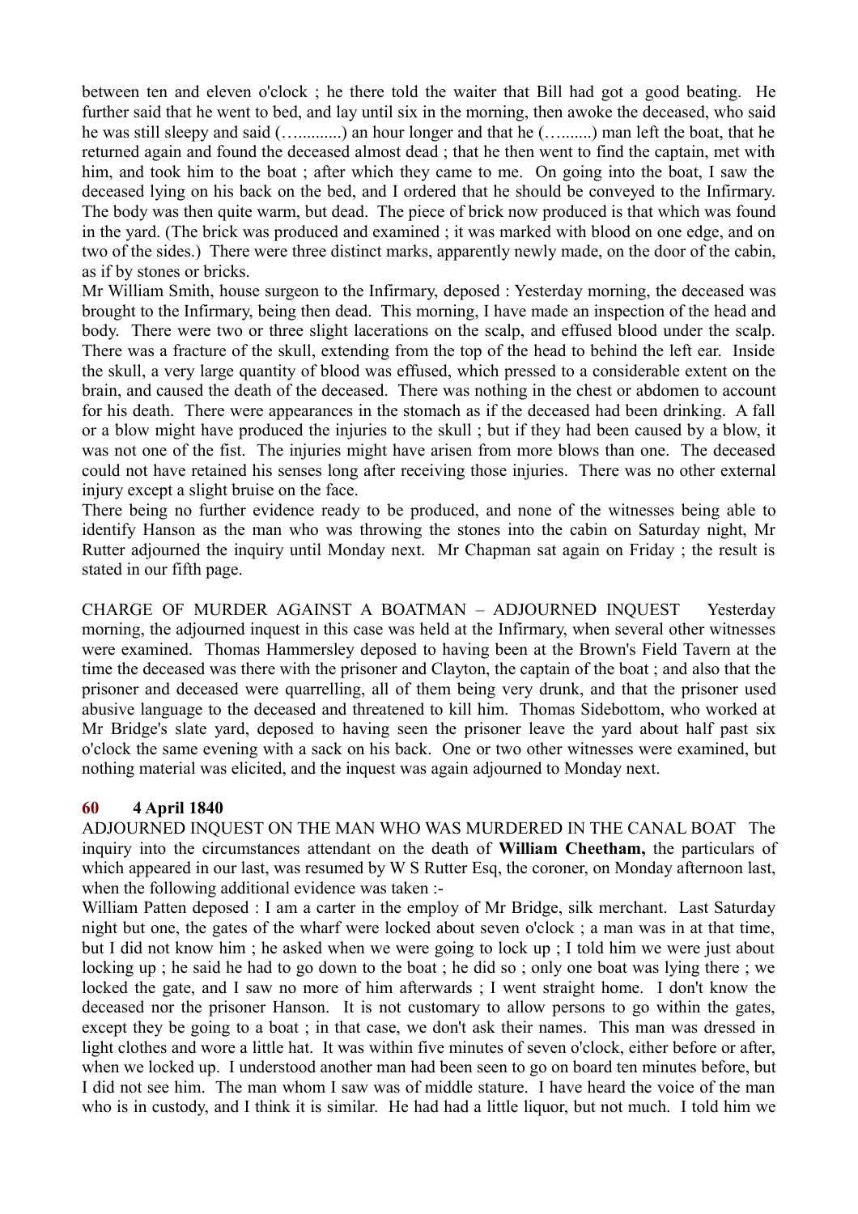between ten and eleven o'clock ; he there told the waiter that Bill had got a good beating. He further said that he went to bed, and lay until six in the morning, then awoke the deceased, who said he was still sleepy and said (….........) an hour longer and that he (…........) man left the boat, that he returned again and found the deceased almost dead ; that he then went to find the captain, met with him, and took him to the boat ; after which they came to me. On going into the boat, I saw the deceased lying on his back on the bed, and I ordered that he should be conveyed to the Infirmary. The body was then quite warm, but dead. The piece of brick now produced is that which was found in the yard. (The brick was produced and examined ; it was marked with blood on one edge, and on two of the sides.) There were three distinct marks, apparently newly made, on the door of the cabin, as if by stones or bricks.

Mr William Smith, house surgeon to the Infirmary, deposed : Yesterday morning, the deceased was brought to the Infirmary, being then dead. This morning, I have made an inspection of the head and body. There were two or three slight lacerations on the scalp, and effused blood under the scalp. There was a fracture of the skull, extending from the top of the head to behind the left ear. Inside the skull, a very large quantity of blood was effused, which pressed to a considerable extent on the brain, and caused the death of the deceased. There was nothing in the chest or abdomen to account for his death. There were appearances in the stomach as if the deceased had been drinking. A fall or a blow might have produced the injuries to the skull ; but if they had been caused by a blow, it was not one of the fist. The injuries might have arisen from more blows than one. The deceased could not have retained his senses long after receiving those injuries. There was no other external injury except a slight bruise on the face.

There being no further evidence ready to be produced, and none of the witnesses being able to identify Hanson as the man who was throwing the stones into the cabin on Saturday night, Mr Rutter adjourned the inquiry until Monday next. Mr Chapman sat again on Friday ; the result is stated in our fifth page.

CHARGE OF MURDER AGAINST A BOATMAN – ADJOURNED INQUEST Yesterday morning, the adjourned inquest in this case was held at the Infirmary, when several other witnesses were examined. Thomas Hammersley deposed to having been at the Brown's Field Tavern at the time the deceased was there with the prisoner and Clayton, the captain of the boat ; and also that the prisoner and deceased were quarrelling, all of them being very drunk, and that the prisoner used abusive language to the deceased and threatened to kill him. Thomas Sidebottom, who worked at Mr Bridge's slate yard, deposed to having seen the prisoner leave the yard about half past six o'clock the same evening with a sack on his back. One or two other witnesses were examined, but nothing material was elicited, and the inquest was again adjourned to Monday next.

### 60 4 April 1840

ADJOURNED INQUEST ON THE MAN WHO WAS MURDERED IN THE CANAL BOAT The inquiry into the circumstances attendant on the death of **William Cheetham,** the particulars of which appeared in our last, was resumed by W S Rutter Esq, the coroner, on Monday afternoon last, when the following additional evidence was taken :-

William Patten deposed : I am a carter in the employ of Mr Bridge, silk merchant. Last Saturday night but one, the gates of the wharf were locked about seven o'clock ; a man was in at that time, but I did not know him ; he asked when we were going to lock up ; I told him we were just about locking up ; he said he had to go down to the boat ; he did so ; only one boat was lying there ; we locked the gate, and I saw no more of him afterwards ; I went straight home. I don't know the deceased nor the prisoner Hanson. It is not customary to allow persons to go within the gates, except they be going to a boat ; in that case, we don't ask their names. This man was dressed in light clothes and wore a little hat. It was within five minutes of seven o'clock, either before or after, when we locked up. I understood another man had been seen to go on board ten minutes before, but I did not see him. The man whom I saw was of middle stature. I have heard the voice of the man who is in custody, and I think it is similar. He had had a little liquor, but not much. I told him we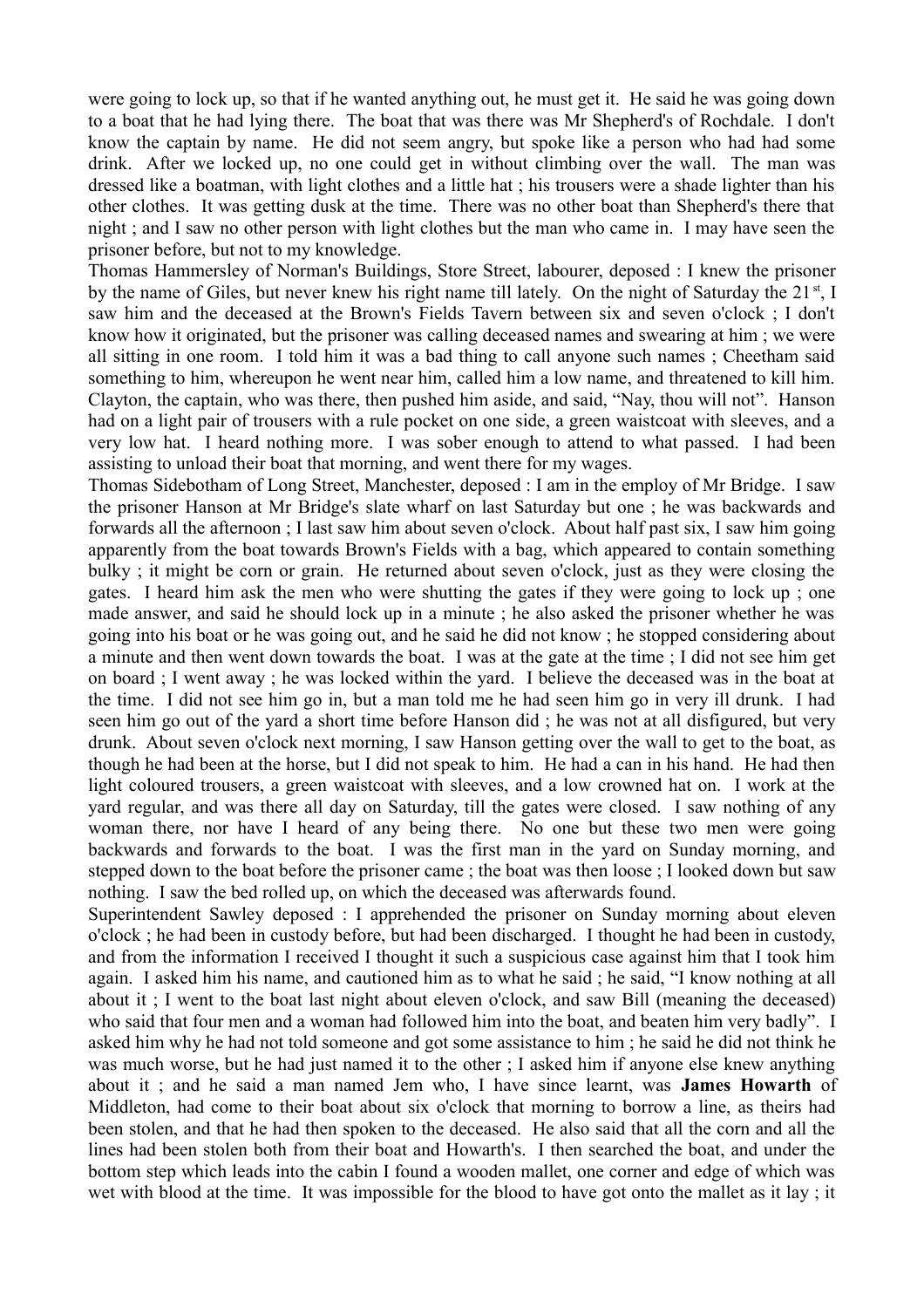were going to lock up, so that if he wanted anything out, he must get it. He said he was going down to a boat that he had lying there. The boat that was there was Mr Shepherd's of Rochdale. I don't know the captain by name. He did not seem angry, but spoke like a person who had had some drink. After we locked up, no one could get in without climbing over the wall. The man was dressed like a boatman, with light clothes and a little hat ; his trousers were a shade lighter than his other clothes. It was getting dusk at the time. There was no other boat than Shepherd's there that night ; and I saw no other person with light clothes but the man who came in. I may have seen the prisoner before, but not to my knowledge.

Thomas Hammersley of Norman's Buildings, Store Street, labourer, deposed : I knew the prisoner by the name of Giles, but never knew his right name till lately. On the night of Saturday the 21st, I saw him and the deceased at the Brown's Fields Tavern between six and seven o'clock ; I don't know how it originated, but the prisoner was calling deceased names and swearing at him ; we were all sitting in one room. I told him it was a bad thing to call anyone such names ; Cheetham said something to him, whereupon he went near him, called him a low name, and threatened to kill him. Clayton, the captain, who was there, then pushed him aside, and said, "Nay, thou will not". Hanson had on a light pair of trousers with a rule pocket on one side, a green waistcoat with sleeves, and a very low hat. I heard nothing more. I was sober enough to attend to what passed. I had been assisting to unload their boat that morning, and went there for my wages.

Thomas Sidebotham of Long Street, Manchester, deposed : I am in the employ of Mr Bridge. I saw the prisoner Hanson at Mr Bridge's slate wharf on last Saturday but one ; he was backwards and forwards all the afternoon ; I last saw him about seven o'clock. About half past six, I saw him going apparently from the boat towards Brown's Fields with a bag, which appeared to contain something bulky ; it might be corn or grain. He returned about seven o'clock, just as they were closing the gates. I heard him ask the men who were shutting the gates if they were going to lock up ; one made answer, and said he should lock up in a minute ; he also asked the prisoner whether he was going into his boat or he was going out, and he said he did not know ; he stopped considering about a minute and then went down towards the boat. I was at the gate at the time ; I did not see him get on board ; I went away ; he was locked within the yard. I believe the deceased was in the boat at the time. I did not see him go in, but a man told me he had seen him go in very ill drunk. I had seen him go out of the yard a short time before Hanson did ; he was not at all disfigured, but very drunk. About seven o'clock next morning, I saw Hanson getting over the wall to get to the boat, as though he had been at the horse, but I did not speak to him. He had a can in his hand. He had then light coloured trousers, a green waistcoat with sleeves, and a low crowned hat on. I work at the yard regular, and was there all day on Saturday, till the gates were closed. I saw nothing of any woman there, nor have I heard of any being there. No one but these two men were going backwards and forwards to the boat. I was the first man in the yard on Sunday morning, and stepped down to the boat before the prisoner came ; the boat was then loose ; I looked down but saw nothing. I saw the bed rolled up, on which the deceased was afterwards found.

Superintendent Sawley deposed : I apprehended the prisoner on Sunday morning about eleven o'clock ; he had been in custody before, but had been discharged. I thought he had been in custody, and from the information I received I thought it such a suspicious case against him that I took him again. I asked him his name, and cautioned him as to what he said ; he said, "I know nothing at all about it ; I went to the boat last night about eleven o'clock, and saw Bill (meaning the deceased) who said that four men and a woman had followed him into the boat, and beaten him very badly". I asked him why he had not told someone and got some assistance to him ; he said he did not think he was much worse, but he had just named it to the other ; I asked him if anyone else knew anything about it ; and he said a man named Jem who, I have since learnt, was **James Howarth** of Middleton, had come to their boat about six o'clock that morning to borrow a line, as theirs had been stolen, and that he had then spoken to the deceased. He also said that all the corn and all the lines had been stolen both from their boat and Howarth's. I then searched the boat, and under the bottom step which leads into the cabin I found a wooden mallet, one corner and edge of which was wet with blood at the time. It was impossible for the blood to have got onto the mallet as it lay ; it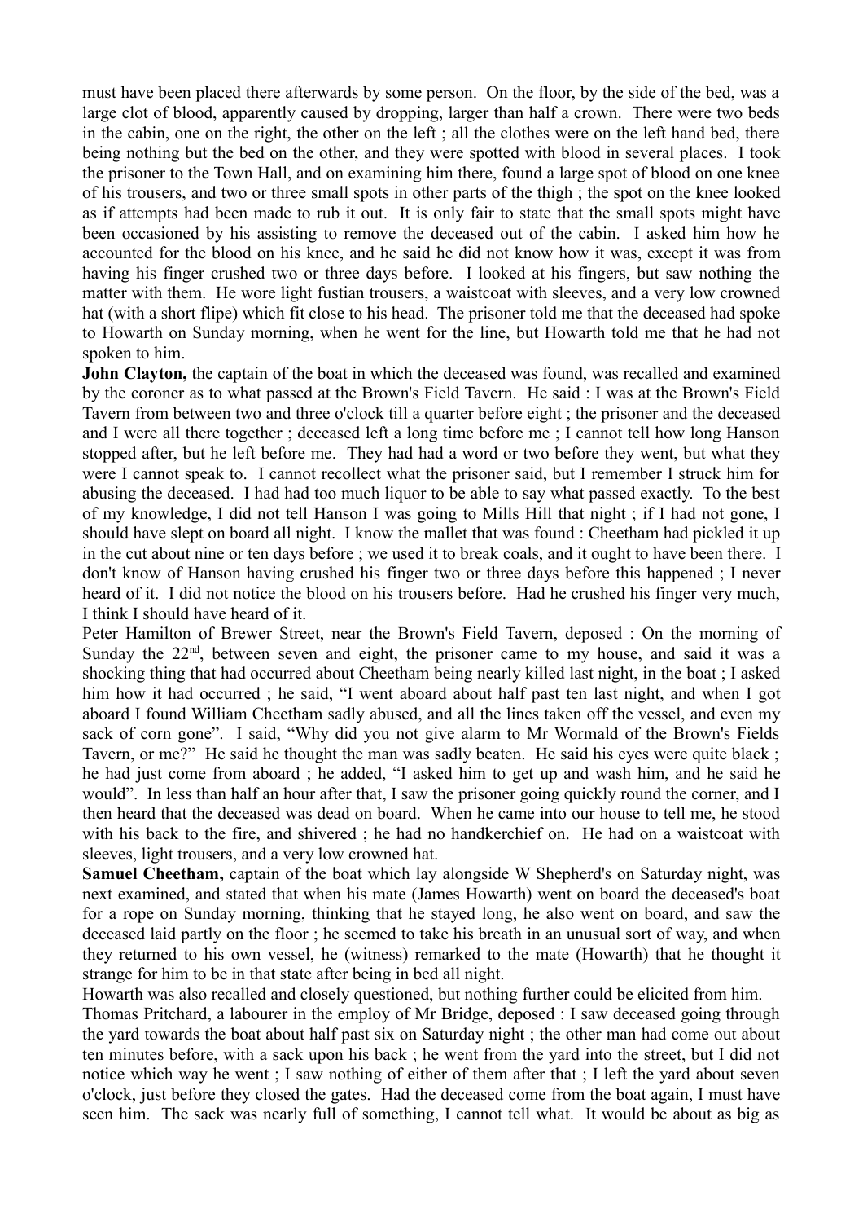must have been placed there afterwards by some person. On the floor, by the side of the bed, was a large clot of blood, apparently caused by dropping, larger than half a crown. There were two beds in the cabin, one on the right, the other on the left ; all the clothes were on the left hand bed, there being nothing but the bed on the other, and they were spotted with blood in several places. I took the prisoner to the Town Hall, and on examining him there, found a large spot of blood on one knee of his trousers, and two or three small spots in other parts of the thigh ; the spot on the knee looked as if attempts had been made to rub it out. It is only fair to state that the small spots might have been occasioned by his assisting to remove the deceased out of the cabin. I asked him how he accounted for the blood on his knee, and he said he did not know how it was, except it was from having his finger crushed two or three days before. I looked at his fingers, but saw nothing the matter with them. He wore light fustian trousers, a waistcoat with sleeves, and a very low crowned hat (with a short flipe) which fit close to his head. The prisoner told me that the deceased had spoke to Howarth on Sunday morning, when he went for the line, but Howarth told me that he had not spoken to him.

**John Clayton,** the captain of the boat in which the deceased was found, was recalled and examined by the coroner as to what passed at the Brown's Field Tavern. He said : I was at the Brown's Field Tavern from between two and three o'clock till a quarter before eight ; the prisoner and the deceased and I were all there together ; deceased left a long time before me ; I cannot tell how long Hanson stopped after, but he left before me. They had had a word or two before they went, but what they were I cannot speak to. I cannot recollect what the prisoner said, but I remember I struck him for abusing the deceased. I had had too much liquor to be able to say what passed exactly. To the best of my knowledge, I did not tell Hanson I was going to Mills Hill that night ; if I had not gone, I should have slept on board all night. I know the mallet that was found : Cheetham had pickled it up in the cut about nine or ten days before ; we used it to break coals, and it ought to have been there. I don't know of Hanson having crushed his finger two or three days before this happened ; I never heard of it. I did not notice the blood on his trousers before. Had he crushed his finger very much, I think I should have heard of it.

Peter Hamilton of Brewer Street, near the Brown's Field Tavern, deposed : On the morning of Sunday the 22nd, between seven and eight, the prisoner came to my house, and said it was a shocking thing that had occurred about Cheetham being nearly killed last night, in the boat ; I asked him how it had occurred ; he said, "I went aboard about half past ten last night, and when I got aboard I found William Cheetham sadly abused, and all the lines taken off the vessel, and even my sack of corn gone". I said, "Why did you not give alarm to Mr Wormald of the Brown's Fields Tavern, or me?" He said he thought the man was sadly beaten. He said his eyes were quite black ; he had just come from aboard ; he added, "I asked him to get up and wash him, and he said he would". In less than half an hour after that, I saw the prisoner going quickly round the corner, and I then heard that the deceased was dead on board. When he came into our house to tell me, he stood with his back to the fire, and shivered ; he had no handkerchief on. He had on a waistcoat with sleeves, light trousers, and a very low crowned hat.

**Samuel Cheetham,** captain of the boat which lay alongside W Shepherd's on Saturday night, was next examined, and stated that when his mate (James Howarth) went on board the deceased's boat for a rope on Sunday morning, thinking that he stayed long, he also went on board, and saw the deceased laid partly on the floor ; he seemed to take his breath in an unusual sort of way, and when they returned to his own vessel, he (witness) remarked to the mate (Howarth) that he thought it strange for him to be in that state after being in bed all night.

Howarth was also recalled and closely questioned, but nothing further could be elicited from him.

Thomas Pritchard, a labourer in the employ of Mr Bridge, deposed : I saw deceased going through the yard towards the boat about half past six on Saturday night ; the other man had come out about ten minutes before, with a sack upon his back ; he went from the yard into the street, but I did not notice which way he went ; I saw nothing of either of them after that ; I left the yard about seven o'clock, just before they closed the gates. Had the deceased come from the boat again, I must have seen him. The sack was nearly full of something, I cannot tell what. It would be about as big as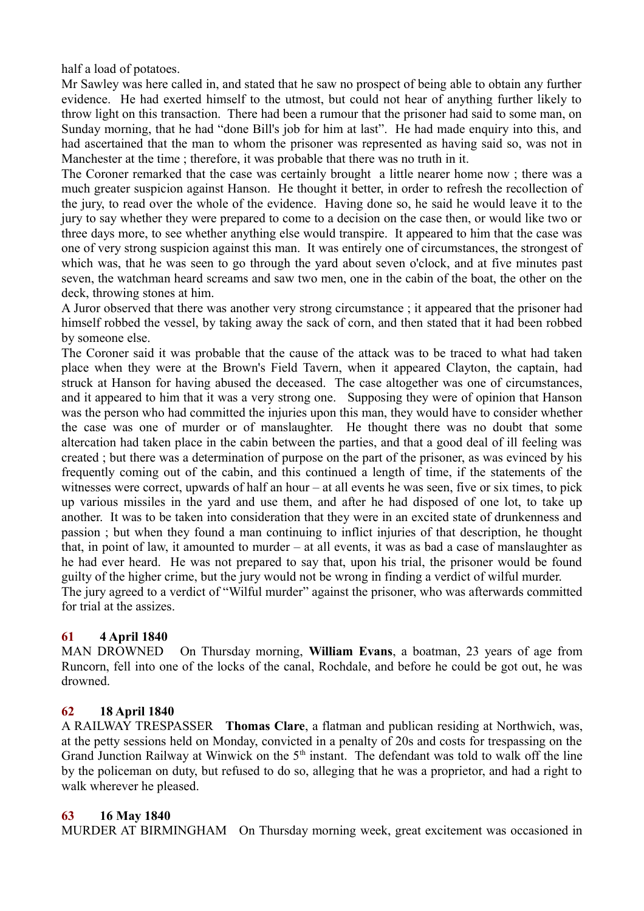half a load of potatoes.

Mr Sawley was here called in, and stated that he saw no prospect of being able to obtain any further evidence. He had exerted himself to the utmost, but could not hear of anything further likely to throw light on this transaction. There had been a rumour that the prisoner had said to some man, on Sunday morning, that he had "done Bill's job for him at last". He had made enquiry into this, and had ascertained that the man to whom the prisoner was represented as having said so, was not in Manchester at the time ; therefore, it was probable that there was no truth in it.

The Coroner remarked that the case was certainly brought a little nearer home now ; there was a much greater suspicion against Hanson. He thought it better, in order to refresh the recollection of the jury, to read over the whole of the evidence. Having done so, he said he would leave it to the jury to say whether they were prepared to come to a decision on the case then, or would like two or three days more, to see whether anything else would transpire. It appeared to him that the case was one of very strong suspicion against this man. It was entirely one of circumstances, the strongest of which was, that he was seen to go through the yard about seven o'clock, and at five minutes past seven, the watchman heard screams and saw two men, one in the cabin of the boat, the other on the deck, throwing stones at him.

A Juror observed that there was another very strong circumstance ; it appeared that the prisoner had himself robbed the vessel, by taking away the sack of corn, and then stated that it had been robbed by someone else.

The Coroner said it was probable that the cause of the attack was to be traced to what had taken place when they were at the Brown's Field Tavern, when it appeared Clayton, the captain, had struck at Hanson for having abused the deceased. The case altogether was one of circumstances, and it appeared to him that it was a very strong one. Supposing they were of opinion that Hanson was the person who had committed the injuries upon this man, they would have to consider whether the case was one of murder or of manslaughter. He thought there was no doubt that some altercation had taken place in the cabin between the parties, and that a good deal of ill feeling was created ; but there was a determination of purpose on the part of the prisoner, as was evinced by his frequently coming out of the cabin, and this continued a length of time, if the statements of the witnesses were correct, upwards of half an hour – at all events he was seen, five or six times, to pick up various missiles in the yard and use them, and after he had disposed of one lot, to take up another. It was to be taken into consideration that they were in an excited state of drunkenness and passion ; but when they found a man continuing to inflict injuries of that description, he thought that, in point of law, it amounted to murder – at all events, it was as bad a case of manslaughter as he had ever heard. He was not prepared to say that, upon his trial, the prisoner would be found guilty of the higher crime, but the jury would not be wrong in finding a verdict of wilful murder.

The jury agreed to a verdict of "Wilful murder" against the prisoner, who was afterwards committed for trial at the assizes.

### 61 4 April 1840

MAN DROWNED On Thursday morning, **William Evans**, a boatman, 23 years of age from Runcorn, fell into one of the locks of the canal, Rochdale, and before he could be got out, he was drowned.

### 62 18 April 1840

A RAILWAY TRESPASSER **Thomas Clare**, a flatman and publican residing at Northwich, was, at the petty sessions held on Monday, convicted in a penalty of 20s and costs for trespassing on the Grand Junction Railway at Winwick on the 5th instant. The defendant was told to walk off the line by the policeman on duty, but refused to do so, alleging that he was a proprietor, and had a right to walk wherever he pleased.

### 63 16 May 1840

MURDER AT BIRMINGHAM On Thursday morning week, great excitement was occasioned in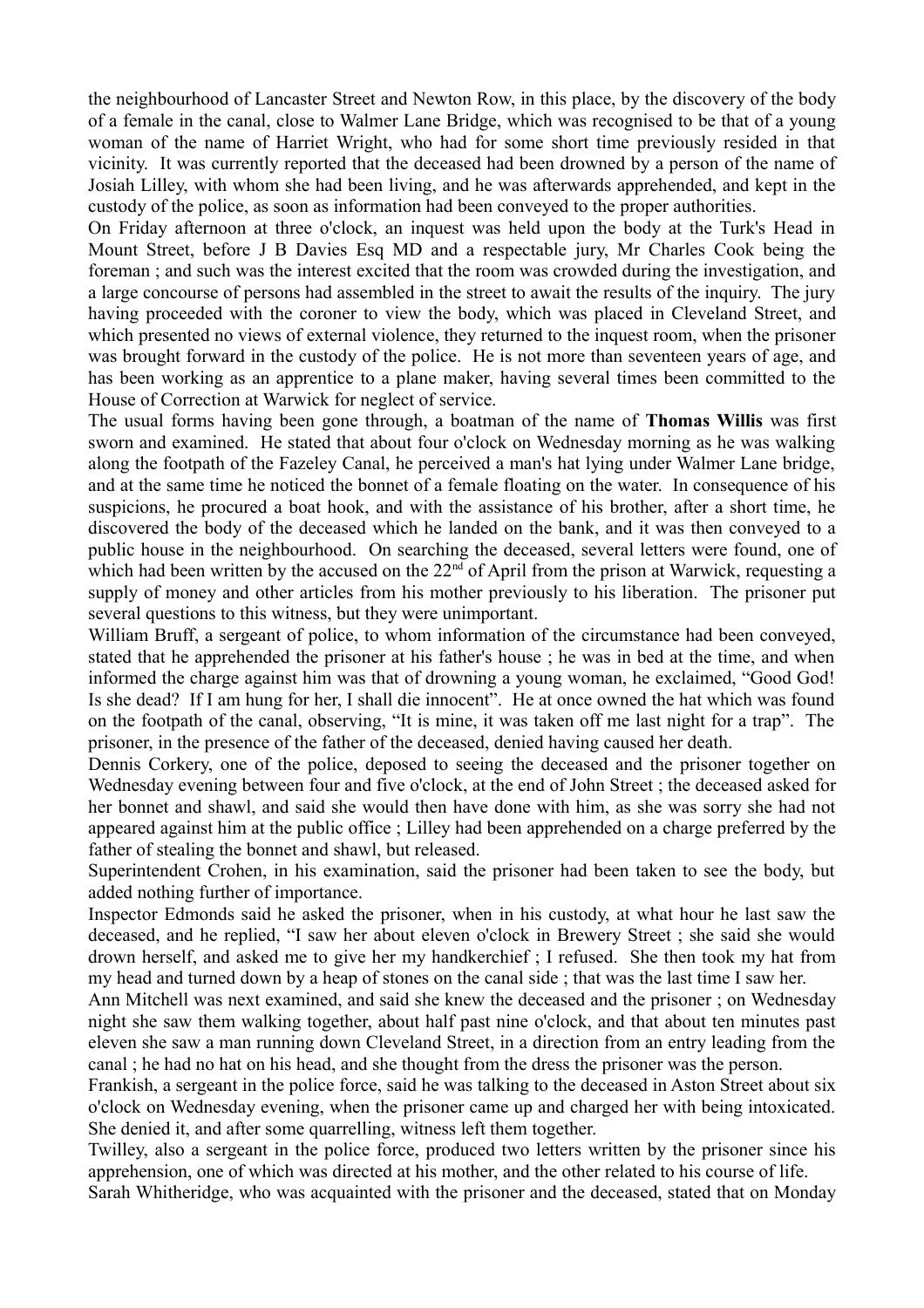the neighbourhood of Lancaster Street and Newton Row, in this place, by the discovery of the body of a female in the canal, close to Walmer Lane Bridge, which was recognised to be that of a young woman of the name of Harriet Wright, who had for some short time previously resided in that vicinity. It was currently reported that the deceased had been drowned by a person of the name of Josiah Lilley, with whom she had been living, and he was afterwards apprehended, and kept in the custody of the police, as soon as information had been conveyed to the proper authorities.

On Friday afternoon at three o'clock, an inquest was held upon the body at the Turk's Head in Mount Street, before J B Davies Esq MD and a respectable jury, Mr Charles Cook being the foreman ; and such was the interest excited that the room was crowded during the investigation, and a large concourse of persons had assembled in the street to await the results of the inquiry. The jury having proceeded with the coroner to view the body, which was placed in Cleveland Street, and which presented no views of external violence, they returned to the inquest room, when the prisoner was brought forward in the custody of the police. He is not more than seventeen years of age, and has been working as an apprentice to a plane maker, having several times been committed to the House of Correction at Warwick for neglect of service.

The usual forms having been gone through, a boatman of the name of **Thomas Willis** was first sworn and examined. He stated that about four o'clock on Wednesday morning as he was walking along the footpath of the Fazeley Canal, he perceived a man's hat lying under Walmer Lane bridge, and at the same time he noticed the bonnet of a female floating on the water. In consequence of his suspicions, he procured a boat hook, and with the assistance of his brother, after a short time, he discovered the body of the deceased which he landed on the bank, and it was then conveyed to a public house in the neighbourhood. On searching the deceased, several letters were found, one of which had been written by the accused on the 22nd of April from the prison at Warwick, requesting a supply of money and other articles from his mother previously to his liberation. The prisoner put several questions to this witness, but they were unimportant.

William Bruff, a sergeant of police, to whom information of the circumstance had been conveyed, stated that he apprehended the prisoner at his father's house ; he was in bed at the time, and when informed the charge against him was that of drowning a young woman, he exclaimed, "Good God! Is she dead? If I am hung for her, I shall die innocent". He at once owned the hat which was found on the footpath of the canal, observing, "It is mine, it was taken off me last night for a trap". The prisoner, in the presence of the father of the deceased, denied having caused her death.

Dennis Corkery, one of the police, deposed to seeing the deceased and the prisoner together on Wednesday evening between four and five o'clock, at the end of John Street ; the deceased asked for her bonnet and shawl, and said she would then have done with him, as she was sorry she had not appeared against him at the public office ; Lilley had been apprehended on a charge preferred by the father of stealing the bonnet and shawl, but released.

Superintendent Crohen, in his examination, said the prisoner had been taken to see the body, but added nothing further of importance.

Inspector Edmonds said he asked the prisoner, when in his custody, at what hour he last saw the deceased, and he replied, "I saw her about eleven o'clock in Brewery Street ; she said she would drown herself, and asked me to give her my handkerchief ; I refused. She then took my hat from my head and turned down by a heap of stones on the canal side ; that was the last time I saw her.

Ann Mitchell was next examined, and said she knew the deceased and the prisoner ; on Wednesday night she saw them walking together, about half past nine o'clock, and that about ten minutes past eleven she saw a man running down Cleveland Street, in a direction from an entry leading from the canal ; he had no hat on his head, and she thought from the dress the prisoner was the person.

Frankish, a sergeant in the police force, said he was talking to the deceased in Aston Street about six o'clock on Wednesday evening, when the prisoner came up and charged her with being intoxicated. She denied it, and after some quarrelling, witness left them together.

Twilley, also a sergeant in the police force, produced two letters written by the prisoner since his apprehension, one of which was directed at his mother, and the other related to his course of life.

Sarah Whitheridge, who was acquainted with the prisoner and the deceased, stated that on Monday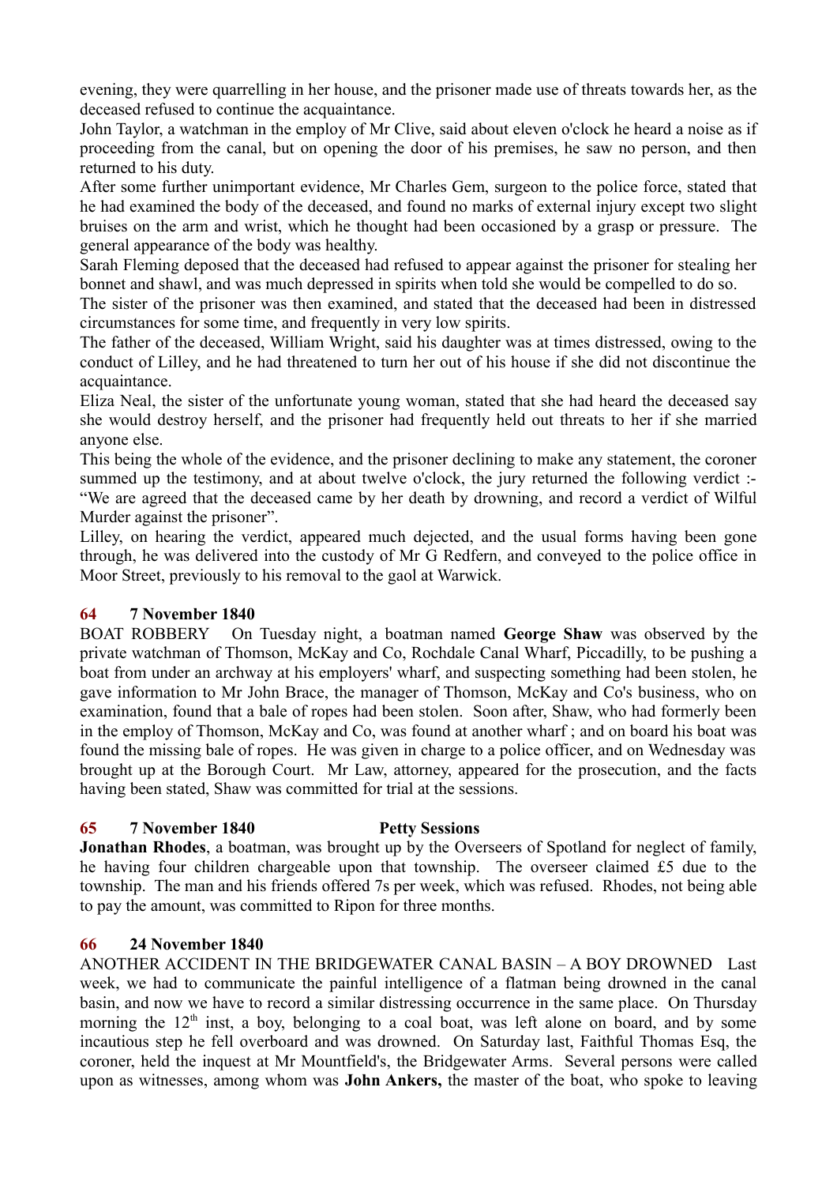evening, they were quarrelling in her house, and the prisoner made use of threats towards her, as the deceased refused to continue the acquaintance.

John Taylor, a watchman in the employ of Mr Clive, said about eleven o'clock he heard a noise as if proceeding from the canal, but on opening the door of his premises, he saw no person, and then returned to his duty.

After some further unimportant evidence, Mr Charles Gem, surgeon to the police force, stated that he had examined the body of the deceased, and found no marks of external injury except two slight bruises on the arm and wrist, which he thought had been occasioned by a grasp or pressure. The general appearance of the body was healthy.

Sarah Fleming deposed that the deceased had refused to appear against the prisoner for stealing her bonnet and shawl, and was much depressed in spirits when told she would be compelled to do so.

The sister of the prisoner was then examined, and stated that the deceased had been in distressed circumstances for some time, and frequently in very low spirits.

The father of the deceased, William Wright, said his daughter was at times distressed, owing to the conduct of Lilley, and he had threatened to turn her out of his house if she did not discontinue the acquaintance.

Eliza Neal, the sister of the unfortunate young woman, stated that she had heard the deceased say she would destroy herself, and the prisoner had frequently held out threats to her if she married anyone else.

This being the whole of the evidence, and the prisoner declining to make any statement, the coroner summed up the testimony, and at about twelve o'clock, the jury returned the following verdict :- "We are agreed that the deceased came by her death by drowning, and record a verdict of Wilful Murder against the prisoner".

Lilley, on hearing the verdict, appeared much dejected, and the usual forms having been gone through, he was delivered into the custody of Mr G Redfern, and conveyed to the police office in Moor Street, previously to his removal to the gaol at Warwick.

### 64 7 November 1840

BOAT ROBBERY On Tuesday night, a boatman named **George Shaw** was observed by the private watchman of Thomson, McKay and Co, Rochdale Canal Wharf, Piccadilly, to be pushing a boat from under an archway at his employers' wharf, and suspecting something had been stolen, he gave information to Mr John Brace, the manager of Thomson, McKay and Co's business, who on examination, found that a bale of ropes had been stolen. Soon after, Shaw, who had formerly been in the employ of Thomson, McKay and Co, was found at another wharf ; and on board his boat was found the missing bale of ropes. He was given in charge to a police officer, and on Wednesday was brought up at the Borough Court. Mr Law, attorney, appeared for the prosecution, and the facts having been stated, Shaw was committed for trial at the sessions.

### 65 7 November 1840 Petty Sessions

**Jonathan Rhodes**, a boatman, was brought up by the Overseers of Spotland for neglect of family, he having four children chargeable upon that township. The overseer claimed £5 due to the township. The man and his friends offered 7s per week, which was refused. Rhodes, not being able to pay the amount, was committed to Ripon for three months.

### 66 24 November 1840

ANOTHER ACCIDENT IN THE BRIDGEWATER CANAL BASIN – A BOY DROWNED Last week, we had to communicate the painful intelligence of a flatman being drowned in the canal basin, and now we have to record a similar distressing occurrence in the same place. On Thursday morning the 12th inst, a boy, belonging to a coal boat, was left alone on board, and by some incautious step he fell overboard and was drowned. On Saturday last, Faithful Thomas Esq, the coroner, held the inquest at Mr Mountfield's, the Bridgewater Arms. Several persons were called upon as witnesses, among whom was **John Ankers,** the master of the boat, who spoke to leaving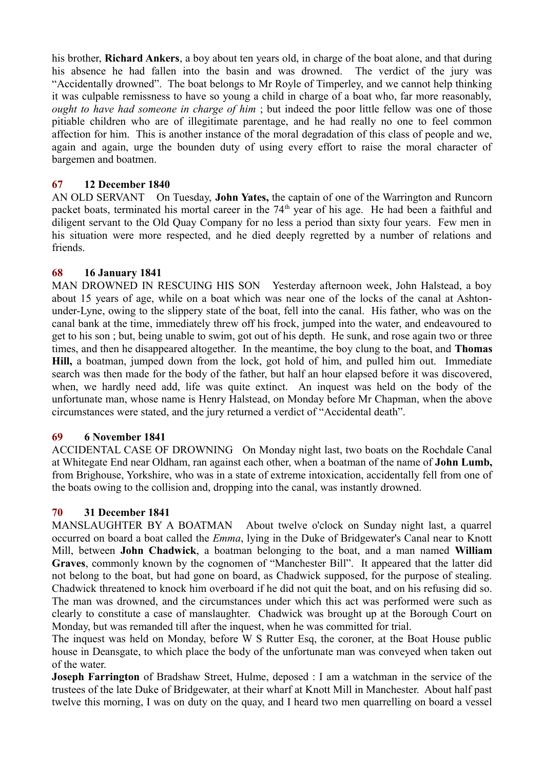his brother, **Richard Ankers**, a boy about ten years old, in charge of the boat alone, and that during his absence he had fallen into the basin and was drowned. The verdict of the jury was "Accidentally drowned". The boat belongs to Mr Royle of Timperley, and we cannot help thinking it was culpable remissness to have so young a child in charge of a boat who, far more reasonably, *ought to have had someone in charge of him* ; but indeed the poor little fellow was one of those pitiable children who are of illegitimate parentage, and he had really no one to feel common affection for him. This is another instance of the moral degradation of this class of people and we, again and again, urge the bounden duty of using every effort to raise the moral character of bargemen and boatmen.

### 67 12 December 1840

AN OLD SERVANT On Tuesday, **John Yates,** the captain of one of the Warrington and Runcorn packet boats, terminated his mortal career in the 74th year of his age. He had been a faithful and diligent servant to the Old Quay Company for no less a period than sixty four years. Few men in his situation were more respected, and he died deeply regretted by a number of relations and friends.

### 68 16 January 1841

MAN DROWNED IN RESCUING HIS SON Yesterday afternoon week, John Halstead, a boy about 15 years of age, while on a boat which was near one of the locks of the canal at Ashton-under-Lyne, owing to the slippery state of the boat, fell into the canal. His father, who was on the canal bank at the time, immediately threw off his frock, jumped into the water, and endeavoured to get to his son ; but, being unable to swim, got out of his depth. He sunk, and rose again two or three times, and then he disappeared altogether. In the meantime, the boy clung to the boat, and **Thomas Hill,** a boatman, jumped down from the lock, got hold of him, and pulled him out. Immediate search was then made for the body of the father, but half an hour elapsed before it was discovered, when, we hardly need add, life was quite extinct. An inquest was held on the body of the unfortunate man, whose name is Henry Halstead, on Monday before Mr Chapman, when the above circumstances were stated, and the jury returned a verdict of "Accidental death".

### 69 6 November 1841

ACCIDENTAL CASE OF DROWNING On Monday night last, two boats on the Rochdale Canal at Whitegate End near Oldham, ran against each other, when a boatman of the name of **John Lumb,** from Brighouse, Yorkshire, who was in a state of extreme intoxication, accidentally fell from one of the boats owing to the collision and, dropping into the canal, was instantly drowned.

### 70 31 December 1841

MANSLAUGHTER BY A BOATMAN About twelve o'clock on Sunday night last, a quarrel occurred on board a boat called the *Emma*, lying in the Duke of Bridgewater's Canal near to Knott Mill, between **John Chadwick**, a boatman belonging to the boat, and a man named **William Graves**, commonly known by the cognomen of "Manchester Bill". It appeared that the latter did not belong to the boat, but had gone on board, as Chadwick supposed, for the purpose of stealing. Chadwick threatened to knock him overboard if he did not quit the boat, and on his refusing did so. The man was drowned, and the circumstances under which this act was performed were such as clearly to constitute a case of manslaughter. Chadwick was brought up at the Borough Court on Monday, but was remanded till after the inquest, when he was committed for trial.

The inquest was held on Monday, before W S Rutter Esq, the coroner, at the Boat House public house in Deansgate, to which place the body of the unfortunate man was conveyed when taken out of the water.

**Joseph Farrington** of Bradshaw Street, Hulme, deposed : I am a watchman in the service of the trustees of the late Duke of Bridgewater, at their wharf at Knott Mill in Manchester. About half past twelve this morning, I was on duty on the quay, and I heard two men quarrelling on board a vessel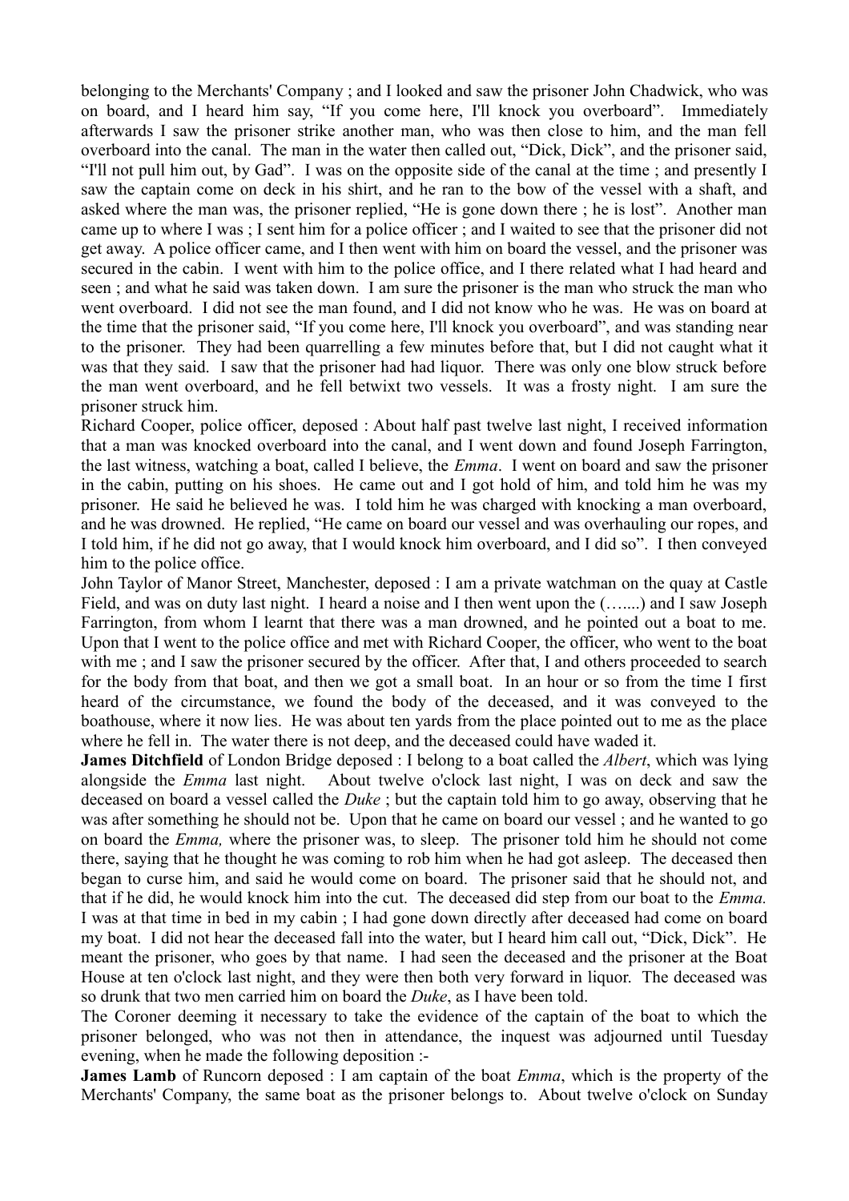belonging to the Merchants' Company ; and I looked and saw the prisoner John Chadwick, who was on board, and I heard him say, "If you come here, I'll knock you overboard". Immediately afterwards I saw the prisoner strike another man, who was then close to him, and the man fell overboard into the canal. The man in the water then called out, "Dick, Dick", and the prisoner said, "I'll not pull him out, by Gad". I was on the opposite side of the canal at the time ; and presently I saw the captain come on deck in his shirt, and he ran to the bow of the vessel with a shaft, and asked where the man was, the prisoner replied, "He is gone down there ; he is lost". Another man came up to where I was ; I sent him for a police officer ; and I waited to see that the prisoner did not get away. A police officer came, and I then went with him on board the vessel, and the prisoner was secured in the cabin. I went with him to the police office, and I there related what I had heard and seen ; and what he said was taken down. I am sure the prisoner is the man who struck the man who went overboard. I did not see the man found, and I did not know who he was. He was on board at the time that the prisoner said, "If you come here, I'll knock you overboard", and was standing near to the prisoner. They had been quarrelling a few minutes before that, but I did not caught what it was that they said. I saw that the prisoner had had liquor. There was only one blow struck before the man went overboard, and he fell betwixt two vessels. It was a frosty night. I am sure the prisoner struck him.

Richard Cooper, police officer, deposed : About half past twelve last night, I received information that a man was knocked overboard into the canal, and I went down and found Joseph Farrington, the last witness, watching a boat, called I believe, the *Emma*. I went on board and saw the prisoner in the cabin, putting on his shoes. He came out and I got hold of him, and told him he was my prisoner. He said he believed he was. I told him he was charged with knocking a man overboard, and he was drowned. He replied, "He came on board our vessel and was overhauling our ropes, and I told him, if he did not go away, that I would knock him overboard, and I did so". I then conveyed him to the police office.

John Taylor of Manor Street, Manchester, deposed : I am a private watchman on the quay at Castle Field, and was on duty last night. I heard a noise and I then went upon the (…....) and I saw Joseph Farrington, from whom I learnt that there was a man drowned, and he pointed out a boat to me. Upon that I went to the police office and met with Richard Cooper, the officer, who went to the boat with me ; and I saw the prisoner secured by the officer. After that, I and others proceeded to search for the body from that boat, and then we got a small boat. In an hour or so from the time I first heard of the circumstance, we found the body of the deceased, and it was conveyed to the boathouse, where it now lies. He was about ten yards from the place pointed out to me as the place where he fell in. The water there is not deep, and the deceased could have waded it.

**James Ditchfield** of London Bridge deposed : I belong to a boat called the *Albert*, which was lying alongside the *Emma* last night. About twelve o'clock last night, I was on deck and saw the deceased on board a vessel called the *Duke* ; but the captain told him to go away, observing that he was after something he should not be. Upon that he came on board our vessel ; and he wanted to go on board the *Emma,* where the prisoner was, to sleep. The prisoner told him he should not come there, saying that he thought he was coming to rob him when he had got asleep. The deceased then began to curse him, and said he would come on board. The prisoner said that he should not, and that if he did, he would knock him into the cut. The deceased did step from our boat to the *Emma.* I was at that time in bed in my cabin ; I had gone down directly after deceased had come on board my boat. I did not hear the deceased fall into the water, but I heard him call out, "Dick, Dick". He meant the prisoner, who goes by that name. I had seen the deceased and the prisoner at the Boat House at ten o'clock last night, and they were then both very forward in liquor. The deceased was so drunk that two men carried him on board the *Duke*, as I have been told.

The Coroner deeming it necessary to take the evidence of the captain of the boat to which the prisoner belonged, who was not then in attendance, the inquest was adjourned until Tuesday evening, when he made the following deposition :-

**James Lamb** of Runcorn deposed : I am captain of the boat *Emma*, which is the property of the Merchants' Company, the same boat as the prisoner belongs to. About twelve o'clock on Sunday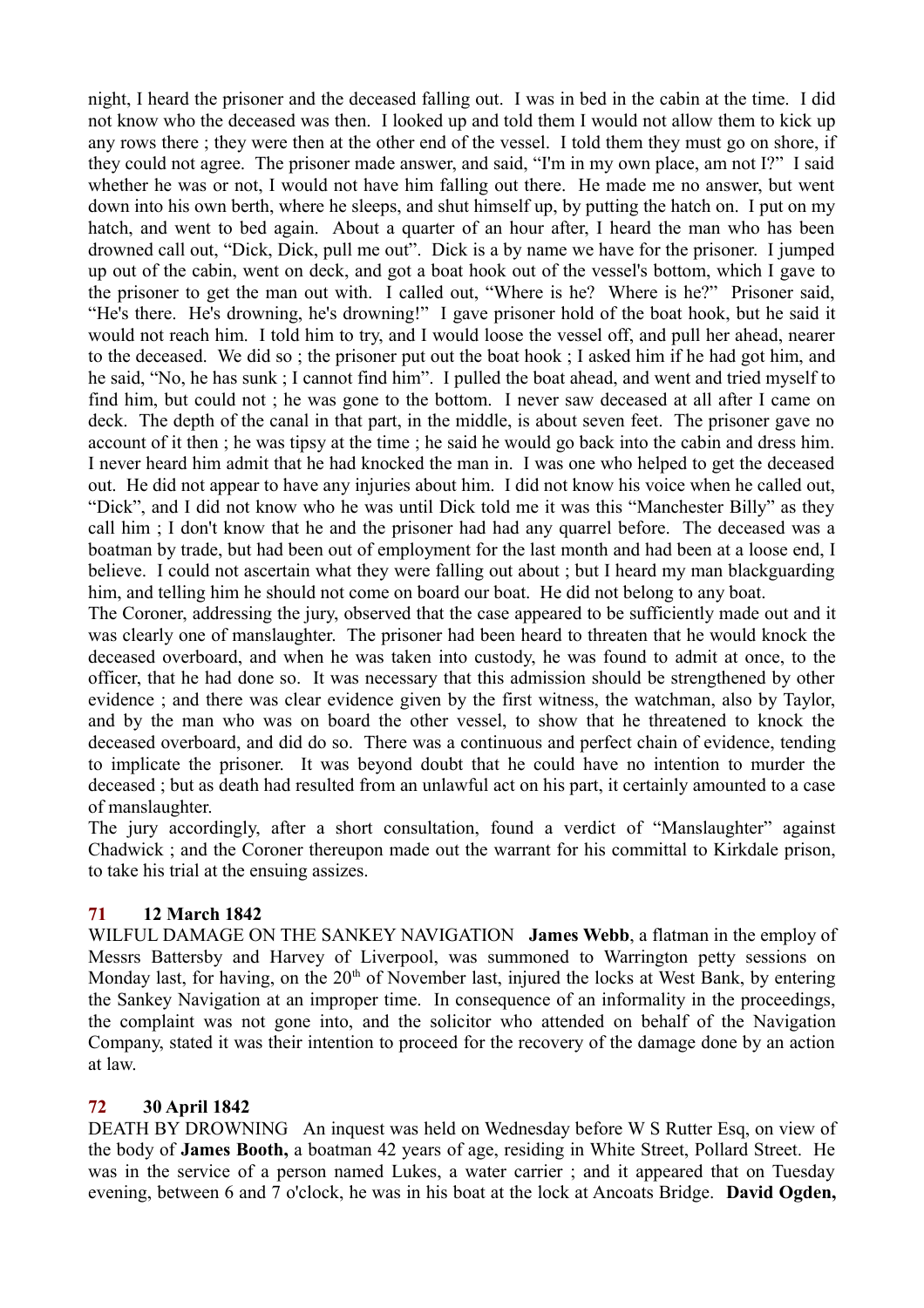night, I heard the prisoner and the deceased falling out. I was in bed in the cabin at the time. I did not know who the deceased was then. I looked up and told them I would not allow them to kick up any rows there ; they were then at the other end of the vessel. I told them they must go on shore, if they could not agree. The prisoner made answer, and said, "I'm in my own place, am not I?" I said whether he was or not, I would not have him falling out there. He made me no answer, but went down into his own berth, where he sleeps, and shut himself up, by putting the hatch on. I put on my hatch, and went to bed again. About a quarter of an hour after, I heard the man who has been drowned call out, "Dick, Dick, pull me out". Dick is a by name we have for the prisoner. I jumped up out of the cabin, went on deck, and got a boat hook out of the vessel's bottom, which I gave to the prisoner to get the man out with. I called out, "Where is he? Where is he?" Prisoner said, "He's there. He's drowning, he's drowning!" I gave prisoner hold of the boat hook, but he said it would not reach him. I told him to try, and I would loose the vessel off, and pull her ahead, nearer to the deceased. We did so ; the prisoner put out the boat hook ; I asked him if he had got him, and he said, "No, he has sunk ; I cannot find him". I pulled the boat ahead, and went and tried myself to find him, but could not ; he was gone to the bottom. I never saw deceased at all after I came on deck. The depth of the canal in that part, in the middle, is about seven feet. The prisoner gave no account of it then ; he was tipsy at the time ; he said he would go back into the cabin and dress him. I never heard him admit that he had knocked the man in. I was one who helped to get the deceased out. He did not appear to have any injuries about him. I did not know his voice when he called out, "Dick", and I did not know who he was until Dick told me it was this "Manchester Billy" as they call him ; I don't know that he and the prisoner had had any quarrel before. The deceased was a boatman by trade, but had been out of employment for the last month and had been at a loose end, I believe. I could not ascertain what they were falling out about ; but I heard my man blackguarding him, and telling him he should not come on board our boat. He did not belong to any boat.

The Coroner, addressing the jury, observed that the case appeared to be sufficiently made out and it was clearly one of manslaughter. The prisoner had been heard to threaten that he would knock the deceased overboard, and when he was taken into custody, he was found to admit at once, to the officer, that he had done so. It was necessary that this admission should be strengthened by other evidence ; and there was clear evidence given by the first witness, the watchman, also by Taylor, and by the man who was on board the other vessel, to show that he threatened to knock the deceased overboard, and did do so. There was a continuous and perfect chain of evidence, tending to implicate the prisoner. It was beyond doubt that he could have no intention to murder the deceased ; but as death had resulted from an unlawful act on his part, it certainly amounted to a case of manslaughter.

The jury accordingly, after a short consultation, found a verdict of "Manslaughter" against Chadwick ; and the Coroner thereupon made out the warrant for his committal to Kirkdale prison, to take his trial at the ensuing assizes.

## 71 12 March 1842

WILFUL DAMAGE ON THE SANKEY NAVIGATION **James Webb**, a flatman in the employ of Messrs Battersby and Harvey of Liverpool, was summoned to Warrington petty sessions on Monday last, for having, on the 20th of November last, injured the locks at West Bank, by entering the Sankey Navigation at an improper time. In consequence of an informality in the proceedings, the complaint was not gone into, and the solicitor who attended on behalf of the Navigation Company, stated it was their intention to proceed for the recovery of the damage done by an action at law.

## 72 30 April 1842

DEATH BY DROWNING An inquest was held on Wednesday before W S Rutter Esq, on view of the body of **James Booth,** a boatman 42 years of age, residing in White Street, Pollard Street. He was in the service of a person named Lukes, a water carrier ; and it appeared that on Tuesday evening, between 6 and 7 o'clock, he was in his boat at the lock at Ancoats Bridge. **David Ogden,**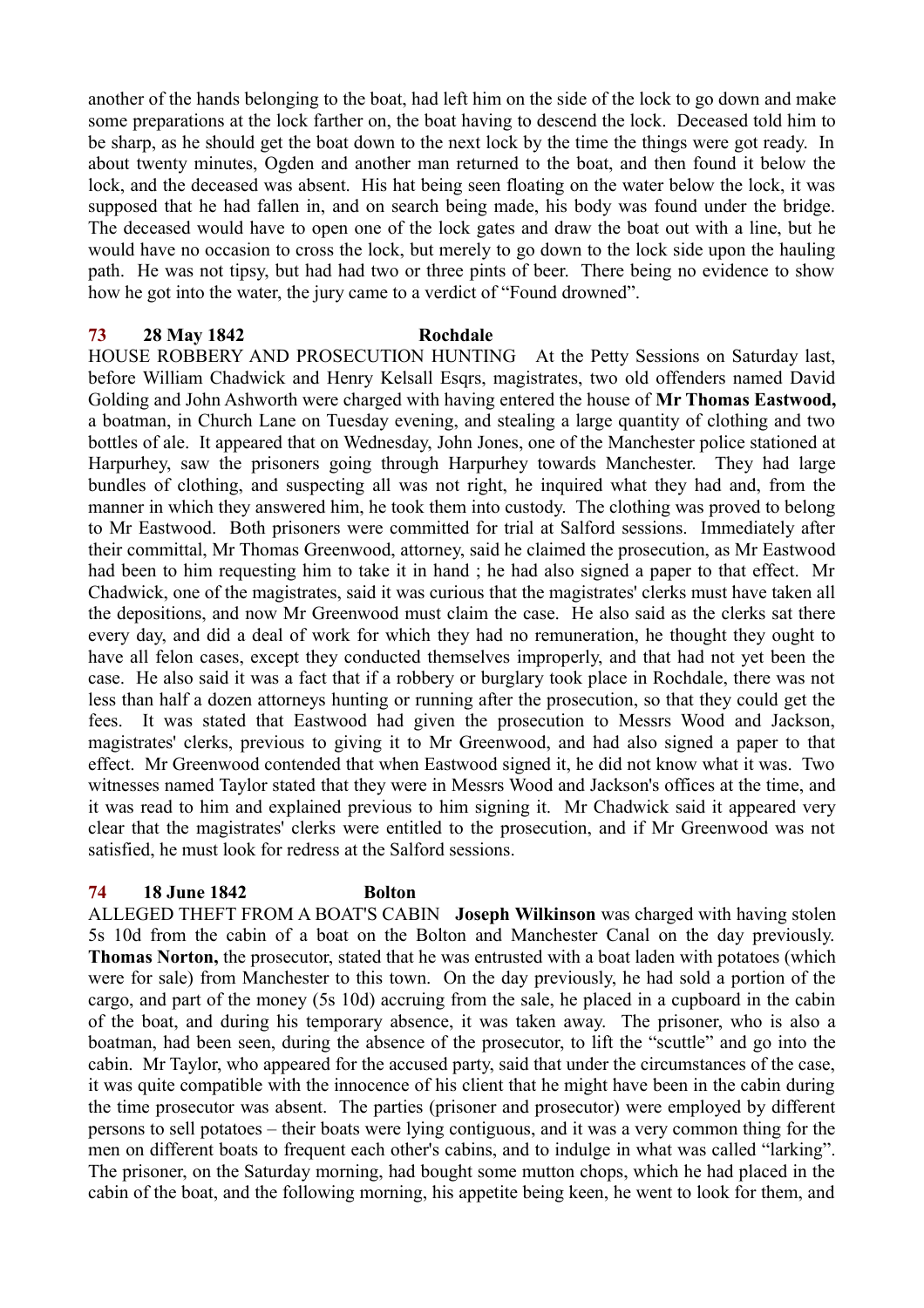another of the hands belonging to the boat, had left him on the side of the lock to go down and make some preparations at the lock farther on, the boat having to descend the lock. Deceased told him to be sharp, as he should get the boat down to the next lock by the time the things were got ready. In about twenty minutes, Ogden and another man returned to the boat, and then found it below the lock, and the deceased was absent. His hat being seen floating on the water below the lock, it was supposed that he had fallen in, and on search being made, his body was found under the bridge. The deceased would have to open one of the lock gates and draw the boat out with a line, but he would have no occasion to cross the lock, but merely to go down to the lock side upon the hauling path. He was not tipsy, but had had two or three pints of beer. There being no evidence to show how he got into the water, the jury came to a verdict of "Found drowned".

**73 28 May 1842 Rochdale**

HOUSE ROBBERY AND PROSECUTION HUNTING At the Petty Sessions on Saturday last, before William Chadwick and Henry Kelsall Esqrs, magistrates, two old offenders named David Golding and John Ashworth were charged with having entered the house of **Mr Thomas Eastwood,** a boatman, in Church Lane on Tuesday evening, and stealing a large quantity of clothing and two bottles of ale. It appeared that on Wednesday, John Jones, one of the Manchester police stationed at Harpurhey, saw the prisoners going through Harpurhey towards Manchester. They had large bundles of clothing, and suspecting all was not right, he inquired what they had and, from the manner in which they answered him, he took them into custody. The clothing was proved to belong to Mr Eastwood. Both prisoners were committed for trial at Salford sessions. Immediately after their committal, Mr Thomas Greenwood, attorney, said he claimed the prosecution, as Mr Eastwood had been to him requesting him to take it in hand ; he had also signed a paper to that effect. Mr Chadwick, one of the magistrates, said it was curious that the magistrates' clerks must have taken all the depositions, and now Mr Greenwood must claim the case. He also said as the clerks sat there every day, and did a deal of work for which they had no remuneration, he thought they ought to have all felon cases, except they conducted themselves improperly, and that had not yet been the case. He also said it was a fact that if a robbery or burglary took place in Rochdale, there was not less than half a dozen attorneys hunting or running after the prosecution, so that they could get the fees. It was stated that Eastwood had given the prosecution to Messrs Wood and Jackson, magistrates' clerks, previous to giving it to Mr Greenwood, and had also signed a paper to that effect. Mr Greenwood contended that when Eastwood signed it, he did not know what it was. Two witnesses named Taylor stated that they were in Messrs Wood and Jackson's offices at the time, and it was read to him and explained previous to him signing it. Mr Chadwick said it appeared very clear that the magistrates' clerks were entitled to the prosecution, and if Mr Greenwood was not satisfied, he must look for redress at the Salford sessions.

**74 18 June 1842 Bolton**

ALLEGED THEFT FROM A BOAT'S CABIN **Joseph Wilkinson** was charged with having stolen 5s 10d from the cabin of a boat on the Bolton and Manchester Canal on the day previously. **Thomas Norton,** the prosecutor, stated that he was entrusted with a boat laden with potatoes (which were for sale) from Manchester to this town. On the day previously, he had sold a portion of the cargo, and part of the money (5s 10d) accruing from the sale, he placed in a cupboard in the cabin of the boat, and during his temporary absence, it was taken away. The prisoner, who is also a boatman, had been seen, during the absence of the prosecutor, to lift the "scuttle" and go into the cabin. Mr Taylor, who appeared for the accused party, said that under the circumstances of the case, it was quite compatible with the innocence of his client that he might have been in the cabin during the time prosecutor was absent. The parties (prisoner and prosecutor) were employed by different persons to sell potatoes – their boats were lying contiguous, and it was a very common thing for the men on different boats to frequent each other's cabins, and to indulge in what was called "larking". The prisoner, on the Saturday morning, had bought some mutton chops, which he had placed in the cabin of the boat, and the following morning, his appetite being keen, he went to look for them, and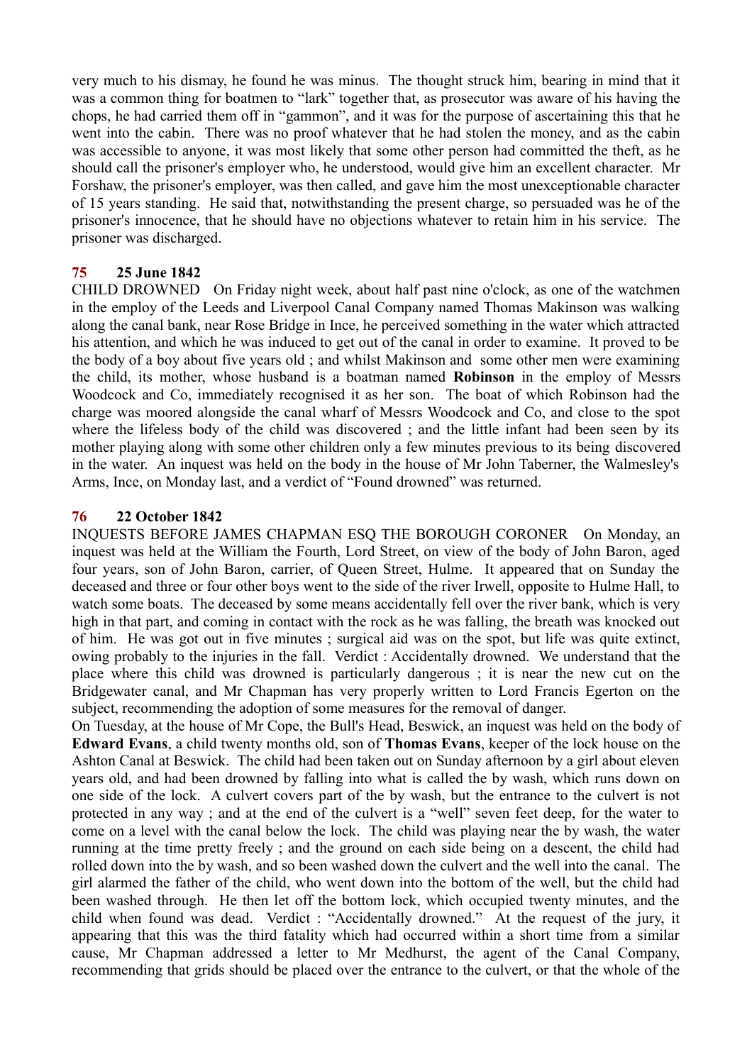very much to his dismay, he found he was minus. The thought struck him, bearing in mind that it was a common thing for boatmen to "lark" together that, as prosecutor was aware of his having the chops, he had carried them off in "gammon", and it was for the purpose of ascertaining this that he went into the cabin. There was no proof whatever that he had stolen the money, and as the cabin was accessible to anyone, it was most likely that some other person had committed the theft, as he should call the prisoner's employer who, he understood, would give him an excellent character. Mr Forshaw, the prisoner's employer, was then called, and gave him the most unexceptionable character of 15 years standing. He said that, notwithstanding the present charge, so persuaded was he of the prisoner's innocence, that he should have no objections whatever to retain him in his service. The prisoner was discharged.

**75 25 June 1842**

CHILD DROWNED On Friday night week, about half past nine o'clock, as one of the watchmen in the employ of the Leeds and Liverpool Canal Company named Thomas Makinson was walking along the canal bank, near Rose Bridge in Ince, he perceived something in the water which attracted his attention, and which he was induced to get out of the canal in order to examine. It proved to be the body of a boy about five years old ; and whilst Makinson and some other men were examining the child, its mother, whose husband is a boatman named **Robinson** in the employ of Messrs Woodcock and Co, immediately recognised it as her son. The boat of which Robinson had the charge was moored alongside the canal wharf of Messrs Woodcock and Co, and close to the spot where the lifeless body of the child was discovered ; and the little infant had been seen by its mother playing along with some other children only a few minutes previous to its being discovered in the water. An inquest was held on the body in the house of Mr John Taberner, the Walmesley's Arms, Ince, on Monday last, and a verdict of "Found drowned" was returned.

**76 22 October 1842**

INQUESTS BEFORE JAMES CHAPMAN ESQ THE BOROUGH CORONER On Monday, an inquest was held at the William the Fourth, Lord Street, on view of the body of John Baron, aged four years, son of John Baron, carrier, of Queen Street, Hulme. It appeared that on Sunday the deceased and three or four other boys went to the side of the river Irwell, opposite to Hulme Hall, to watch some boats. The deceased by some means accidentally fell over the river bank, which is very high in that part, and coming in contact with the rock as he was falling, the breath was knocked out of him. He was got out in five minutes ; surgical aid was on the spot, but life was quite extinct, owing probably to the injuries in the fall. Verdict : Accidentally drowned. We understand that the place where this child was drowned is particularly dangerous ; it is near the new cut on the Bridgewater canal, and Mr Chapman has very properly written to Lord Francis Egerton on the subject, recommending the adoption of some measures for the removal of danger.

On Tuesday, at the house of Mr Cope, the Bull's Head, Beswick, an inquest was held on the body of **Edward Evans**, a child twenty months old, son of **Thomas Evans**, keeper of the lock house on the Ashton Canal at Beswick. The child had been taken out on Sunday afternoon by a girl about eleven years old, and had been drowned by falling into what is called the by wash, which runs down on one side of the lock. A culvert covers part of the by wash, but the entrance to the culvert is not protected in any way ; and at the end of the culvert is a "well" seven feet deep, for the water to come on a level with the canal below the lock. The child was playing near the by wash, the water running at the time pretty freely ; and the ground on each side being on a descent, the child had rolled down into the by wash, and so been washed down the culvert and the well into the canal. The girl alarmed the father of the child, who went down into the bottom of the well, but the child had been washed through. He then let off the bottom lock, which occupied twenty minutes, and the child when found was dead. Verdict : "Accidentally drowned." At the request of the jury, it appearing that this was the third fatality which had occurred within a short time from a similar cause, Mr Chapman addressed a letter to Mr Medhurst, the agent of the Canal Company, recommending that grids should be placed over the entrance to the culvert, or that the whole of the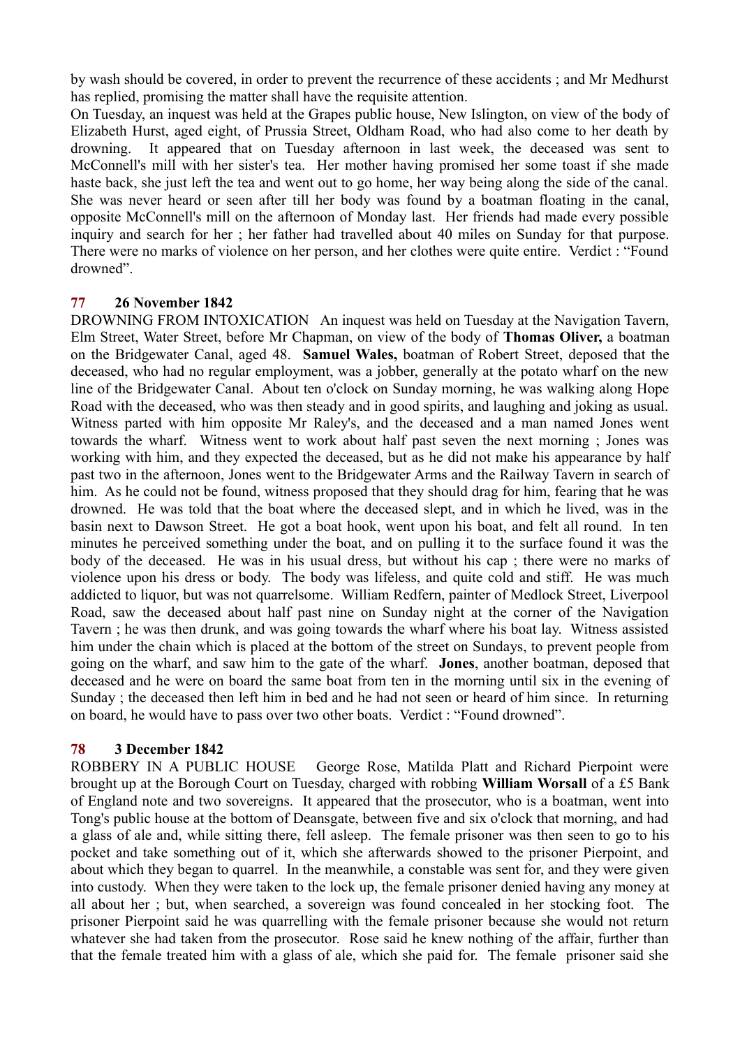by wash should be covered, in order to prevent the recurrence of these accidents ; and Mr Medhurst has replied, promising the matter shall have the requisite attention.

On Tuesday, an inquest was held at the Grapes public house, New Islington, on view of the body of Elizabeth Hurst, aged eight, of Prussia Street, Oldham Road, who had also come to her death by drowning. It appeared that on Tuesday afternoon in last week, the deceased was sent to McConnell's mill with her sister's tea. Her mother having promised her some toast if she made haste back, she just left the tea and went out to go home, her way being along the side of the canal. She was never heard or seen after till her body was found by a boatman floating in the canal, opposite McConnell's mill on the afternoon of Monday last. Her friends had made every possible inquiry and search for her ; her father had travelled about 40 miles on Sunday for that purpose. There were no marks of violence on her person, and her clothes were quite entire. Verdict : "Found drowned".

## 77 26 November 1842

DROWNING FROM INTOXICATION An inquest was held on Tuesday at the Navigation Tavern, Elm Street, Water Street, before Mr Chapman, on view of the body of **Thomas Oliver,** a boatman on the Bridgewater Canal, aged 48. **Samuel Wales,** boatman of Robert Street, deposed that the deceased, who had no regular employment, was a jobber, generally at the potato wharf on the new line of the Bridgewater Canal. About ten o'clock on Sunday morning, he was walking along Hope Road with the deceased, who was then steady and in good spirits, and laughing and joking as usual. Witness parted with him opposite Mr Raley's, and the deceased and a man named Jones went towards the wharf. Witness went to work about half past seven the next morning ; Jones was working with him, and they expected the deceased, but as he did not make his appearance by half past two in the afternoon, Jones went to the Bridgewater Arms and the Railway Tavern in search of him. As he could not be found, witness proposed that they should drag for him, fearing that he was drowned. He was told that the boat where the deceased slept, and in which he lived, was in the basin next to Dawson Street. He got a boat hook, went upon his boat, and felt all round. In ten minutes he perceived something under the boat, and on pulling it to the surface found it was the body of the deceased. He was in his usual dress, but without his cap ; there were no marks of violence upon his dress or body. The body was lifeless, and quite cold and stiff. He was much addicted to liquor, but was not quarrelsome. William Redfern, painter of Medlock Street, Liverpool Road, saw the deceased about half past nine on Sunday night at the corner of the Navigation Tavern ; he was then drunk, and was going towards the wharf where his boat lay. Witness assisted him under the chain which is placed at the bottom of the street on Sundays, to prevent people from going on the wharf, and saw him to the gate of the wharf. **Jones**, another boatman, deposed that deceased and he were on board the same boat from ten in the morning until six in the evening of Sunday ; the deceased then left him in bed and he had not seen or heard of him since. In returning on board, he would have to pass over two other boats. Verdict : "Found drowned".

## 78 3 December 1842

ROBBERY IN A PUBLIC HOUSE George Rose, Matilda Platt and Richard Pierpoint were brought up at the Borough Court on Tuesday, charged with robbing **William Worsall** of a £5 Bank of England note and two sovereigns. It appeared that the prosecutor, who is a boatman, went into Tong's public house at the bottom of Deansgate, between five and six o'clock that morning, and had a glass of ale and, while sitting there, fell asleep. The female prisoner was then seen to go to his pocket and take something out of it, which she afterwards showed to the prisoner Pierpoint, and about which they began to quarrel. In the meanwhile, a constable was sent for, and they were given into custody. When they were taken to the lock up, the female prisoner denied having any money at all about her ; but, when searched, a sovereign was found concealed in her stocking foot. The prisoner Pierpoint said he was quarrelling with the female prisoner because she would not return whatever she had taken from the prosecutor. Rose said he knew nothing of the affair, further than that the female treated him with a glass of ale, which she paid for. The female prisoner said she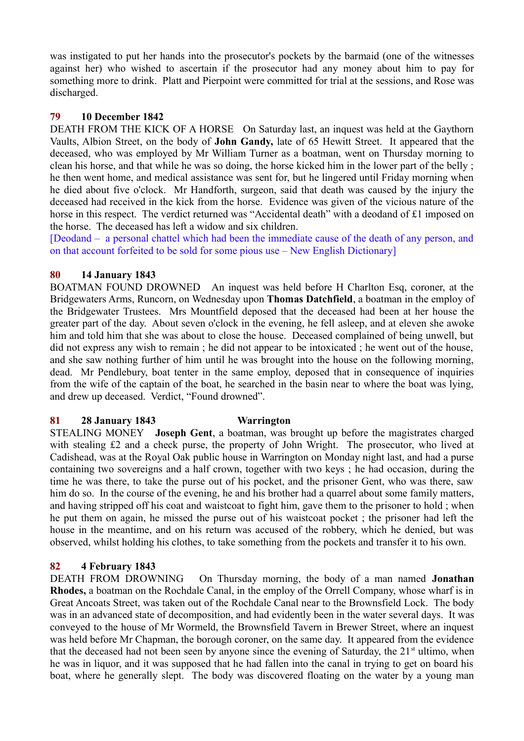was instigated to put her hands into the prosecutor's pockets by the barmaid (one of the witnesses against her) who wished to ascertain if the prosecutor had any money about him to pay for something more to drink. Platt and Pierpoint were committed for trial at the sessions, and Rose was discharged.

**79 10 December 1842**

DEATH FROM THE KICK OF A HORSE On Saturday last, an inquest was held at the Gaythorn Vaults, Albion Street, on the body of **John Gandy,** late of 65 Hewitt Street. It appeared that the deceased, who was employed by Mr William Turner as a boatman, went on Thursday morning to clean his horse, and that while he was so doing, the horse kicked him in the lower part of the belly ; he then went home, and medical assistance was sent for, but he lingered until Friday morning when he died about five o'clock. Mr Handforth, surgeon, said that death was caused by the injury the deceased had received in the kick from the horse. Evidence was given of the vicious nature of the horse in this respect. The verdict returned was "Accidental death" with a deodand of £1 imposed on the horse. The deceased has left a widow and six children.

[Deodand – a personal chattel which had been the immediate cause of the death of any person, and on that account forfeited to be sold for some pious use – New English Dictionary]

**80 14 January 1843**

BOATMAN FOUND DROWNED An inquest was held before H Charlton Esq, coroner, at the Bridgewaters Arms, Runcorn, on Wednesday upon **Thomas Datchfield**, a boatman in the employ of the Bridgewater Trustees. Mrs Mountfield deposed that the deceased had been at her house the greater part of the day. About seven o'clock in the evening, he fell asleep, and at eleven she awoke him and told him that she was about to close the house. Deceased complained of being unwell, but did not express any wish to remain ; he did not appear to be intoxicated ; he went out of the house, and she saw nothing further of him until he was brought into the house on the following morning, dead. Mr Pendlebury, boat tenter in the same employ, deposed that in consequence of inquiries from the wife of the captain of the boat, he searched in the basin near to where the boat was lying, and drew up deceased. Verdict, "Found drowned".

**81 28 January 1843 Warrington**

STEALING MONEY **Joseph Gent**, a boatman, was brought up before the magistrates charged with stealing £2 and a check purse, the property of John Wright. The prosecutor, who lived at Cadishead, was at the Royal Oak public house in Warrington on Monday night last, and had a purse containing two sovereigns and a half crown, together with two keys ; he had occasion, during the time he was there, to take the purse out of his pocket, and the prisoner Gent, who was there, saw him do so. In the course of the evening, he and his brother had a quarrel about some family matters, and having stripped off his coat and waistcoat to fight him, gave them to the prisoner to hold ; when he put them on again, he missed the purse out of his waistcoat pocket ; the prisoner had left the house in the meantime, and on his return was accused of the robbery, which he denied, but was observed, whilst holding his clothes, to take something from the pockets and transfer it to his own.

**82 4 February 1843**

DEATH FROM DROWNING On Thursday morning, the body of a man named **Jonathan Rhodes,** a boatman on the Rochdale Canal, in the employ of the Orrell Company, whose wharf is in Great Ancoats Street, was taken out of the Rochdale Canal near to the Brownsfield Lock. The body was in an advanced state of decomposition, and had evidently been in the water several days. It was conveyed to the house of Mr Wormeld, the Brownsfield Tavern in Brewer Street, where an inquest was held before Mr Chapman, the borough coroner, on the same day. It appeared from the evidence that the deceased had not been seen by anyone since the evening of Saturday, the 21st ultimo, when he was in liquor, and it was supposed that he had fallen into the canal in trying to get on board his boat, where he generally slept. The body was discovered floating on the water by a young man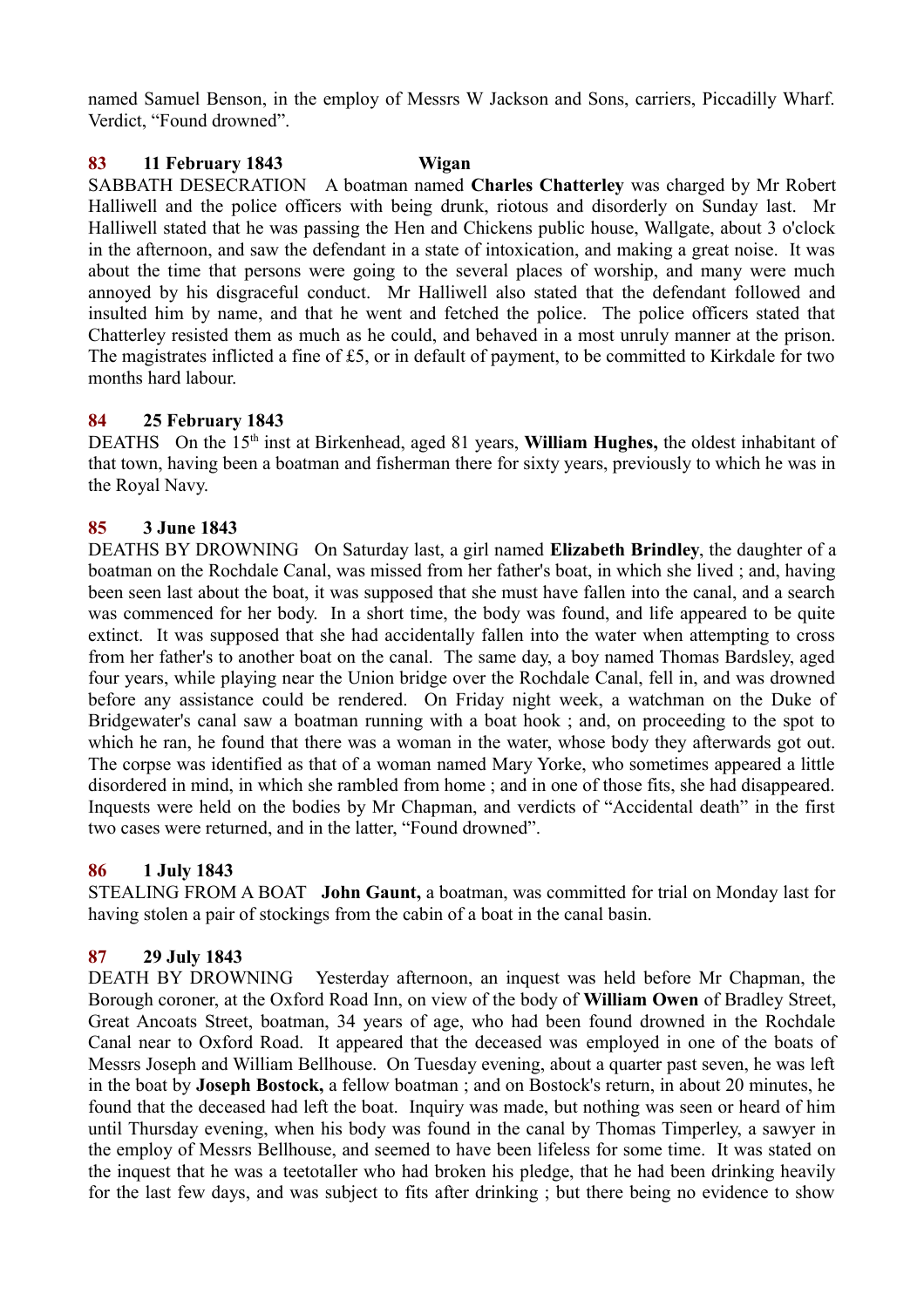named Samuel Benson, in the employ of Messrs W Jackson and Sons, carriers, Piccadilly Wharf. Verdict, "Found drowned".

**83 11 February 1843 Wigan**

SABBATH DESECRATION A boatman named **Charles Chatterley** was charged by Mr Robert Halliwell and the police officers with being drunk, riotous and disorderly on Sunday last. Mr Halliwell stated that he was passing the Hen and Chickens public house, Wallgate, about 3 o'clock in the afternoon, and saw the defendant in a state of intoxication, and making a great noise. It was about the time that persons were going to the several places of worship, and many were much annoyed by his disgraceful conduct. Mr Halliwell also stated that the defendant followed and insulted him by name, and that he went and fetched the police. The police officers stated that Chatterley resisted them as much as he could, and behaved in a most unruly manner at the prison. The magistrates inflicted a fine of £5, or in default of payment, to be committed to Kirkdale for two months hard labour.

**84 25 February 1843**

DEATHS On the 15th inst at Birkenhead, aged 81 years, **William Hughes,** the oldest inhabitant of that town, having been a boatman and fisherman there for sixty years, previously to which he was in the Royal Navy.

**85 3 June 1843**

DEATHS BY DROWNING On Saturday last, a girl named **Elizabeth Brindley**, the daughter of a boatman on the Rochdale Canal, was missed from her father's boat, in which she lived ; and, having been seen last about the boat, it was supposed that she must have fallen into the canal, and a search was commenced for her body. In a short time, the body was found, and life appeared to be quite extinct. It was supposed that she had accidentally fallen into the water when attempting to cross from her father's to another boat on the canal. The same day, a boy named Thomas Bardsley, aged four years, while playing near the Union bridge over the Rochdale Canal, fell in, and was drowned before any assistance could be rendered. On Friday night week, a watchman on the Duke of Bridgewater's canal saw a boatman running with a boat hook ; and, on proceeding to the spot to which he ran, he found that there was a woman in the water, whose body they afterwards got out. The corpse was identified as that of a woman named Mary Yorke, who sometimes appeared a little disordered in mind, in which she rambled from home ; and in one of those fits, she had disappeared. Inquests were held on the bodies by Mr Chapman, and verdicts of "Accidental death" in the first two cases were returned, and in the latter, "Found drowned".

**86 1 July 1843**

STEALING FROM A BOAT **John Gaunt,** a boatman, was committed for trial on Monday last for having stolen a pair of stockings from the cabin of a boat in the canal basin.

**87 29 July 1843**

DEATH BY DROWNING Yesterday afternoon, an inquest was held before Mr Chapman, the Borough coroner, at the Oxford Road Inn, on view of the body of **William Owen** of Bradley Street, Great Ancoats Street, boatman, 34 years of age, who had been found drowned in the Rochdale Canal near to Oxford Road. It appeared that the deceased was employed in one of the boats of Messrs Joseph and William Bellhouse. On Tuesday evening, about a quarter past seven, he was left in the boat by **Joseph Bostock,** a fellow boatman ; and on Bostock's return, in about 20 minutes, he found that the deceased had left the boat. Inquiry was made, but nothing was seen or heard of him until Thursday evening, when his body was found in the canal by Thomas Timperley, a sawyer in the employ of Messrs Bellhouse, and seemed to have been lifeless for some time. It was stated on the inquest that he was a teetotaller who had broken his pledge, that he had been drinking heavily for the last few days, and was subject to fits after drinking ; but there being no evidence to show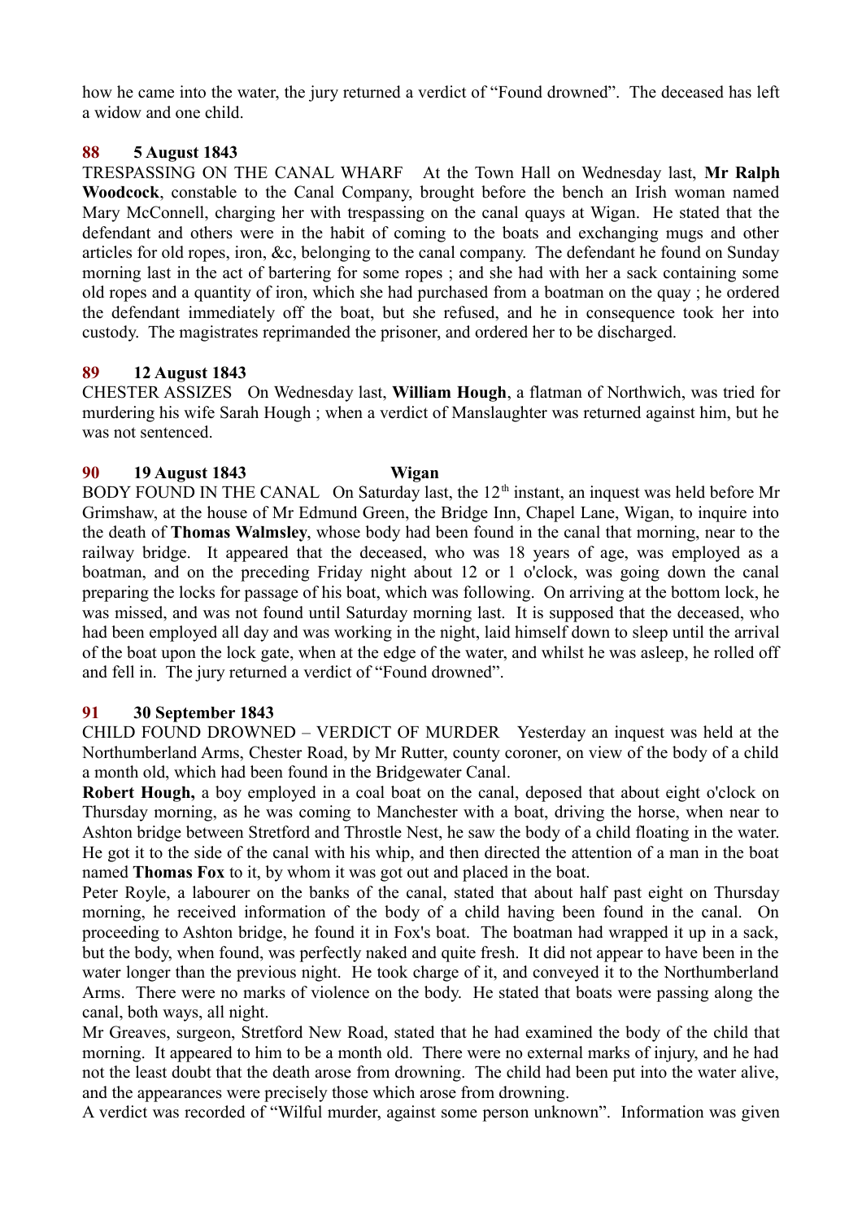how he came into the water, the jury returned a verdict of "Found drowned". The deceased has left a widow and one child.

**88 5 August 1843**

TRESPASSING ON THE CANAL WHARF At the Town Hall on Wednesday last, **Mr Ralph Woodcock**, constable to the Canal Company, brought before the bench an Irish woman named Mary McConnell, charging her with trespassing on the canal quays at Wigan. He stated that the defendant and others were in the habit of coming to the boats and exchanging mugs and other articles for old ropes, iron, &c, belonging to the canal company. The defendant he found on Sunday morning last in the act of bartering for some ropes ; and she had with her a sack containing some old ropes and a quantity of iron, which she had purchased from a boatman on the quay ; he ordered the defendant immediately off the boat, but she refused, and he in consequence took her into custody. The magistrates reprimanded the prisoner, and ordered her to be discharged.

**89 12 August 1843**

CHESTER ASSIZES On Wednesday last, **William Hough**, a flatman of Northwich, was tried for murdering his wife Sarah Hough ; when a verdict of Manslaughter was returned against him, but he was not sentenced.

**90 19 August 1843 Wigan**

BODY FOUND IN THE CANAL On Saturday last, the 12th instant, an inquest was held before Mr Grimshaw, at the house of Mr Edmund Green, the Bridge Inn, Chapel Lane, Wigan, to inquire into the death of **Thomas Walmsley**, whose body had been found in the canal that morning, near to the railway bridge. It appeared that the deceased, who was 18 years of age, was employed as a boatman, and on the preceding Friday night about 12 or 1 o'clock, was going down the canal preparing the locks for passage of his boat, which was following. On arriving at the bottom lock, he was missed, and was not found until Saturday morning last. It is supposed that the deceased, who had been employed all day and was working in the night, laid himself down to sleep until the arrival of the boat upon the lock gate, when at the edge of the water, and whilst he was asleep, he rolled off and fell in. The jury returned a verdict of "Found drowned".

**91 30 September 1843**

CHILD FOUND DROWNED – VERDICT OF MURDER Yesterday an inquest was held at the Northumberland Arms, Chester Road, by Mr Rutter, county coroner, on view of the body of a child a month old, which had been found in the Bridgewater Canal.

**Robert Hough,** a boy employed in a coal boat on the canal, deposed that about eight o'clock on Thursday morning, as he was coming to Manchester with a boat, driving the horse, when near to Ashton bridge between Stretford and Throstle Nest, he saw the body of a child floating in the water. He got it to the side of the canal with his whip, and then directed the attention of a man in the boat named **Thomas Fox** to it, by whom it was got out and placed in the boat.

Peter Royle, a labourer on the banks of the canal, stated that about half past eight on Thursday morning, he received information of the body of a child having been found in the canal. On proceeding to Ashton bridge, he found it in Fox's boat. The boatman had wrapped it up in a sack, but the body, when found, was perfectly naked and quite fresh. It did not appear to have been in the water longer than the previous night. He took charge of it, and conveyed it to the Northumberland Arms. There were no marks of violence on the body. He stated that boats were passing along the canal, both ways, all night.

Mr Greaves, surgeon, Stretford New Road, stated that he had examined the body of the child that morning. It appeared to him to be a month old. There were no external marks of injury, and he had not the least doubt that the death arose from drowning. The child had been put into the water alive, and the appearances were precisely those which arose from drowning.

A verdict was recorded of "Wilful murder, against some person unknown". Information was given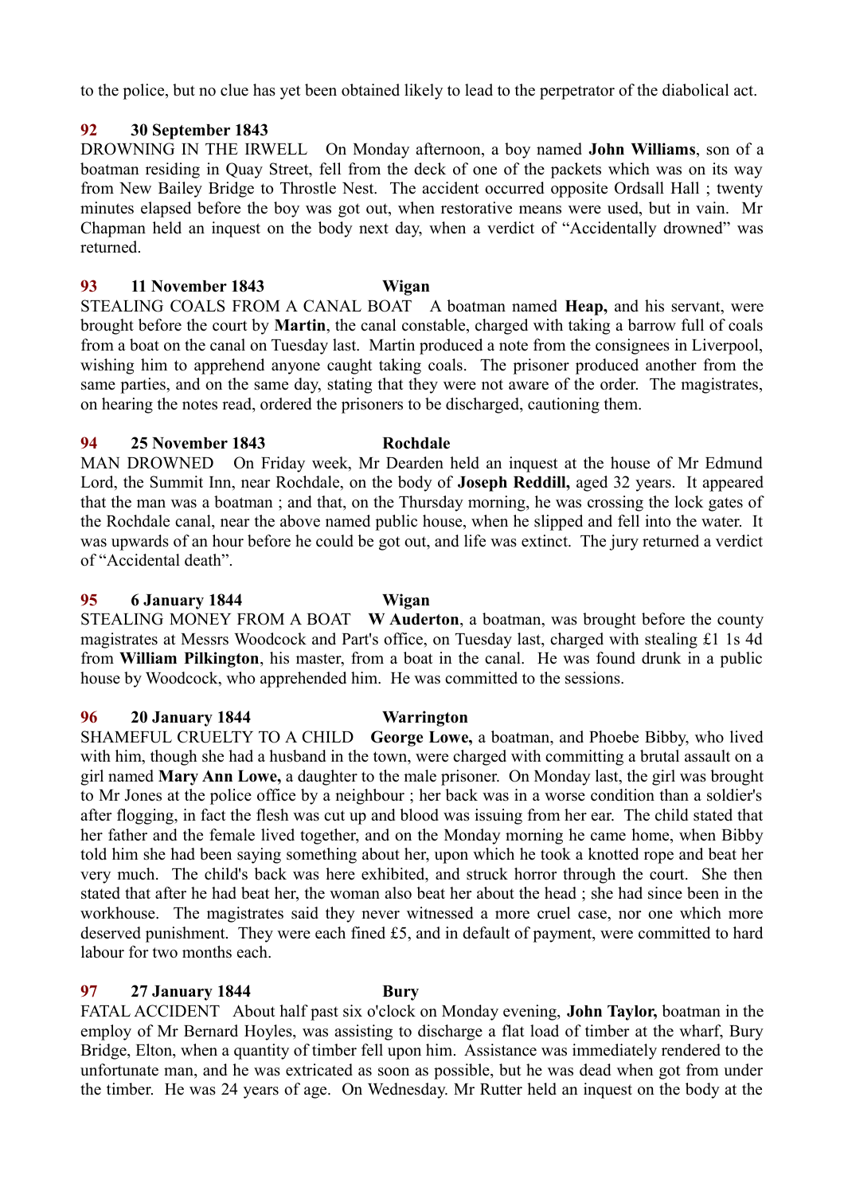to the police, but no clue has yet been obtained likely to lead to the perpetrator of the diabolical act.

**92 30 September 1843**

DROWNING IN THE IRWELL On Monday afternoon, a boy named **John Williams**, son of a boatman residing in Quay Street, fell from the deck of one of the packets which was on its way from New Bailey Bridge to Throstle Nest. The accident occurred opposite Ordsall Hall ; twenty minutes elapsed before the boy was got out, when restorative means were used, but in vain. Mr Chapman held an inquest on the body next day, when a verdict of "Accidentally drowned" was returned.

**93 11 November 1843 Wigan**

STEALING COALS FROM A CANAL BOAT A boatman named **Heap,** and his servant, were brought before the court by **Martin**, the canal constable, charged with taking a barrow full of coals from a boat on the canal on Tuesday last. Martin produced a note from the consignees in Liverpool, wishing him to apprehend anyone caught taking coals. The prisoner produced another from the same parties, and on the same day, stating that they were not aware of the order. The magistrates, on hearing the notes read, ordered the prisoners to be discharged, cautioning them.

**94 25 November 1843 Rochdale**

MAN DROWNED On Friday week, Mr Dearden held an inquest at the house of Mr Edmund Lord, the Summit Inn, near Rochdale, on the body of **Joseph Reddill,** aged 32 years. It appeared that the man was a boatman ; and that, on the Thursday morning, he was crossing the lock gates of the Rochdale canal, near the above named public house, when he slipped and fell into the water. It was upwards of an hour before he could be got out, and life was extinct. The jury returned a verdict of "Accidental death".

**95 6 January 1844 Wigan**

STEALING MONEY FROM A BOAT **W Auderton**, a boatman, was brought before the county magistrates at Messrs Woodcock and Part's office, on Tuesday last, charged with stealing £1 1s 4d from **William Pilkington**, his master, from a boat in the canal. He was found drunk in a public house by Woodcock, who apprehended him. He was committed to the sessions.

**96 20 January 1844 Warrington**

SHAMEFUL CRUELTY TO A CHILD **George Lowe,** a boatman, and Phoebe Bibby, who lived with him, though she had a husband in the town, were charged with committing a brutal assault on a girl named **Mary Ann Lowe,** a daughter to the male prisoner. On Monday last, the girl was brought to Mr Jones at the police office by a neighbour ; her back was in a worse condition than a soldier's after flogging, in fact the flesh was cut up and blood was issuing from her ear. The child stated that her father and the female lived together, and on the Monday morning he came home, when Bibby told him she had been saying something about her, upon which he took a knotted rope and beat her very much. The child's back was here exhibited, and struck horror through the court. She then stated that after he had beat her, the woman also beat her about the head ; she had since been in the workhouse. The magistrates said they never witnessed a more cruel case, nor one which more deserved punishment. They were each fined £5, and in default of payment, were committed to hard labour for two months each.

**97 27 January 1844 Bury**

FATAL ACCIDENT About half past six o'clock on Monday evening, **John Taylor,** boatman in the employ of Mr Bernard Hoyles, was assisting to discharge a flat load of timber at the wharf, Bury Bridge, Elton, when a quantity of timber fell upon him. Assistance was immediately rendered to the unfortunate man, and he was extricated as soon as possible, but he was dead when got from under the timber. He was 24 years of age. On Wednesday. Mr Rutter held an inquest on the body at the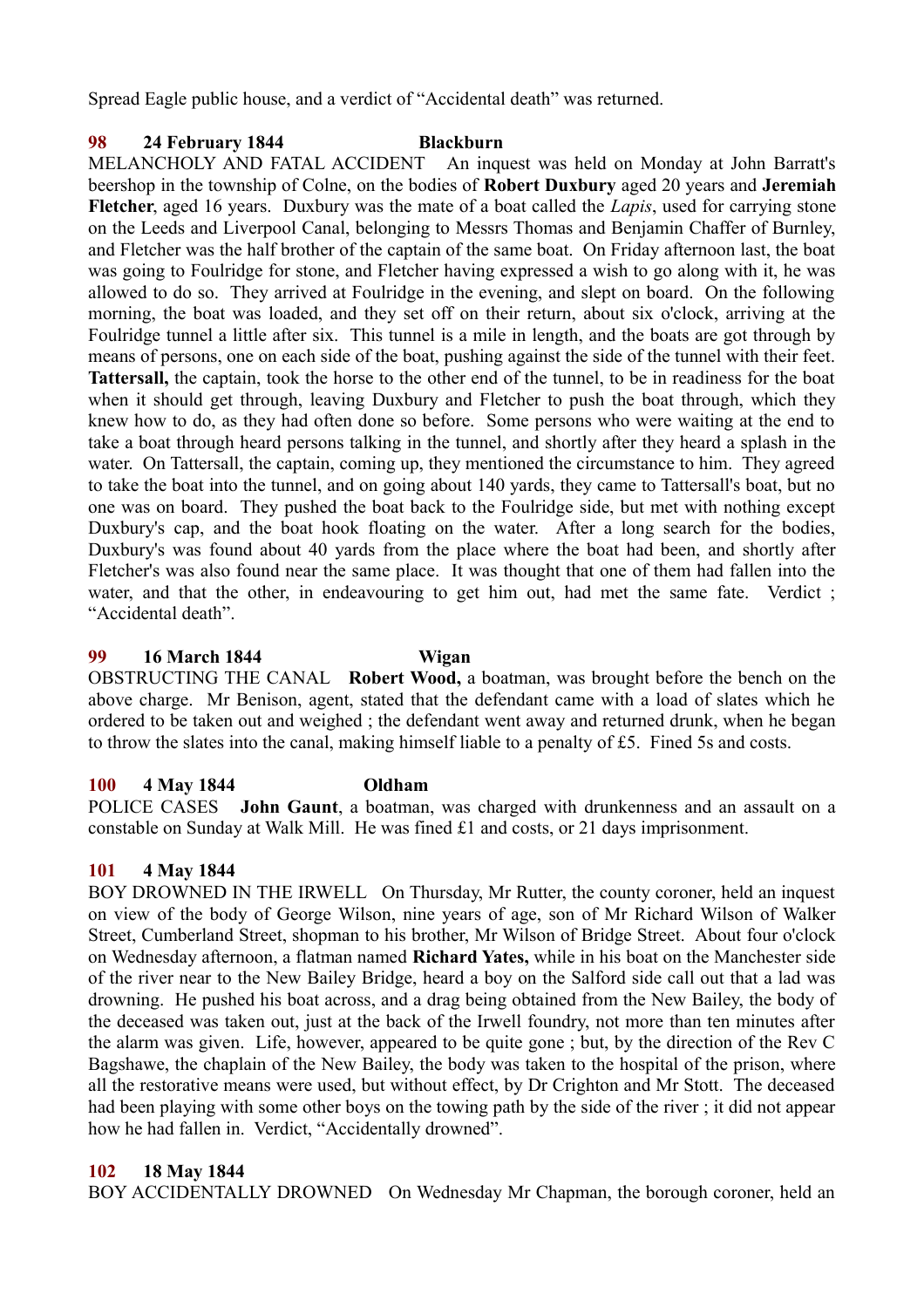Spread Eagle public house, and a verdict of "Accidental death" was returned.

**98 24 February 1844 Blackburn**

MELANCHOLY AND FATAL ACCIDENT An inquest was held on Monday at John Barratt's beershop in the township of Colne, on the bodies of **Robert Duxbury** aged 20 years and **Jeremiah Fletcher**, aged 16 years. Duxbury was the mate of a boat called the *Lapis*, used for carrying stone on the Leeds and Liverpool Canal, belonging to Messrs Thomas and Benjamin Chaffer of Burnley, and Fletcher was the half brother of the captain of the same boat. On Friday afternoon last, the boat was going to Foulridge for stone, and Fletcher having expressed a wish to go along with it, he was allowed to do so. They arrived at Foulridge in the evening, and slept on board. On the following morning, the boat was loaded, and they set off on their return, about six o'clock, arriving at the Foulridge tunnel a little after six. This tunnel is a mile in length, and the boats are got through by means of persons, one on each side of the boat, pushing against the side of the tunnel with their feet. **Tattersall,** the captain, took the horse to the other end of the tunnel, to be in readiness for the boat when it should get through, leaving Duxbury and Fletcher to push the boat through, which they knew how to do, as they had often done so before. Some persons who were waiting at the end to take a boat through heard persons talking in the tunnel, and shortly after they heard a splash in the water. On Tattersall, the captain, coming up, they mentioned the circumstance to him. They agreed to take the boat into the tunnel, and on going about 140 yards, they came to Tattersall's boat, but no one was on board. They pushed the boat back to the Foulridge side, but met with nothing except Duxbury's cap, and the boat hook floating on the water. After a long search for the bodies, Duxbury's was found about 40 yards from the place where the boat had been, and shortly after Fletcher's was also found near the same place. It was thought that one of them had fallen into the water, and that the other, in endeavouring to get him out, had met the same fate. Verdict ; "Accidental death".

**99 16 March 1844 Wigan**

OBSTRUCTING THE CANAL **Robert Wood,** a boatman, was brought before the bench on the above charge. Mr Benison, agent, stated that the defendant came with a load of slates which he ordered to be taken out and weighed ; the defendant went away and returned drunk, when he began to throw the slates into the canal, making himself liable to a penalty of £5. Fined 5s and costs.

**100 4 May 1844 Oldham**

POLICE CASES **John Gaunt**, a boatman, was charged with drunkenness and an assault on a constable on Sunday at Walk Mill. He was fined £1 and costs, or 21 days imprisonment.

**101 4 May 1844**

BOY DROWNED IN THE IRWELL On Thursday, Mr Rutter, the county coroner, held an inquest on view of the body of George Wilson, nine years of age, son of Mr Richard Wilson of Walker Street, Cumberland Street, shopman to his brother, Mr Wilson of Bridge Street. About four o'clock on Wednesday afternoon, a flatman named **Richard Yates,** while in his boat on the Manchester side of the river near to the New Bailey Bridge, heard a boy on the Salford side call out that a lad was drowning. He pushed his boat across, and a drag being obtained from the New Bailey, the body of the deceased was taken out, just at the back of the Irwell foundry, not more than ten minutes after the alarm was given. Life, however, appeared to be quite gone ; but, by the direction of the Rev C Bagshawe, the chaplain of the New Bailey, the body was taken to the hospital of the prison, where all the restorative means were used, but without effect, by Dr Crighton and Mr Stott. The deceased had been playing with some other boys on the towing path by the side of the river ; it did not appear how he had fallen in. Verdict, "Accidentally drowned".

**102 18 May 1844**

BOY ACCIDENTALLY DROWNED On Wednesday Mr Chapman, the borough coroner, held an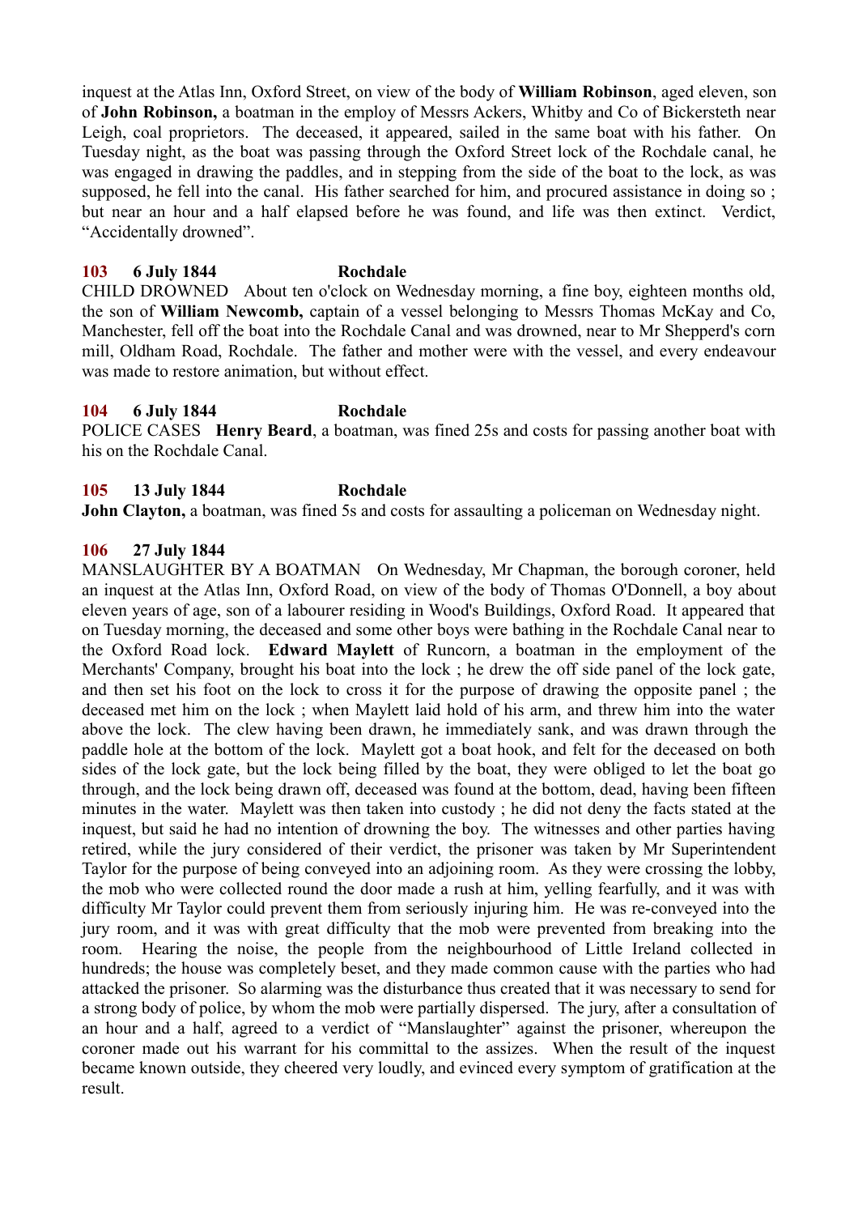inquest at the Atlas Inn, Oxford Street, on view of the body of **William Robinson**, aged eleven, son of **John Robinson,** a boatman in the employ of Messrs Ackers, Whitby and Co of Bickersteth near Leigh, coal proprietors. The deceased, it appeared, sailed in the same boat with his father. On Tuesday night, as the boat was passing through the Oxford Street lock of the Rochdale canal, he was engaged in drawing the paddles, and in stepping from the side of the boat to the lock, as was supposed, he fell into the canal. His father searched for him, and procured assistance in doing so ; but near an hour and a half elapsed before he was found, and life was then extinct. Verdict, "Accidentally drowned".

**103 6 July 1844 Rochdale**

CHILD DROWNED About ten o'clock on Wednesday morning, a fine boy, eighteen months old, the son of **William Newcomb,** captain of a vessel belonging to Messrs Thomas McKay and Co, Manchester, fell off the boat into the Rochdale Canal and was drowned, near to Mr Shepperd's corn mill, Oldham Road, Rochdale. The father and mother were with the vessel, and every endeavour was made to restore animation, but without effect.

**104 6 July 1844 Rochdale**

POLICE CASES **Henry Beard**, a boatman, was fined 25s and costs for passing another boat with his on the Rochdale Canal.

**105 13 July 1844 Rochdale**

**John Clayton,** a boatman, was fined 5s and costs for assaulting a policeman on Wednesday night.

**106 27 July 1844**

MANSLAUGHTER BY A BOATMAN On Wednesday, Mr Chapman, the borough coroner, held an inquest at the Atlas Inn, Oxford Road, on view of the body of Thomas O'Donnell, a boy about eleven years of age, son of a labourer residing in Wood's Buildings, Oxford Road. It appeared that on Tuesday morning, the deceased and some other boys were bathing in the Rochdale Canal near to the Oxford Road lock. **Edward Maylett** of Runcorn, a boatman in the employment of the Merchants' Company, brought his boat into the lock ; he drew the off side panel of the lock gate, and then set his foot on the lock to cross it for the purpose of drawing the opposite panel ; the deceased met him on the lock ; when Maylett laid hold of his arm, and threw him into the water above the lock. The clew having been drawn, he immediately sank, and was drawn through the paddle hole at the bottom of the lock. Maylett got a boat hook, and felt for the deceased on both sides of the lock gate, but the lock being filled by the boat, they were obliged to let the boat go through, and the lock being drawn off, deceased was found at the bottom, dead, having been fifteen minutes in the water. Maylett was then taken into custody ; he did not deny the facts stated at the inquest, but said he had no intention of drowning the boy. The witnesses and other parties having retired, while the jury considered of their verdict, the prisoner was taken by Mr Superintendent Taylor for the purpose of being conveyed into an adjoining room. As they were crossing the lobby, the mob who were collected round the door made a rush at him, yelling fearfully, and it was with difficulty Mr Taylor could prevent them from seriously injuring him. He was re-conveyed into the jury room, and it was with great difficulty that the mob were prevented from breaking into the room. Hearing the noise, the people from the neighbourhood of Little Ireland collected in hundreds; the house was completely beset, and they made common cause with the parties who had attacked the prisoner. So alarming was the disturbance thus created that it was necessary to send for a strong body of police, by whom the mob were partially dispersed. The jury, after a consultation of an hour and a half, agreed to a verdict of "Manslaughter" against the prisoner, whereupon the coroner made out his warrant for his committal to the assizes. When the result of the inquest became known outside, they cheered very loudly, and evinced every symptom of gratification at the result.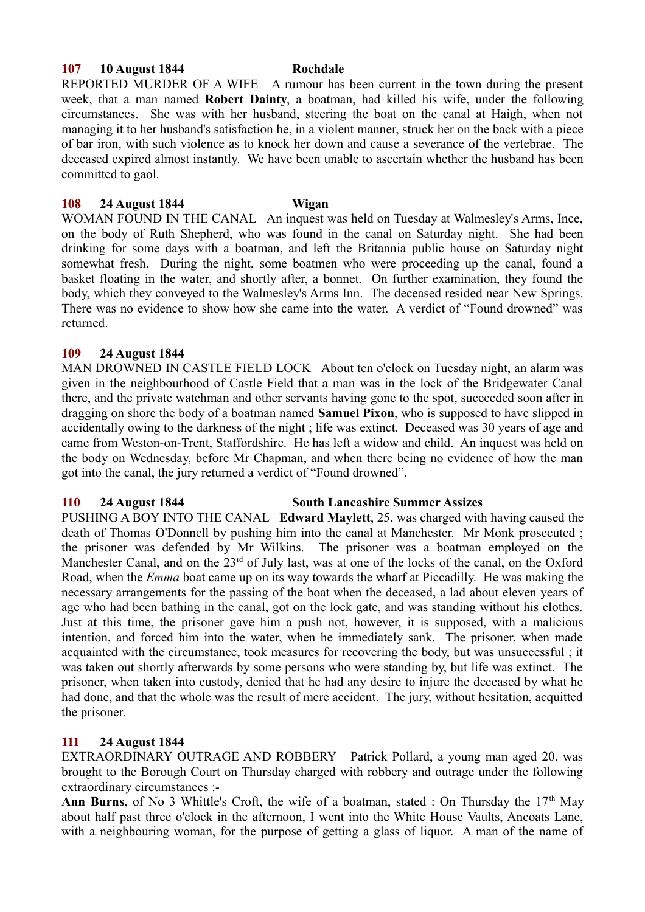**107 10 August 1844 Rochdale**

REPORTED MURDER OF A WIFE A rumour has been current in the town during the present week, that a man named **Robert Dainty**, a boatman, had killed his wife, under the following circumstances. She was with her husband, steering the boat on the canal at Haigh, when not managing it to her husband's satisfaction he, in a violent manner, struck her on the back with a piece of bar iron, with such violence as to knock her down and cause a severance of the vertebrae. The deceased expired almost instantly. We have been unable to ascertain whether the husband has been committed to gaol.

**108 24 August 1844 Wigan**

WOMAN FOUND IN THE CANAL An inquest was held on Tuesday at Walmesley's Arms, Ince, on the body of Ruth Shepherd, who was found in the canal on Saturday night. She had been drinking for some days with a boatman, and left the Britannia public house on Saturday night somewhat fresh. During the night, some boatmen who were proceeding up the canal, found a basket floating in the water, and shortly after, a bonnet. On further examination, they found the body, which they conveyed to the Walmesley's Arms Inn. The deceased resided near New Springs. There was no evidence to show how she came into the water. A verdict of "Found drowned" was returned.

**109 24 August 1844**

MAN DROWNED IN CASTLE FIELD LOCK About ten o'clock on Tuesday night, an alarm was given in the neighbourhood of Castle Field that a man was in the lock of the Bridgewater Canal there, and the private watchman and other servants having gone to the spot, succeeded soon after in dragging on shore the body of a boatman named **Samuel Pixon**, who is supposed to have slipped in accidentally owing to the darkness of the night ; life was extinct. Deceased was 30 years of age and came from Weston-on-Trent, Staffordshire. He has left a widow and child. An inquest was held on the body on Wednesday, before Mr Chapman, and when there being no evidence of how the man got into the canal, the jury returned a verdict of "Found drowned".

**110 24 August 1844 South Lancashire Summer Assizes**

PUSHING A BOY INTO THE CANAL **Edward Maylett**, 25, was charged with having caused the death of Thomas O'Donnell by pushing him into the canal at Manchester. Mr Monk prosecuted ; the prisoner was defended by Mr Wilkins. The prisoner was a boatman employed on the Manchester Canal, and on the 23rd of July last, was at one of the locks of the canal, on the Oxford Road, when the *Emma* boat came up on its way towards the wharf at Piccadilly. He was making the necessary arrangements for the passing of the boat when the deceased, a lad about eleven years of age who had been bathing in the canal, got on the lock gate, and was standing without his clothes. Just at this time, the prisoner gave him a push not, however, it is supposed, with a malicious intention, and forced him into the water, when he immediately sank. The prisoner, when made acquainted with the circumstance, took measures for recovering the body, but was unsuccessful ; it was taken out shortly afterwards by some persons who were standing by, but life was extinct. The prisoner, when taken into custody, denied that he had any desire to injure the deceased by what he had done, and that the whole was the result of mere accident. The jury, without hesitation, acquitted the prisoner.

**111 24 August 1844**

EXTRAORDINARY OUTRAGE AND ROBBERY Patrick Pollard, a young man aged 20, was brought to the Borough Court on Thursday charged with robbery and outrage under the following extraordinary circumstances :-

**Ann Burns**, of No 3 Whittle's Croft, the wife of a boatman, stated : On Thursday the 17th May about half past three o'clock in the afternoon, I went into the White House Vaults, Ancoats Lane, with a neighbouring woman, for the purpose of getting a glass of liquor. A man of the name of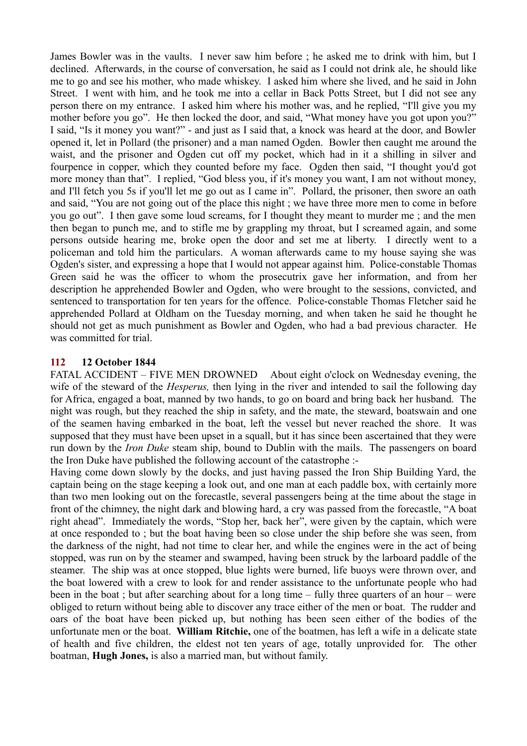James Bowler was in the vaults. I never saw him before ; he asked me to drink with him, but I declined. Afterwards, in the course of conversation, he said as I could not drink ale, he should like me to go and see his mother, who made whiskey. I asked him where she lived, and he said in John Street. I went with him, and he took me into a cellar in Back Potts Street, but I did not see any person there on my entrance. I asked him where his mother was, and he replied, "I'll give you my mother before you go". He then locked the door, and said, "What money have you got upon you?" I said, "Is it money you want?" - and just as I said that, a knock was heard at the door, and Bowler opened it, let in Pollard (the prisoner) and a man named Ogden. Bowler then caught me around the waist, and the prisoner and Ogden cut off my pocket, which had in it a shilling in silver and fourpence in copper, which they counted before my face. Ogden then said, "I thought you'd got more money than that". I replied, "God bless you, if it's money you want, I am not without money, and I'll fetch you 5s if you'll let me go out as I came in". Pollard, the prisoner, then swore an oath and said, "You are not going out of the place this night ; we have three more men to come in before you go out". I then gave some loud screams, for I thought they meant to murder me ; and the men then began to punch me, and to stifle me by grappling my throat, but I screamed again, and some persons outside hearing me, broke open the door and set me at liberty. I directly went to a policeman and told him the particulars. A woman afterwards came to my house saying she was Ogden's sister, and expressing a hope that I would not appear against him. Police-constable Thomas Green said he was the officer to whom the prosecutrix gave her information, and from her description he apprehended Bowler and Ogden, who were brought to the sessions, convicted, and sentenced to transportation for ten years for the offence. Police-constable Thomas Fletcher said he apprehended Pollard at Oldham on the Tuesday morning, and when taken he said he thought he should not get as much punishment as Bowler and Ogden, who had a bad previous character. He was committed for trial.

### 112 12 October 1844

FATAL ACCIDENT – FIVE MEN DROWNED About eight o'clock on Wednesday evening, the wife of the steward of the *Hesperus,* then lying in the river and intended to sail the following day for Africa, engaged a boat, manned by two hands, to go on board and bring back her husband. The night was rough, but they reached the ship in safety, and the mate, the steward, boatswain and one of the seamen having embarked in the boat, left the vessel but never reached the shore. It was supposed that they must have been upset in a squall, but it has since been ascertained that they were run down by the *Iron Duke* steam ship, bound to Dublin with the mails. The passengers on board the Iron Duke have published the following account of the catastrophe :-

Having come down slowly by the docks, and just having passed the Iron Ship Building Yard, the captain being on the stage keeping a look out, and one man at each paddle box, with certainly more than two men looking out on the forecastle, several passengers being at the time about the stage in front of the chimney, the night dark and blowing hard, a cry was passed from the forecastle, "A boat right ahead". Immediately the words, "Stop her, back her", were given by the captain, which were at once responded to ; but the boat having been so close under the ship before she was seen, from the darkness of the night, had not time to clear her, and while the engines were in the act of being stopped, was run on by the steamer and swamped, having been struck by the larboard paddle of the steamer. The ship was at once stopped, blue lights were burned, life buoys were thrown over, and the boat lowered with a crew to look for and render assistance to the unfortunate people who had been in the boat ; but after searching about for a long time – fully three quarters of an hour – were obliged to return without being able to discover any trace either of the men or boat. The rudder and oars of the boat have been picked up, but nothing has been seen either of the bodies of the unfortunate men or the boat. **William Ritchie,** one of the boatmen, has left a wife in a delicate state of health and five children, the eldest not ten years of age, totally unprovided for. The other boatman, **Hugh Jones,** is also a married man, but without family.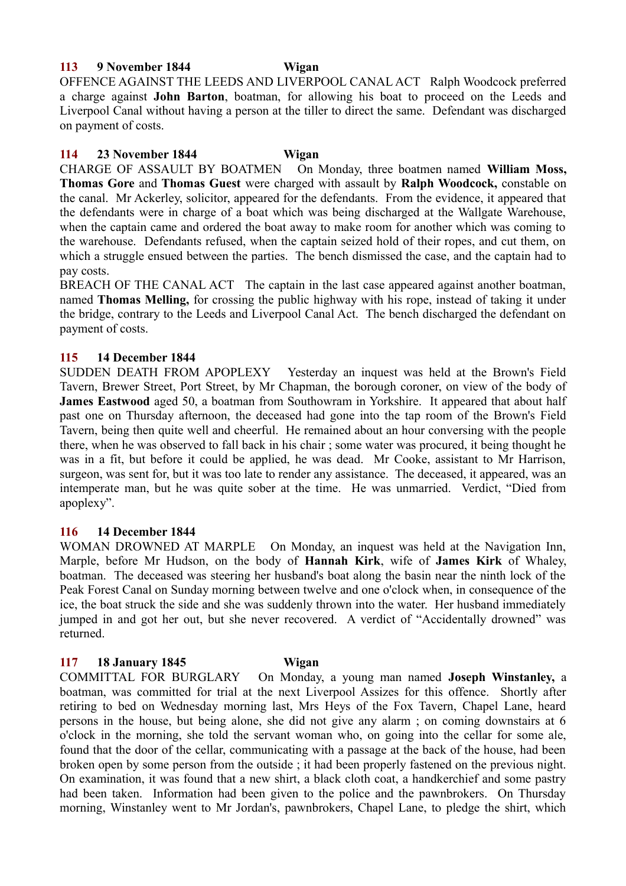**113 9 November 1844 Wigan**

OFFENCE AGAINST THE LEEDS AND LIVERPOOL CANAL ACT Ralph Woodcock preferred a charge against **John Barton**, boatman, for allowing his boat to proceed on the Leeds and Liverpool Canal without having a person at the tiller to direct the same. Defendant was discharged on payment of costs.

**114 23 November 1844 Wigan**

CHARGE OF ASSAULT BY BOATMEN On Monday, three boatmen named **William Moss, Thomas Gore** and **Thomas Guest** were charged with assault by **Ralph Woodcock,** constable on the canal. Mr Ackerley, solicitor, appeared for the defendants. From the evidence, it appeared that the defendants were in charge of a boat which was being discharged at the Wallgate Warehouse, when the captain came and ordered the boat away to make room for another which was coming to the warehouse. Defendants refused, when the captain seized hold of their ropes, and cut them, on which a struggle ensued between the parties. The bench dismissed the case, and the captain had to pay costs.

BREACH OF THE CANAL ACT The captain in the last case appeared against another boatman, named **Thomas Melling,** for crossing the public highway with his rope, instead of taking it under the bridge, contrary to the Leeds and Liverpool Canal Act. The bench discharged the defendant on payment of costs.

**115 14 December 1844**

SUDDEN DEATH FROM APOPLEXY Yesterday an inquest was held at the Brown's Field Tavern, Brewer Street, Port Street, by Mr Chapman, the borough coroner, on view of the body of **James Eastwood** aged 50, a boatman from Southowram in Yorkshire. It appeared that about half past one on Thursday afternoon, the deceased had gone into the tap room of the Brown's Field Tavern, being then quite well and cheerful. He remained about an hour conversing with the people there, when he was observed to fall back in his chair ; some water was procured, it being thought he was in a fit, but before it could be applied, he was dead. Mr Cooke, assistant to Mr Harrison, surgeon, was sent for, but it was too late to render any assistance. The deceased, it appeared, was an intemperate man, but he was quite sober at the time. He was unmarried. Verdict, "Died from apoplexy".

**116 14 December 1844**

WOMAN DROWNED AT MARPLE On Monday, an inquest was held at the Navigation Inn, Marple, before Mr Hudson, on the body of **Hannah Kirk**, wife of **James Kirk** of Whaley, boatman. The deceased was steering her husband's boat along the basin near the ninth lock of the Peak Forest Canal on Sunday morning between twelve and one o'clock when, in consequence of the ice, the boat struck the side and she was suddenly thrown into the water. Her husband immediately jumped in and got her out, but she never recovered. A verdict of "Accidentally drowned" was returned.

**117 18 January 1845 Wigan**

COMMITTAL FOR BURGLARY On Monday, a young man named **Joseph Winstanley,** a boatman, was committed for trial at the next Liverpool Assizes for this offence. Shortly after retiring to bed on Wednesday morning last, Mrs Heys of the Fox Tavern, Chapel Lane, heard persons in the house, but being alone, she did not give any alarm ; on coming downstairs at 6 o'clock in the morning, she told the servant woman who, on going into the cellar for some ale, found that the door of the cellar, communicating with a passage at the back of the house, had been broken open by some person from the outside ; it had been properly fastened on the previous night. On examination, it was found that a new shirt, a black cloth coat, a handkerchief and some pastry had been taken. Information had been given to the police and the pawnbrokers. On Thursday morning, Winstanley went to Mr Jordan's, pawnbrokers, Chapel Lane, to pledge the shirt, which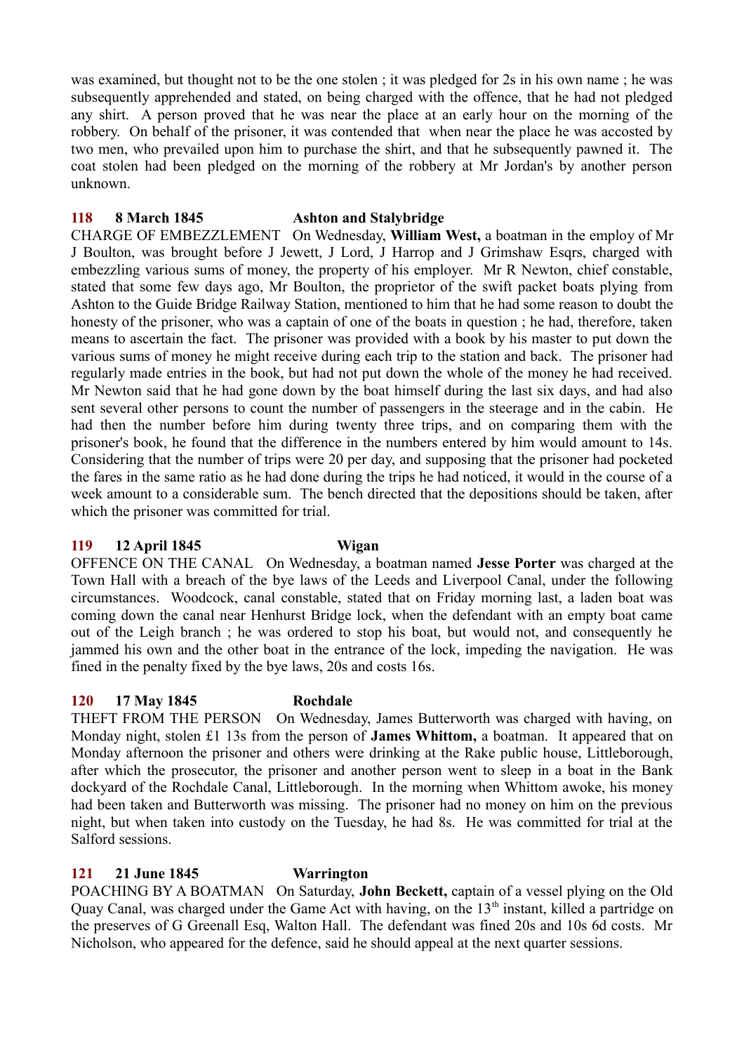was examined, but thought not to be the one stolen ; it was pledged for 2s in his own name ; he was subsequently apprehended and stated, on being charged with the offence, that he had not pledged any shirt. A person proved that he was near the place at an early hour on the morning of the robbery. On behalf of the prisoner, it was contended that when near the place he was accosted by two men, who prevailed upon him to purchase the shirt, and that he subsequently pawned it. The coat stolen had been pledged on the morning of the robbery at Mr Jordan's by another person unknown.

**118 8 March 1845 Ashton and Stalybridge**

CHARGE OF EMBEZZLEMENT On Wednesday, **William West,** a boatman in the employ of Mr J Boulton, was brought before J Jewett, J Lord, J Harrop and J Grimshaw Esqrs, charged with embezzling various sums of money, the property of his employer. Mr R Newton, chief constable, stated that some few days ago, Mr Boulton, the proprietor of the swift packet boats plying from Ashton to the Guide Bridge Railway Station, mentioned to him that he had some reason to doubt the honesty of the prisoner, who was a captain of one of the boats in question ; he had, therefore, taken means to ascertain the fact. The prisoner was provided with a book by his master to put down the various sums of money he might receive during each trip to the station and back. The prisoner had regularly made entries in the book, but had not put down the whole of the money he had received. Mr Newton said that he had gone down by the boat himself during the last six days, and had also sent several other persons to count the number of passengers in the steerage and in the cabin. He had then the number before him during twenty three trips, and on comparing them with the prisoner's book, he found that the difference in the numbers entered by him would amount to 14s. Considering that the number of trips were 20 per day, and supposing that the prisoner had pocketed the fares in the same ratio as he had done during the trips he had noticed, it would in the course of a week amount to a considerable sum. The bench directed that the depositions should be taken, after which the prisoner was committed for trial.

**119 12 April 1845 Wigan**

OFFENCE ON THE CANAL On Wednesday, a boatman named **Jesse Porter** was charged at the Town Hall with a breach of the bye laws of the Leeds and Liverpool Canal, under the following circumstances. Woodcock, canal constable, stated that on Friday morning last, a laden boat was coming down the canal near Henhurst Bridge lock, when the defendant with an empty boat came out of the Leigh branch ; he was ordered to stop his boat, but would not, and consequently he jammed his own and the other boat in the entrance of the lock, impeding the navigation. He was fined in the penalty fixed by the bye laws, 20s and costs 16s.

**120 17 May 1845 Rochdale**

THEFT FROM THE PERSON On Wednesday, James Butterworth was charged with having, on Monday night, stolen £1 13s from the person of **James Whittom,** a boatman. It appeared that on Monday afternoon the prisoner and others were drinking at the Rake public house, Littleborough, after which the prosecutor, the prisoner and another person went to sleep in a boat in the Bank dockyard of the Rochdale Canal, Littleborough. In the morning when Whittom awoke, his money had been taken and Butterworth was missing. The prisoner had no money on him on the previous night, but when taken into custody on the Tuesday, he had 8s. He was committed for trial at the Salford sessions.

**121 21 June 1845 Warrington**

POACHING BY A BOATMAN On Saturday, **John Beckett,** captain of a vessel plying on the Old Quay Canal, was charged under the Game Act with having, on the 13th instant, killed a partridge on the preserves of G Greenall Esq, Walton Hall. The defendant was fined 20s and 10s 6d costs. Mr Nicholson, who appeared for the defence, said he should appeal at the next quarter sessions.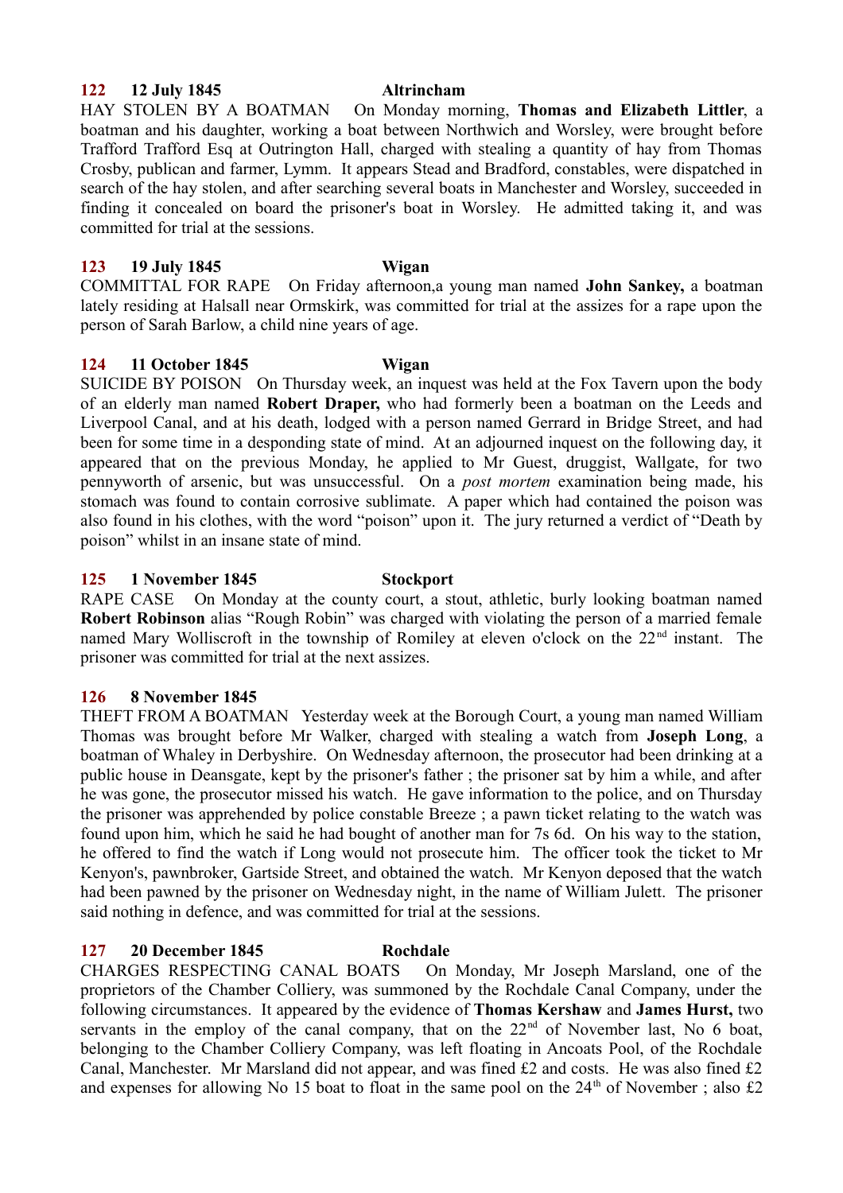**122 12 July 1845 Altrincham**

HAY STOLEN BY A BOATMAN On Monday morning, **Thomas and Elizabeth Littler**, a boatman and his daughter, working a boat between Northwich and Worsley, were brought before Trafford Trafford Esq at Outrington Hall, charged with stealing a quantity of hay from Thomas Crosby, publican and farmer, Lymm. It appears Stead and Bradford, constables, were dispatched in search of the hay stolen, and after searching several boats in Manchester and Worsley, succeeded in finding it concealed on board the prisoner's boat in Worsley. He admitted taking it, and was committed for trial at the sessions.

**123 19 July 1845 Wigan**

COMMITTAL FOR RAPE On Friday afternoon,a young man named **John Sankey,** a boatman lately residing at Halsall near Ormskirk, was committed for trial at the assizes for a rape upon the person of Sarah Barlow, a child nine years of age.

**124 11 October 1845 Wigan**

SUICIDE BY POISON On Thursday week, an inquest was held at the Fox Tavern upon the body of an elderly man named **Robert Draper,** who had formerly been a boatman on the Leeds and Liverpool Canal, and at his death, lodged with a person named Gerrard in Bridge Street, and had been for some time in a desponding state of mind. At an adjourned inquest on the following day, it appeared that on the previous Monday, he applied to Mr Guest, druggist, Wallgate, for two pennyworth of arsenic, but was unsuccessful. On a *post mortem* examination being made, his stomach was found to contain corrosive sublimate. A paper which had contained the poison was also found in his clothes, with the word "poison" upon it. The jury returned a verdict of "Death by poison" whilst in an insane state of mind.

**125 1 November 1845 Stockport**

RAPE CASE On Monday at the county court, a stout, athletic, burly looking boatman named **Robert Robinson** alias "Rough Robin" was charged with violating the person of a married female named Mary Wolliscroft in the township of Romiley at eleven o'clock on the 22nd instant. The prisoner was committed for trial at the next assizes.

**126 8 November 1845**

THEFT FROM A BOATMAN Yesterday week at the Borough Court, a young man named William Thomas was brought before Mr Walker, charged with stealing a watch from **Joseph Long**, a boatman of Whaley in Derbyshire. On Wednesday afternoon, the prosecutor had been drinking at a public house in Deansgate, kept by the prisoner's father ; the prisoner sat by him a while, and after he was gone, the prosecutor missed his watch. He gave information to the police, and on Thursday the prisoner was apprehended by police constable Breeze ; a pawn ticket relating to the watch was found upon him, which he said he had bought of another man for 7s 6d. On his way to the station, he offered to find the watch if Long would not prosecute him. The officer took the ticket to Mr Kenyon's, pawnbroker, Gartside Street, and obtained the watch. Mr Kenyon deposed that the watch had been pawned by the prisoner on Wednesday night, in the name of William Julett. The prisoner said nothing in defence, and was committed for trial at the sessions.

**127 20 December 1845 Rochdale**

CHARGES RESPECTING CANAL BOATS On Monday, Mr Joseph Marsland, one of the proprietors of the Chamber Colliery, was summoned by the Rochdale Canal Company, under the following circumstances. It appeared by the evidence of **Thomas Kershaw** and **James Hurst,** two servants in the employ of the canal company, that on the 22nd of November last, No 6 boat, belonging to the Chamber Colliery Company, was left floating in Ancoats Pool, of the Rochdale Canal, Manchester. Mr Marsland did not appear, and was fined £2 and costs. He was also fined £2 and expenses for allowing No 15 boat to float in the same pool on the 24th of November ; also £2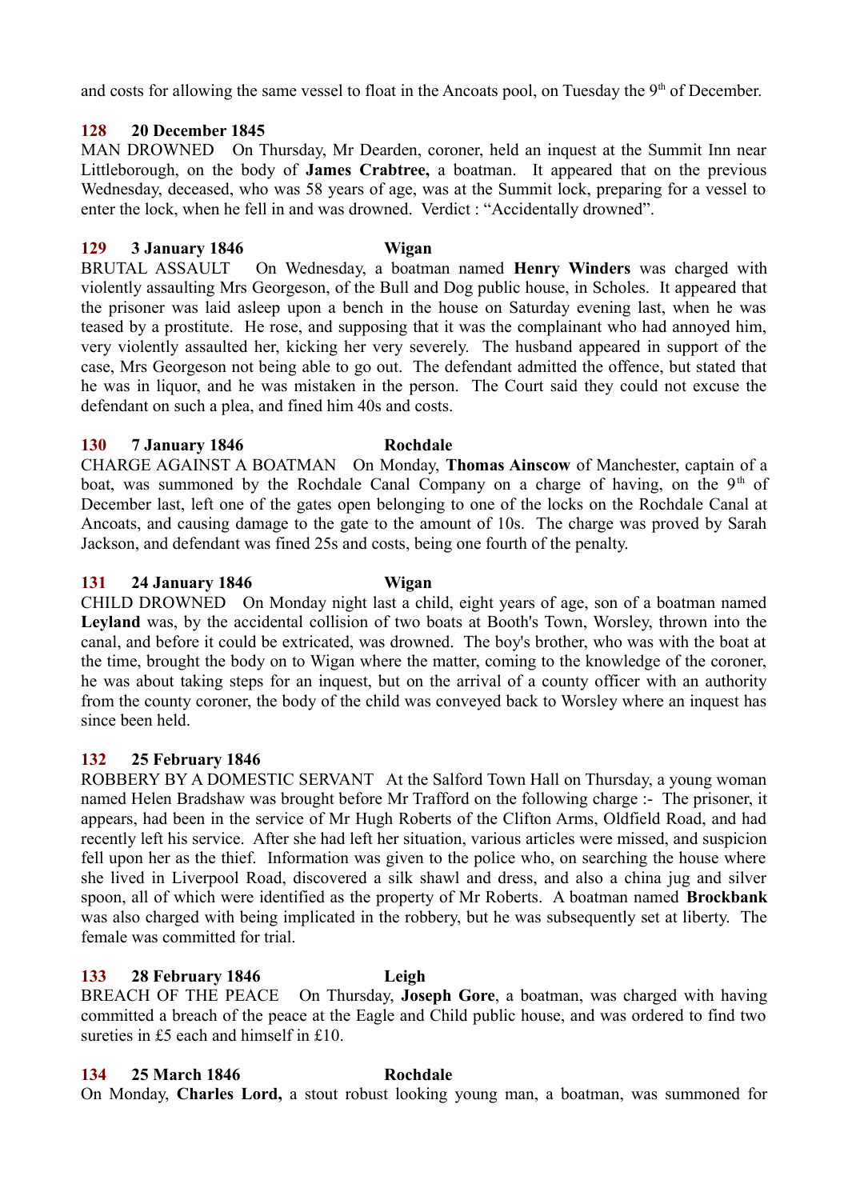and costs for allowing the same vessel to float in the Ancoats pool, on Tuesday the 9th of December.

**128 20 December 1845**

MAN DROWNED On Thursday, Mr Dearden, coroner, held an inquest at the Summit Inn near Littleborough, on the body of **James Crabtree,** a boatman. It appeared that on the previous Wednesday, deceased, who was 58 years of age, was at the Summit lock, preparing for a vessel to enter the lock, when he fell in and was drowned. Verdict : "Accidentally drowned".

**129 3 January 1846 Wigan**

BRUTAL ASSAULT On Wednesday, a boatman named **Henry Winders** was charged with violently assaulting Mrs Georgeson, of the Bull and Dog public house, in Scholes. It appeared that the prisoner was laid asleep upon a bench in the house on Saturday evening last, when he was teased by a prostitute. He rose, and supposing that it was the complainant who had annoyed him, very violently assaulted her, kicking her very severely. The husband appeared in support of the case, Mrs Georgeson not being able to go out. The defendant admitted the offence, but stated that he was in liquor, and he was mistaken in the person. The Court said they could not excuse the defendant on such a plea, and fined him 40s and costs.

**130 7 January 1846 Rochdale**

CHARGE AGAINST A BOATMAN On Monday, **Thomas Ainscow** of Manchester, captain of a boat, was summoned by the Rochdale Canal Company on a charge of having, on the 9th of December last, left one of the gates open belonging to one of the locks on the Rochdale Canal at Ancoats, and causing damage to the gate to the amount of 10s. The charge was proved by Sarah Jackson, and defendant was fined 25s and costs, being one fourth of the penalty.

**131 24 January 1846 Wigan**

CHILD DROWNED On Monday night last a child, eight years of age, son of a boatman named **Leyland** was, by the accidental collision of two boats at Booth's Town, Worsley, thrown into the canal, and before it could be extricated, was drowned. The boy's brother, who was with the boat at the time, brought the body on to Wigan where the matter, coming to the knowledge of the coroner, he was about taking steps for an inquest, but on the arrival of a county officer with an authority from the county coroner, the body of the child was conveyed back to Worsley where an inquest has since been held.

**132 25 February 1846**

ROBBERY BY A DOMESTIC SERVANT At the Salford Town Hall on Thursday, a young woman named Helen Bradshaw was brought before Mr Trafford on the following charge :- The prisoner, it appears, had been in the service of Mr Hugh Roberts of the Clifton Arms, Oldfield Road, and had recently left his service. After she had left her situation, various articles were missed, and suspicion fell upon her as the thief. Information was given to the police who, on searching the house where she lived in Liverpool Road, discovered a silk shawl and dress, and also a china jug and silver spoon, all of which were identified as the property of Mr Roberts. A boatman named **Brockbank** was also charged with being implicated in the robbery, but he was subsequently set at liberty. The female was committed for trial.

**133 28 February 1846 Leigh**

BREACH OF THE PEACE On Thursday, **Joseph Gore**, a boatman, was charged with having committed a breach of the peace at the Eagle and Child public house, and was ordered to find two sureties in £5 each and himself in £10.

**134 25 March 1846 Rochdale**

On Monday, **Charles Lord,** a stout robust looking young man, a boatman, was summoned for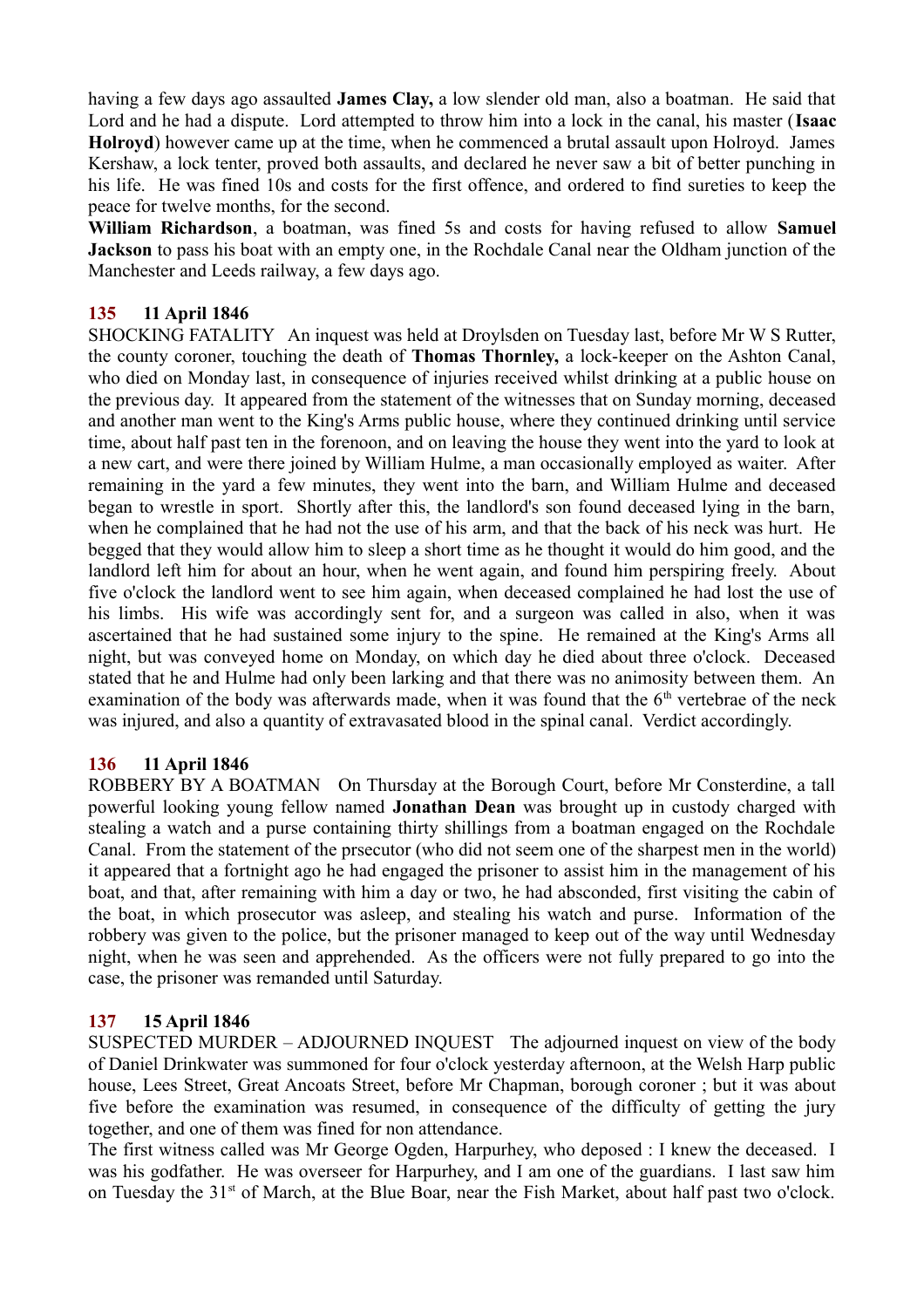having a few days ago assaulted **James Clay,** a low slender old man, also a boatman. He said that Lord and he had a dispute. Lord attempted to throw him into a lock in the canal, his master (**Isaac Holroyd**) however came up at the time, when he commenced a brutal assault upon Holroyd. James Kershaw, a lock tenter, proved both assaults, and declared he never saw a bit of better punching in his life. He was fined 10s and costs for the first offence, and ordered to find sureties to keep the peace for twelve months, for the second.

**William Richardson**, a boatman, was fined 5s and costs for having refused to allow **Samuel Jackson** to pass his boat with an empty one, in the Rochdale Canal near the Oldham junction of the Manchester and Leeds railway, a few days ago.

### 135 11 April 1846

SHOCKING FATALITY An inquest was held at Droylsden on Tuesday last, before Mr W S Rutter, the county coroner, touching the death of **Thomas Thornley,** a lock-keeper on the Ashton Canal, who died on Monday last, in consequence of injuries received whilst drinking at a public house on the previous day. It appeared from the statement of the witnesses that on Sunday morning, deceased and another man went to the King's Arms public house, where they continued drinking until service time, about half past ten in the forenoon, and on leaving the house they went into the yard to look at a new cart, and were there joined by William Hulme, a man occasionally employed as waiter. After remaining in the yard a few minutes, they went into the barn, and William Hulme and deceased began to wrestle in sport. Shortly after this, the landlord's son found deceased lying in the barn, when he complained that he had not the use of his arm, and that the back of his neck was hurt. He begged that they would allow him to sleep a short time as he thought it would do him good, and the landlord left him for about an hour, when he went again, and found him perspiring freely. About five o'clock the landlord went to see him again, when deceased complained he had lost the use of his limbs. His wife was accordingly sent for, and a surgeon was called in also, when it was ascertained that he had sustained some injury to the spine. He remained at the King's Arms all night, but was conveyed home on Monday, on which day he died about three o'clock. Deceased stated that he and Hulme had only been larking and that there was no animosity between them. An examination of the body was afterwards made, when it was found that the 6th vertebrae of the neck was injured, and also a quantity of extravasated blood in the spinal canal. Verdict accordingly.

### 136 11 April 1846

ROBBERY BY A BOATMAN On Thursday at the Borough Court, before Mr Consterdine, a tall powerful looking young fellow named **Jonathan Dean** was brought up in custody charged with stealing a watch and a purse containing thirty shillings from a boatman engaged on the Rochdale Canal. From the statement of the prsecutor (who did not seem one of the sharpest men in the world) it appeared that a fortnight ago he had engaged the prisoner to assist him in the management of his boat, and that, after remaining with him a day or two, he had absconded, first visiting the cabin of the boat, in which prosecutor was asleep, and stealing his watch and purse. Information of the robbery was given to the police, but the prisoner managed to keep out of the way until Wednesday night, when he was seen and apprehended. As the officers were not fully prepared to go into the case, the prisoner was remanded until Saturday.

### 137 15 April 1846

SUSPECTED MURDER – ADJOURNED INQUEST The adjourned inquest on view of the body of Daniel Drinkwater was summoned for four o'clock yesterday afternoon, at the Welsh Harp public house, Lees Street, Great Ancoats Street, before Mr Chapman, borough coroner ; but it was about five before the examination was resumed, in consequence of the difficulty of getting the jury together, and one of them was fined for non attendance.

The first witness called was Mr George Ogden, Harpurhey, who deposed : I knew the deceased. I was his godfather. He was overseer for Harpurhey, and I am one of the guardians. I last saw him on Tuesday the 31st of March, at the Blue Boar, near the Fish Market, about half past two o'clock.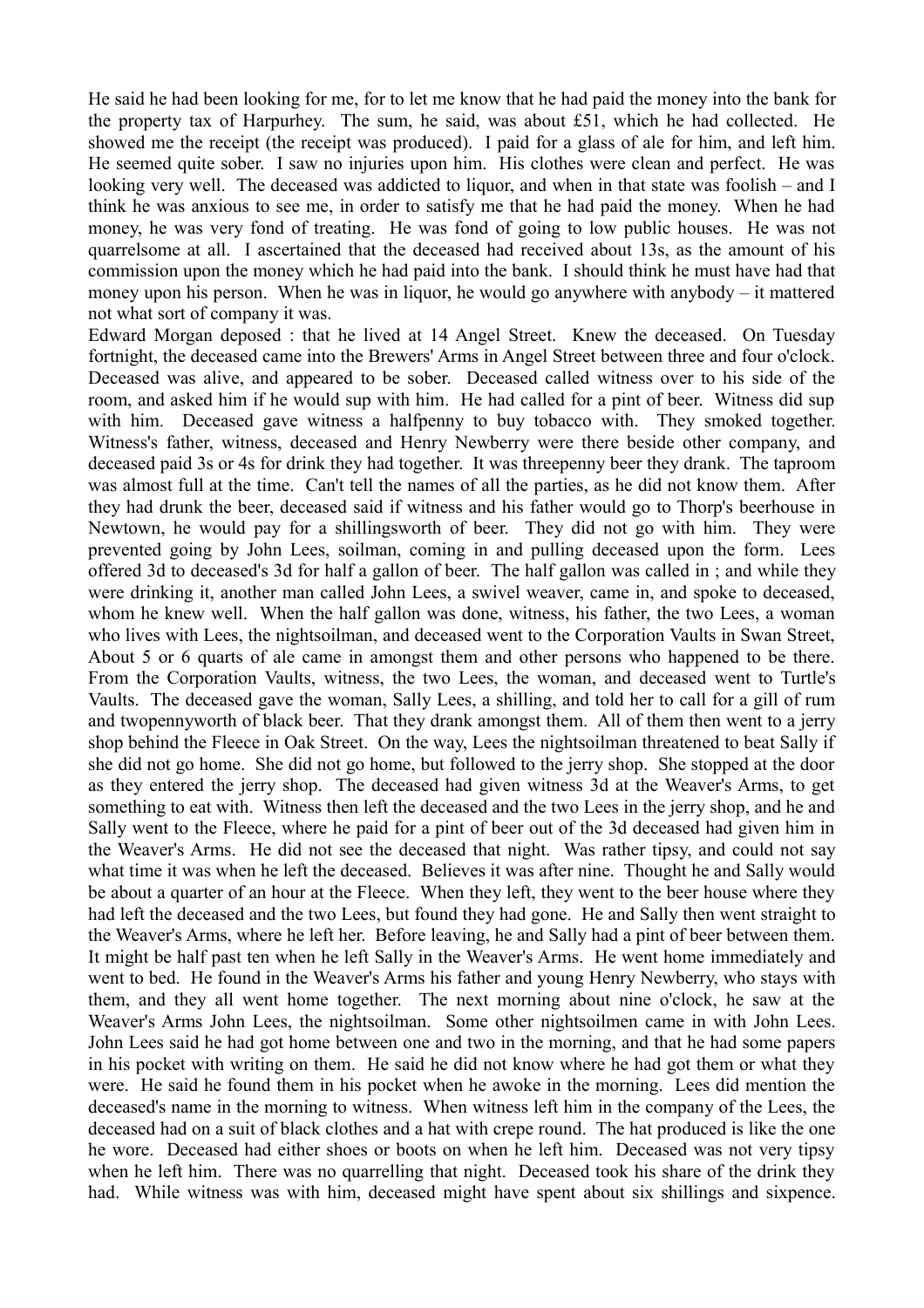He said he had been looking for me, for to let me know that he had paid the money into the bank for the property tax of Harpurhey. The sum, he said, was about £51, which he had collected. He showed me the receipt (the receipt was produced). I paid for a glass of ale for him, and left him. He seemed quite sober. I saw no injuries upon him. His clothes were clean and perfect. He was looking very well. The deceased was addicted to liquor, and when in that state was foolish – and I think he was anxious to see me, in order to satisfy me that he had paid the money. When he had money, he was very fond of treating. He was fond of going to low public houses. He was not quarrelsome at all. I ascertained that the deceased had received about 13s, as the amount of his commission upon the money which he had paid into the bank. I should think he must have had that money upon his person. When he was in liquor, he would go anywhere with anybody – it mattered not what sort of company it was.

Edward Morgan deposed : that he lived at 14 Angel Street. Knew the deceased. On Tuesday fortnight, the deceased came into the Brewers' Arms in Angel Street between three and four o'clock. Deceased was alive, and appeared to be sober. Deceased called witness over to his side of the room, and asked him if he would sup with him. He had called for a pint of beer. Witness did sup with him. Deceased gave witness a halfpenny to buy tobacco with. They smoked together. Witness's father, witness, deceased and Henry Newberry were there beside other company, and deceased paid 3s or 4s for drink they had together. It was threepenny beer they drank. The taproom was almost full at the time. Can't tell the names of all the parties, as he did not know them. After they had drunk the beer, deceased said if witness and his father would go to Thorp's beerhouse in Newtown, he would pay for a shillingsworth of beer. They did not go with him. They were prevented going by John Lees, soilman, coming in and pulling deceased upon the form. Lees offered 3d to deceased's 3d for half a gallon of beer. The half gallon was called in ; and while they were drinking it, another man called John Lees, a swivel weaver, came in, and spoke to deceased, whom he knew well. When the half gallon was done, witness, his father, the two Lees, a woman who lives with Lees, the nightsoilman, and deceased went to the Corporation Vaults in Swan Street, About 5 or 6 quarts of ale came in amongst them and other persons who happened to be there. From the Corporation Vaults, witness, the two Lees, the woman, and deceased went to Turtle's Vaults. The deceased gave the woman, Sally Lees, a shilling, and told her to call for a gill of rum and twopennyworth of black beer. That they drank amongst them. All of them then went to a jerry shop behind the Fleece in Oak Street. On the way, Lees the nightsoilman threatened to beat Sally if she did not go home. She did not go home, but followed to the jerry shop. She stopped at the door as they entered the jerry shop. The deceased had given witness 3d at the Weaver's Arms, to get something to eat with. Witness then left the deceased and the two Lees in the jerry shop, and he and Sally went to the Fleece, where he paid for a pint of beer out of the 3d deceased had given him in the Weaver's Arms. He did not see the deceased that night. Was rather tipsy, and could not say what time it was when he left the deceased. Believes it was after nine. Thought he and Sally would be about a quarter of an hour at the Fleece. When they left, they went to the beer house where they had left the deceased and the two Lees, but found they had gone. He and Sally then went straight to the Weaver's Arms, where he left her. Before leaving, he and Sally had a pint of beer between them. It might be half past ten when he left Sally in the Weaver's Arms. He went home immediately and went to bed. He found in the Weaver's Arms his father and young Henry Newberry, who stays with them, and they all went home together. The next morning about nine o'clock, he saw at the Weaver's Arms John Lees, the nightsoilman. Some other nightsoilmen came in with John Lees. John Lees said he had got home between one and two in the morning, and that he had some papers in his pocket with writing on them. He said he did not know where he had got them or what they were. He said he found them in his pocket when he awoke in the morning. Lees did mention the deceased's name in the morning to witness. When witness left him in the company of the Lees, the deceased had on a suit of black clothes and a hat with crepe round. The hat produced is like the one he wore. Deceased had either shoes or boots on when he left him. Deceased was not very tipsy when he left him. There was no quarrelling that night. Deceased took his share of the drink they had. While witness was with him, deceased might have spent about six shillings and sixpence.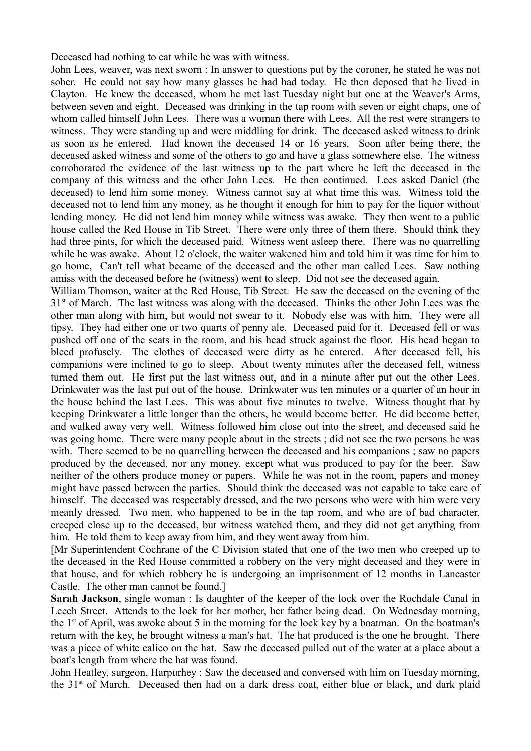Deceased had nothing to eat while he was with witness.

John Lees, weaver, was next sworn : In answer to questions put by the coroner, he stated he was not sober. He could not say how many glasses he had had today. He then deposed that he lived in Clayton. He knew the deceased, whom he met last Tuesday night but one at the Weaver's Arms, between seven and eight. Deceased was drinking in the tap room with seven or eight chaps, one of whom called himself John Lees. There was a woman there with Lees. All the rest were strangers to witness. They were standing up and were middling for drink. The deceased asked witness to drink as soon as he entered. Had known the deceased 14 or 16 years. Soon after being there, the deceased asked witness and some of the others to go and have a glass somewhere else. The witness corroborated the evidence of the last witness up to the part where he left the deceased in the company of this witness and the other John Lees. He then continued. Lees asked Daniel (the deceased) to lend him some money. Witness cannot say at what time this was. Witness told the deceased not to lend him any money, as he thought it enough for him to pay for the liquor without lending money. He did not lend him money while witness was awake. They then went to a public house called the Red House in Tib Street. There were only three of them there. Should think they had three pints, for which the deceased paid. Witness went asleep there. There was no quarrelling while he was awake. About 12 o'clock, the waiter wakened him and told him it was time for him to go home, Can't tell what became of the deceased and the other man called Lees. Saw nothing amiss with the deceased before he (witness) went to sleep. Did not see the deceased again.

William Thomson, waiter at the Red House, Tib Street. He saw the deceased on the evening of the 31st of March. The last witness was along with the deceased. Thinks the other John Lees was the other man along with him, but would not swear to it. Nobody else was with him. They were all tipsy. They had either one or two quarts of penny ale. Deceased paid for it. Deceased fell or was pushed off one of the seats in the room, and his head struck against the floor. His head began to bleed profusely. The clothes of deceased were dirty as he entered. After deceased fell, his companions were inclined to go to sleep. About twenty minutes after the deceased fell, witness turned them out. He first put the last witness out, and in a minute after put out the other Lees. Drinkwater was the last put out of the house. Drinkwater was ten minutes or a quarter of an hour in the house behind the last Lees. This was about five minutes to twelve. Witness thought that by keeping Drinkwater a little longer than the others, he would become better. He did become better, and walked away very well. Witness followed him close out into the street, and deceased said he was going home. There were many people about in the streets ; did not see the two persons he was with. There seemed to be no quarrelling between the deceased and his companions ; saw no papers produced by the deceased, nor any money, except what was produced to pay for the beer. Saw neither of the others produce money or papers. While he was not in the room, papers and money might have passed between the parties. Should think the deceased was not capable to take care of himself. The deceased was respectably dressed, and the two persons who were with him were very meanly dressed. Two men, who happened to be in the tap room, and who are of bad character, creeped close up to the deceased, but witness watched them, and they did not get anything from him. He told them to keep away from him, and they went away from him.

[Mr Superintendent Cochrane of the C Division stated that one of the two men who creeped up to the deceased in the Red House committed a robbery on the very night deceased and they were in that house, and for which robbery he is undergoing an imprisonment of 12 months in Lancaster Castle. The other man cannot be found.]

**Sarah Jackson**, single woman : Is daughter of the keeper of the lock over the Rochdale Canal in Leech Street. Attends to the lock for her mother, her father being dead. On Wednesday morning, the 1st of April, was awoke about 5 in the morning for the lock key by a boatman. On the boatman's return with the key, he brought witness a man's hat. The hat produced is the one he brought. There was a piece of white calico on the hat. Saw the deceased pulled out of the water at a place about a boat's length from where the hat was found.

John Heatley, surgeon, Harpurhey : Saw the deceased and conversed with him on Tuesday morning, the 31st of March. Deceased then had on a dark dress coat, either blue or black, and dark plaid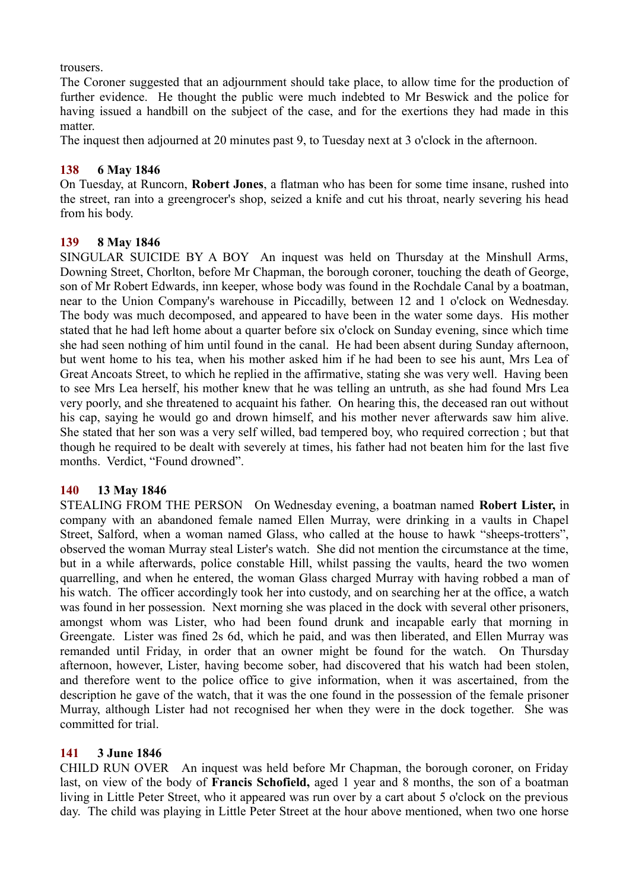trousers.

The Coroner suggested that an adjournment should take place, to allow time for the production of further evidence. He thought the public were much indebted to Mr Beswick and the police for having issued a handbill on the subject of the case, and for the exertions they had made in this matter.

The inquest then adjourned at 20 minutes past 9, to Tuesday next at 3 o'clock in the afternoon.

### 138 6 May 1846

On Tuesday, at Runcorn, **Robert Jones**, a flatman who has been for some time insane, rushed into the street, ran into a greengrocer's shop, seized a knife and cut his throat, nearly severing his head from his body.

### 139 8 May 1846

SINGULAR SUICIDE BY A BOY An inquest was held on Thursday at the Minshull Arms, Downing Street, Chorlton, before Mr Chapman, the borough coroner, touching the death of George, son of Mr Robert Edwards, inn keeper, whose body was found in the Rochdale Canal by a boatman, near to the Union Company's warehouse in Piccadilly, between 12 and 1 o'clock on Wednesday. The body was much decomposed, and appeared to have been in the water some days. His mother stated that he had left home about a quarter before six o'clock on Sunday evening, since which time she had seen nothing of him until found in the canal. He had been absent during Sunday afternoon, but went home to his tea, when his mother asked him if he had been to see his aunt, Mrs Lea of Great Ancoats Street, to which he replied in the affirmative, stating she was very well. Having been to see Mrs Lea herself, his mother knew that he was telling an untruth, as she had found Mrs Lea very poorly, and she threatened to acquaint his father. On hearing this, the deceased ran out without his cap, saying he would go and drown himself, and his mother never afterwards saw him alive. She stated that her son was a very self willed, bad tempered boy, who required correction ; but that though he required to be dealt with severely at times, his father had not beaten him for the last five months. Verdict, "Found drowned".

### 140 13 May 1846

STEALING FROM THE PERSON On Wednesday evening, a boatman named **Robert Lister,** in company with an abandoned female named Ellen Murray, were drinking in a vaults in Chapel Street, Salford, when a woman named Glass, who called at the house to hawk "sheeps-trotters", observed the woman Murray steal Lister's watch. She did not mention the circumstance at the time, but in a while afterwards, police constable Hill, whilst passing the vaults, heard the two women quarrelling, and when he entered, the woman Glass charged Murray with having robbed a man of his watch. The officer accordingly took her into custody, and on searching her at the office, a watch was found in her possession. Next morning she was placed in the dock with several other prisoners, amongst whom was Lister, who had been found drunk and incapable early that morning in Greengate. Lister was fined 2s 6d, which he paid, and was then liberated, and Ellen Murray was remanded until Friday, in order that an owner might be found for the watch. On Thursday afternoon, however, Lister, having become sober, had discovered that his watch had been stolen, and therefore went to the police office to give information, when it was ascertained, from the description he gave of the watch, that it was the one found in the possession of the female prisoner Murray, although Lister had not recognised her when they were in the dock together. She was committed for trial.

### 141 3 June 1846

CHILD RUN OVER An inquest was held before Mr Chapman, the borough coroner, on Friday last, on view of the body of **Francis Schofield,** aged 1 year and 8 months, the son of a boatman living in Little Peter Street, who it appeared was run over by a cart about 5 o'clock on the previous day. The child was playing in Little Peter Street at the hour above mentioned, when two one horse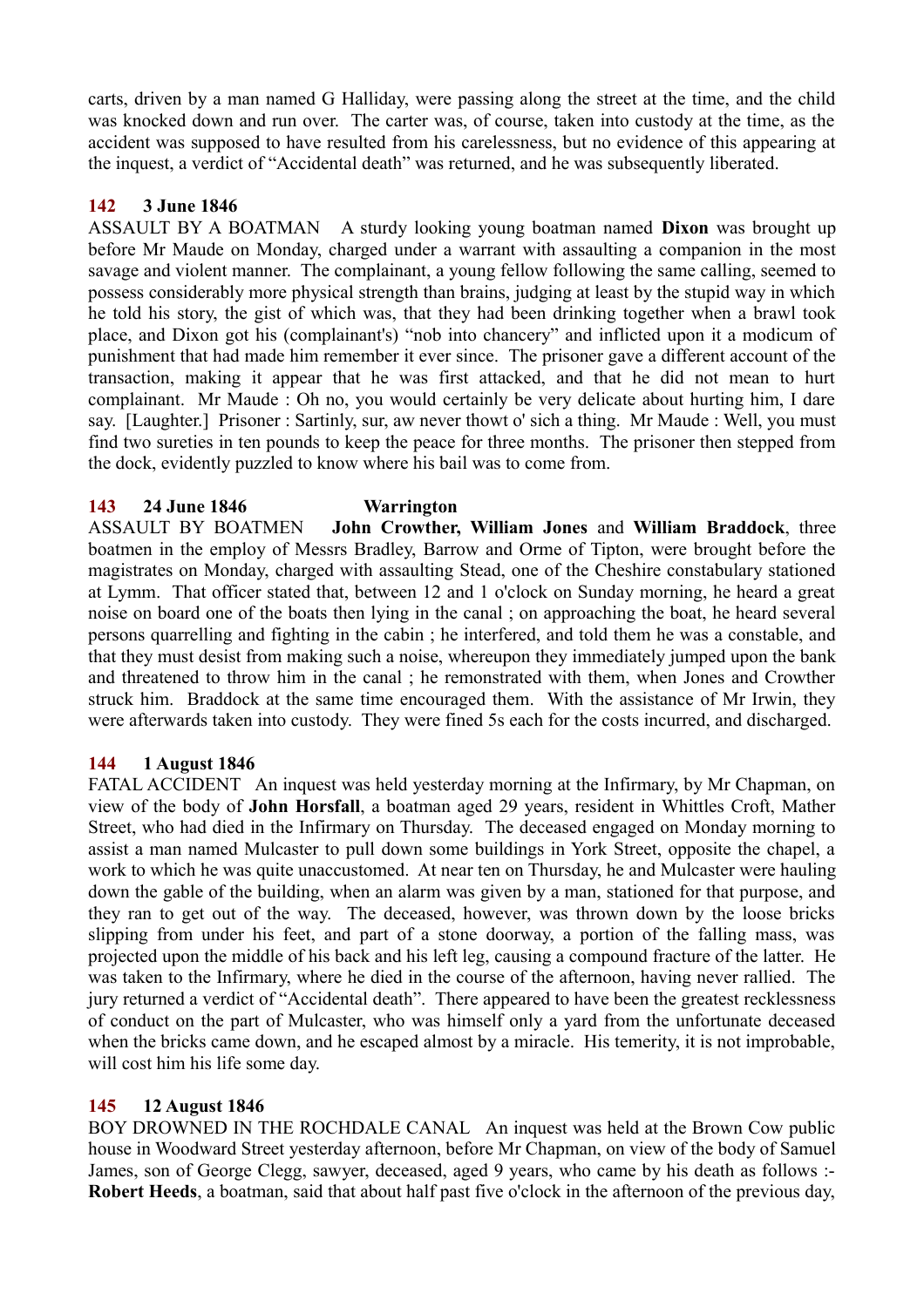carts, driven by a man named G Halliday, were passing along the street at the time, and the child was knocked down and run over. The carter was, of course, taken into custody at the time, as the accident was supposed to have resulted from his carelessness, but no evidence of this appearing at the inquest, a verdict of "Accidental death" was returned, and he was subsequently liberated.

**142 3 June 1846**

ASSAULT BY A BOATMAN A sturdy looking young boatman named **Dixon** was brought up before Mr Maude on Monday, charged under a warrant with assaulting a companion in the most savage and violent manner. The complainant, a young fellow following the same calling, seemed to possess considerably more physical strength than brains, judging at least by the stupid way in which he told his story, the gist of which was, that they had been drinking together when a brawl took place, and Dixon got his (complainant's) "nob into chancery" and inflicted upon it a modicum of punishment that had made him remember it ever since. The prisoner gave a different account of the transaction, making it appear that he was first attacked, and that he did not mean to hurt complainant. Mr Maude : Oh no, you would certainly be very delicate about hurting him, I dare say. [Laughter.] Prisoner : Sartinly, sur, aw never thowt o' sich a thing. Mr Maude : Well, you must find two sureties in ten pounds to keep the peace for three months. The prisoner then stepped from the dock, evidently puzzled to know where his bail was to come from.

**143 24 June 1846 Warrington**

ASSAULT BY BOATMEN **John Crowther, William Jones** and **William Braddock**, three boatmen in the employ of Messrs Bradley, Barrow and Orme of Tipton, were brought before the magistrates on Monday, charged with assaulting Stead, one of the Cheshire constabulary stationed at Lymm. That officer stated that, between 12 and 1 o'clock on Sunday morning, he heard a great noise on board one of the boats then lying in the canal ; on approaching the boat, he heard several persons quarrelling and fighting in the cabin ; he interfered, and told them he was a constable, and that they must desist from making such a noise, whereupon they immediately jumped upon the bank and threatened to throw him in the canal ; he remonstrated with them, when Jones and Crowther struck him. Braddock at the same time encouraged them. With the assistance of Mr Irwin, they were afterwards taken into custody. They were fined 5s each for the costs incurred, and discharged.

**144 1 August 1846**

FATAL ACCIDENT An inquest was held yesterday morning at the Infirmary, by Mr Chapman, on view of the body of **John Horsfall**, a boatman aged 29 years, resident in Whittles Croft, Mather Street, who had died in the Infirmary on Thursday. The deceased engaged on Monday morning to assist a man named Mulcaster to pull down some buildings in York Street, opposite the chapel, a work to which he was quite unaccustomed. At near ten on Thursday, he and Mulcaster were hauling down the gable of the building, when an alarm was given by a man, stationed for that purpose, and they ran to get out of the way. The deceased, however, was thrown down by the loose bricks slipping from under his feet, and part of a stone doorway, a portion of the falling mass, was projected upon the middle of his back and his left leg, causing a compound fracture of the latter. He was taken to the Infirmary, where he died in the course of the afternoon, having never rallied. The jury returned a verdict of "Accidental death". There appeared to have been the greatest recklessness of conduct on the part of Mulcaster, who was himself only a yard from the unfortunate deceased when the bricks came down, and he escaped almost by a miracle. His temerity, it is not improbable, will cost him his life some day.

**145 12 August 1846**

BOY DROWNED IN THE ROCHDALE CANAL An inquest was held at the Brown Cow public house in Woodward Street yesterday afternoon, before Mr Chapman, on view of the body of Samuel James, son of George Clegg, sawyer, deceased, aged 9 years, who came by his death as follows :- **Robert Heeds**, a boatman, said that about half past five o'clock in the afternoon of the previous day,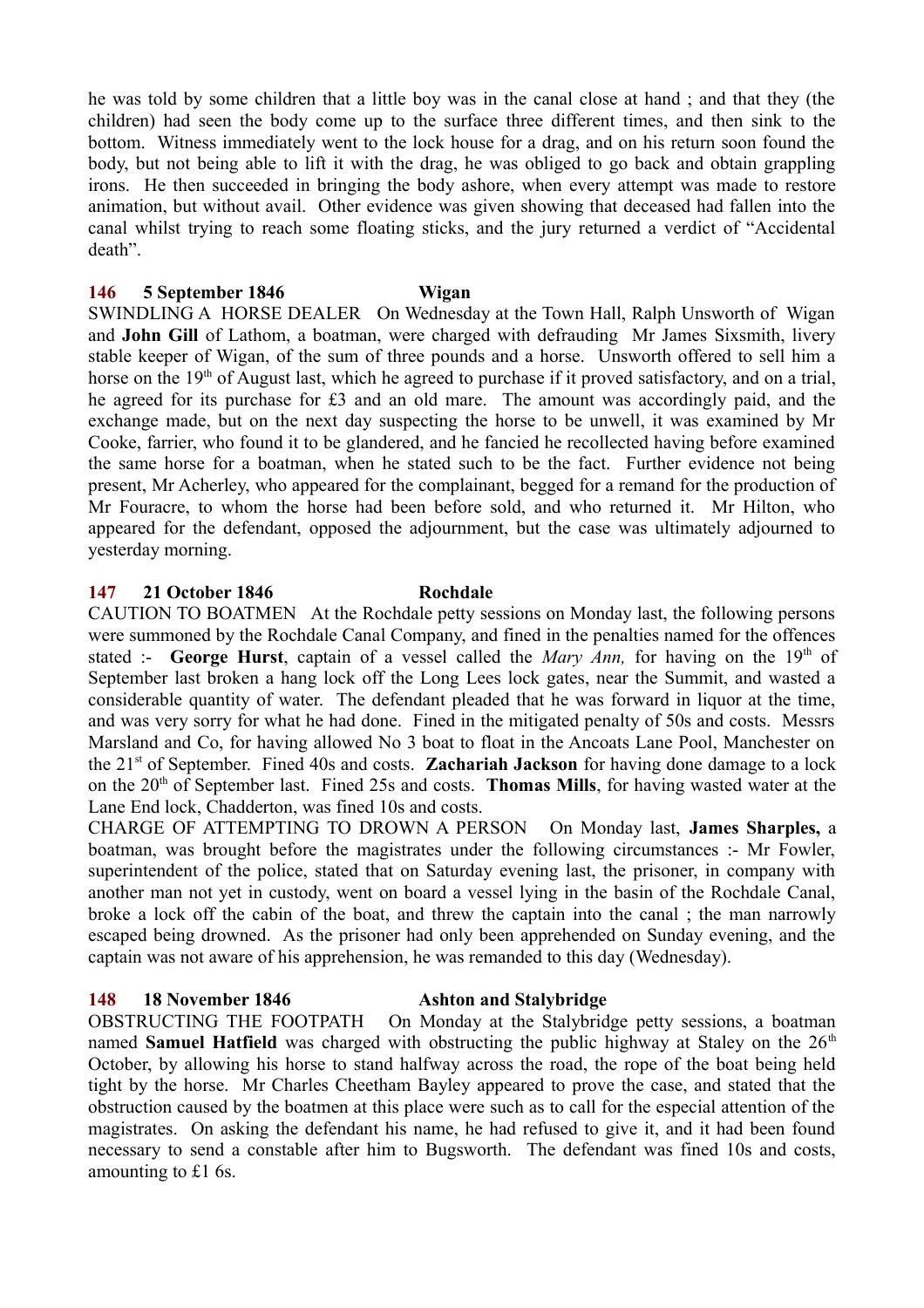he was told by some children that a little boy was in the canal close at hand ; and that they (the children) had seen the body come up to the surface three different times, and then sink to the bottom. Witness immediately went to the lock house for a drag, and on his return soon found the body, but not being able to lift it with the drag, he was obliged to go back and obtain grappling irons. He then succeeded in bringing the body ashore, when every attempt was made to restore animation, but without avail. Other evidence was given showing that deceased had fallen into the canal whilst trying to reach some floating sticks, and the jury returned a verdict of "Accidental death".

**146 5 September 1846 Wigan**

SWINDLING A HORSE DEALER On Wednesday at the Town Hall, Ralph Unsworth of Wigan and **John Gill** of Lathom, a boatman, were charged with defrauding Mr James Sixsmith, livery stable keeper of Wigan, of the sum of three pounds and a horse. Unsworth offered to sell him a horse on the 19th of August last, which he agreed to purchase if it proved satisfactory, and on a trial, he agreed for its purchase for £3 and an old mare. The amount was accordingly paid, and the exchange made, but on the next day suspecting the horse to be unwell, it was examined by Mr Cooke, farrier, who found it to be glandered, and he fancied he recollected having before examined the same horse for a boatman, when he stated such to be the fact. Further evidence not being present, Mr Acherley, who appeared for the complainant, begged for a remand for the production of Mr Fouracre, to whom the horse had been before sold, and who returned it. Mr Hilton, who appeared for the defendant, opposed the adjournment, but the case was ultimately adjourned to yesterday morning.

**147 21 October 1846 Rochdale**

CAUTION TO BOATMEN At the Rochdale petty sessions on Monday last, the following persons were summoned by the Rochdale Canal Company, and fined in the penalties named for the offences stated :- **George Hurst**, captain of a vessel called the *Mary Ann,* for having on the 19th of September last broken a hang lock off the Long Lees lock gates, near the Summit, and wasted a considerable quantity of water. The defendant pleaded that he was forward in liquor at the time, and was very sorry for what he had done. Fined in the mitigated penalty of 50s and costs. Messrs Marsland and Co, for having allowed No 3 boat to float in the Ancoats Lane Pool, Manchester on the 21st of September. Fined 40s and costs. **Zachariah Jackson** for having done damage to a lock on the 20th of September last. Fined 25s and costs. **Thomas Mills**, for having wasted water at the Lane End lock, Chadderton, was fined 10s and costs.

CHARGE OF ATTEMPTING TO DROWN A PERSON On Monday last, **James Sharples,** a boatman, was brought before the magistrates under the following circumstances :- Mr Fowler, superintendent of the police, stated that on Saturday evening last, the prisoner, in company with another man not yet in custody, went on board a vessel lying in the basin of the Rochdale Canal, broke a lock off the cabin of the boat, and threw the captain into the canal ; the man narrowly escaped being drowned. As the prisoner had only been apprehended on Sunday evening, and the captain was not aware of his apprehension, he was remanded to this day (Wednesday).

**148 18 November 1846 Ashton and Stalybridge**

OBSTRUCTING THE FOOTPATH On Monday at the Stalybridge petty sessions, a boatman named **Samuel Hatfield** was charged with obstructing the public highway at Staley on the 26th October, by allowing his horse to stand halfway across the road, the rope of the boat being held tight by the horse. Mr Charles Cheetham Bayley appeared to prove the case, and stated that the obstruction caused by the boatmen at this place were such as to call for the especial attention of the magistrates. On asking the defendant his name, he had refused to give it, and it had been found necessary to send a constable after him to Bugsworth. The defendant was fined 10s and costs, amounting to £1 6s.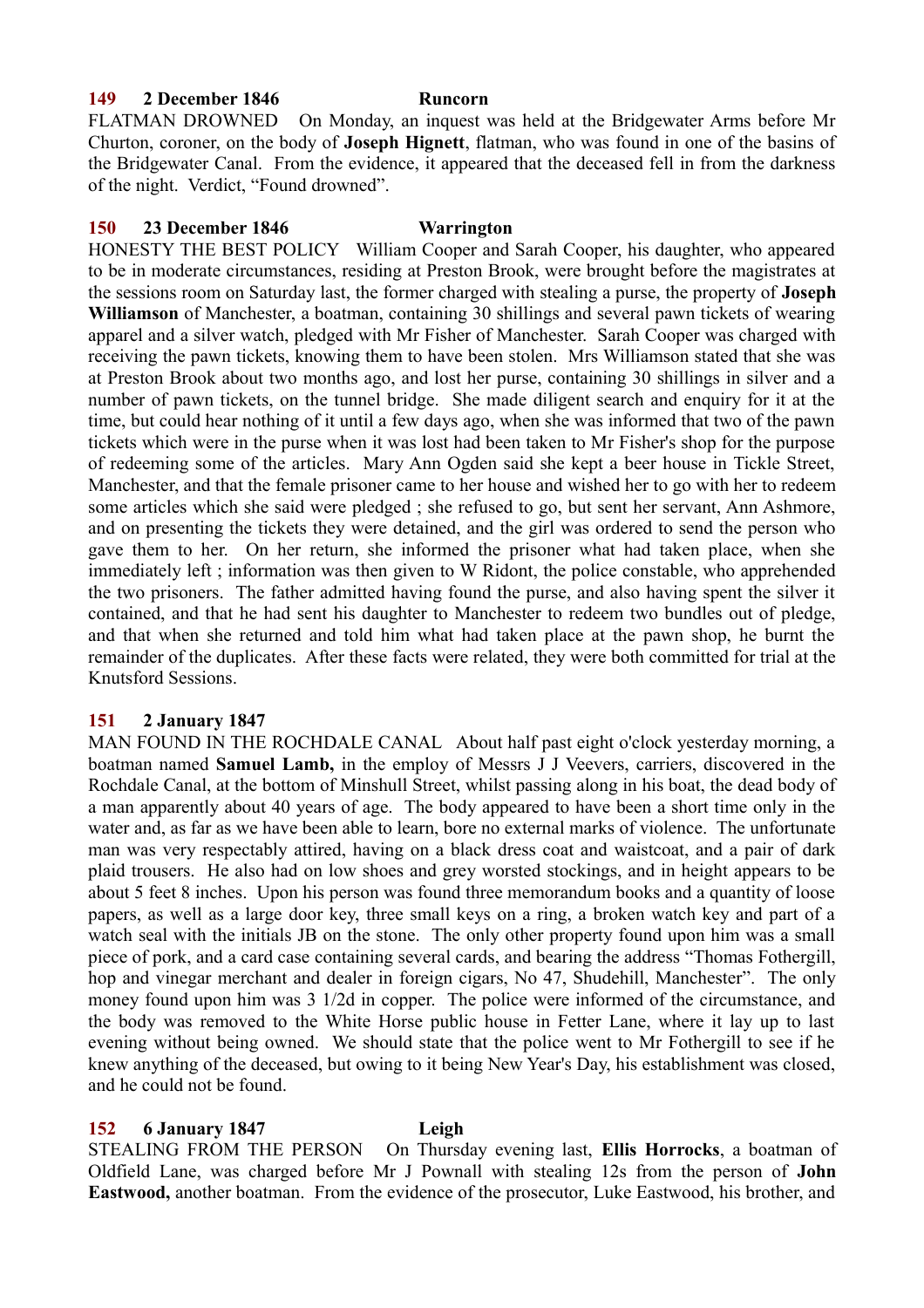**149 2 December 1846 Runcorn**

FLATMAN DROWNED On Monday, an inquest was held at the Bridgewater Arms before Mr Churton, coroner, on the body of **Joseph Hignett**, flatman, who was found in one of the basins of the Bridgewater Canal. From the evidence, it appeared that the deceased fell in from the darkness of the night. Verdict, "Found drowned".

**150 23 December 1846 Warrington**

HONESTY THE BEST POLICY William Cooper and Sarah Cooper, his daughter, who appeared to be in moderate circumstances, residing at Preston Brook, were brought before the magistrates at the sessions room on Saturday last, the former charged with stealing a purse, the property of **Joseph Williamson** of Manchester, a boatman, containing 30 shillings and several pawn tickets of wearing apparel and a silver watch, pledged with Mr Fisher of Manchester. Sarah Cooper was charged with receiving the pawn tickets, knowing them to have been stolen. Mrs Williamson stated that she was at Preston Brook about two months ago, and lost her purse, containing 30 shillings in silver and a number of pawn tickets, on the tunnel bridge. She made diligent search and enquiry for it at the time, but could hear nothing of it until a few days ago, when she was informed that two of the pawn tickets which were in the purse when it was lost had been taken to Mr Fisher's shop for the purpose of redeeming some of the articles. Mary Ann Ogden said she kept a beer house in Tickle Street, Manchester, and that the female prisoner came to her house and wished her to go with her to redeem some articles which she said were pledged ; she refused to go, but sent her servant, Ann Ashmore, and on presenting the tickets they were detained, and the girl was ordered to send the person who gave them to her. On her return, she informed the prisoner what had taken place, when she immediately left ; information was then given to W Ridont, the police constable, who apprehended the two prisoners. The father admitted having found the purse, and also having spent the silver it contained, and that he had sent his daughter to Manchester to redeem two bundles out of pledge, and that when she returned and told him what had taken place at the pawn shop, he burnt the remainder of the duplicates. After these facts were related, they were both committed for trial at the Knutsford Sessions.

**151 2 January 1847**

MAN FOUND IN THE ROCHDALE CANAL About half past eight o'clock yesterday morning, a boatman named **Samuel Lamb,** in the employ of Messrs J J Veevers, carriers, discovered in the Rochdale Canal, at the bottom of Minshull Street, whilst passing along in his boat, the dead body of a man apparently about 40 years of age. The body appeared to have been a short time only in the water and, as far as we have been able to learn, bore no external marks of violence. The unfortunate man was very respectably attired, having on a black dress coat and waistcoat, and a pair of dark plaid trousers. He also had on low shoes and grey worsted stockings, and in height appears to be about 5 feet 8 inches. Upon his person was found three memorandum books and a quantity of loose papers, as well as a large door key, three small keys on a ring, a broken watch key and part of a watch seal with the initials JB on the stone. The only other property found upon him was a small piece of pork, and a card case containing several cards, and bearing the address "Thomas Fothergill, hop and vinegar merchant and dealer in foreign cigars, No 47, Shudehill, Manchester". The only money found upon him was 3 1/2d in copper. The police were informed of the circumstance, and the body was removed to the White Horse public house in Fetter Lane, where it lay up to last evening without being owned. We should state that the police went to Mr Fothergill to see if he knew anything of the deceased, but owing to it being New Year's Day, his establishment was closed, and he could not be found.

**152 6 January 1847 Leigh**

STEALING FROM THE PERSON On Thursday evening last, **Ellis Horrocks**, a boatman of Oldfield Lane, was charged before Mr J Pownall with stealing 12s from the person of **John Eastwood,** another boatman. From the evidence of the prosecutor, Luke Eastwood, his brother, and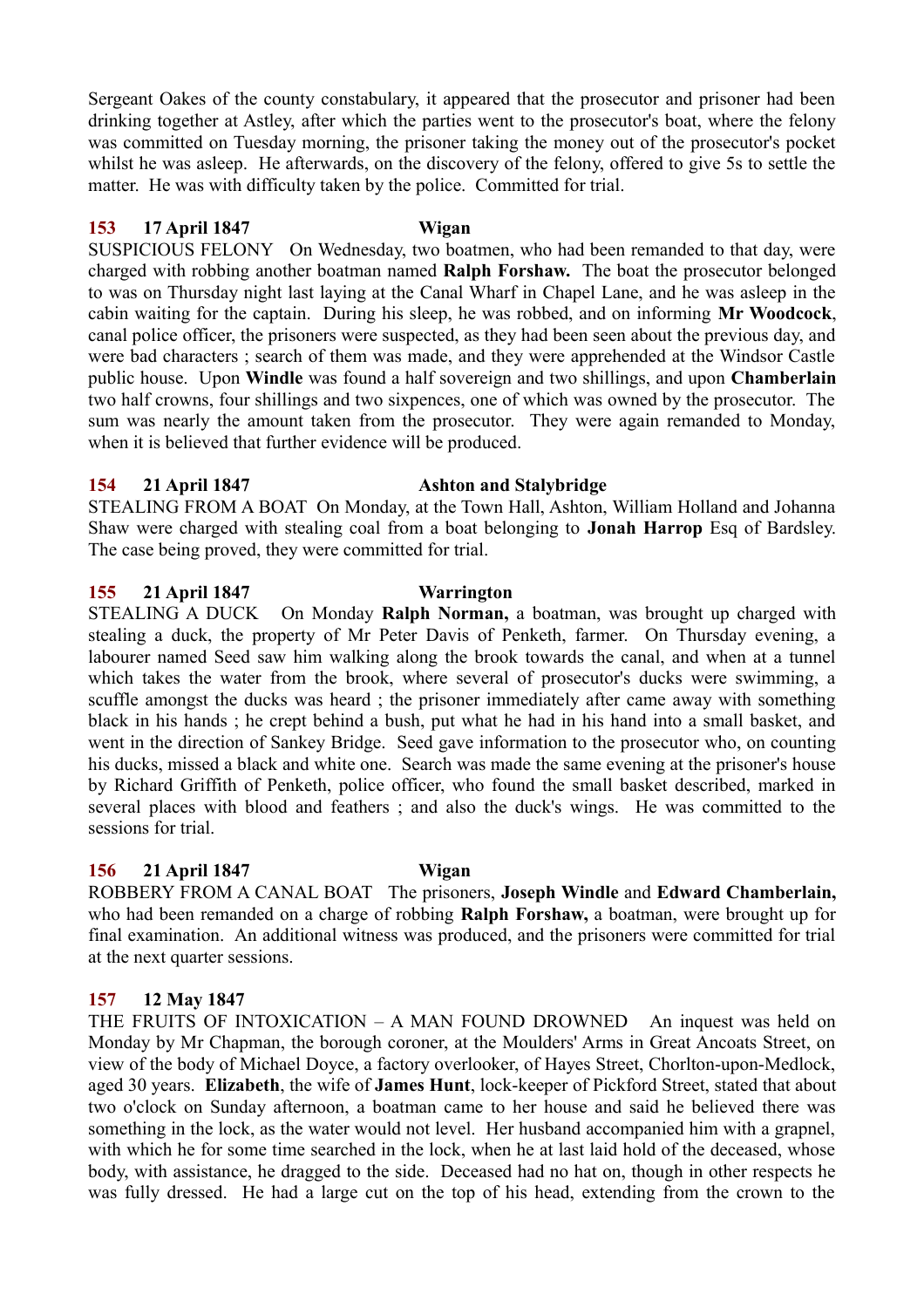Sergeant Oakes of the county constabulary, it appeared that the prosecutor and prisoner had been drinking together at Astley, after which the parties went to the prosecutor's boat, where the felony was committed on Tuesday morning, the prisoner taking the money out of the prosecutor's pocket whilst he was asleep. He afterwards, on the discovery of the felony, offered to give 5s to settle the matter. He was with difficulty taken by the police. Committed for trial.

**153 17 April 1847 Wigan**

SUSPICIOUS FELONY On Wednesday, two boatmen, who had been remanded to that day, were charged with robbing another boatman named **Ralph Forshaw.** The boat the prosecutor belonged to was on Thursday night last laying at the Canal Wharf in Chapel Lane, and he was asleep in the cabin waiting for the captain. During his sleep, he was robbed, and on informing **Mr Woodcock**, canal police officer, the prisoners were suspected, as they had been seen about the previous day, and were bad characters ; search of them was made, and they were apprehended at the Windsor Castle public house. Upon **Windle** was found a half sovereign and two shillings, and upon **Chamberlain** two half crowns, four shillings and two sixpences, one of which was owned by the prosecutor. The sum was nearly the amount taken from the prosecutor. They were again remanded to Monday, when it is believed that further evidence will be produced.

**154 21 April 1847 Ashton and Stalybridge**

STEALING FROM A BOAT On Monday, at the Town Hall, Ashton, William Holland and Johanna Shaw were charged with stealing coal from a boat belonging to **Jonah Harrop** Esq of Bardsley. The case being proved, they were committed for trial.

**155 21 April 1847 Warrington**

STEALING A DUCK On Monday **Ralph Norman,** a boatman, was brought up charged with stealing a duck, the property of Mr Peter Davis of Penketh, farmer. On Thursday evening, a labourer named Seed saw him walking along the brook towards the canal, and when at a tunnel which takes the water from the brook, where several of prosecutor's ducks were swimming, a scuffle amongst the ducks was heard ; the prisoner immediately after came away with something black in his hands ; he crept behind a bush, put what he had in his hand into a small basket, and went in the direction of Sankey Bridge. Seed gave information to the prosecutor who, on counting his ducks, missed a black and white one. Search was made the same evening at the prisoner's house by Richard Griffith of Penketh, police officer, who found the small basket described, marked in several places with blood and feathers ; and also the duck's wings. He was committed to the sessions for trial.

**156 21 April 1847 Wigan**

ROBBERY FROM A CANAL BOAT The prisoners, **Joseph Windle** and **Edward Chamberlain,** who had been remanded on a charge of robbing **Ralph Forshaw,** a boatman, were brought up for final examination. An additional witness was produced, and the prisoners were committed for trial at the next quarter sessions.

**157 12 May 1847**

THE FRUITS OF INTOXICATION – A MAN FOUND DROWNED An inquest was held on Monday by Mr Chapman, the borough coroner, at the Moulders' Arms in Great Ancoats Street, on view of the body of Michael Doyce, a factory overlooker, of Hayes Street, Chorlton-upon-Medlock, aged 30 years. **Elizabeth**, the wife of **James Hunt**, lock-keeper of Pickford Street, stated that about two o'clock on Sunday afternoon, a boatman came to her house and said he believed there was something in the lock, as the water would not level. Her husband accompanied him with a grapnel, with which he for some time searched in the lock, when he at last laid hold of the deceased, whose body, with assistance, he dragged to the side. Deceased had no hat on, though in other respects he was fully dressed. He had a large cut on the top of his head, extending from the crown to the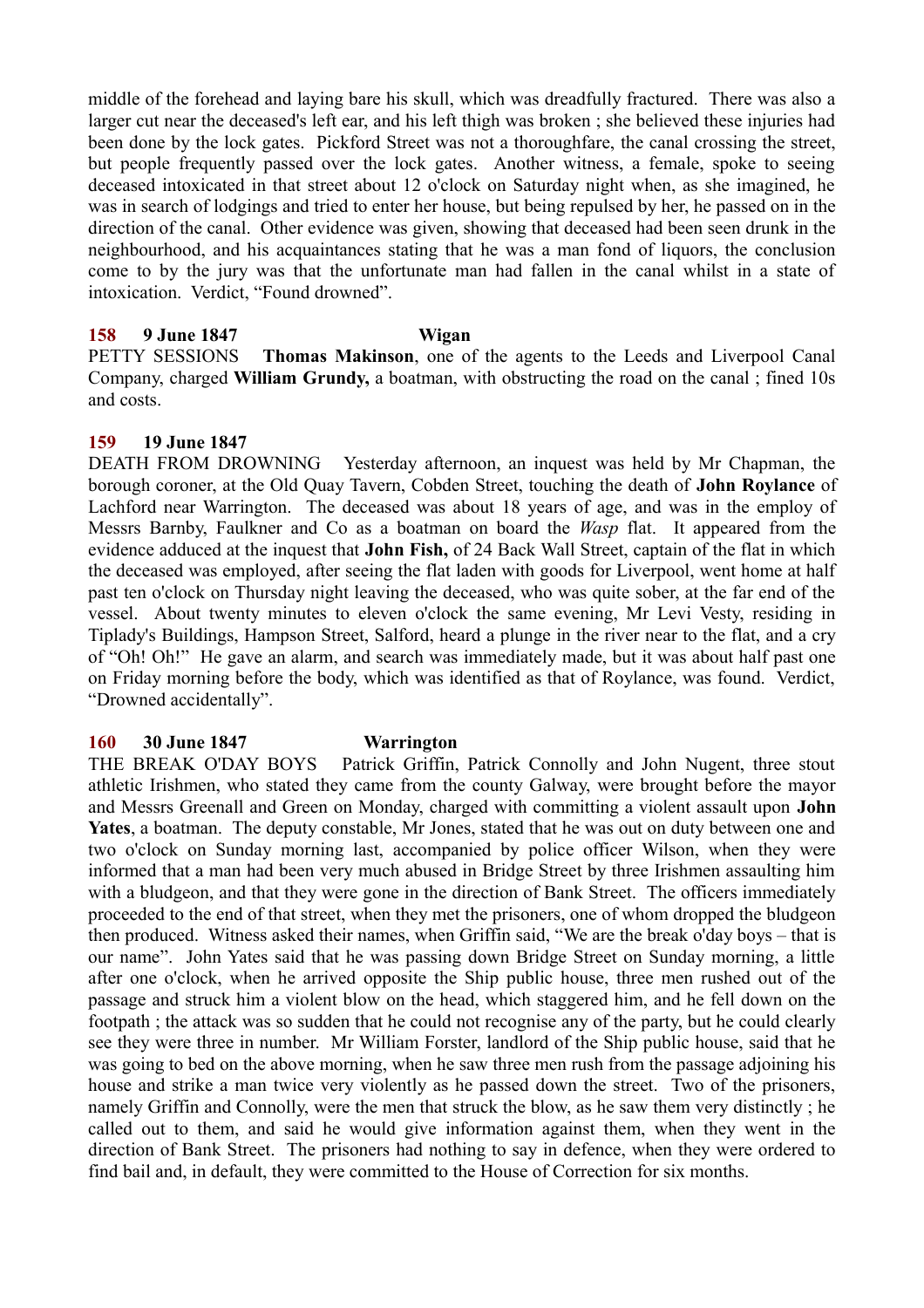middle of the forehead and laying bare his skull, which was dreadfully fractured. There was also a larger cut near the deceased's left ear, and his left thigh was broken ; she believed these injuries had been done by the lock gates. Pickford Street was not a thoroughfare, the canal crossing the street, but people frequently passed over the lock gates. Another witness, a female, spoke to seeing deceased intoxicated in that street about 12 o'clock on Saturday night when, as she imagined, he was in search of lodgings and tried to enter her house, but being repulsed by her, he passed on in the direction of the canal. Other evidence was given, showing that deceased had been seen drunk in the neighbourhood, and his acquaintances stating that he was a man fond of liquors, the conclusion come to by the jury was that the unfortunate man had fallen in the canal whilst in a state of intoxication. Verdict, "Found drowned".

**158 9 June 1847 Wigan**

PETTY SESSIONS **Thomas Makinson**, one of the agents to the Leeds and Liverpool Canal Company, charged **William Grundy,** a boatman, with obstructing the road on the canal ; fined 10s and costs.

**159 19 June 1847**

DEATH FROM DROWNING Yesterday afternoon, an inquest was held by Mr Chapman, the borough coroner, at the Old Quay Tavern, Cobden Street, touching the death of **John Roylance** of Lachford near Warrington. The deceased was about 18 years of age, and was in the employ of Messrs Barnby, Faulkner and Co as a boatman on board the *Wasp* flat. It appeared from the evidence adduced at the inquest that **John Fish,** of 24 Back Wall Street, captain of the flat in which the deceased was employed, after seeing the flat laden with goods for Liverpool, went home at half past ten o'clock on Thursday night leaving the deceased, who was quite sober, at the far end of the vessel. About twenty minutes to eleven o'clock the same evening, Mr Levi Vesty, residing in Tiplady's Buildings, Hampson Street, Salford, heard a plunge in the river near to the flat, and a cry of "Oh! Oh!" He gave an alarm, and search was immediately made, but it was about half past one on Friday morning before the body, which was identified as that of Roylance, was found. Verdict, "Drowned accidentally".

**160 30 June 1847 Warrington**

THE BREAK O'DAY BOYS Patrick Griffin, Patrick Connolly and John Nugent, three stout athletic Irishmen, who stated they came from the county Galway, were brought before the mayor and Messrs Greenall and Green on Monday, charged with committing a violent assault upon **John Yates**, a boatman. The deputy constable, Mr Jones, stated that he was out on duty between one and two o'clock on Sunday morning last, accompanied by police officer Wilson, when they were informed that a man had been very much abused in Bridge Street by three Irishmen assaulting him with a bludgeon, and that they were gone in the direction of Bank Street. The officers immediately proceeded to the end of that street, when they met the prisoners, one of whom dropped the bludgeon then produced. Witness asked their names, when Griffin said, "We are the break o'day boys – that is our name". John Yates said that he was passing down Bridge Street on Sunday morning, a little after one o'clock, when he arrived opposite the Ship public house, three men rushed out of the passage and struck him a violent blow on the head, which staggered him, and he fell down on the footpath ; the attack was so sudden that he could not recognise any of the party, but he could clearly see they were three in number. Mr William Forster, landlord of the Ship public house, said that he was going to bed on the above morning, when he saw three men rush from the passage adjoining his house and strike a man twice very violently as he passed down the street. Two of the prisoners, namely Griffin and Connolly, were the men that struck the blow, as he saw them very distinctly ; he called out to them, and said he would give information against them, when they went in the direction of Bank Street. The prisoners had nothing to say in defence, when they were ordered to find bail and, in default, they were committed to the House of Correction for six months.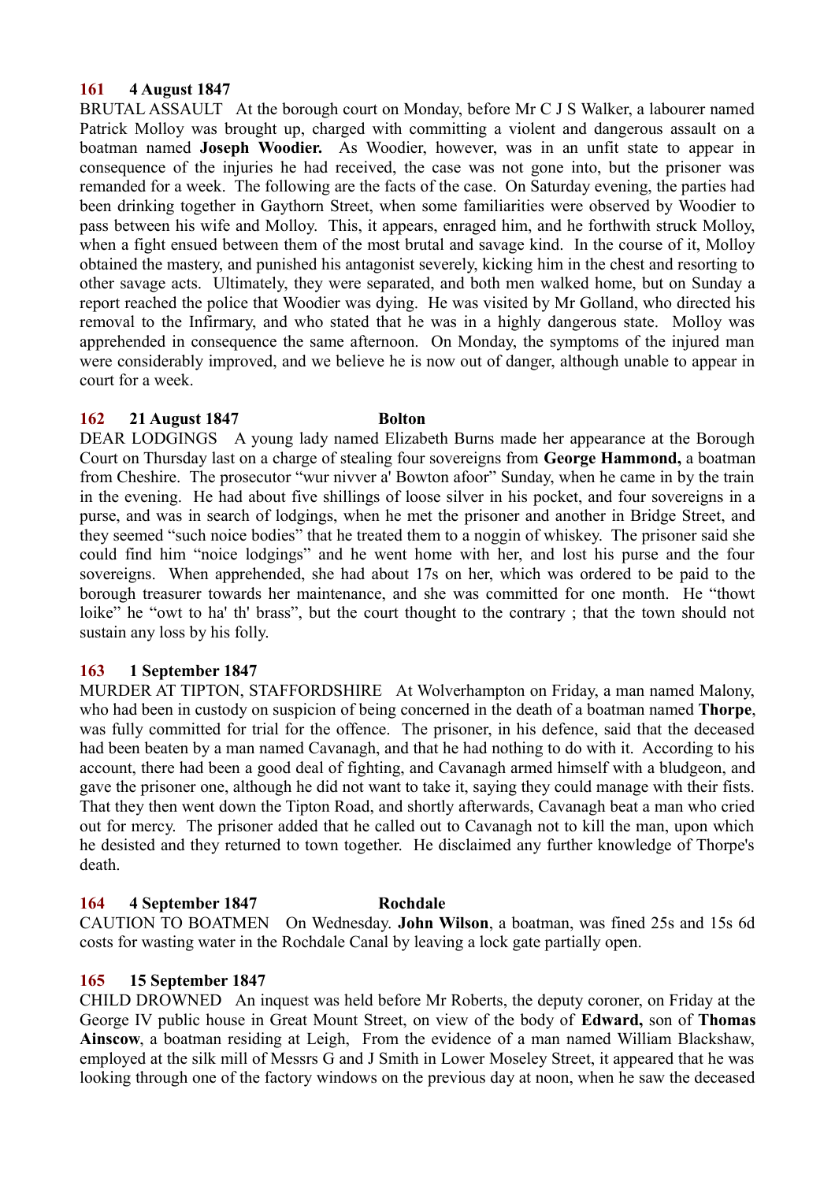**161 4 August 1847**

BRUTAL ASSAULT At the borough court on Monday, before Mr C J S Walker, a labourer named Patrick Molloy was brought up, charged with committing a violent and dangerous assault on a boatman named **Joseph Woodier.** As Woodier, however, was in an unfit state to appear in consequence of the injuries he had received, the case was not gone into, but the prisoner was remanded for a week. The following are the facts of the case. On Saturday evening, the parties had been drinking together in Gaythorn Street, when some familiarities were observed by Woodier to pass between his wife and Molloy. This, it appears, enraged him, and he forthwith struck Molloy, when a fight ensued between them of the most brutal and savage kind. In the course of it, Molloy obtained the mastery, and punished his antagonist severely, kicking him in the chest and resorting to other savage acts. Ultimately, they were separated, and both men walked home, but on Sunday a report reached the police that Woodier was dying. He was visited by Mr Golland, who directed his removal to the Infirmary, and who stated that he was in a highly dangerous state. Molloy was apprehended in consequence the same afternoon. On Monday, the symptoms of the injured man were considerably improved, and we believe he is now out of danger, although unable to appear in court for a week.

**162 21 August 1847 Bolton**

DEAR LODGINGS A young lady named Elizabeth Burns made her appearance at the Borough Court on Thursday last on a charge of stealing four sovereigns from **George Hammond,** a boatman from Cheshire. The prosecutor "wur nivver a' Bowton afoor" Sunday, when he came in by the train in the evening. He had about five shillings of loose silver in his pocket, and four sovereigns in a purse, and was in search of lodgings, when he met the prisoner and another in Bridge Street, and they seemed "such noice bodies" that he treated them to a noggin of whiskey. The prisoner said she could find him "noice lodgings" and he went home with her, and lost his purse and the four sovereigns. When apprehended, she had about 17s on her, which was ordered to be paid to the borough treasurer towards her maintenance, and she was committed for one month. He "thowt loike" he "owt to ha' th' brass", but the court thought to the contrary ; that the town should not sustain any loss by his folly.

**163 1 September 1847**

MURDER AT TIPTON, STAFFORDSHIRE At Wolverhampton on Friday, a man named Malony, who had been in custody on suspicion of being concerned in the death of a boatman named **Thorpe**, was fully committed for trial for the offence. The prisoner, in his defence, said that the deceased had been beaten by a man named Cavanagh, and that he had nothing to do with it. According to his account, there had been a good deal of fighting, and Cavanagh armed himself with a bludgeon, and gave the prisoner one, although he did not want to take it, saying they could manage with their fists. That they then went down the Tipton Road, and shortly afterwards, Cavanagh beat a man who cried out for mercy. The prisoner added that he called out to Cavanagh not to kill the man, upon which he desisted and they returned to town together. He disclaimed any further knowledge of Thorpe's death.

**164 4 September 1847 Rochdale**

CAUTION TO BOATMEN On Wednesday. **John Wilson**, a boatman, was fined 25s and 15s 6d costs for wasting water in the Rochdale Canal by leaving a lock gate partially open.

**165 15 September 1847**

CHILD DROWNED An inquest was held before Mr Roberts, the deputy coroner, on Friday at the George IV public house in Great Mount Street, on view of the body of **Edward,** son of **Thomas Ainscow**, a boatman residing at Leigh, From the evidence of a man named William Blackshaw, employed at the silk mill of Messrs G and J Smith in Lower Moseley Street, it appeared that he was looking through one of the factory windows on the previous day at noon, when he saw the deceased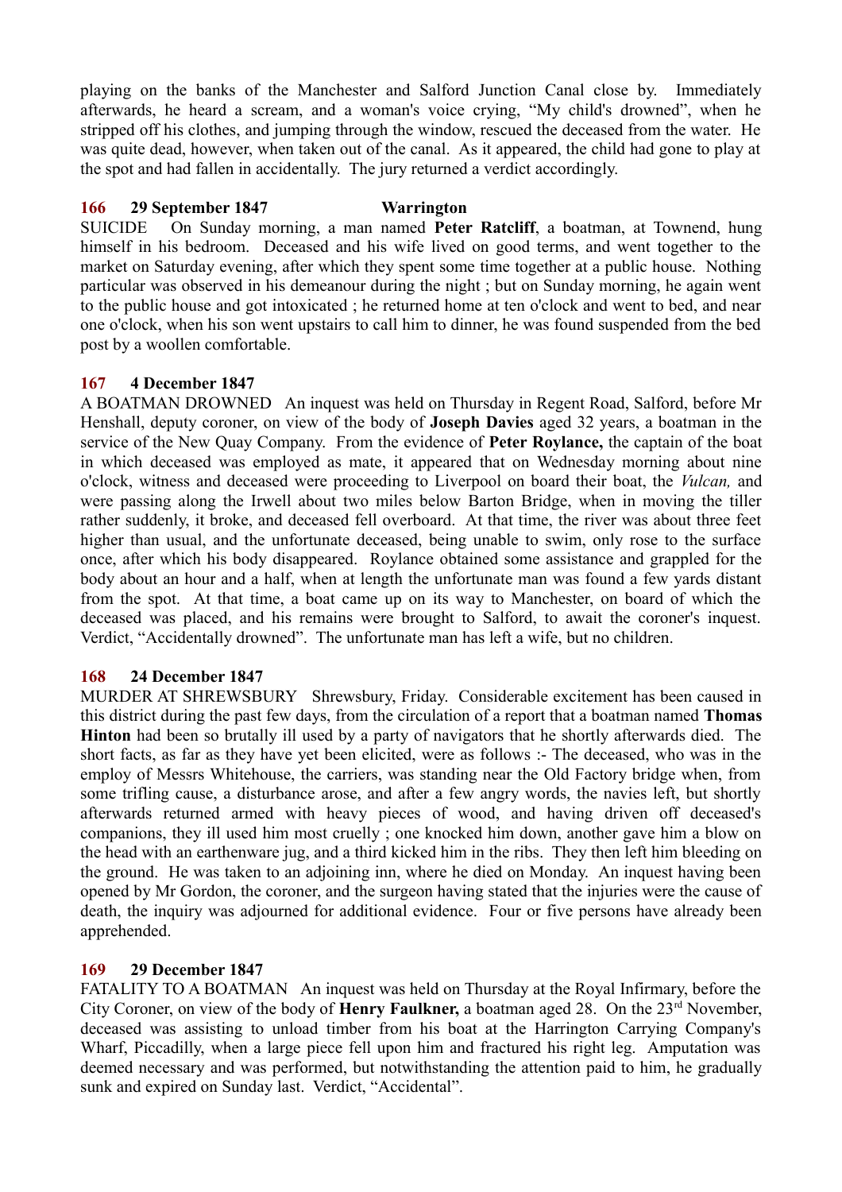playing on the banks of the Manchester and Salford Junction Canal close by. Immediately afterwards, he heard a scream, and a woman's voice crying, "My child's drowned", when he stripped off his clothes, and jumping through the window, rescued the deceased from the water. He was quite dead, however, when taken out of the canal. As it appeared, the child had gone to play at the spot and had fallen in accidentally. The jury returned a verdict accordingly.

**166 29 September 1847 Warrington**

SUICIDE On Sunday morning, a man named **Peter Ratcliff**, a boatman, at Townend, hung himself in his bedroom. Deceased and his wife lived on good terms, and went together to the market on Saturday evening, after which they spent some time together at a public house. Nothing particular was observed in his demeanour during the night ; but on Sunday morning, he again went to the public house and got intoxicated ; he returned home at ten o'clock and went to bed, and near one o'clock, when his son went upstairs to call him to dinner, he was found suspended from the bed post by a woollen comfortable.

**167 4 December 1847**

A BOATMAN DROWNED An inquest was held on Thursday in Regent Road, Salford, before Mr Henshall, deputy coroner, on view of the body of **Joseph Davies** aged 32 years, a boatman in the service of the New Quay Company. From the evidence of **Peter Roylance,** the captain of the boat in which deceased was employed as mate, it appeared that on Wednesday morning about nine o'clock, witness and deceased were proceeding to Liverpool on board their boat, the *Vulcan,* and were passing along the Irwell about two miles below Barton Bridge, when in moving the tiller rather suddenly, it broke, and deceased fell overboard. At that time, the river was about three feet higher than usual, and the unfortunate deceased, being unable to swim, only rose to the surface once, after which his body disappeared. Roylance obtained some assistance and grappled for the body about an hour and a half, when at length the unfortunate man was found a few yards distant from the spot. At that time, a boat came up on its way to Manchester, on board of which the deceased was placed, and his remains were brought to Salford, to await the coroner's inquest. Verdict, "Accidentally drowned". The unfortunate man has left a wife, but no children.

**168 24 December 1847**

MURDER AT SHREWSBURY Shrewsbury, Friday. Considerable excitement has been caused in this district during the past few days, from the circulation of a report that a boatman named **Thomas Hinton** had been so brutally ill used by a party of navigators that he shortly afterwards died. The short facts, as far as they have yet been elicited, were as follows :- The deceased, who was in the employ of Messrs Whitehouse, the carriers, was standing near the Old Factory bridge when, from some trifling cause, a disturbance arose, and after a few angry words, the navies left, but shortly afterwards returned armed with heavy pieces of wood, and having driven off deceased's companions, they ill used him most cruelly ; one knocked him down, another gave him a blow on the head with an earthenware jug, and a third kicked him in the ribs. They then left him bleeding on the ground. He was taken to an adjoining inn, where he died on Monday. An inquest having been opened by Mr Gordon, the coroner, and the surgeon having stated that the injuries were the cause of death, the inquiry was adjourned for additional evidence. Four or five persons have already been apprehended.

**169 29 December 1847**

FATALITY TO A BOATMAN An inquest was held on Thursday at the Royal Infirmary, before the City Coroner, on view of the body of **Henry Faulkner,** a boatman aged 28. On the 23rd November, deceased was assisting to unload timber from his boat at the Harrington Carrying Company's Wharf, Piccadilly, when a large piece fell upon him and fractured his right leg. Amputation was deemed necessary and was performed, but notwithstanding the attention paid to him, he gradually sunk and expired on Sunday last. Verdict, "Accidental".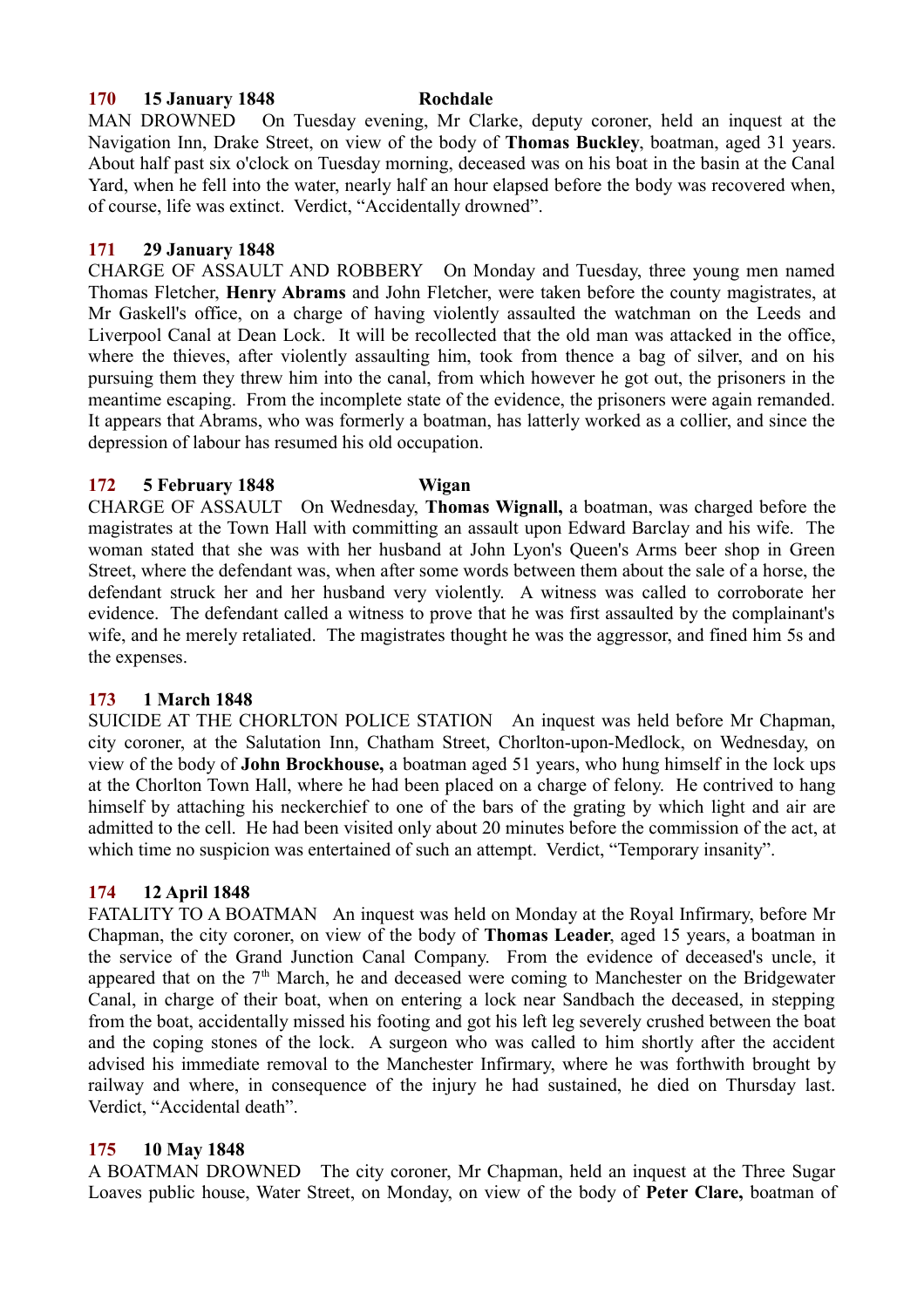**170 15 January 1848 Rochdale**

MAN DROWNED On Tuesday evening, Mr Clarke, deputy coroner, held an inquest at the Navigation Inn, Drake Street, on view of the body of **Thomas Buckley**, boatman, aged 31 years. About half past six o'clock on Tuesday morning, deceased was on his boat in the basin at the Canal Yard, when he fell into the water, nearly half an hour elapsed before the body was recovered when, of course, life was extinct. Verdict, "Accidentally drowned".

**171 29 January 1848**

CHARGE OF ASSAULT AND ROBBERY On Monday and Tuesday, three young men named Thomas Fletcher, **Henry Abrams** and John Fletcher, were taken before the county magistrates, at Mr Gaskell's office, on a charge of having violently assaulted the watchman on the Leeds and Liverpool Canal at Dean Lock. It will be recollected that the old man was attacked in the office, where the thieves, after violently assaulting him, took from thence a bag of silver, and on his pursuing them they threw him into the canal, from which however he got out, the prisoners in the meantime escaping. From the incomplete state of the evidence, the prisoners were again remanded. It appears that Abrams, who was formerly a boatman, has latterly worked as a collier, and since the depression of labour has resumed his old occupation.

**172 5 February 1848 Wigan**

CHARGE OF ASSAULT On Wednesday, **Thomas Wignall,** a boatman, was charged before the magistrates at the Town Hall with committing an assault upon Edward Barclay and his wife. The woman stated that she was with her husband at John Lyon's Queen's Arms beer shop in Green Street, where the defendant was, when after some words between them about the sale of a horse, the defendant struck her and her husband very violently. A witness was called to corroborate her evidence. The defendant called a witness to prove that he was first assaulted by the complainant's wife, and he merely retaliated. The magistrates thought he was the aggressor, and fined him 5s and the expenses.

**173 1 March 1848**

SUICIDE AT THE CHORLTON POLICE STATION An inquest was held before Mr Chapman, city coroner, at the Salutation Inn, Chatham Street, Chorlton-upon-Medlock, on Wednesday, on view of the body of **John Brockhouse,** a boatman aged 51 years, who hung himself in the lock ups at the Chorlton Town Hall, where he had been placed on a charge of felony. He contrived to hang himself by attaching his neckerchief to one of the bars of the grating by which light and air are admitted to the cell. He had been visited only about 20 minutes before the commission of the act, at which time no suspicion was entertained of such an attempt. Verdict, "Temporary insanity".

**174 12 April 1848**

FATALITY TO A BOATMAN An inquest was held on Monday at the Royal Infirmary, before Mr Chapman, the city coroner, on view of the body of **Thomas Leader**, aged 15 years, a boatman in the service of the Grand Junction Canal Company. From the evidence of deceased's uncle, it appeared that on the 7th March, he and deceased were coming to Manchester on the Bridgewater Canal, in charge of their boat, when on entering a lock near Sandbach the deceased, in stepping from the boat, accidentally missed his footing and got his left leg severely crushed between the boat and the coping stones of the lock. A surgeon who was called to him shortly after the accident advised his immediate removal to the Manchester Infirmary, where he was forthwith brought by railway and where, in consequence of the injury he had sustained, he died on Thursday last. Verdict, "Accidental death".

**175 10 May 1848**

A BOATMAN DROWNED The city coroner, Mr Chapman, held an inquest at the Three Sugar Loaves public house, Water Street, on Monday, on view of the body of **Peter Clare,** boatman of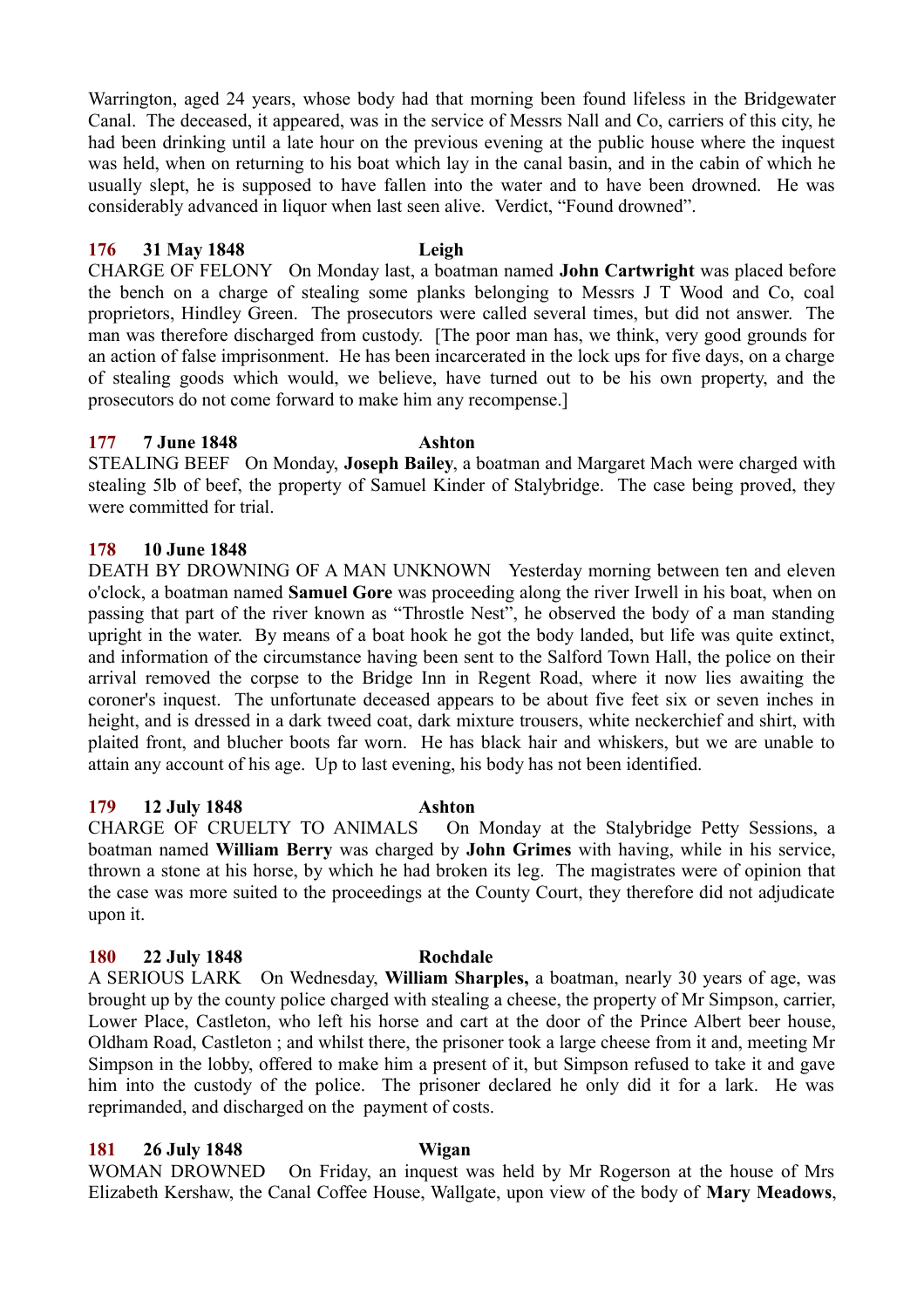Warrington, aged 24 years, whose body had that morning been found lifeless in the Bridgewater Canal. The deceased, it appeared, was in the service of Messrs Nall and Co, carriers of this city, he had been drinking until a late hour on the previous evening at the public house where the inquest was held, when on returning to his boat which lay in the canal basin, and in the cabin of which he usually slept, he is supposed to have fallen into the water and to have been drowned. He was considerably advanced in liquor when last seen alive. Verdict, "Found drowned".

**176 31 May 1848 Leigh**

CHARGE OF FELONY On Monday last, a boatman named **John Cartwright** was placed before the bench on a charge of stealing some planks belonging to Messrs J T Wood and Co, coal proprietors, Hindley Green. The prosecutors were called several times, but did not answer. The man was therefore discharged from custody. [The poor man has, we think, very good grounds for an action of false imprisonment. He has been incarcerated in the lock ups for five days, on a charge of stealing goods which would, we believe, have turned out to be his own property, and the prosecutors do not come forward to make him any recompense.]

**177 7 June 1848 Ashton**

STEALING BEEF On Monday, **Joseph Bailey**, a boatman and Margaret Mach were charged with stealing 5lb of beef, the property of Samuel Kinder of Stalybridge. The case being proved, they were committed for trial.

**178 10 June 1848**

DEATH BY DROWNING OF A MAN UNKNOWN Yesterday morning between ten and eleven o'clock, a boatman named **Samuel Gore** was proceeding along the river Irwell in his boat, when on passing that part of the river known as "Throstle Nest", he observed the body of a man standing upright in the water. By means of a boat hook he got the body landed, but life was quite extinct, and information of the circumstance having been sent to the Salford Town Hall, the police on their arrival removed the corpse to the Bridge Inn in Regent Road, where it now lies awaiting the coroner's inquest. The unfortunate deceased appears to be about five feet six or seven inches in height, and is dressed in a dark tweed coat, dark mixture trousers, white neckerchief and shirt, with plaited front, and blucher boots far worn. He has black hair and whiskers, but we are unable to attain any account of his age. Up to last evening, his body has not been identified.

**179 12 July 1848 Ashton**

CHARGE OF CRUELTY TO ANIMALS On Monday at the Stalybridge Petty Sessions, a boatman named **William Berry** was charged by **John Grimes** with having, while in his service, thrown a stone at his horse, by which he had broken its leg. The magistrates were of opinion that the case was more suited to the proceedings at the County Court, they therefore did not adjudicate upon it.

**180 22 July 1848 Rochdale**

A SERIOUS LARK On Wednesday, **William Sharples,** a boatman, nearly 30 years of age, was brought up by the county police charged with stealing a cheese, the property of Mr Simpson, carrier, Lower Place, Castleton, who left his horse and cart at the door of the Prince Albert beer house, Oldham Road, Castleton ; and whilst there, the prisoner took a large cheese from it and, meeting Mr Simpson in the lobby, offered to make him a present of it, but Simpson refused to take it and gave him into the custody of the police. The prisoner declared he only did it for a lark. He was reprimanded, and discharged on the payment of costs.

**181 26 July 1848 Wigan**

WOMAN DROWNED On Friday, an inquest was held by Mr Rogerson at the house of Mrs Elizabeth Kershaw, the Canal Coffee House, Wallgate, upon view of the body of **Mary Meadows**,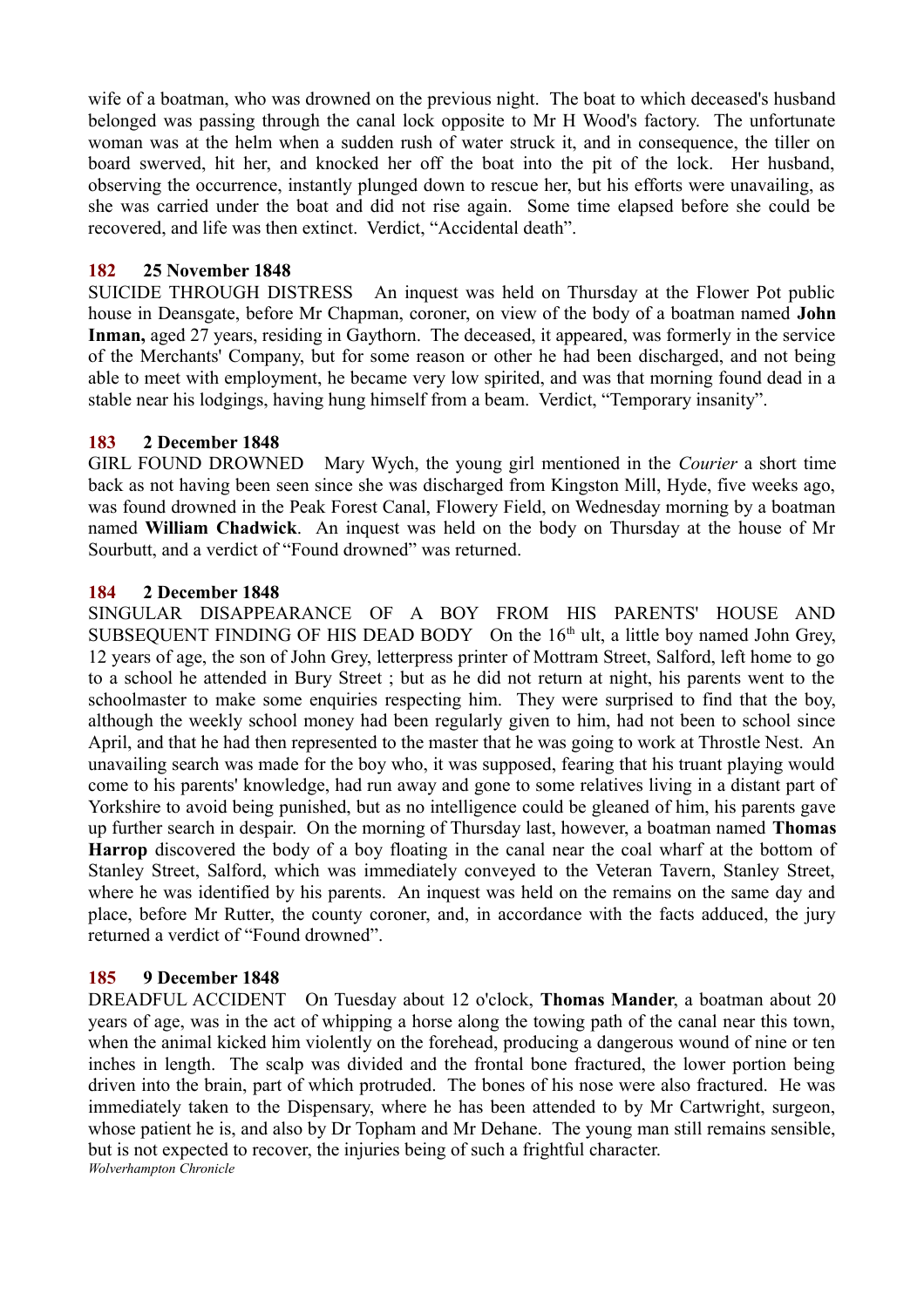wife of a boatman, who was drowned on the previous night. The boat to which deceased's husband belonged was passing through the canal lock opposite to Mr H Wood's factory. The unfortunate woman was at the helm when a sudden rush of water struck it, and in consequence, the tiller on board swerved, hit her, and knocked her off the boat into the pit of the lock. Her husband, observing the occurrence, instantly plunged down to rescue her, but his efforts were unavailing, as she was carried under the boat and did not rise again. Some time elapsed before she could be recovered, and life was then extinct. Verdict, "Accidental death".

### 182 25 November 1848

SUICIDE THROUGH DISTRESS An inquest was held on Thursday at the Flower Pot public house in Deansgate, before Mr Chapman, coroner, on view of the body of a boatman named **John Inman,** aged 27 years, residing in Gaythorn. The deceased, it appeared, was formerly in the service of the Merchants' Company, but for some reason or other he had been discharged, and not being able to meet with employment, he became very low spirited, and was that morning found dead in a stable near his lodgings, having hung himself from a beam. Verdict, "Temporary insanity".

### 183 2 December 1848

GIRL FOUND DROWNED Mary Wych, the young girl mentioned in the *Courier* a short time back as not having been seen since she was discharged from Kingston Mill, Hyde, five weeks ago, was found drowned in the Peak Forest Canal, Flowery Field, on Wednesday morning by a boatman named **William Chadwick**. An inquest was held on the body on Thursday at the house of Mr Sourbutt, and a verdict of "Found drowned" was returned.

### 184 2 December 1848

SINGULAR DISAPPEARANCE OF A BOY FROM HIS PARENTS' HOUSE AND SUBSEQUENT FINDING OF HIS DEAD BODY On the 16th ult, a little boy named John Grey, 12 years of age, the son of John Grey, letterpress printer of Mottram Street, Salford, left home to go to a school he attended in Bury Street ; but as he did not return at night, his parents went to the schoolmaster to make some enquiries respecting him. They were surprised to find that the boy, although the weekly school money had been regularly given to him, had not been to school since April, and that he had then represented to the master that he was going to work at Throstle Nest. An unavailing search was made for the boy who, it was supposed, fearing that his truant playing would come to his parents' knowledge, had run away and gone to some relatives living in a distant part of Yorkshire to avoid being punished, but as no intelligence could be gleaned of him, his parents gave up further search in despair. On the morning of Thursday last, however, a boatman named **Thomas Harrop** discovered the body of a boy floating in the canal near the coal wharf at the bottom of Stanley Street, Salford, which was immediately conveyed to the Veteran Tavern, Stanley Street, where he was identified by his parents. An inquest was held on the remains on the same day and place, before Mr Rutter, the county coroner, and, in accordance with the facts adduced, the jury returned a verdict of "Found drowned".

### 185 9 December 1848

DREADFUL ACCIDENT On Tuesday about 12 o'clock, **Thomas Mander**, a boatman about 20 years of age, was in the act of whipping a horse along the towing path of the canal near this town, when the animal kicked him violently on the forehead, producing a dangerous wound of nine or ten inches in length. The scalp was divided and the frontal bone fractured, the lower portion being driven into the brain, part of which protruded. The bones of his nose were also fractured. He was immediately taken to the Dispensary, where he has been attended to by Mr Cartwright, surgeon, whose patient he is, and also by Dr Topham and Mr Dehane. The young man still remains sensible, but is not expected to recover, the injuries being of such a frightful character.
*Wolverhampton Chronicle*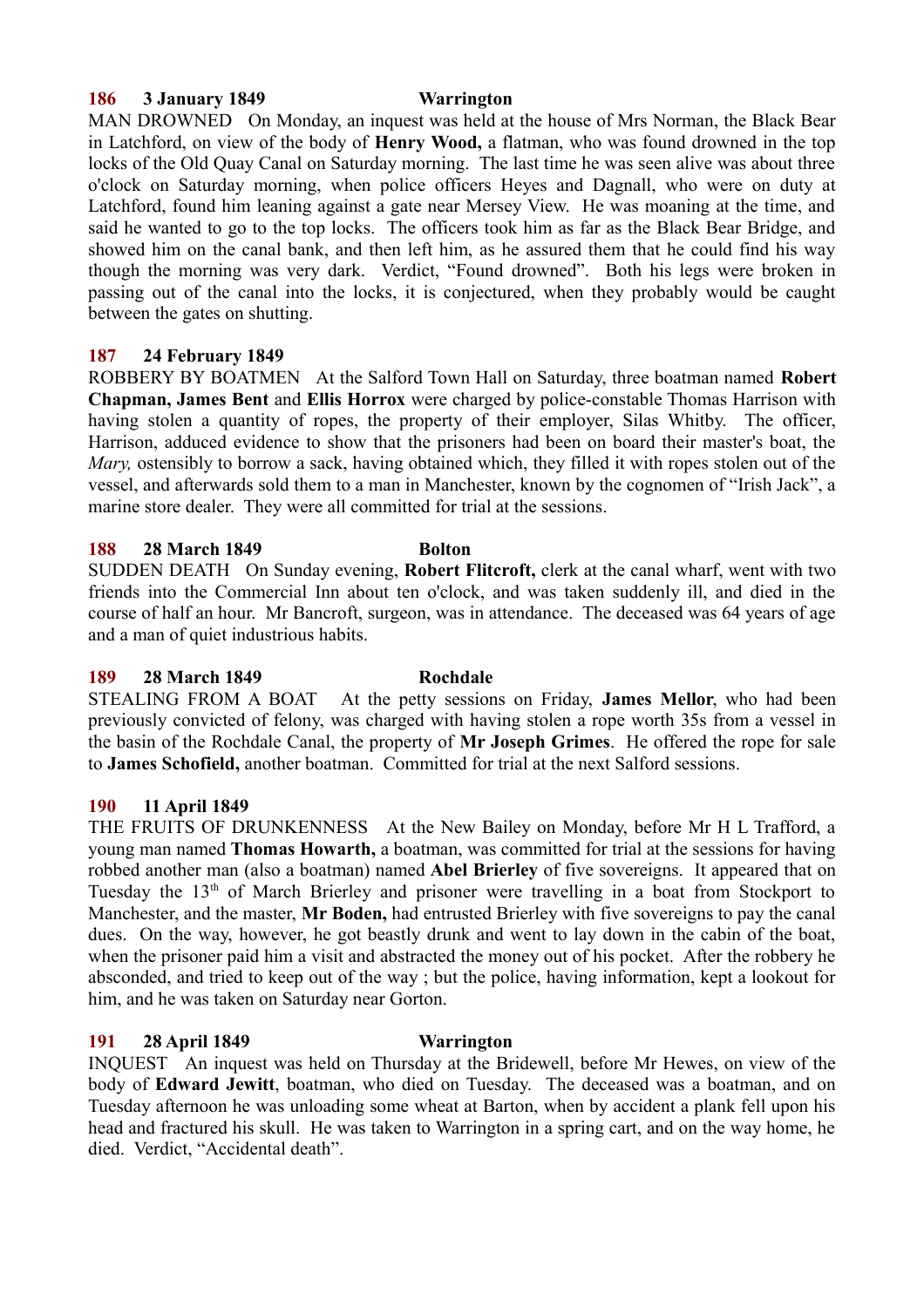**186 3 January 1849 Warrington**

MAN DROWNED On Monday, an inquest was held at the house of Mrs Norman, the Black Bear in Latchford, on view of the body of **Henry Wood,** a flatman, who was found drowned in the top locks of the Old Quay Canal on Saturday morning. The last time he was seen alive was about three o'clock on Saturday morning, when police officers Heyes and Dagnall, who were on duty at Latchford, found him leaning against a gate near Mersey View. He was moaning at the time, and said he wanted to go to the top locks. The officers took him as far as the Black Bear Bridge, and showed him on the canal bank, and then left him, as he assured them that he could find his way though the morning was very dark. Verdict, "Found drowned". Both his legs were broken in passing out of the canal into the locks, it is conjectured, when they probably would be caught between the gates on shutting.

**187 24 February 1849**

ROBBERY BY BOATMEN At the Salford Town Hall on Saturday, three boatman named **Robert Chapman, James Bent** and **Ellis Horrox** were charged by police-constable Thomas Harrison with having stolen a quantity of ropes, the property of their employer, Silas Whitby. The officer, Harrison, adduced evidence to show that the prisoners had been on board their master's boat, the *Mary,* ostensibly to borrow a sack, having obtained which, they filled it with ropes stolen out of the vessel, and afterwards sold them to a man in Manchester, known by the cognomen of "Irish Jack", a marine store dealer. They were all committed for trial at the sessions.

**188 28 March 1849 Bolton**

SUDDEN DEATH On Sunday evening, **Robert Flitcroft,** clerk at the canal wharf, went with two friends into the Commercial Inn about ten o'clock, and was taken suddenly ill, and died in the course of half an hour. Mr Bancroft, surgeon, was in attendance. The deceased was 64 years of age and a man of quiet industrious habits.

**189 28 March 1849 Rochdale**

STEALING FROM A BOAT At the petty sessions on Friday, **James Mellor**, who had been previously convicted of felony, was charged with having stolen a rope worth 35s from a vessel in the basin of the Rochdale Canal, the property of **Mr Joseph Grimes**. He offered the rope for sale to **James Schofield,** another boatman. Committed for trial at the next Salford sessions.

**190 11 April 1849**

THE FRUITS OF DRUNKENNESS At the New Bailey on Monday, before Mr H L Trafford, a young man named **Thomas Howarth,** a boatman, was committed for trial at the sessions for having robbed another man (also a boatman) named **Abel Brierley** of five sovereigns. It appeared that on Tuesday the 13th of March Brierley and prisoner were travelling in a boat from Stockport to Manchester, and the master, **Mr Boden,** had entrusted Brierley with five sovereigns to pay the canal dues. On the way, however, he got beastly drunk and went to lay down in the cabin of the boat, when the prisoner paid him a visit and abstracted the money out of his pocket. After the robbery he absconded, and tried to keep out of the way ; but the police, having information, kept a lookout for him, and he was taken on Saturday near Gorton.

**191 28 April 1849 Warrington**

INQUEST An inquest was held on Thursday at the Bridewell, before Mr Hewes, on view of the body of **Edward Jewitt**, boatman, who died on Tuesday. The deceased was a boatman, and on Tuesday afternoon he was unloading some wheat at Barton, when by accident a plank fell upon his head and fractured his skull. He was taken to Warrington in a spring cart, and on the way home, he died. Verdict, "Accidental death".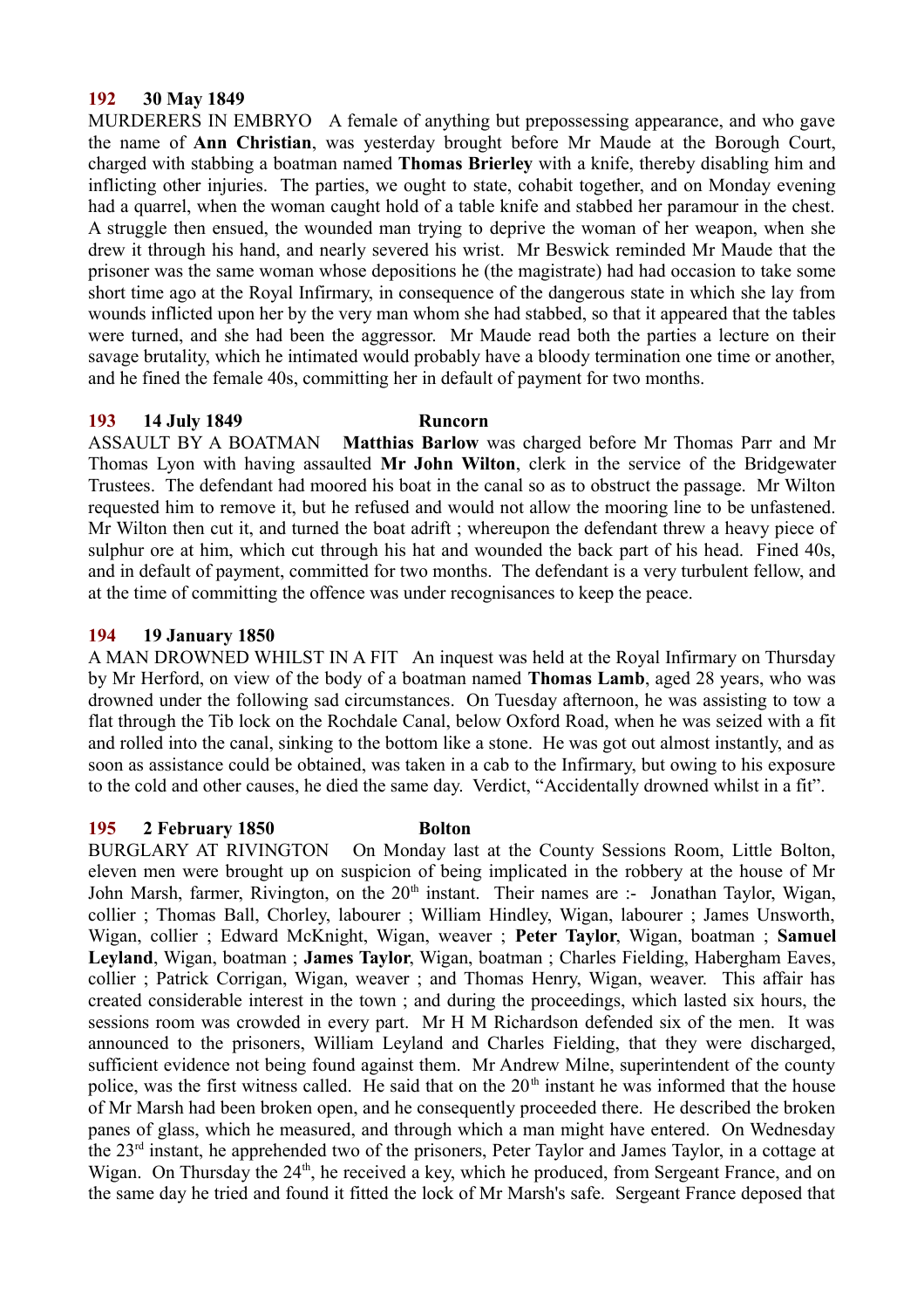**192 30 May 1849**

MURDERERS IN EMBRYO A female of anything but prepossessing appearance, and who gave the name of **Ann Christian**, was yesterday brought before Mr Maude at the Borough Court, charged with stabbing a boatman named **Thomas Brierley** with a knife, thereby disabling him and inflicting other injuries. The parties, we ought to state, cohabit together, and on Monday evening had a quarrel, when the woman caught hold of a table knife and stabbed her paramour in the chest. A struggle then ensued, the wounded man trying to deprive the woman of her weapon, when she drew it through his hand, and nearly severed his wrist. Mr Beswick reminded Mr Maude that the prisoner was the same woman whose depositions he (the magistrate) had had occasion to take some short time ago at the Royal Infirmary, in consequence of the dangerous state in which she lay from wounds inflicted upon her by the very man whom she had stabbed, so that it appeared that the tables were turned, and she had been the aggressor. Mr Maude read both the parties a lecture on their savage brutality, which he intimated would probably have a bloody termination one time or another, and he fined the female 40s, committing her in default of payment for two months.

**193 14 July 1849 Runcorn**

ASSAULT BY A BOATMAN **Matthias Barlow** was charged before Mr Thomas Parr and Mr Thomas Lyon with having assaulted **Mr John Wilton**, clerk in the service of the Bridgewater Trustees. The defendant had moored his boat in the canal so as to obstruct the passage. Mr Wilton requested him to remove it, but he refused and would not allow the mooring line to be unfastened. Mr Wilton then cut it, and turned the boat adrift ; whereupon the defendant threw a heavy piece of sulphur ore at him, which cut through his hat and wounded the back part of his head. Fined 40s, and in default of payment, committed for two months. The defendant is a very turbulent fellow, and at the time of committing the offence was under recognisances to keep the peace.

**194 19 January 1850**

A MAN DROWNED WHILST IN A FIT An inquest was held at the Royal Infirmary on Thursday by Mr Herford, on view of the body of a boatman named **Thomas Lamb**, aged 28 years, who was drowned under the following sad circumstances. On Tuesday afternoon, he was assisting to tow a flat through the Tib lock on the Rochdale Canal, below Oxford Road, when he was seized with a fit and rolled into the canal, sinking to the bottom like a stone. He was got out almost instantly, and as soon as assistance could be obtained, was taken in a cab to the Infirmary, but owing to his exposure to the cold and other causes, he died the same day. Verdict, "Accidentally drowned whilst in a fit".

**195 2 February 1850 Bolton**

BURGLARY AT RIVINGTON On Monday last at the County Sessions Room, Little Bolton, eleven men were brought up on suspicion of being implicated in the robbery at the house of Mr John Marsh, farmer, Rivington, on the 20th instant. Their names are :- Jonathan Taylor, Wigan, collier ; Thomas Ball, Chorley, labourer ; William Hindley, Wigan, labourer ; James Unsworth, Wigan, collier ; Edward McKnight, Wigan, weaver ; **Peter Taylor**, Wigan, boatman ; **Samuel Leyland**, Wigan, boatman ; **James Taylor**, Wigan, boatman ; Charles Fielding, Habergham Eaves, collier ; Patrick Corrigan, Wigan, weaver ; and Thomas Henry, Wigan, weaver. This affair has created considerable interest in the town ; and during the proceedings, which lasted six hours, the sessions room was crowded in every part. Mr H M Richardson defended six of the men. It was announced to the prisoners, William Leyland and Charles Fielding, that they were discharged, sufficient evidence not being found against them. Mr Andrew Milne, superintendent of the county police, was the first witness called. He said that on the 20th instant he was informed that the house of Mr Marsh had been broken open, and he consequently proceeded there. He described the broken panes of glass, which he measured, and through which a man might have entered. On Wednesday the 23rd instant, he apprehended two of the prisoners, Peter Taylor and James Taylor, in a cottage at Wigan. On Thursday the 24th, he received a key, which he produced, from Sergeant France, and on the same day he tried and found it fitted the lock of Mr Marsh's safe. Sergeant France deposed that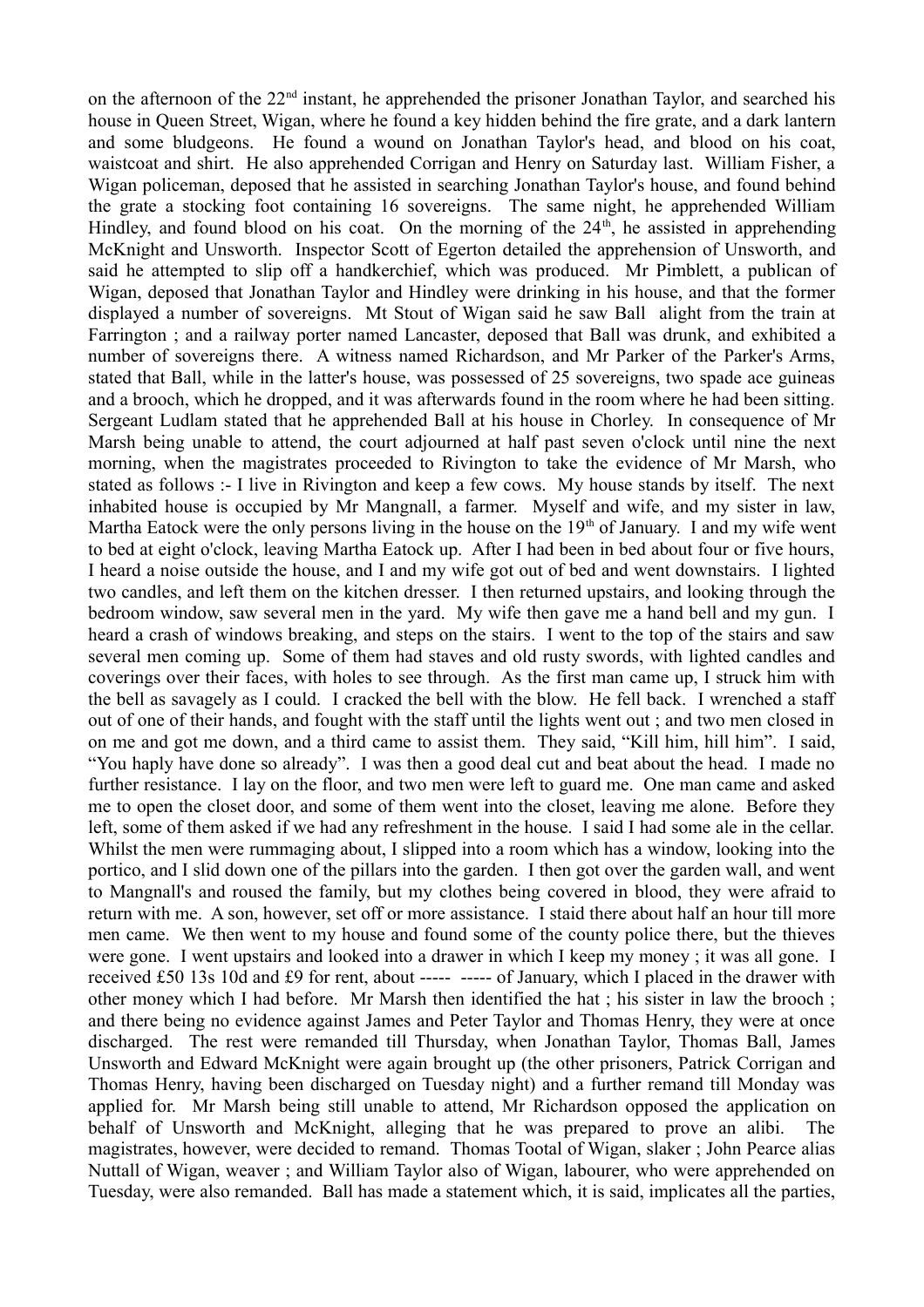on the afternoon of the 22nd instant, he apprehended the prisoner Jonathan Taylor, and searched his house in Queen Street, Wigan, where he found a key hidden behind the fire grate, and a dark lantern and some bludgeons. He found a wound on Jonathan Taylor's head, and blood on his coat, waistcoat and shirt. He also apprehended Corrigan and Henry on Saturday last. William Fisher, a Wigan policeman, deposed that he assisted in searching Jonathan Taylor's house, and found behind the grate a stocking foot containing 16 sovereigns. The same night, he apprehended William Hindley, and found blood on his coat. On the morning of the 24th, he assisted in apprehending McKnight and Unsworth. Inspector Scott of Egerton detailed the apprehension of Unsworth, and said he attempted to slip off a handkerchief, which was produced. Mr Pimblett, a publican of Wigan, deposed that Jonathan Taylor and Hindley were drinking in his house, and that the former displayed a number of sovereigns. Mt Stout of Wigan said he saw Ball alight from the train at Farrington ; and a railway porter named Lancaster, deposed that Ball was drunk, and exhibited a number of sovereigns there. A witness named Richardson, and Mr Parker of the Parker's Arms, stated that Ball, while in the latter's house, was possessed of 25 sovereigns, two spade ace guineas and a brooch, which he dropped, and it was afterwards found in the room where he had been sitting. Sergeant Ludlam stated that he apprehended Ball at his house in Chorley. In consequence of Mr Marsh being unable to attend, the court adjourned at half past seven o'clock until nine the next morning, when the magistrates proceeded to Rivington to take the evidence of Mr Marsh, who stated as follows :- I live in Rivington and keep a few cows. My house stands by itself. The next inhabited house is occupied by Mr Mangnall, a farmer. Myself and wife, and my sister in law, Martha Eatock were the only persons living in the house on the 19th of January. I and my wife went to bed at eight o'clock, leaving Martha Eatock up. After I had been in bed about four or five hours, I heard a noise outside the house, and I and my wife got out of bed and went downstairs. I lighted two candles, and left them on the kitchen dresser. I then returned upstairs, and looking through the bedroom window, saw several men in the yard. My wife then gave me a hand bell and my gun. I heard a crash of windows breaking, and steps on the stairs. I went to the top of the stairs and saw several men coming up. Some of them had staves and old rusty swords, with lighted candles and coverings over their faces, with holes to see through. As the first man came up, I struck him with the bell as savagely as I could. I cracked the bell with the blow. He fell back. I wrenched a staff out of one of their hands, and fought with the staff until the lights went out ; and two men closed in on me and got me down, and a third came to assist them. They said, "Kill him, hill him". I said, "You haply have done so already". I was then a good deal cut and beat about the head. I made no further resistance. I lay on the floor, and two men were left to guard me. One man came and asked me to open the closet door, and some of them went into the closet, leaving me alone. Before they left, some of them asked if we had any refreshment in the house. I said I had some ale in the cellar. Whilst the men were rummaging about, I slipped into a room which has a window, looking into the portico, and I slid down one of the pillars into the garden. I then got over the garden wall, and went to Mangnall's and roused the family, but my clothes being covered in blood, they were afraid to return with me. A son, however, set off or more assistance. I staid there about half an hour till more men came. We then went to my house and found some of the county police there, but the thieves were gone. I went upstairs and looked into a drawer in which I keep my money ; it was all gone. I received £50 13s 10d and £9 for rent, about ----- ----- of January, which I placed in the drawer with other money which I had before. Mr Marsh then identified the hat ; his sister in law the brooch ; and there being no evidence against James and Peter Taylor and Thomas Henry, they were at once discharged. The rest were remanded till Thursday, when Jonathan Taylor, Thomas Ball, James Unsworth and Edward McKnight were again brought up (the other prisoners, Patrick Corrigan and Thomas Henry, having been discharged on Tuesday night) and a further remand till Monday was applied for. Mr Marsh being still unable to attend, Mr Richardson opposed the application on behalf of Unsworth and McKnight, alleging that he was prepared to prove an alibi. The magistrates, however, were decided to remand. Thomas Tootal of Wigan, slaker ; John Pearce alias Nuttall of Wigan, weaver ; and William Taylor also of Wigan, labourer, who were apprehended on Tuesday, were also remanded. Ball has made a statement which, it is said, implicates all the parties,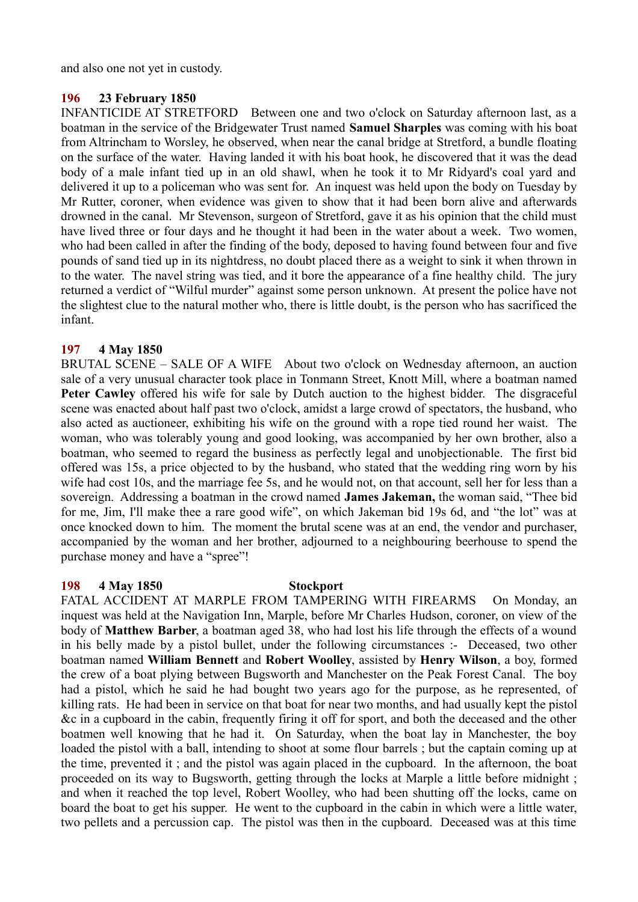and also one not yet in custody.

### 196 23 February 1850

INFANTICIDE AT STRETFORD Between one and two o'clock on Saturday afternoon last, as a boatman in the service of the Bridgewater Trust named **Samuel Sharples** was coming with his boat from Altrincham to Worsley, he observed, when near the canal bridge at Stretford, a bundle floating on the surface of the water. Having landed it with his boat hook, he discovered that it was the dead body of a male infant tied up in an old shawl, when he took it to Mr Ridyard's coal yard and delivered it up to a policeman who was sent for. An inquest was held upon the body on Tuesday by Mr Rutter, coroner, when evidence was given to show that it had been born alive and afterwards drowned in the canal. Mr Stevenson, surgeon of Stretford, gave it as his opinion that the child must have lived three or four days and he thought it had been in the water about a week. Two women, who had been called in after the finding of the body, deposed to having found between four and five pounds of sand tied up in its nightdress, no doubt placed there as a weight to sink it when thrown in to the water. The navel string was tied, and it bore the appearance of a fine healthy child. The jury returned a verdict of "Wilful murder" against some person unknown. At present the police have not the slightest clue to the natural mother who, there is little doubt, is the person who has sacrificed the infant.

### 197 4 May 1850

BRUTAL SCENE – SALE OF A WIFE About two o'clock on Wednesday afternoon, an auction sale of a very unusual character took place in Tonmann Street, Knott Mill, where a boatman named **Peter Cawley** offered his wife for sale by Dutch auction to the highest bidder. The disgraceful scene was enacted about half past two o'clock, amidst a large crowd of spectators, the husband, who also acted as auctioneer, exhibiting his wife on the ground with a rope tied round her waist. The woman, who was tolerably young and good looking, was accompanied by her own brother, also a boatman, who seemed to regard the business as perfectly legal and unobjectionable. The first bid offered was 15s, a price objected to by the husband, who stated that the wedding ring worn by his wife had cost 10s, and the marriage fee 5s, and he would not, on that account, sell her for less than a sovereign. Addressing a boatman in the crowd named **James Jakeman,** the woman said, "Thee bid for me, Jim, I'll make thee a rare good wife", on which Jakeman bid 19s 6d, and "the lot" was at once knocked down to him. The moment the brutal scene was at an end, the vendor and purchaser, accompanied by the woman and her brother, adjourned to a neighbouring beerhouse to spend the purchase money and have a "spree"!

### 198 4 May 1850 Stockport

FATAL ACCIDENT AT MARPLE FROM TAMPERING WITH FIREARMS On Monday, an inquest was held at the Navigation Inn, Marple, before Mr Charles Hudson, coroner, on view of the body of **Matthew Barber**, a boatman aged 38, who had lost his life through the effects of a wound in his belly made by a pistol bullet, under the following circumstances :- Deceased, two other boatman named **William Bennett** and **Robert Woolley**, assisted by **Henry Wilson**, a boy, formed the crew of a boat plying between Bugsworth and Manchester on the Peak Forest Canal. The boy had a pistol, which he said he had bought two years ago for the purpose, as he represented, of killing rats. He had been in service on that boat for near two months, and had usually kept the pistol &c in a cupboard in the cabin, frequently firing it off for sport, and both the deceased and the other boatmen well knowing that he had it. On Saturday, when the boat lay in Manchester, the boy loaded the pistol with a ball, intending to shoot at some flour barrels ; but the captain coming up at the time, prevented it ; and the pistol was again placed in the cupboard. In the afternoon, the boat proceeded on its way to Bugsworth, getting through the locks at Marple a little before midnight ; and when it reached the top level, Robert Woolley, who had been shutting off the locks, came on board the boat to get his supper. He went to the cupboard in the cabin in which were a little water, two pellets and a percussion cap. The pistol was then in the cupboard. Deceased was at this time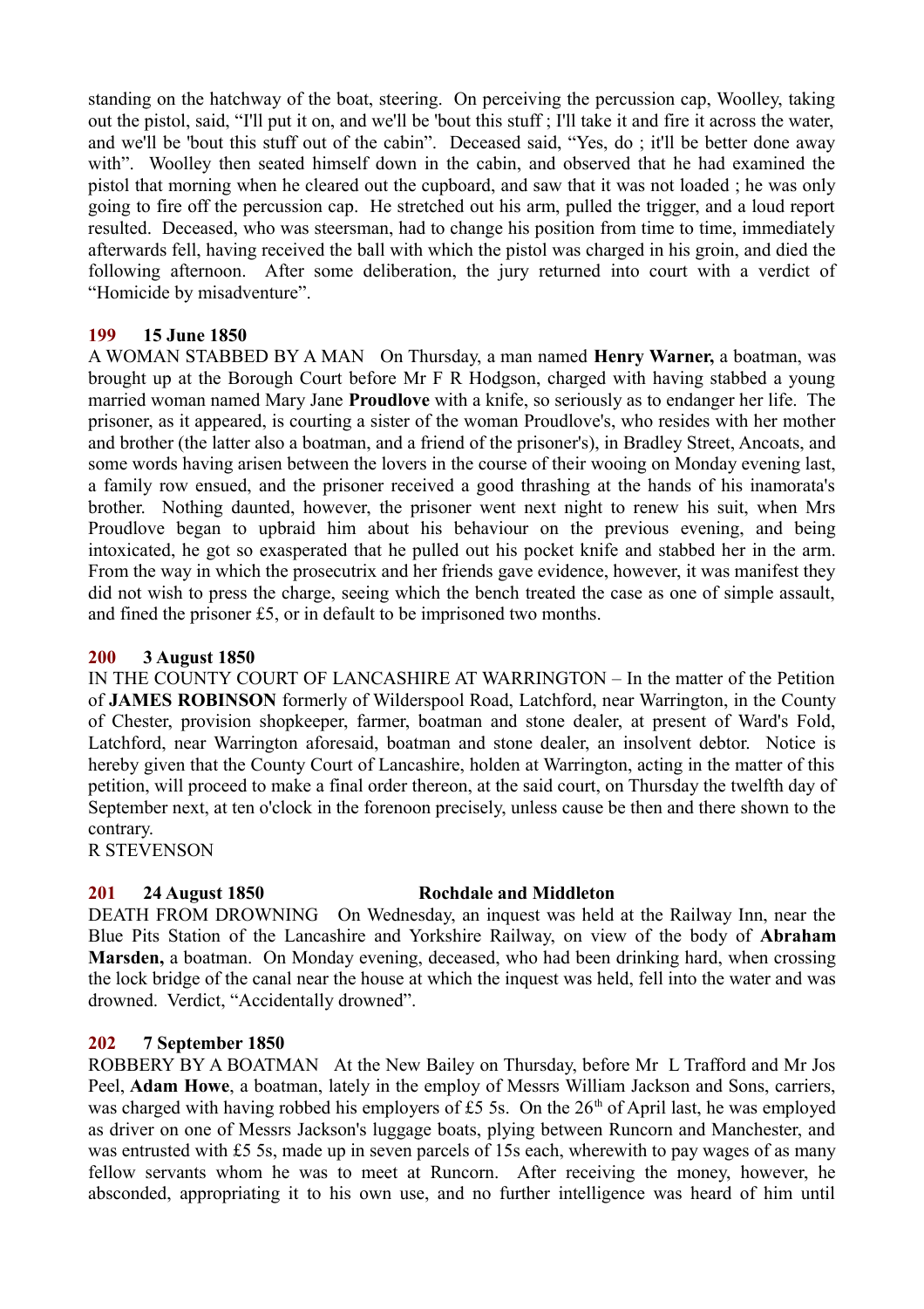standing on the hatchway of the boat, steering. On perceiving the percussion cap, Woolley, taking out the pistol, said, "I'll put it on, and we'll be 'bout this stuff ; I'll take it and fire it across the water, and we'll be 'bout this stuff out of the cabin". Deceased said, "Yes, do ; it'll be better done away with". Woolley then seated himself down in the cabin, and observed that he had examined the pistol that morning when he cleared out the cupboard, and saw that it was not loaded ; he was only going to fire off the percussion cap. He stretched out his arm, pulled the trigger, and a loud report resulted. Deceased, who was steersman, had to change his position from time to time, immediately afterwards fell, having received the ball with which the pistol was charged in his groin, and died the following afternoon. After some deliberation, the jury returned into court with a verdict of "Homicide by misadventure".

### 199 15 June 1850

A WOMAN STABBED BY A MAN On Thursday, a man named **Henry Warner,** a boatman, was brought up at the Borough Court before Mr F R Hodgson, charged with having stabbed a young married woman named Mary Jane **Proudlove** with a knife, so seriously as to endanger her life. The prisoner, as it appeared, is courting a sister of the woman Proudlove's, who resides with her mother and brother (the latter also a boatman, and a friend of the prisoner's), in Bradley Street, Ancoats, and some words having arisen between the lovers in the course of their wooing on Monday evening last, a family row ensued, and the prisoner received a good thrashing at the hands of his inamorata's brother. Nothing daunted, however, the prisoner went next night to renew his suit, when Mrs Proudlove began to upbraid him about his behaviour on the previous evening, and being intoxicated, he got so exasperated that he pulled out his pocket knife and stabbed her in the arm. From the way in which the prosecutrix and her friends gave evidence, however, it was manifest they did not wish to press the charge, seeing which the bench treated the case as one of simple assault, and fined the prisoner £5, or in default to be imprisoned two months.

### 200 3 August 1850

IN THE COUNTY COURT OF LANCASHIRE AT WARRINGTON – In the matter of the Petition of **JAMES ROBINSON** formerly of Wilderspool Road, Latchford, near Warrington, in the County of Chester, provision shopkeeper, farmer, boatman and stone dealer, at present of Ward's Fold, Latchford, near Warrington aforesaid, boatman and stone dealer, an insolvent debtor. Notice is hereby given that the County Court of Lancashire, holden at Warrington, acting in the matter of this petition, will proceed to make a final order thereon, at the said court, on Thursday the twelfth day of September next, at ten o'clock in the forenoon precisely, unless cause be then and there shown to the contrary.

R STEVENSON

### 201 24 August 1850 Rochdale and Middleton

DEATH FROM DROWNING On Wednesday, an inquest was held at the Railway Inn, near the Blue Pits Station of the Lancashire and Yorkshire Railway, on view of the body of **Abraham Marsden,** a boatman. On Monday evening, deceased, who had been drinking hard, when crossing the lock bridge of the canal near the house at which the inquest was held, fell into the water and was drowned. Verdict, "Accidentally drowned".

### 202 7 September 1850

ROBBERY BY A BOATMAN At the New Bailey on Thursday, before Mr L Trafford and Mr Jos Peel, **Adam Howe**, a boatman, lately in the employ of Messrs William Jackson and Sons, carriers, was charged with having robbed his employers of £5 5s. On the 26th of April last, he was employed as driver on one of Messrs Jackson's luggage boats, plying between Runcorn and Manchester, and was entrusted with £5 5s, made up in seven parcels of 15s each, wherewith to pay wages of as many fellow servants whom he was to meet at Runcorn. After receiving the money, however, he absconded, appropriating it to his own use, and no further intelligence was heard of him until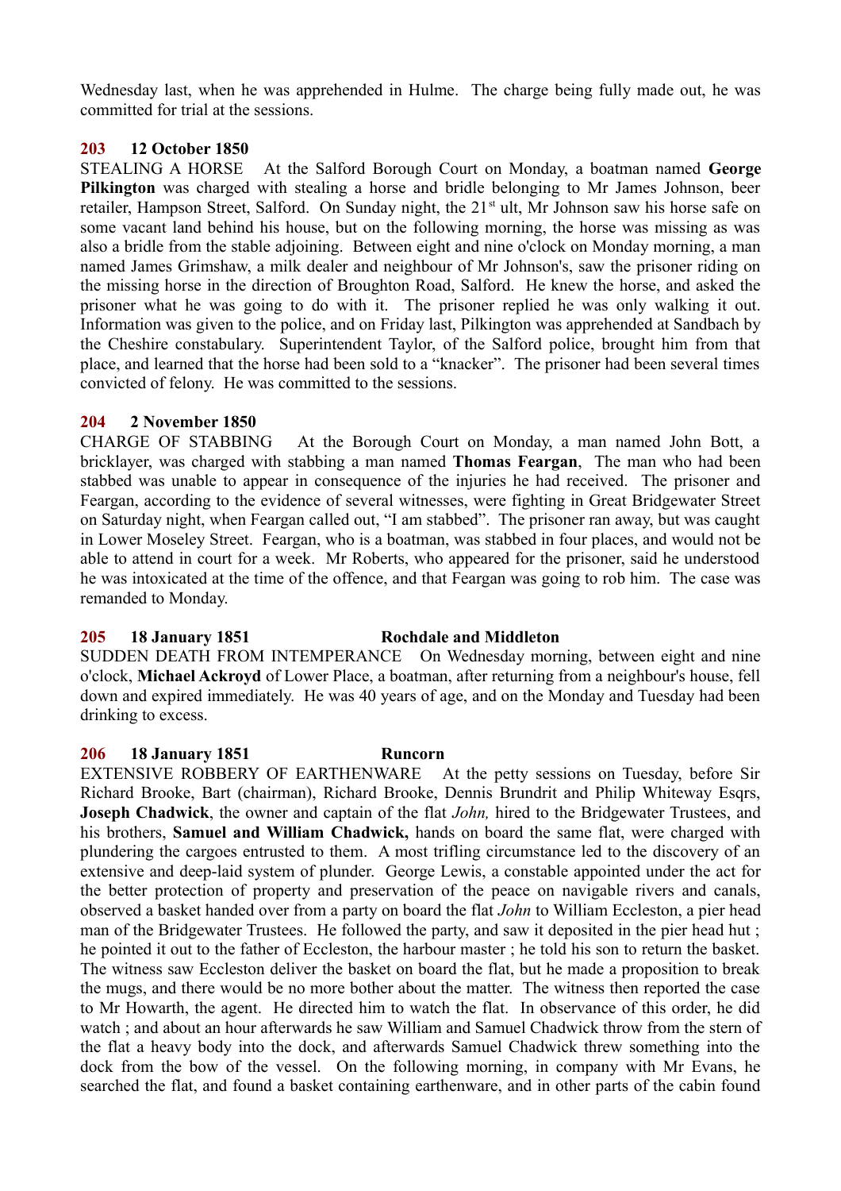Wednesday last, when he was apprehended in Hulme. The charge being fully made out, he was committed for trial at the sessions.

**203 12 October 1850**

STEALING A HORSE At the Salford Borough Court on Monday, a boatman named **George Pilkington** was charged with stealing a horse and bridle belonging to Mr James Johnson, beer retailer, Hampson Street, Salford. On Sunday night, the 21st ult, Mr Johnson saw his horse safe on some vacant land behind his house, but on the following morning, the horse was missing as was also a bridle from the stable adjoining. Between eight and nine o'clock on Monday morning, a man named James Grimshaw, a milk dealer and neighbour of Mr Johnson's, saw the prisoner riding on the missing horse in the direction of Broughton Road, Salford. He knew the horse, and asked the prisoner what he was going to do with it. The prisoner replied he was only walking it out. Information was given to the police, and on Friday last, Pilkington was apprehended at Sandbach by the Cheshire constabulary. Superintendent Taylor, of the Salford police, brought him from that place, and learned that the horse had been sold to a "knacker". The prisoner had been several times convicted of felony. He was committed to the sessions.

**204 2 November 1850**

CHARGE OF STABBING At the Borough Court on Monday, a man named John Bott, a bricklayer, was charged with stabbing a man named **Thomas Feargan**, The man who had been stabbed was unable to appear in consequence of the injuries he had received. The prisoner and Feargan, according to the evidence of several witnesses, were fighting in Great Bridgewater Street on Saturday night, when Feargan called out, "I am stabbed". The prisoner ran away, but was caught in Lower Moseley Street. Feargan, who is a boatman, was stabbed in four places, and would not be able to attend in court for a week. Mr Roberts, who appeared for the prisoner, said he understood he was intoxicated at the time of the offence, and that Feargan was going to rob him. The case was remanded to Monday.

**205 18 January 1851 Rochdale and Middleton**

SUDDEN DEATH FROM INTEMPERANCE On Wednesday morning, between eight and nine o'clock, **Michael Ackroyd** of Lower Place, a boatman, after returning from a neighbour's house, fell down and expired immediately. He was 40 years of age, and on the Monday and Tuesday had been drinking to excess.

**206 18 January 1851 Runcorn**

EXTENSIVE ROBBERY OF EARTHENWARE At the petty sessions on Tuesday, before Sir Richard Brooke, Bart (chairman), Richard Brooke, Dennis Brundrit and Philip Whiteway Esqrs, **Joseph Chadwick**, the owner and captain of the flat *John,* hired to the Bridgewater Trustees, and his brothers, **Samuel and William Chadwick,** hands on board the same flat, were charged with plundering the cargoes entrusted to them. A most trifling circumstance led to the discovery of an extensive and deep-laid system of plunder. George Lewis, a constable appointed under the act for the better protection of property and preservation of the peace on navigable rivers and canals, observed a basket handed over from a party on board the flat *John* to William Eccleston, a pier head man of the Bridgewater Trustees. He followed the party, and saw it deposited in the pier head hut ; he pointed it out to the father of Eccleston, the harbour master ; he told his son to return the basket. The witness saw Eccleston deliver the basket on board the flat, but he made a proposition to break the mugs, and there would be no more bother about the matter. The witness then reported the case to Mr Howarth, the agent. He directed him to watch the flat. In observance of this order, he did watch ; and about an hour afterwards he saw William and Samuel Chadwick throw from the stern of the flat a heavy body into the dock, and afterwards Samuel Chadwick threw something into the dock from the bow of the vessel. On the following morning, in company with Mr Evans, he searched the flat, and found a basket containing earthenware, and in other parts of the cabin found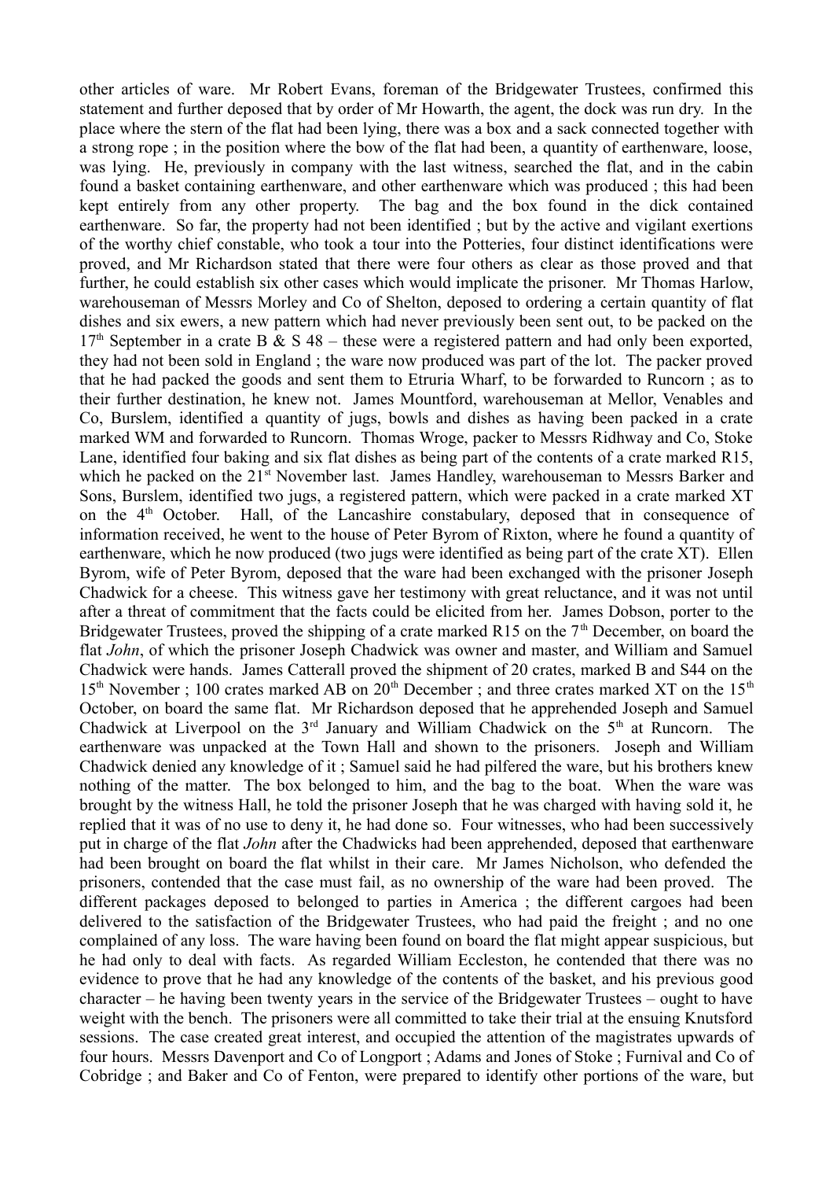other articles of ware. Mr Robert Evans, foreman of the Bridgewater Trustees, confirmed this statement and further deposed that by order of Mr Howarth, the agent, the dock was run dry. In the place where the stern of the flat had been lying, there was a box and a sack connected together with a strong rope ; in the position where the bow of the flat had been, a quantity of earthenware, loose, was lying. He, previously in company with the last witness, searched the flat, and in the cabin found a basket containing earthenware, and other earthenware which was produced ; this had been kept entirely from any other property. The bag and the box found in the dick contained earthenware. So far, the property had not been identified ; but by the active and vigilant exertions of the worthy chief constable, who took a tour into the Potteries, four distinct identifications were proved, and Mr Richardson stated that there were four others as clear as those proved and that further, he could establish six other cases which would implicate the prisoner. Mr Thomas Harlow, warehouseman of Messrs Morley and Co of Shelton, deposed to ordering a certain quantity of flat dishes and six ewers, a new pattern which had never previously been sent out, to be packed on the 17th September in a crate B & S 48 – these were a registered pattern and had only been exported, they had not been sold in England ; the ware now produced was part of the lot. The packer proved that he had packed the goods and sent them to Etruria Wharf, to be forwarded to Runcorn ; as to their further destination, he knew not. James Mountford, warehouseman at Mellor, Venables and Co, Burslem, identified a quantity of jugs, bowls and dishes as having been packed in a crate marked WM and forwarded to Runcorn. Thomas Wroge, packer to Messrs Ridhway and Co, Stoke Lane, identified four baking and six flat dishes as being part of the contents of a crate marked R15, which he packed on the 21st November last. James Handley, warehouseman to Messrs Barker and Sons, Burslem, identified two jugs, a registered pattern, which were packed in a crate marked XT on the 4th October. Hall, of the Lancashire constabulary, deposed that in consequence of information received, he went to the house of Peter Byrom of Rixton, where he found a quantity of earthenware, which he now produced (two jugs were identified as being part of the crate XT). Ellen Byrom, wife of Peter Byrom, deposed that the ware had been exchanged with the prisoner Joseph Chadwick for a cheese. This witness gave her testimony with great reluctance, and it was not until after a threat of commitment that the facts could be elicited from her. James Dobson, porter to the Bridgewater Trustees, proved the shipping of a crate marked R15 on the 7th December, on board the flat *John*, of which the prisoner Joseph Chadwick was owner and master, and William and Samuel Chadwick were hands. James Catterall proved the shipment of 20 crates, marked B and S44 on the 15th November ; 100 crates marked AB on 20th December ; and three crates marked XT on the 15th October, on board the same flat. Mr Richardson deposed that he apprehended Joseph and Samuel Chadwick at Liverpool on the 3rd January and William Chadwick on the 5th at Runcorn. The earthenware was unpacked at the Town Hall and shown to the prisoners. Joseph and William Chadwick denied any knowledge of it ; Samuel said he had pilfered the ware, but his brothers knew nothing of the matter. The box belonged to him, and the bag to the boat. When the ware was brought by the witness Hall, he told the prisoner Joseph that he was charged with having sold it, he replied that it was of no use to deny it, he had done so. Four witnesses, who had been successively put in charge of the flat *John* after the Chadwicks had been apprehended, deposed that earthenware had been brought on board the flat whilst in their care. Mr James Nicholson, who defended the prisoners, contended that the case must fail, as no ownership of the ware had been proved. The different packages deposed to belonged to parties in America ; the different cargoes had been delivered to the satisfaction of the Bridgewater Trustees, who had paid the freight ; and no one complained of any loss. The ware having been found on board the flat might appear suspicious, but he had only to deal with facts. As regarded William Eccleston, he contended that there was no evidence to prove that he had any knowledge of the contents of the basket, and his previous good character – he having been twenty years in the service of the Bridgewater Trustees – ought to have weight with the bench. The prisoners were all committed to take their trial at the ensuing Knutsford sessions. The case created great interest, and occupied the attention of the magistrates upwards of four hours. Messrs Davenport and Co of Longport ; Adams and Jones of Stoke ; Furnival and Co of Cobridge ; and Baker and Co of Fenton, were prepared to identify other portions of the ware, but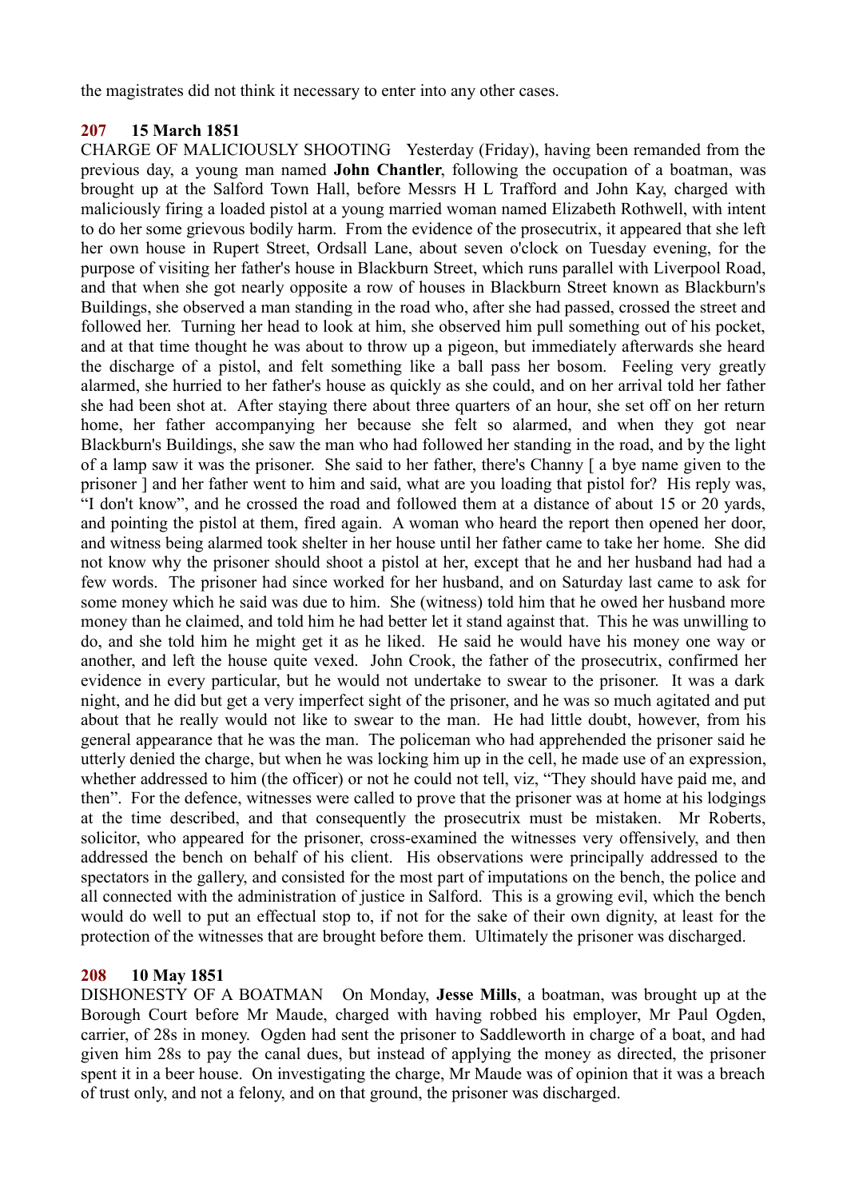the magistrates did not think it necessary to enter into any other cases.

## 207 15 March 1851

CHARGE OF MALICIOUSLY SHOOTING Yesterday (Friday), having been remanded from the previous day, a young man named **John Chantler**, following the occupation of a boatman, was brought up at the Salford Town Hall, before Messrs H L Trafford and John Kay, charged with maliciously firing a loaded pistol at a young married woman named Elizabeth Rothwell, with intent to do her some grievous bodily harm. From the evidence of the prosecutrix, it appeared that she left her own house in Rupert Street, Ordsall Lane, about seven o'clock on Tuesday evening, for the purpose of visiting her father's house in Blackburn Street, which runs parallel with Liverpool Road, and that when she got nearly opposite a row of houses in Blackburn Street known as Blackburn's Buildings, she observed a man standing in the road who, after she had passed, crossed the street and followed her. Turning her head to look at him, she observed him pull something out of his pocket, and at that time thought he was about to throw up a pigeon, but immediately afterwards she heard the discharge of a pistol, and felt something like a ball pass her bosom. Feeling very greatly alarmed, she hurried to her father's house as quickly as she could, and on her arrival told her father she had been shot at. After staying there about three quarters of an hour, she set off on her return home, her father accompanying her because she felt so alarmed, and when they got near Blackburn's Buildings, she saw the man who had followed her standing in the road, and by the light of a lamp saw it was the prisoner. She said to her father, there's Channy [ a bye name given to the prisoner ] and her father went to him and said, what are you loading that pistol for? His reply was, "I don't know", and he crossed the road and followed them at a distance of about 15 or 20 yards, and pointing the pistol at them, fired again. A woman who heard the report then opened her door, and witness being alarmed took shelter in her house until her father came to take her home. She did not know why the prisoner should shoot a pistol at her, except that he and her husband had had a few words. The prisoner had since worked for her husband, and on Saturday last came to ask for some money which he said was due to him. She (witness) told him that he owed her husband more money than he claimed, and told him he had better let it stand against that. This he was unwilling to do, and she told him he might get it as he liked. He said he would have his money one way or another, and left the house quite vexed. John Crook, the father of the prosecutrix, confirmed her evidence in every particular, but he would not undertake to swear to the prisoner. It was a dark night, and he did but get a very imperfect sight of the prisoner, and he was so much agitated and put about that he really would not like to swear to the man. He had little doubt, however, from his general appearance that he was the man. The policeman who had apprehended the prisoner said he utterly denied the charge, but when he was locking him up in the cell, he made use of an expression, whether addressed to him (the officer) or not he could not tell, viz, "They should have paid me, and then". For the defence, witnesses were called to prove that the prisoner was at home at his lodgings at the time described, and that consequently the prosecutrix must be mistaken. Mr Roberts, solicitor, who appeared for the prisoner, cross-examined the witnesses very offensively, and then addressed the bench on behalf of his client. His observations were principally addressed to the spectators in the gallery, and consisted for the most part of imputations on the bench, the police and all connected with the administration of justice in Salford. This is a growing evil, which the bench would do well to put an effectual stop to, if not for the sake of their own dignity, at least for the protection of the witnesses that are brought before them. Ultimately the prisoner was discharged.

## 208 10 May 1851

DISHONESTY OF A BOATMAN On Monday, **Jesse Mills**, a boatman, was brought up at the Borough Court before Mr Maude, charged with having robbed his employer, Mr Paul Ogden, carrier, of 28s in money. Ogden had sent the prisoner to Saddleworth in charge of a boat, and had given him 28s to pay the canal dues, but instead of applying the money as directed, the prisoner spent it in a beer house. On investigating the charge, Mr Maude was of opinion that it was a breach of trust only, and not a felony, and on that ground, the prisoner was discharged.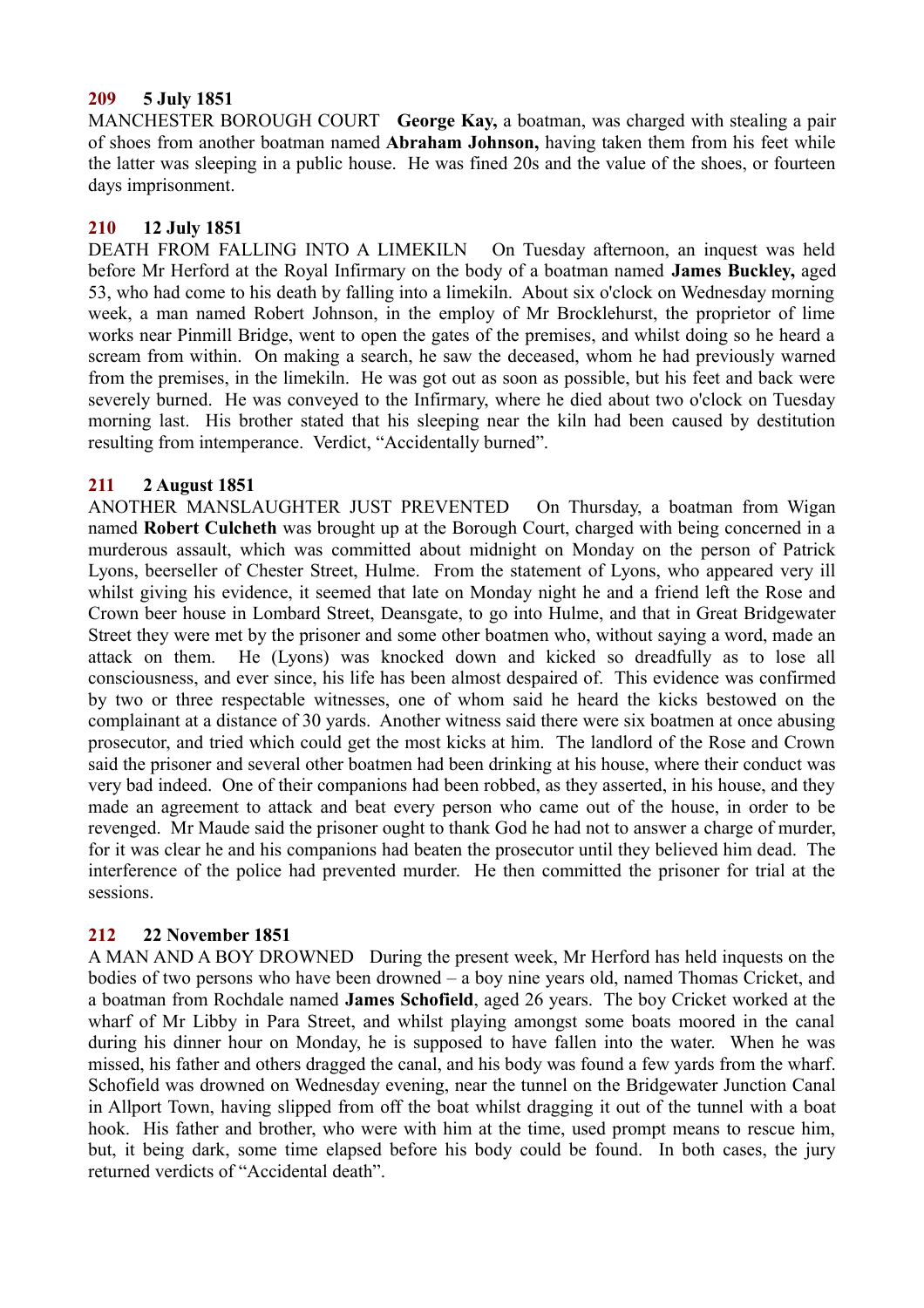**209 5 July 1851**

MANCHESTER BOROUGH COURT **George Kay,** a boatman, was charged with stealing a pair of shoes from another boatman named **Abraham Johnson,** having taken them from his feet while the latter was sleeping in a public house. He was fined 20s and the value of the shoes, or fourteen days imprisonment.

**210 12 July 1851**

DEATH FROM FALLING INTO A LIMEKILN On Tuesday afternoon, an inquest was held before Mr Herford at the Royal Infirmary on the body of a boatman named **James Buckley,** aged 53, who had come to his death by falling into a limekiln. About six o'clock on Wednesday morning week, a man named Robert Johnson, in the employ of Mr Brocklehurst, the proprietor of lime works near Pinmill Bridge, went to open the gates of the premises, and whilst doing so he heard a scream from within. On making a search, he saw the deceased, whom he had previously warned from the premises, in the limekiln. He was got out as soon as possible, but his feet and back were severely burned. He was conveyed to the Infirmary, where he died about two o'clock on Tuesday morning last. His brother stated that his sleeping near the kiln had been caused by destitution resulting from intemperance. Verdict, "Accidentally burned".

**211 2 August 1851**

ANOTHER MANSLAUGHTER JUST PREVENTED On Thursday, a boatman from Wigan named **Robert Culcheth** was brought up at the Borough Court, charged with being concerned in a murderous assault, which was committed about midnight on Monday on the person of Patrick Lyons, beerseller of Chester Street, Hulme. From the statement of Lyons, who appeared very ill whilst giving his evidence, it seemed that late on Monday night he and a friend left the Rose and Crown beer house in Lombard Street, Deansgate, to go into Hulme, and that in Great Bridgewater Street they were met by the prisoner and some other boatmen who, without saying a word, made an attack on them. He (Lyons) was knocked down and kicked so dreadfully as to lose all consciousness, and ever since, his life has been almost despaired of. This evidence was confirmed by two or three respectable witnesses, one of whom said he heard the kicks bestowed on the complainant at a distance of 30 yards. Another witness said there were six boatmen at once abusing prosecutor, and tried which could get the most kicks at him. The landlord of the Rose and Crown said the prisoner and several other boatmen had been drinking at his house, where their conduct was very bad indeed. One of their companions had been robbed, as they asserted, in his house, and they made an agreement to attack and beat every person who came out of the house, in order to be revenged. Mr Maude said the prisoner ought to thank God he had not to answer a charge of murder, for it was clear he and his companions had beaten the prosecutor until they believed him dead. The interference of the police had prevented murder. He then committed the prisoner for trial at the sessions.

**212 22 November 1851**

A MAN AND A BOY DROWNED During the present week, Mr Herford has held inquests on the bodies of two persons who have been drowned – a boy nine years old, named Thomas Cricket, and a boatman from Rochdale named **James Schofield**, aged 26 years. The boy Cricket worked at the wharf of Mr Libby in Para Street, and whilst playing amongst some boats moored in the canal during his dinner hour on Monday, he is supposed to have fallen into the water. When he was missed, his father and others dragged the canal, and his body was found a few yards from the wharf. Schofield was drowned on Wednesday evening, near the tunnel on the Bridgewater Junction Canal in Allport Town, having slipped from off the boat whilst dragging it out of the tunnel with a boat hook. His father and brother, who were with him at the time, used prompt means to rescue him, but, it being dark, some time elapsed before his body could be found. In both cases, the jury returned verdicts of "Accidental death".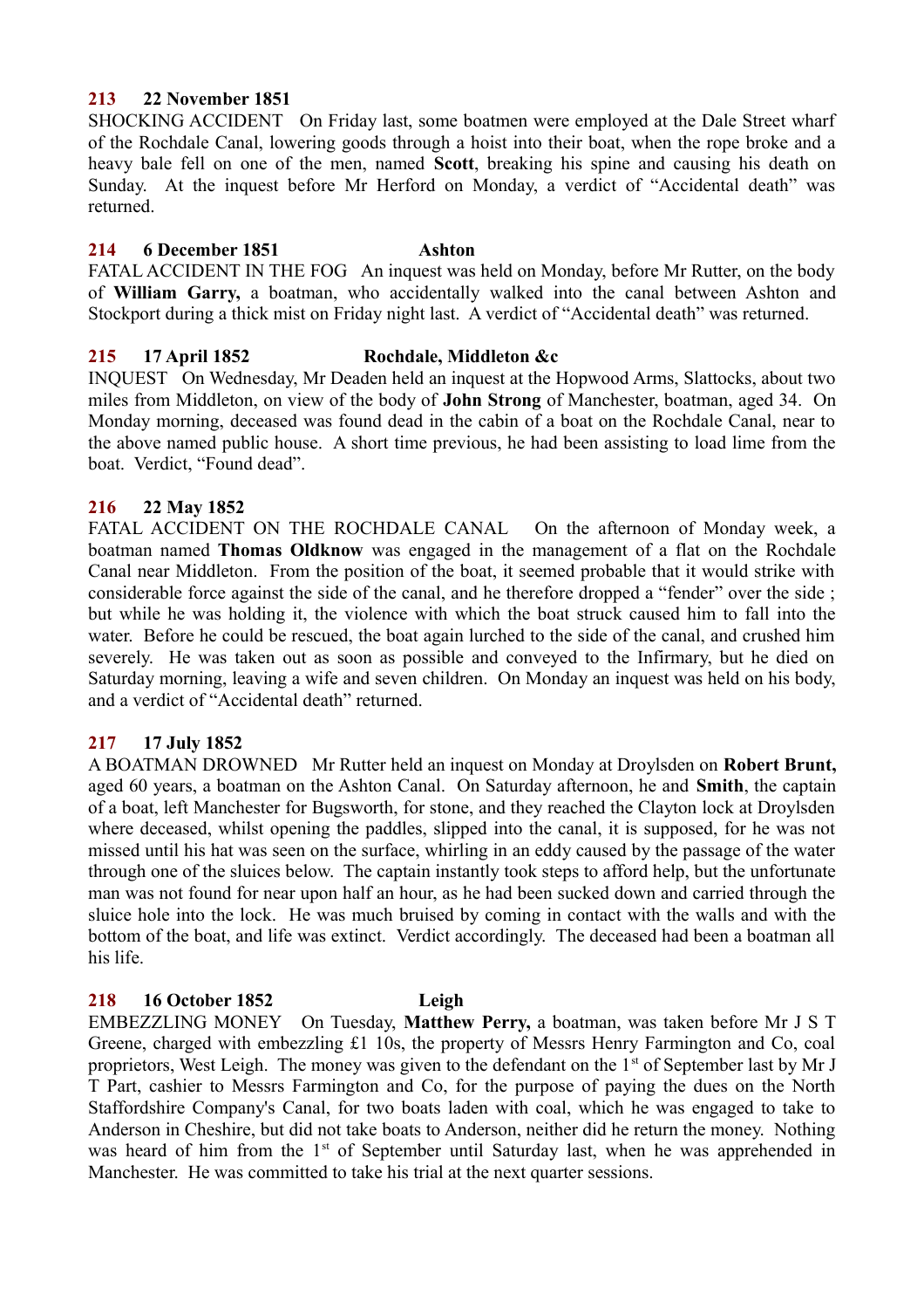**213 22 November 1851**

SHOCKING ACCIDENT On Friday last, some boatmen were employed at the Dale Street wharf of the Rochdale Canal, lowering goods through a hoist into their boat, when the rope broke and a heavy bale fell on one of the men, named **Scott**, breaking his spine and causing his death on Sunday. At the inquest before Mr Herford on Monday, a verdict of "Accidental death" was returned.

**214 6 December 1851 Ashton**

FATAL ACCIDENT IN THE FOG An inquest was held on Monday, before Mr Rutter, on the body of **William Garry,** a boatman, who accidentally walked into the canal between Ashton and Stockport during a thick mist on Friday night last. A verdict of "Accidental death" was returned.

**215 17 April 1852 Rochdale, Middleton &c**

INQUEST On Wednesday, Mr Deaden held an inquest at the Hopwood Arms, Slattocks, about two miles from Middleton, on view of the body of **John Strong** of Manchester, boatman, aged 34. On Monday morning, deceased was found dead in the cabin of a boat on the Rochdale Canal, near to the above named public house. A short time previous, he had been assisting to load lime from the boat. Verdict, "Found dead".

**216 22 May 1852**

FATAL ACCIDENT ON THE ROCHDALE CANAL On the afternoon of Monday week, a boatman named **Thomas Oldknow** was engaged in the management of a flat on the Rochdale Canal near Middleton. From the position of the boat, it seemed probable that it would strike with considerable force against the side of the canal, and he therefore dropped a "fender" over the side ; but while he was holding it, the violence with which the boat struck caused him to fall into the water. Before he could be rescued, the boat again lurched to the side of the canal, and crushed him severely. He was taken out as soon as possible and conveyed to the Infirmary, but he died on Saturday morning, leaving a wife and seven children. On Monday an inquest was held on his body, and a verdict of "Accidental death" returned.

**217 17 July 1852**

A BOATMAN DROWNED Mr Rutter held an inquest on Monday at Droylsden on **Robert Brunt,** aged 60 years, a boatman on the Ashton Canal. On Saturday afternoon, he and **Smith**, the captain of a boat, left Manchester for Bugsworth, for stone, and they reached the Clayton lock at Droylsden where deceased, whilst opening the paddles, slipped into the canal, it is supposed, for he was not missed until his hat was seen on the surface, whirling in an eddy caused by the passage of the water through one of the sluices below. The captain instantly took steps to afford help, but the unfortunate man was not found for near upon half an hour, as he had been sucked down and carried through the sluice hole into the lock. He was much bruised by coming in contact with the walls and with the bottom of the boat, and life was extinct. Verdict accordingly. The deceased had been a boatman all his life.

**218 16 October 1852 Leigh**

EMBEZZLING MONEY On Tuesday, **Matthew Perry,** a boatman, was taken before Mr J S T Greene, charged with embezzling £1 10s, the property of Messrs Henry Farmington and Co, coal proprietors, West Leigh. The money was given to the defendant on the 1st of September last by Mr J T Part, cashier to Messrs Farmington and Co, for the purpose of paying the dues on the North Staffordshire Company's Canal, for two boats laden with coal, which he was engaged to take to Anderson in Cheshire, but did not take boats to Anderson, neither did he return the money. Nothing was heard of him from the 1st of September until Saturday last, when he was apprehended in Manchester. He was committed to take his trial at the next quarter sessions.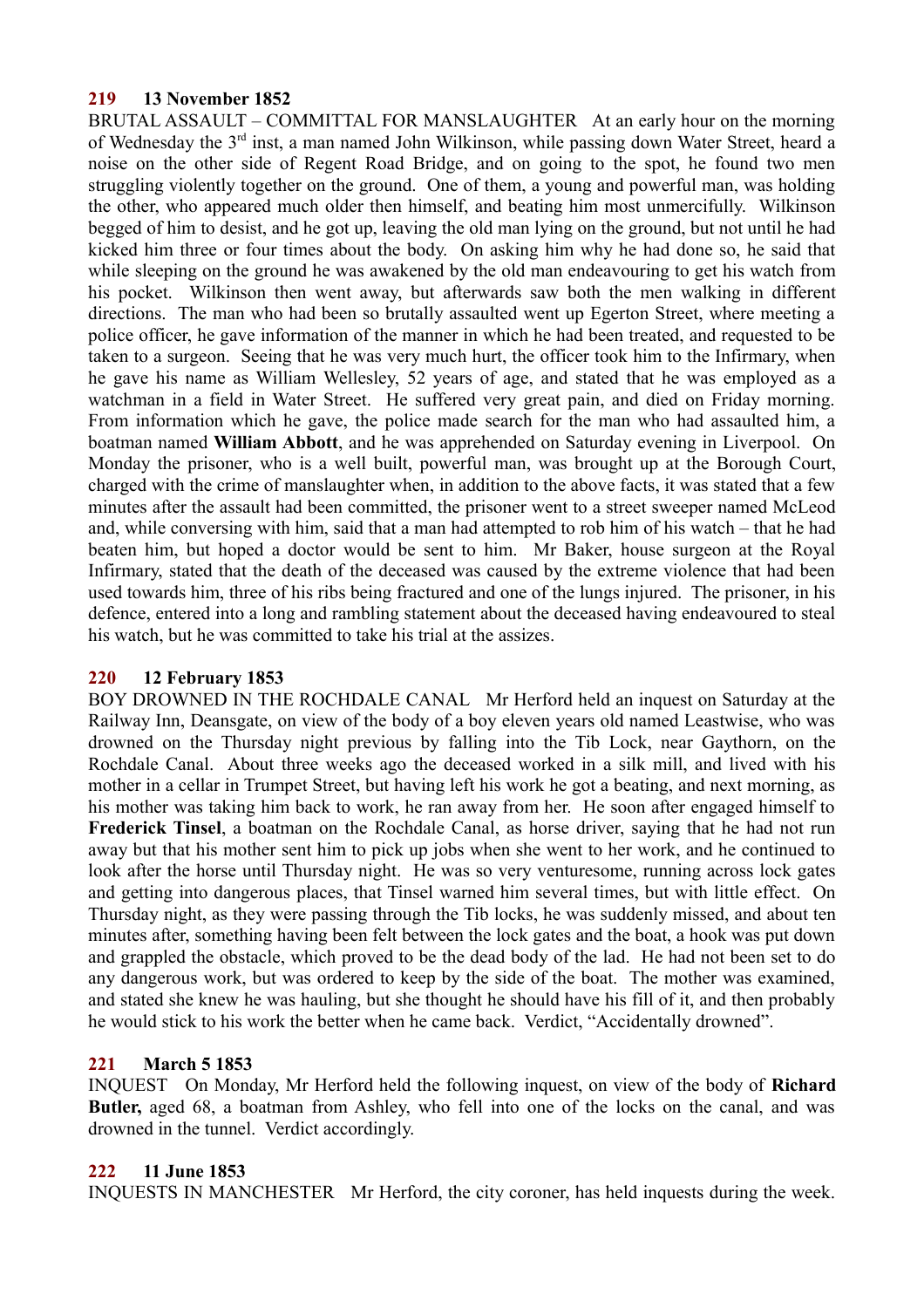### 219 13 November 1852

BRUTAL ASSAULT – COMMITTAL FOR MANSLAUGHTER At an early hour on the morning of Wednesday the 3rd inst, a man named John Wilkinson, while passing down Water Street, heard a noise on the other side of Regent Road Bridge, and on going to the spot, he found two men struggling violently together on the ground. One of them, a young and powerful man, was holding the other, who appeared much older then himself, and beating him most unmercifully. Wilkinson begged of him to desist, and he got up, leaving the old man lying on the ground, but not until he had kicked him three or four times about the body. On asking him why he had done so, he said that while sleeping on the ground he was awakened by the old man endeavouring to get his watch from his pocket. Wilkinson then went away, but afterwards saw both the men walking in different directions. The man who had been so brutally assaulted went up Egerton Street, where meeting a police officer, he gave information of the manner in which he had been treated, and requested to be taken to a surgeon. Seeing that he was very much hurt, the officer took him to the Infirmary, when he gave his name as William Wellesley, 52 years of age, and stated that he was employed as a watchman in a field in Water Street. He suffered very great pain, and died on Friday morning. From information which he gave, the police made search for the man who had assaulted him, a boatman named **William Abbott**, and he was apprehended on Saturday evening in Liverpool. On Monday the prisoner, who is a well built, powerful man, was brought up at the Borough Court, charged with the crime of manslaughter when, in addition to the above facts, it was stated that a few minutes after the assault had been committed, the prisoner went to a street sweeper named McLeod and, while conversing with him, said that a man had attempted to rob him of his watch – that he had beaten him, but hoped a doctor would be sent to him. Mr Baker, house surgeon at the Royal Infirmary, stated that the death of the deceased was caused by the extreme violence that had been used towards him, three of his ribs being fractured and one of the lungs injured. The prisoner, in his defence, entered into a long and rambling statement about the deceased having endeavoured to steal his watch, but he was committed to take his trial at the assizes.

### 220 12 February 1853

BOY DROWNED IN THE ROCHDALE CANAL Mr Herford held an inquest on Saturday at the Railway Inn, Deansgate, on view of the body of a boy eleven years old named Leastwise, who was drowned on the Thursday night previous by falling into the Tib Lock, near Gaythorn, on the Rochdale Canal. About three weeks ago the deceased worked in a silk mill, and lived with his mother in a cellar in Trumpet Street, but having left his work he got a beating, and next morning, as his mother was taking him back to work, he ran away from her. He soon after engaged himself to **Frederick Tinsel**, a boatman on the Rochdale Canal, as horse driver, saying that he had not run away but that his mother sent him to pick up jobs when she went to her work, and he continued to look after the horse until Thursday night. He was so very venturesome, running across lock gates and getting into dangerous places, that Tinsel warned him several times, but with little effect. On Thursday night, as they were passing through the Tib locks, he was suddenly missed, and about ten minutes after, something having been felt between the lock gates and the boat, a hook was put down and grappled the obstacle, which proved to be the dead body of the lad. He had not been set to do any dangerous work, but was ordered to keep by the side of the boat. The mother was examined, and stated she knew he was hauling, but she thought he should have his fill of it, and then probably he would stick to his work the better when he came back. Verdict, "Accidentally drowned".

### 221 March 5 1853

INQUEST On Monday, Mr Herford held the following inquest, on view of the body of **Richard Butler,** aged 68, a boatman from Ashley, who fell into one of the locks on the canal, and was drowned in the tunnel. Verdict accordingly.

### 222 11 June 1853

INQUESTS IN MANCHESTER Mr Herford, the city coroner, has held inquests during the week.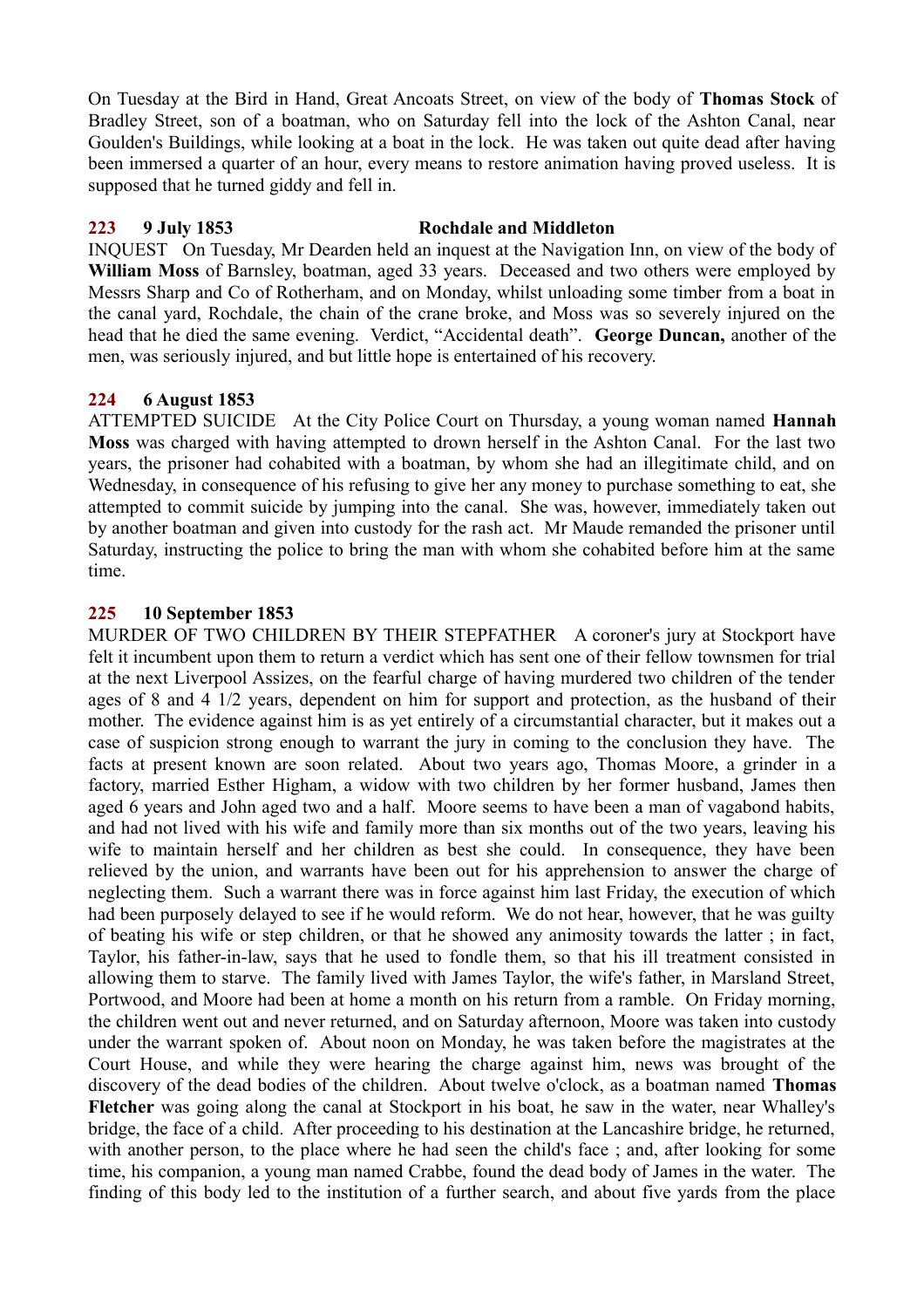On Tuesday at the Bird in Hand, Great Ancoats Street, on view of the body of **Thomas Stock** of Bradley Street, son of a boatman, who on Saturday fell into the lock of the Ashton Canal, near Goulden's Buildings, while looking at a boat in the lock. He was taken out quite dead after having been immersed a quarter of an hour, every means to restore animation having proved useless. It is supposed that he turned giddy and fell in.

**223 9 July 1853 Rochdale and Middleton**

INQUEST On Tuesday, Mr Dearden held an inquest at the Navigation Inn, on view of the body of **William Moss** of Barnsley, boatman, aged 33 years. Deceased and two others were employed by Messrs Sharp and Co of Rotherham, and on Monday, whilst unloading some timber from a boat in the canal yard, Rochdale, the chain of the crane broke, and Moss was so severely injured on the head that he died the same evening. Verdict, "Accidental death". **George Duncan,** another of the men, was seriously injured, and but little hope is entertained of his recovery.

**224 6 August 1853**

ATTEMPTED SUICIDE At the City Police Court on Thursday, a young woman named **Hannah Moss** was charged with having attempted to drown herself in the Ashton Canal. For the last two years, the prisoner had cohabited with a boatman, by whom she had an illegitimate child, and on Wednesday, in consequence of his refusing to give her any money to purchase something to eat, she attempted to commit suicide by jumping into the canal. She was, however, immediately taken out by another boatman and given into custody for the rash act. Mr Maude remanded the prisoner until Saturday, instructing the police to bring the man with whom she cohabited before him at the same time.

**225 10 September 1853**

MURDER OF TWO CHILDREN BY THEIR STEPFATHER A coroner's jury at Stockport have felt it incumbent upon them to return a verdict which has sent one of their fellow townsmen for trial at the next Liverpool Assizes, on the fearful charge of having murdered two children of the tender ages of 8 and 4 1/2 years, dependent on him for support and protection, as the husband of their mother. The evidence against him is as yet entirely of a circumstantial character, but it makes out a case of suspicion strong enough to warrant the jury in coming to the conclusion they have. The facts at present known are soon related. About two years ago, Thomas Moore, a grinder in a factory, married Esther Higham, a widow with two children by her former husband, James then aged 6 years and John aged two and a half. Moore seems to have been a man of vagabond habits, and had not lived with his wife and family more than six months out of the two years, leaving his wife to maintain herself and her children as best she could. In consequence, they have been relieved by the union, and warrants have been out for his apprehension to answer the charge of neglecting them. Such a warrant there was in force against him last Friday, the execution of which had been purposely delayed to see if he would reform. We do not hear, however, that he was guilty of beating his wife or step children, or that he showed any animosity towards the latter ; in fact, Taylor, his father-in-law, says that he used to fondle them, so that his ill treatment consisted in allowing them to starve. The family lived with James Taylor, the wife's father, in Marsland Street, Portwood, and Moore had been at home a month on his return from a ramble. On Friday morning, the children went out and never returned, and on Saturday afternoon, Moore was taken into custody under the warrant spoken of. About noon on Monday, he was taken before the magistrates at the Court House, and while they were hearing the charge against him, news was brought of the discovery of the dead bodies of the children. About twelve o'clock, as a boatman named **Thomas Fletcher** was going along the canal at Stockport in his boat, he saw in the water, near Whalley's bridge, the face of a child. After proceeding to his destination at the Lancashire bridge, he returned, with another person, to the place where he had seen the child's face ; and, after looking for some time, his companion, a young man named Crabbe, found the dead body of James in the water. The finding of this body led to the institution of a further search, and about five yards from the place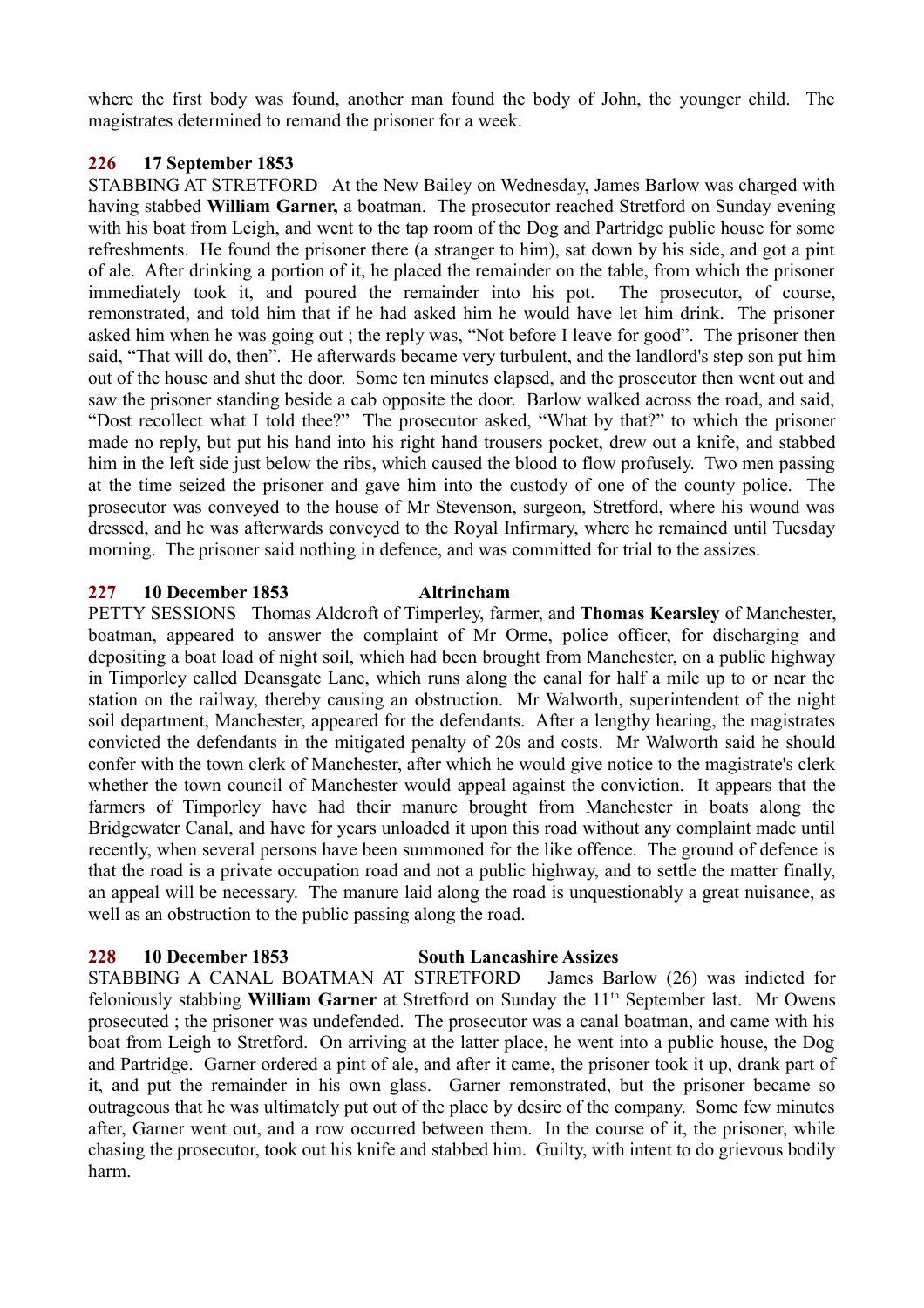where the first body was found, another man found the body of John, the younger child. The magistrates determined to remand the prisoner for a week.

**226 17 September 1853**

STABBING AT STRETFORD At the New Bailey on Wednesday, James Barlow was charged with having stabbed **William Garner,** a boatman. The prosecutor reached Stretford on Sunday evening with his boat from Leigh, and went to the tap room of the Dog and Partridge public house for some refreshments. He found the prisoner there (a stranger to him), sat down by his side, and got a pint of ale. After drinking a portion of it, he placed the remainder on the table, from which the prisoner immediately took it, and poured the remainder into his pot. The prosecutor, of course, remonstrated, and told him that if he had asked him he would have let him drink. The prisoner asked him when he was going out ; the reply was, "Not before I leave for good". The prisoner then said, "That will do, then". He afterwards became very turbulent, and the landlord's step son put him out of the house and shut the door. Some ten minutes elapsed, and the prosecutor then went out and saw the prisoner standing beside a cab opposite the door. Barlow walked across the road, and said, "Dost recollect what I told thee?" The prosecutor asked, "What by that?" to which the prisoner made no reply, but put his hand into his right hand trousers pocket, drew out a knife, and stabbed him in the left side just below the ribs, which caused the blood to flow profusely. Two men passing at the time seized the prisoner and gave him into the custody of one of the county police. The prosecutor was conveyed to the house of Mr Stevenson, surgeon, Stretford, where his wound was dressed, and he was afterwards conveyed to the Royal Infirmary, where he remained until Tuesday morning. The prisoner said nothing in defence, and was committed for trial to the assizes.

**227 10 December 1853 Altrincham**

PETTY SESSIONS Thomas Aldcroft of Timperley, farmer, and **Thomas Kearsley** of Manchester, boatman, appeared to answer the complaint of Mr Orme, police officer, for discharging and depositing a boat load of night soil, which had been brought from Manchester, on a public highway in Timporley called Deansgate Lane, which runs along the canal for half a mile up to or near the station on the railway, thereby causing an obstruction. Mr Walworth, superintendent of the night soil department, Manchester, appeared for the defendants. After a lengthy hearing, the magistrates convicted the defendants in the mitigated penalty of 20s and costs. Mr Walworth said he should confer with the town clerk of Manchester, after which he would give notice to the magistrate's clerk whether the town council of Manchester would appeal against the conviction. It appears that the farmers of Timporley have had their manure brought from Manchester in boats along the Bridgewater Canal, and have for years unloaded it upon this road without any complaint made until recently, when several persons have been summoned for the like offence. The ground of defence is that the road is a private occupation road and not a public highway, and to settle the matter finally, an appeal will be necessary. The manure laid along the road is unquestionably a great nuisance, as well as an obstruction to the public passing along the road.

**228 10 December 1853 South Lancashire Assizes**

STABBING A CANAL BOATMAN AT STRETFORD James Barlow (26) was indicted for feloniously stabbing **William Garner** at Stretford on Sunday the 11th September last. Mr Owens prosecuted ; the prisoner was undefended. The prosecutor was a canal boatman, and came with his boat from Leigh to Stretford. On arriving at the latter place, he went into a public house, the Dog and Partridge. Garner ordered a pint of ale, and after it came, the prisoner took it up, drank part of it, and put the remainder in his own glass. Garner remonstrated, but the prisoner became so outrageous that he was ultimately put out of the place by desire of the company. Some few minutes after, Garner went out, and a row occurred between them. In the course of it, the prisoner, while chasing the prosecutor, took out his knife and stabbed him. Guilty, with intent to do grievous bodily harm.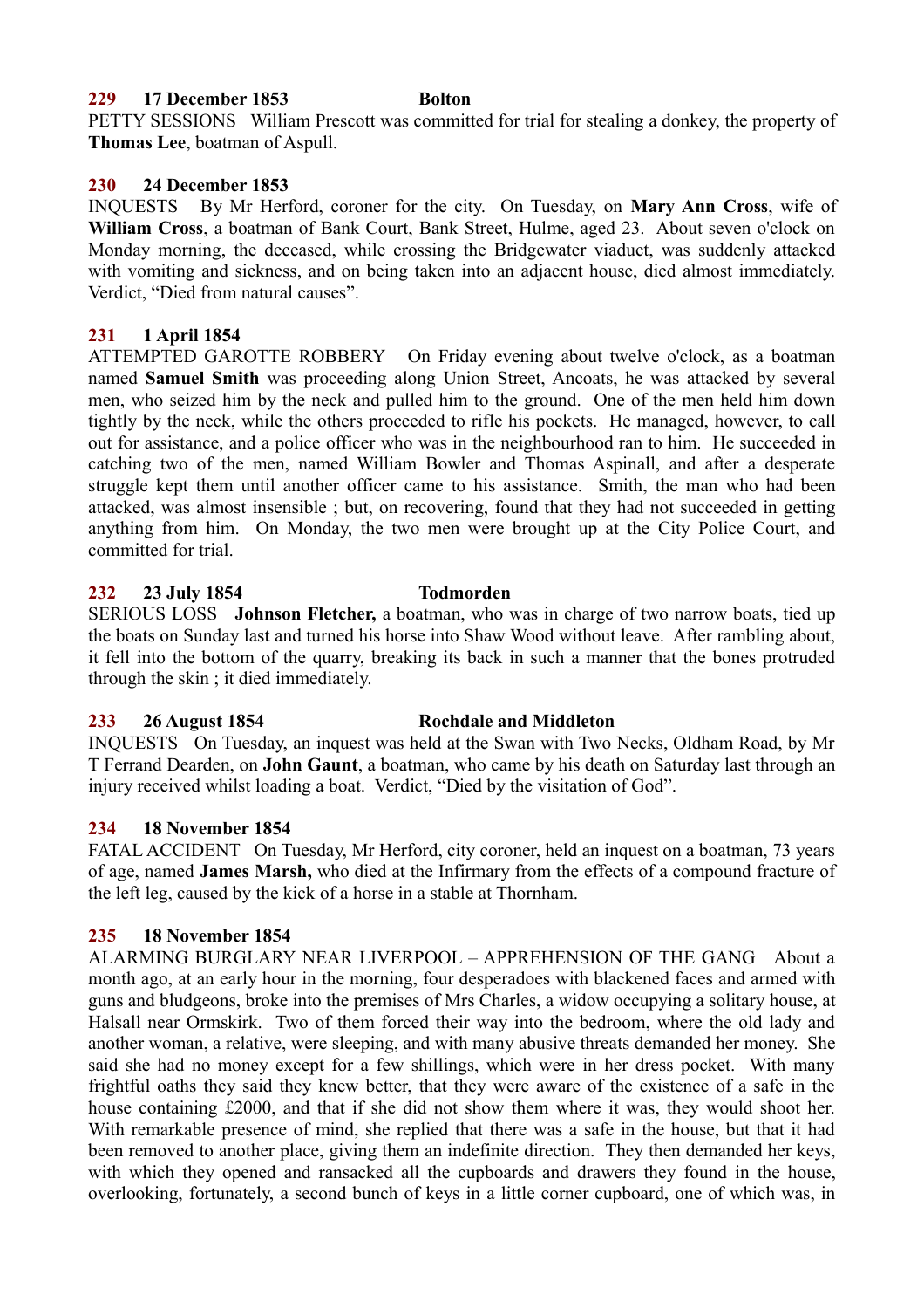**229 17 December 1853 Bolton**

PETTY SESSIONS William Prescott was committed for trial for stealing a donkey, the property of **Thomas Lee**, boatman of Aspull.

**230 24 December 1853**

INQUESTS By Mr Herford, coroner for the city. On Tuesday, on **Mary Ann Cross**, wife of **William Cross**, a boatman of Bank Court, Bank Street, Hulme, aged 23. About seven o'clock on Monday morning, the deceased, while crossing the Bridgewater viaduct, was suddenly attacked with vomiting and sickness, and on being taken into an adjacent house, died almost immediately. Verdict, "Died from natural causes".

**231 1 April 1854**

ATTEMPTED GAROTTE ROBBERY On Friday evening about twelve o'clock, as a boatman named **Samuel Smith** was proceeding along Union Street, Ancoats, he was attacked by several men, who seized him by the neck and pulled him to the ground. One of the men held him down tightly by the neck, while the others proceeded to rifle his pockets. He managed, however, to call out for assistance, and a police officer who was in the neighbourhood ran to him. He succeeded in catching two of the men, named William Bowler and Thomas Aspinall, and after a desperate struggle kept them until another officer came to his assistance. Smith, the man who had been attacked, was almost insensible ; but, on recovering, found that they had not succeeded in getting anything from him. On Monday, the two men were brought up at the City Police Court, and committed for trial.

**232 23 July 1854 Todmorden**

SERIOUS LOSS **Johnson Fletcher,** a boatman, who was in charge of two narrow boats, tied up the boats on Sunday last and turned his horse into Shaw Wood without leave. After rambling about, it fell into the bottom of the quarry, breaking its back in such a manner that the bones protruded through the skin ; it died immediately.

**233 26 August 1854 Rochdale and Middleton**

INQUESTS On Tuesday, an inquest was held at the Swan with Two Necks, Oldham Road, by Mr T Ferrand Dearden, on **John Gaunt**, a boatman, who came by his death on Saturday last through an injury received whilst loading a boat. Verdict, "Died by the visitation of God".

**234 18 November 1854**

FATAL ACCIDENT On Tuesday, Mr Herford, city coroner, held an inquest on a boatman, 73 years of age, named **James Marsh,** who died at the Infirmary from the effects of a compound fracture of the left leg, caused by the kick of a horse in a stable at Thornham.

**235 18 November 1854**

ALARMING BURGLARY NEAR LIVERPOOL – APPREHENSION OF THE GANG About a month ago, at an early hour in the morning, four desperadoes with blackened faces and armed with guns and bludgeons, broke into the premises of Mrs Charles, a widow occupying a solitary house, at Halsall near Ormskirk. Two of them forced their way into the bedroom, where the old lady and another woman, a relative, were sleeping, and with many abusive threats demanded her money. She said she had no money except for a few shillings, which were in her dress pocket. With many frightful oaths they said they knew better, that they were aware of the existence of a safe in the house containing £2000, and that if she did not show them where it was, they would shoot her. With remarkable presence of mind, she replied that there was a safe in the house, but that it had been removed to another place, giving them an indefinite direction. They then demanded her keys, with which they opened and ransacked all the cupboards and drawers they found in the house, overlooking, fortunately, a second bunch of keys in a little corner cupboard, one of which was, in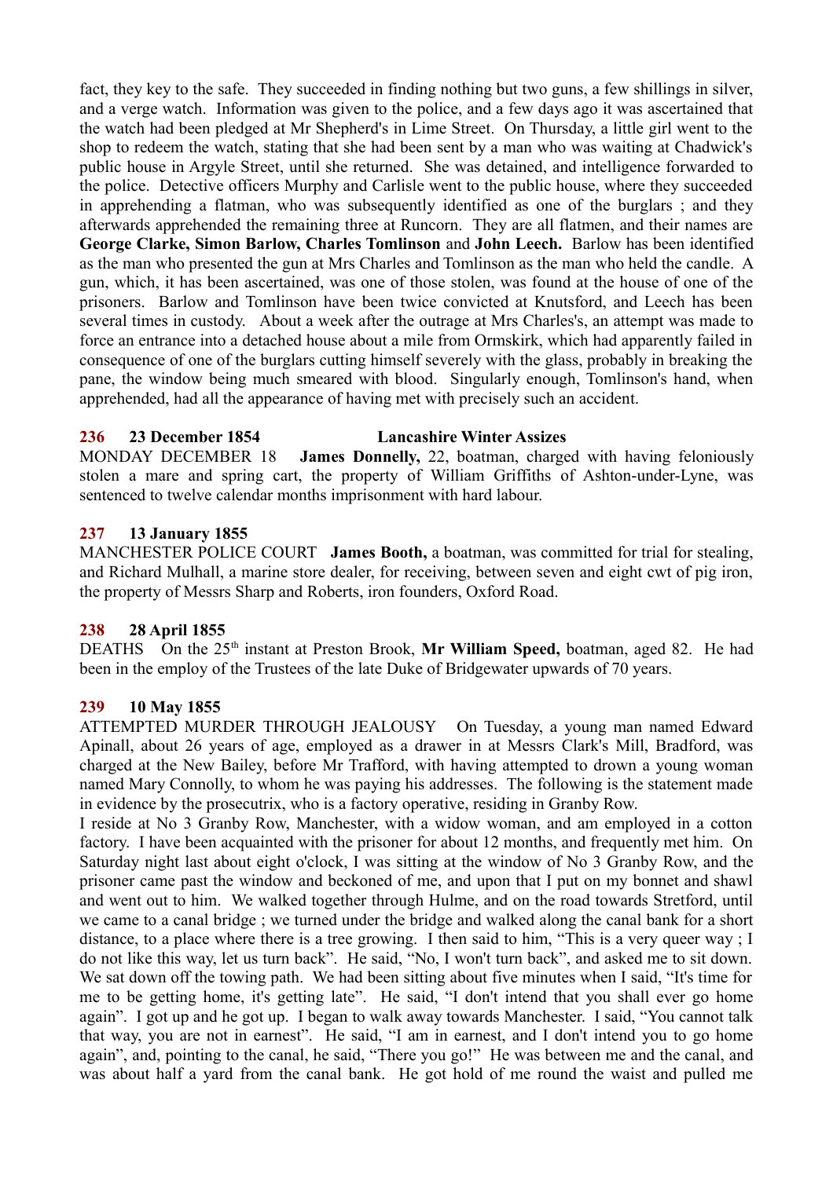fact, they key to the safe. They succeeded in finding nothing but two guns, a few shillings in silver, and a verge watch. Information was given to the police, and a few days ago it was ascertained that the watch had been pledged at Mr Shepherd's in Lime Street. On Thursday, a little girl went to the shop to redeem the watch, stating that she had been sent by a man who was waiting at Chadwick's public house in Argyle Street, until she returned. She was detained, and intelligence forwarded to the police. Detective officers Murphy and Carlisle went to the public house, where they succeeded in apprehending a flatman, who was subsequently identified as one of the burglars ; and they afterwards apprehended the remaining three at Runcorn. They are all flatmen, and their names are **George Clarke, Simon Barlow, Charles Tomlinson** and **John Leech.** Barlow has been identified as the man who presented the gun at Mrs Charles and Tomlinson as the man who held the candle. A gun, which, it has been ascertained, was one of those stolen, was found at the house of one of the prisoners. Barlow and Tomlinson have been twice convicted at Knutsford, and Leech has been several times in custody. About a week after the outrage at Mrs Charles's, an attempt was made to force an entrance into a detached house about a mile from Ormskirk, which had apparently failed in consequence of one of the burglars cutting himself severely with the glass, probably in breaking the pane, the window being much smeared with blood. Singularly enough, Tomlinson's hand, when apprehended, had all the appearance of having met with precisely such an accident.

### 236 23 December 1854 Lancashire Winter Assizes

MONDAY DECEMBER 18 **James Donnelly,** 22, boatman, charged with having feloniously stolen a mare and spring cart, the property of William Griffiths of Ashton-under-Lyne, was sentenced to twelve calendar months imprisonment with hard labour.

### 237 13 January 1855

MANCHESTER POLICE COURT **James Booth,** a boatman, was committed for trial for stealing, and Richard Mulhall, a marine store dealer, for receiving, between seven and eight cwt of pig iron, the property of Messrs Sharp and Roberts, iron founders, Oxford Road.

### 238 28 April 1855

DEATHS On the 25th instant at Preston Brook, **Mr William Speed,** boatman, aged 82. He had been in the employ of the Trustees of the late Duke of Bridgewater upwards of 70 years.

### 239 10 May 1855

ATTEMPTED MURDER THROUGH JEALOUSY On Tuesday, a young man named Edward Apinall, about 26 years of age, employed as a drawer in at Messrs Clark's Mill, Bradford, was charged at the New Bailey, before Mr Trafford, with having attempted to drown a young woman named Mary Connolly, to whom he was paying his addresses. The following is the statement made in evidence by the prosecutrix, who is a factory operative, residing in Granby Row.

I reside at No 3 Granby Row, Manchester, with a widow woman, and am employed in a cotton factory. I have been acquainted with the prisoner for about 12 months, and frequently met him. On Saturday night last about eight o'clock, I was sitting at the window of No 3 Granby Row, and the prisoner came past the window and beckoned of me, and upon that I put on my bonnet and shawl and went out to him. We walked together through Hulme, and on the road towards Stretford, until we came to a canal bridge ; we turned under the bridge and walked along the canal bank for a short distance, to a place where there is a tree growing. I then said to him, "This is a very queer way ; I do not like this way, let us turn back". He said, "No, I won't turn back", and asked me to sit down. We sat down off the towing path. We had been sitting about five minutes when I said, "It's time for me to be getting home, it's getting late". He said, "I don't intend that you shall ever go home again". I got up and he got up. I began to walk away towards Manchester. I said, "You cannot talk that way, you are not in earnest". He said, "I am in earnest, and I don't intend you to go home again", and, pointing to the canal, he said, "There you go!" He was between me and the canal, and was about half a yard from the canal bank. He got hold of me round the waist and pulled me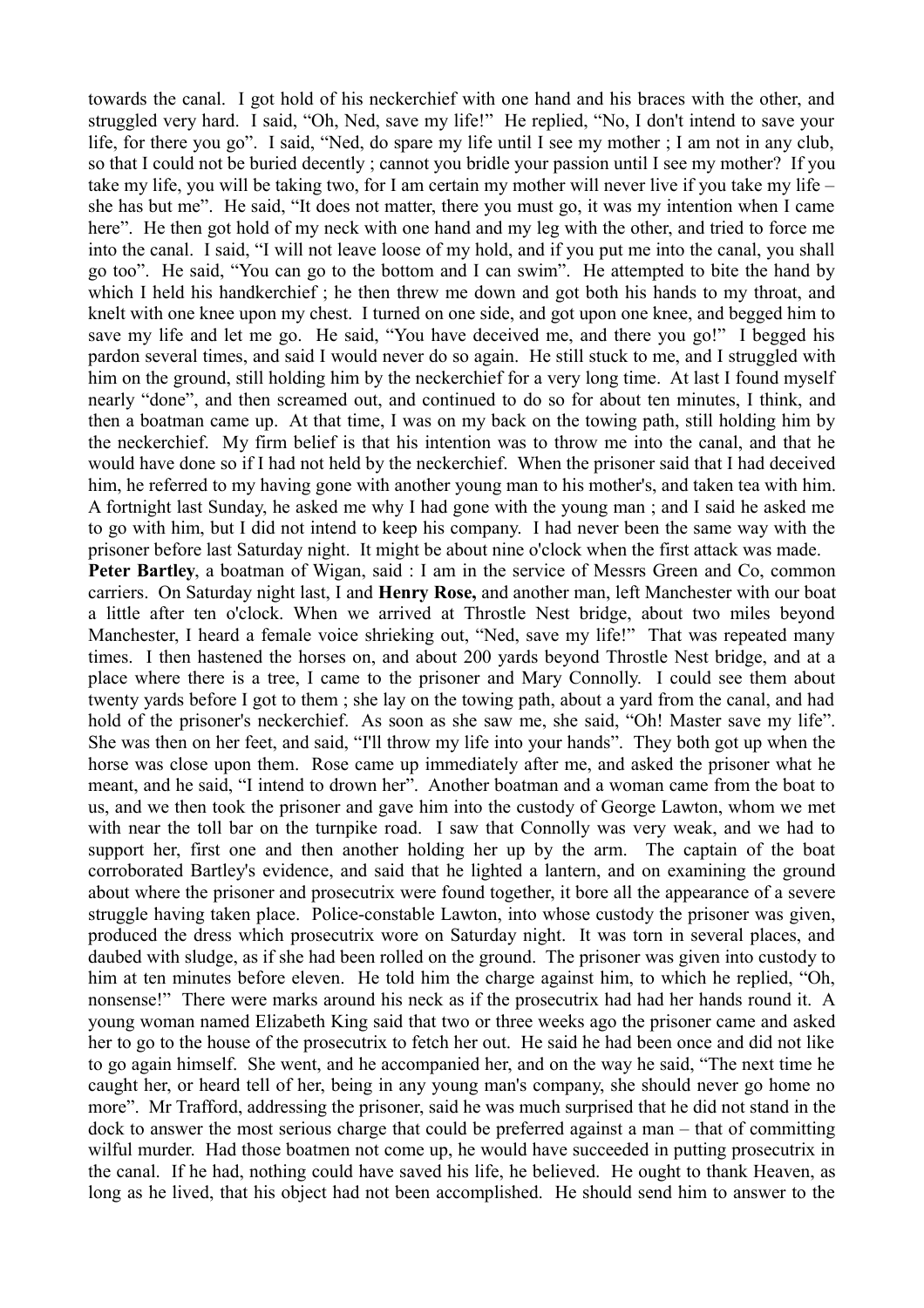towards the canal. I got hold of his neckerchief with one hand and his braces with the other, and struggled very hard. I said, "Oh, Ned, save my life!" He replied, "No, I don't intend to save your life, for there you go". I said, "Ned, do spare my life until I see my mother ; I am not in any club, so that I could not be buried decently ; cannot you bridle your passion until I see my mother? If you take my life, you will be taking two, for I am certain my mother will never live if you take my life – she has but me". He said, "It does not matter, there you must go, it was my intention when I came here". He then got hold of my neck with one hand and my leg with the other, and tried to force me into the canal. I said, "I will not leave loose of my hold, and if you put me into the canal, you shall go too". He said, "You can go to the bottom and I can swim". He attempted to bite the hand by which I held his handkerchief ; he then threw me down and got both his hands to my throat, and knelt with one knee upon my chest. I turned on one side, and got upon one knee, and begged him to save my life and let me go. He said, "You have deceived me, and there you go!" I begged his pardon several times, and said I would never do so again. He still stuck to me, and I struggled with him on the ground, still holding him by the neckerchief for a very long time. At last I found myself nearly "done", and then screamed out, and continued to do so for about ten minutes, I think, and then a boatman came up. At that time, I was on my back on the towing path, still holding him by the neckerchief. My firm belief is that his intention was to throw me into the canal, and that he would have done so if I had not held by the neckerchief. When the prisoner said that I had deceived him, he referred to my having gone with another young man to his mother's, and taken tea with him. A fortnight last Sunday, he asked me why I had gone with the young man ; and I said he asked me to go with him, but I did not intend to keep his company. I had never been the same way with the prisoner before last Saturday night. It might be about nine o'clock when the first attack was made.

**Peter Bartley**, a boatman of Wigan, said : I am in the service of Messrs Green and Co, common carriers. On Saturday night last, I and **Henry Rose,** and another man, left Manchester with our boat a little after ten o'clock. When we arrived at Throstle Nest bridge, about two miles beyond Manchester, I heard a female voice shrieking out, "Ned, save my life!" That was repeated many times. I then hastened the horses on, and about 200 yards beyond Throstle Nest bridge, and at a place where there is a tree, I came to the prisoner and Mary Connolly. I could see them about twenty yards before I got to them ; she lay on the towing path, about a yard from the canal, and had hold of the prisoner's neckerchief. As soon as she saw me, she said, "Oh! Master save my life". She was then on her feet, and said, "I'll throw my life into your hands". They both got up when the horse was close upon them. Rose came up immediately after me, and asked the prisoner what he meant, and he said, "I intend to drown her". Another boatman and a woman came from the boat to us, and we then took the prisoner and gave him into the custody of George Lawton, whom we met with near the toll bar on the turnpike road. I saw that Connolly was very weak, and we had to support her, first one and then another holding her up by the arm. The captain of the boat corroborated Bartley's evidence, and said that he lighted a lantern, and on examining the ground about where the prisoner and prosecutrix were found together, it bore all the appearance of a severe struggle having taken place. Police-constable Lawton, into whose custody the prisoner was given, produced the dress which prosecutrix wore on Saturday night. It was torn in several places, and daubed with sludge, as if she had been rolled on the ground. The prisoner was given into custody to him at ten minutes before eleven. He told him the charge against him, to which he replied, "Oh, nonsense!" There were marks around his neck as if the prosecutrix had had her hands round it. A young woman named Elizabeth King said that two or three weeks ago the prisoner came and asked her to go to the house of the prosecutrix to fetch her out. He said he had been once and did not like to go again himself. She went, and he accompanied her, and on the way he said, "The next time he caught her, or heard tell of her, being in any young man's company, she should never go home no more". Mr Trafford, addressing the prisoner, said he was much surprised that he did not stand in the dock to answer the most serious charge that could be preferred against a man – that of committing wilful murder. Had those boatmen not come up, he would have succeeded in putting prosecutrix in the canal. If he had, nothing could have saved his life, he believed. He ought to thank Heaven, as long as he lived, that his object had not been accomplished. He should send him to answer to the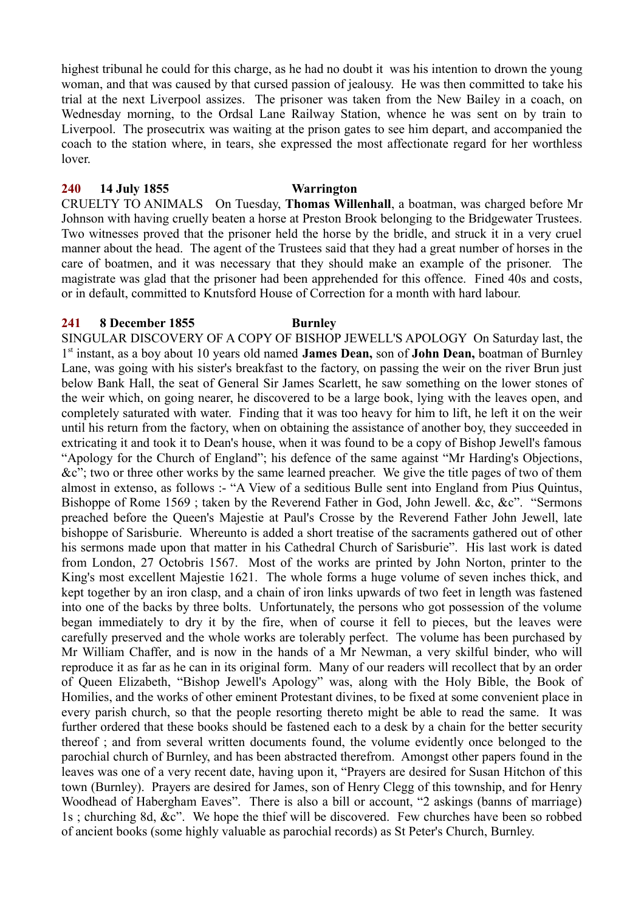highest tribunal he could for this charge, as he had no doubt it was his intention to drown the young woman, and that was caused by that cursed passion of jealousy. He was then committed to take his trial at the next Liverpool assizes. The prisoner was taken from the New Bailey in a coach, on Wednesday morning, to the Ordsal Lane Railway Station, whence he was sent on by train to Liverpool. The prosecutrix was waiting at the prison gates to see him depart, and accompanied the coach to the station where, in tears, she expressed the most affectionate regard for her worthless lover.

**240 14 July 1855 Warrington**

CRUELTY TO ANIMALS On Tuesday, **Thomas Willenhall**, a boatman, was charged before Mr Johnson with having cruelly beaten a horse at Preston Brook belonging to the Bridgewater Trustees. Two witnesses proved that the prisoner held the horse by the bridle, and struck it in a very cruel manner about the head. The agent of the Trustees said that they had a great number of horses in the care of boatmen, and it was necessary that they should make an example of the prisoner. The magistrate was glad that the prisoner had been apprehended for this offence. Fined 40s and costs, or in default, committed to Knutsford House of Correction for a month with hard labour.

**241 8 December 1855 Burnley**

SINGULAR DISCOVERY OF A COPY OF BISHOP JEWELL'S APOLOGY On Saturday last, the 1st instant, as a boy about 10 years old named **James Dean,** son of **John Dean,** boatman of Burnley Lane, was going with his sister's breakfast to the factory, on passing the weir on the river Brun just below Bank Hall, the seat of General Sir James Scarlett, he saw something on the lower stones of the weir which, on going nearer, he discovered to be a large book, lying with the leaves open, and completely saturated with water. Finding that it was too heavy for him to lift, he left it on the weir until his return from the factory, when on obtaining the assistance of another boy, they succeeded in extricating it and took it to Dean's house, when it was found to be a copy of Bishop Jewell's famous "Apology for the Church of England"; his defence of the same against "Mr Harding's Objections, &c"; two or three other works by the same learned preacher. We give the title pages of two of them almost in extenso, as follows :- "A View of a seditious Bulle sent into England from Pius Quintus, Bishoppe of Rome 1569 ; taken by the Reverend Father in God, John Jewell. &c, &c". "Sermons preached before the Queen's Majestie at Paul's Crosse by the Reverend Father John Jewell, late bishoppe of Sarisburie. Whereunto is added a short treatise of the sacraments gathered out of other his sermons made upon that matter in his Cathedral Church of Sarisburie". His last work is dated from London, 27 Octobris 1567. Most of the works are printed by John Norton, printer to the King's most excellent Majestie 1621. The whole forms a huge volume of seven inches thick, and kept together by an iron clasp, and a chain of iron links upwards of two feet in length was fastened into one of the backs by three bolts. Unfortunately, the persons who got possession of the volume began immediately to dry it by the fire, when of course it fell to pieces, but the leaves were carefully preserved and the whole works are tolerably perfect. The volume has been purchased by Mr William Chaffer, and is now in the hands of a Mr Newman, a very skilful binder, who will reproduce it as far as he can in its original form. Many of our readers will recollect that by an order of Queen Elizabeth, "Bishop Jewell's Apology" was, along with the Holy Bible, the Book of Homilies, and the works of other eminent Protestant divines, to be fixed at some convenient place in every parish church, so that the people resorting thereto might be able to read the same. It was further ordered that these books should be fastened each to a desk by a chain for the better security thereof ; and from several written documents found, the volume evidently once belonged to the parochial church of Burnley, and has been abstracted therefrom. Amongst other papers found in the leaves was one of a very recent date, having upon it, "Prayers are desired for Susan Hitchon of this town (Burnley). Prayers are desired for James, son of Henry Clegg of this township, and for Henry Woodhead of Habergham Eaves". There is also a bill or account, "2 askings (banns of marriage) 1s ; churching 8d, &c". We hope the thief will be discovered. Few churches have been so robbed of ancient books (some highly valuable as parochial records) as St Peter's Church, Burnley.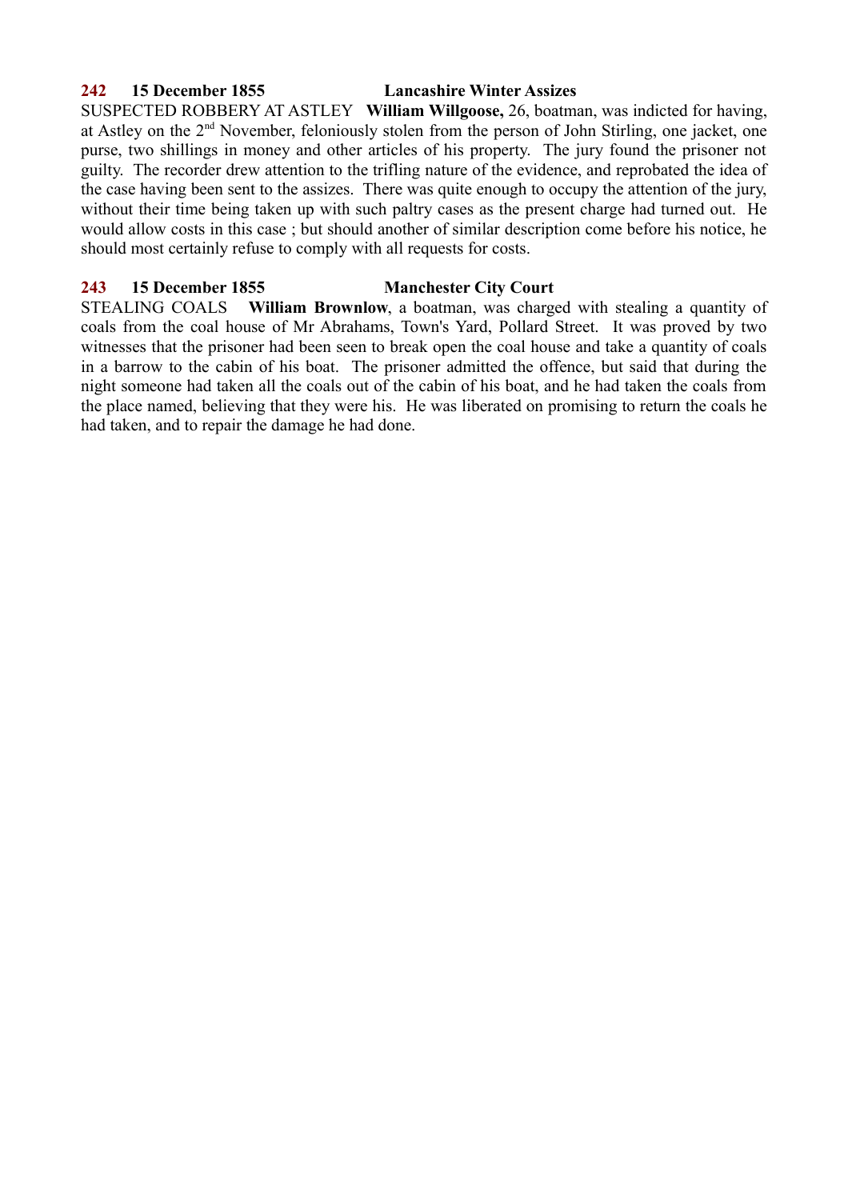**242 15 December 1855 Lancashire Winter Assizes**

SUSPECTED ROBBERY AT ASTLEY **William Willgoose,** 26, boatman, was indicted for having, at Astley on the 2nd November, feloniously stolen from the person of John Stirling, one jacket, one purse, two shillings in money and other articles of his property. The jury found the prisoner not guilty. The recorder drew attention to the trifling nature of the evidence, and reprobated the idea of the case having been sent to the assizes. There was quite enough to occupy the attention of the jury, without their time being taken up with such paltry cases as the present charge had turned out. He would allow costs in this case ; but should another of similar description come before his notice, he should most certainly refuse to comply with all requests for costs.

**243 15 December 1855 Manchester City Court**

STEALING COALS **William Brownlow**, a boatman, was charged with stealing a quantity of coals from the coal house of Mr Abrahams, Town's Yard, Pollard Street. It was proved by two witnesses that the prisoner had been seen to break open the coal house and take a quantity of coals in a barrow to the cabin of his boat. The prisoner admitted the offence, but said that during the night someone had taken all the coals out of the cabin of his boat, and he had taken the coals from the place named, believing that they were his. He was liberated on promising to return the coals he had taken, and to repair the damage he had done.